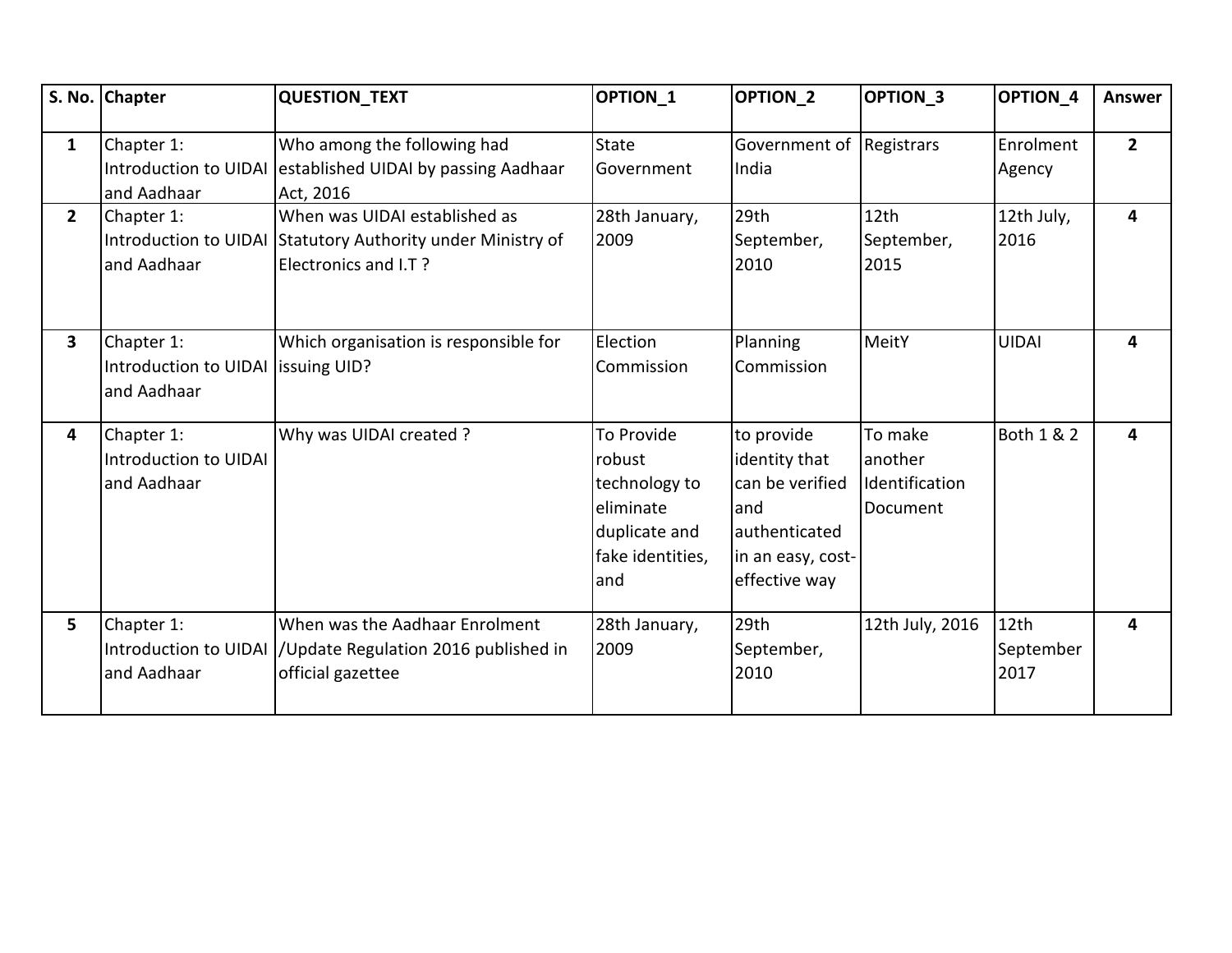| S. No. | Chapter | QUESTION_TEXT | OPTION_1 | OPTION_2 | OPTION_3 | OPTION_4 | Answer |
|---|---|---|---|---|---|---|---|
| 1 | Chapter 1: Introduction to UIDAI and Aadhaar | Who among the following had established UIDAI by passing Aadhaar Act, 2016 | State Government | Government of India | Registrars | Enrolment Agency | 2 |
| 2 | Chapter 1: Introduction to UIDAI and Aadhaar | When was UIDAI established as Statutory Authority under Ministry of Electronics and I.T ? | 28th January, 2009 | 29th September, 2010 | 12th September, 2015 | 12th July, 2016 | 4 |
| 3 | Chapter 1: Introduction to UIDAI and Aadhaar | Which organisation is responsible for issuing UID? | Election Commission | Planning Commission | MeitY | UIDAI | 4 |
| 4 | Chapter 1: Introduction to UIDAI and Aadhaar | Why was UIDAI created ? | To Provide robust technology to eliminate duplicate and fake identities, and | to provide identity that can be verified and authenticated in an easy, cost-effective way | To make another Identification Document | Both 1 & 2 | 4 |
| 5 | Chapter 1: Introduction to UIDAI and Aadhaar | When was the Aadhaar Enrolment /Update Regulation 2016 published in official gazettee | 28th January, 2009 | 29th September, 2010 | 12th July, 2016 | 12th September 2017 | 4 |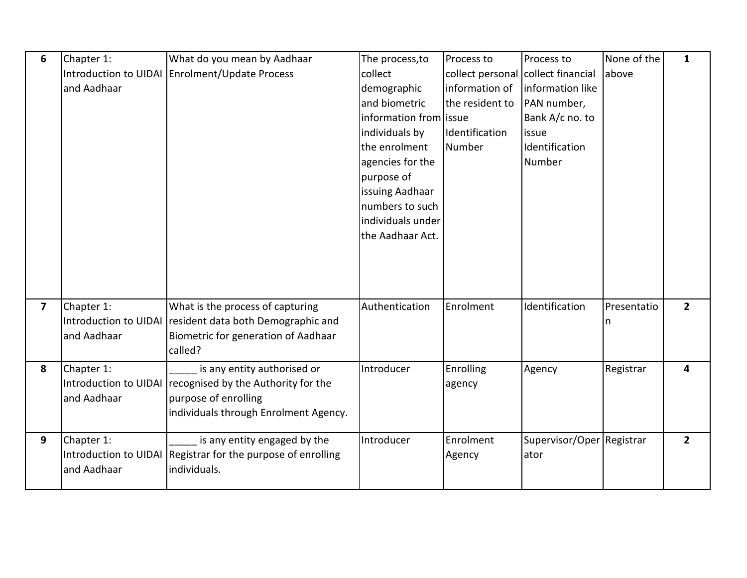| 6 | Chapter 1: Introduction to UIDAI and Aadhaar | What do you mean by Aadhaar Enrolment/Update Process | The process,to collect demographic and biometric information from individuals by the enrolment agencies for the purpose of issuing Aadhaar numbers to such individuals under the Aadhaar Act. | Process to collect personal information of the resident to issue Identification Number | Process to collect financial information like PAN number, Bank A/c no. to issue Identification Number | None of the above | **1** |
|---|---|---|---|---|---|---|---|
| **7** | Chapter 1: Introduction to UIDAI and Aadhaar | What is the process of capturing resident data both Demographic and Biometric for generation of Aadhaar called? | Authentication | Enrolment | Identification | Presentation | **2** |
| **8** | Chapter 1: Introduction to UIDAI and Aadhaar | _____ is any entity authorised or recognised by the Authority for the purpose of enrolling individuals through Enrolment Agency. | Introducer | Enrolling agency | Agency | Registrar | **4** |
| **9** | Chapter 1: Introduction to UIDAI and Aadhaar | _____ is any entity engaged by the Registrar for the purpose of enrolling individuals. | Introducer | Enrolment Agency | Supervisor/Operator | Registrar | **2** |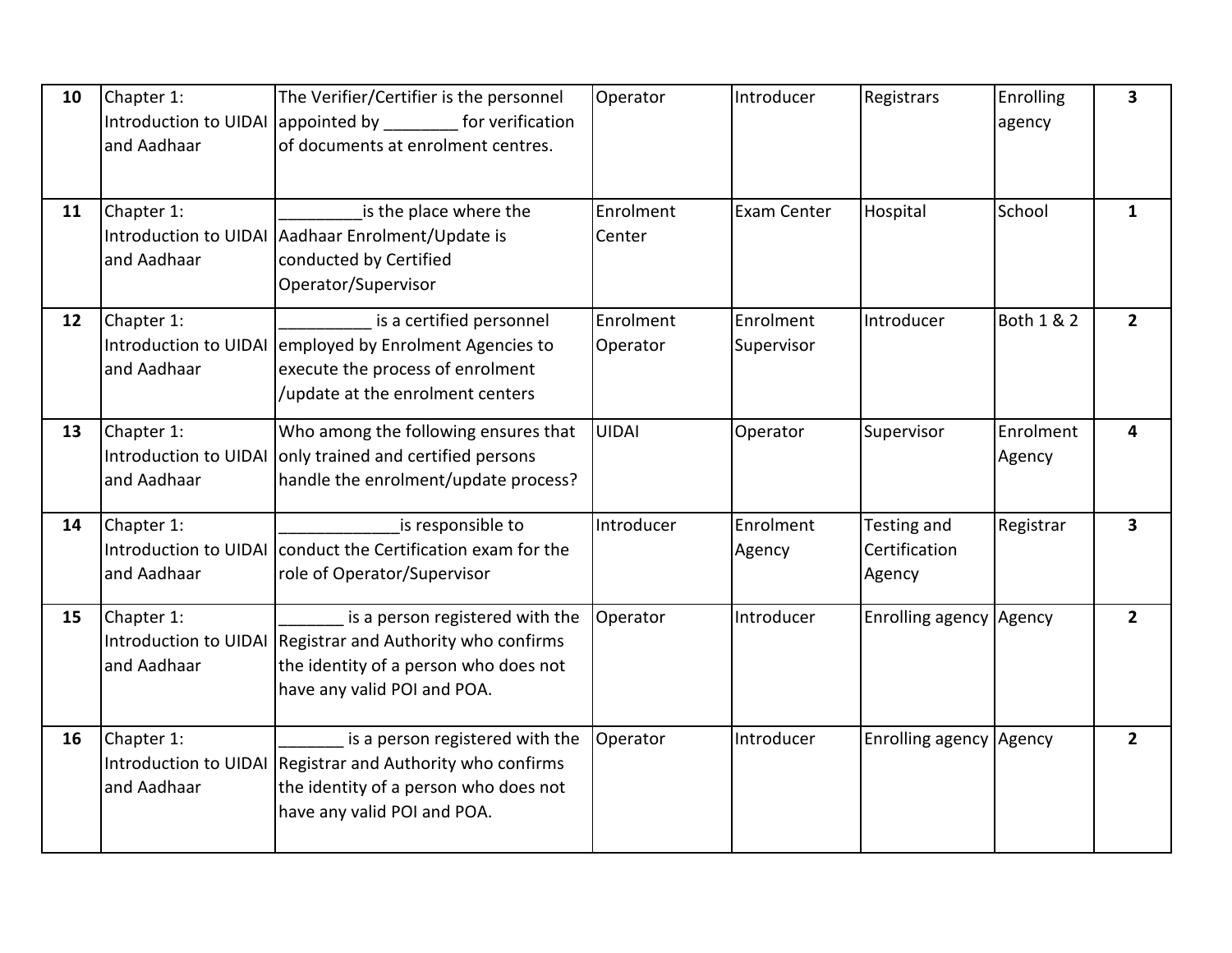| 10 | Chapter 1: Introduction to UIDAI and Aadhaar | The Verifier/Certifier is the personnel appointed by ________ for verification of documents at enrolment centres. | Operator | Introducer | Registrars | Enrolling agency | 3 |
|---|---|---|---|---|---|---|---|
| 11 | Chapter 1: Introduction to UIDAI and Aadhaar | _________is the place where the Aadhaar Enrolment/Update is conducted by Certified Operator/Supervisor | Enrolment Center | Exam Center | Hospital | School | 1 |
| 12 | Chapter 1: Introduction to UIDAI and Aadhaar | __________ is a certified personnel employed by Enrolment Agencies to execute the process of enrolment /update at the enrolment centers | Enrolment Operator | Enrolment Supervisor | Introducer | Both 1 & 2 | 2 |
| 13 | Chapter 1: Introduction to UIDAI and Aadhaar | Who among the following ensures that only trained and certified persons handle the enrolment/update process? | UIDAI | Operator | Supervisor | Enrolment Agency | 4 |
| 14 | Chapter 1: Introduction to UIDAI and Aadhaar | _____________is responsible to conduct the Certification exam for the role of Operator/Supervisor | Introducer | Enrolment Agency | Testing and Certification Agency | Registrar | 3 |
| 15 | Chapter 1: Introduction to UIDAI and Aadhaar | _______ is a person registered with the Registrar and Authority who confirms the identity of a person who does not have any valid POI and POA. | Operator | Introducer | Enrolling agency | Agency | 2 |
| 16 | Chapter 1: Introduction to UIDAI and Aadhaar | _______ is a person registered with the Registrar and Authority who confirms the identity of a person who does not have any valid POI and POA. | Operator | Introducer | Enrolling agency | Agency | 2 |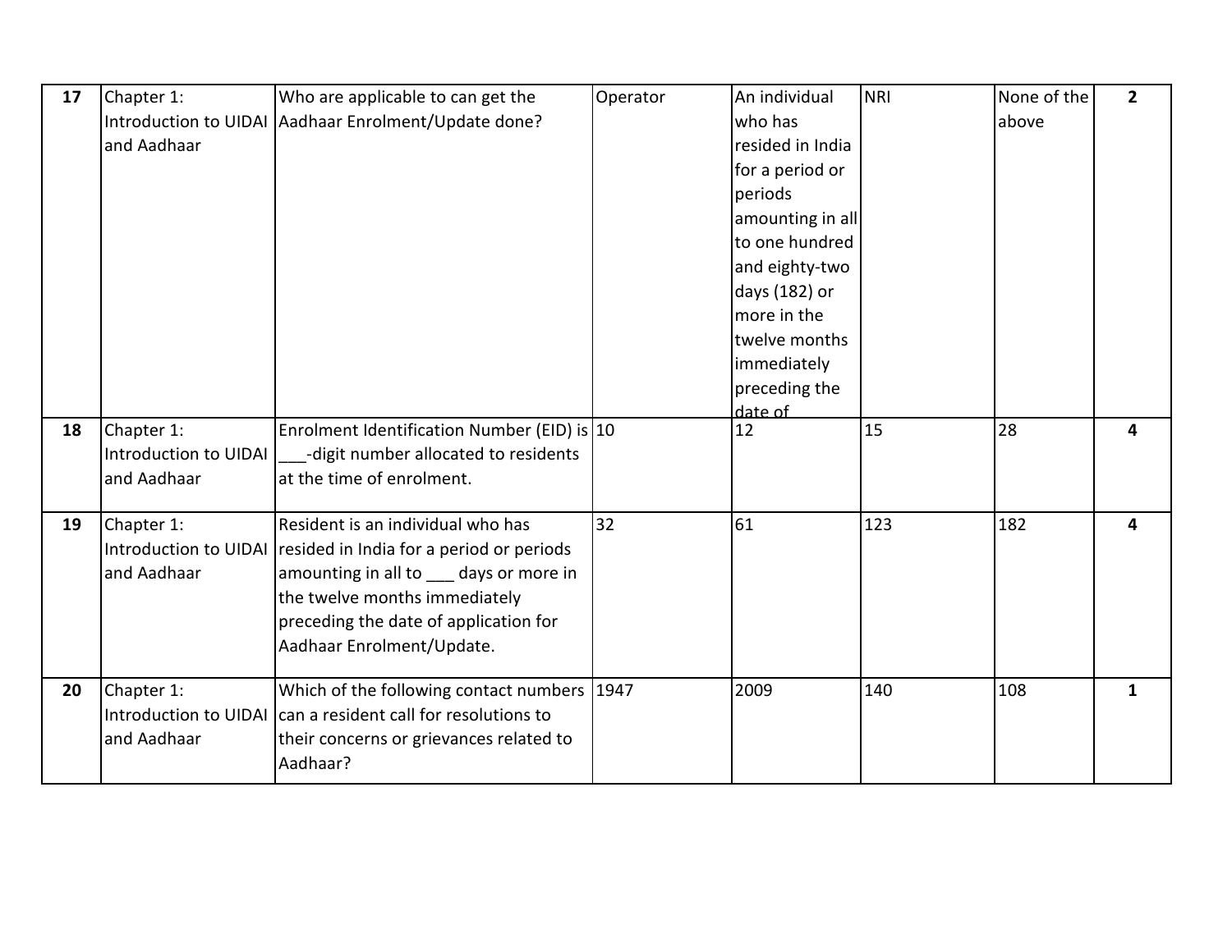| 17 | Chapter 1: Introduction to UIDAI and Aadhaar | Who are applicable to can get the Aadhaar Enrolment/Update done? | Operator | An individual who has resided in India for a period or periods amounting in all to one hundred and eighty-two days (182) or more in the twelve months immediately preceding the date of | NRI | None of the above | **2** |
|---|---|---|---|---|---|---|---|
| **18** | Chapter 1: Introduction to UIDAI and Aadhaar | Enrolment Identification Number (EID) is ___-digit number allocated to residents at the time of enrolment. | 10 | 12 | 15 | 28 | **4** |
| **19** | Chapter 1: Introduction to UIDAI and Aadhaar | Resident is an individual who has resided in India for a period or periods amounting in all to ___ days or more in the twelve months immediately preceding the date of application for Aadhaar Enrolment/Update. | 32 | 61 | 123 | 182 | **4** |
| **20** | Chapter 1: Introduction to UIDAI and Aadhaar | Which of the following contact numbers can a resident call for resolutions to their concerns or grievances related to Aadhaar? | 1947 | 2009 | 140 | 108 | **1** |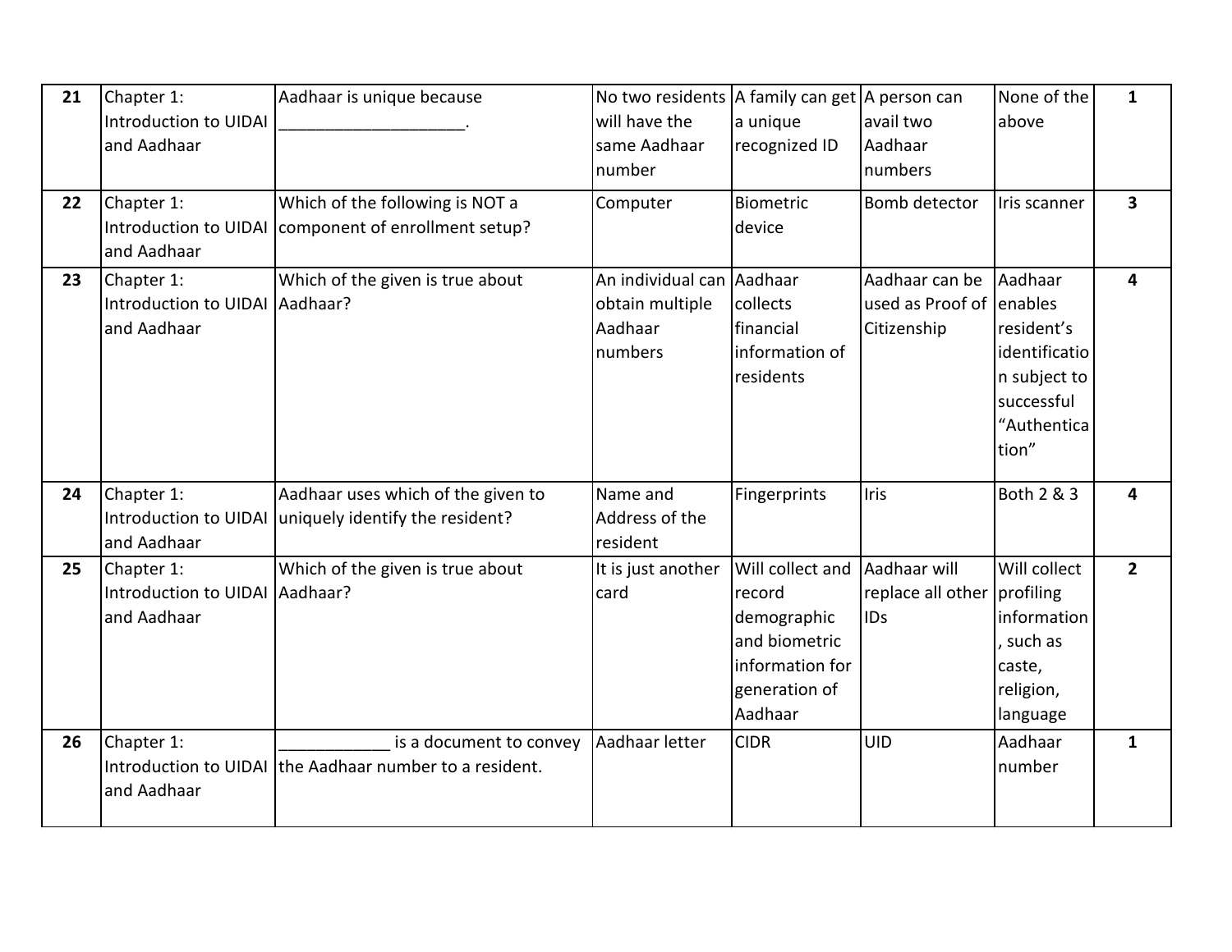| 21 | Chapter 1: Introduction to UIDAI and Aadhaar | Aadhaar is unique because ____________________. | No two residents will have the same Aadhaar number | A family can get a unique recognized ID | A person can avail two Aadhaar numbers | None of the above | 1 |
|---|---|---|---|---|---|---|---|
| 22 | Chapter 1: Introduction to UIDAI and Aadhaar | Which of the following is NOT a component of enrollment setup? | Computer | Biometric device | Bomb detector | Iris scanner | 3 |
| 23 | Chapter 1: Introduction to UIDAI and Aadhaar | Which of the given is true about Aadhaar? | An individual can obtain multiple Aadhaar numbers | Aadhaar collects financial information of residents | Aadhaar can be used as Proof of Citizenship | Aadhaar enables resident's identification subject to successful "Authentication" | 4 |
| 24 | Chapter 1: Introduction to UIDAI and Aadhaar | Aadhaar uses which of the given to uniquely identify the resident? | Name and Address of the resident | Fingerprints | Iris | Both 2 & 3 | 4 |
| 25 | Chapter 1: Introduction to UIDAI and Aadhaar | Which of the given is true about Aadhaar? | It is just another card | Will collect and record demographic and biometric information for generation of Aadhaar | Aadhaar will replace all other IDs | Will collect profiling information, such as caste, religion, language | 2 |
| 26 | Chapter 1: Introduction to UIDAI and Aadhaar | ____________ is a document to convey the Aadhaar number to a resident. | Aadhaar letter | CIDR | UID | Aadhaar number | 1 |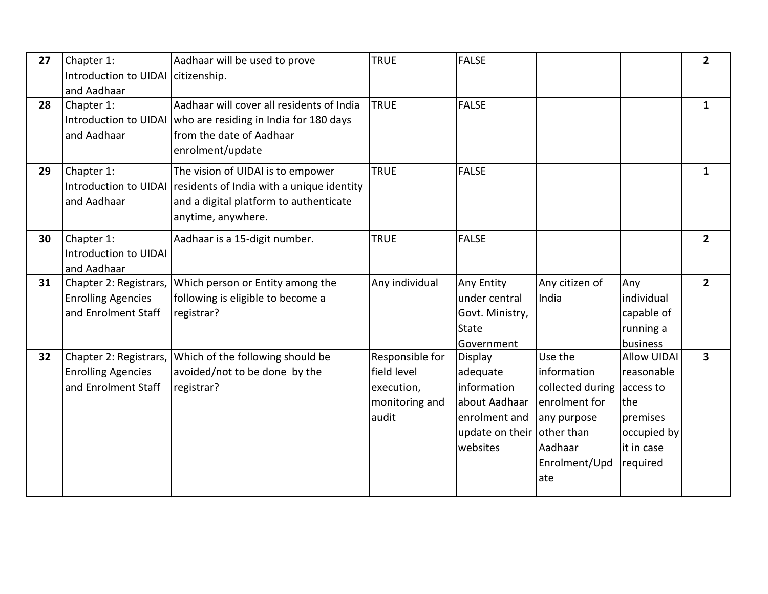| 27 | Chapter 1: Introduction to UIDAI and Aadhaar | Aadhaar will be used to prove citizenship. | TRUE | FALSE | | | 2 |
|---|---|---|---|---|---|---|---|
| 28 | Chapter 1: Introduction to UIDAI and Aadhaar | Aadhaar will cover all residents of India who are residing in India for 180 days from the date of Aadhaar enrolment/update | TRUE | FALSE | | | 1 |
| 29 | Chapter 1: Introduction to UIDAI and Aadhaar | The vision of UIDAI is to empower residents of India with a unique identity and a digital platform to authenticate anytime, anywhere. | TRUE | FALSE | | | 1 |
| 30 | Chapter 1: Introduction to UIDAI and Aadhaar | Aadhaar is a 15-digit number. | TRUE | FALSE | | | 2 |
| 31 | Chapter 2: Registrars, Enrolling Agencies and Enrolment Staff | Which person or Entity among the following is eligible to become a registrar? | Any individual | Any Entity under central Govt. Ministry, State Government | Any citizen of India | Any individual capable of running a business | 2 |
| 32 | Chapter 2: Registrars, Enrolling Agencies and Enrolment Staff | Which of the following should be avoided/not to be done by the registrar? | Responsible for field level execution, monitoring and audit | Display adequate information about Aadhaar enrolment and update on their websites | Use the information collected during enrolment for any purpose other than Aadhaar Enrolment/Update | Allow UIDAI reasonable access to the premises occupied by it in case required | 3 |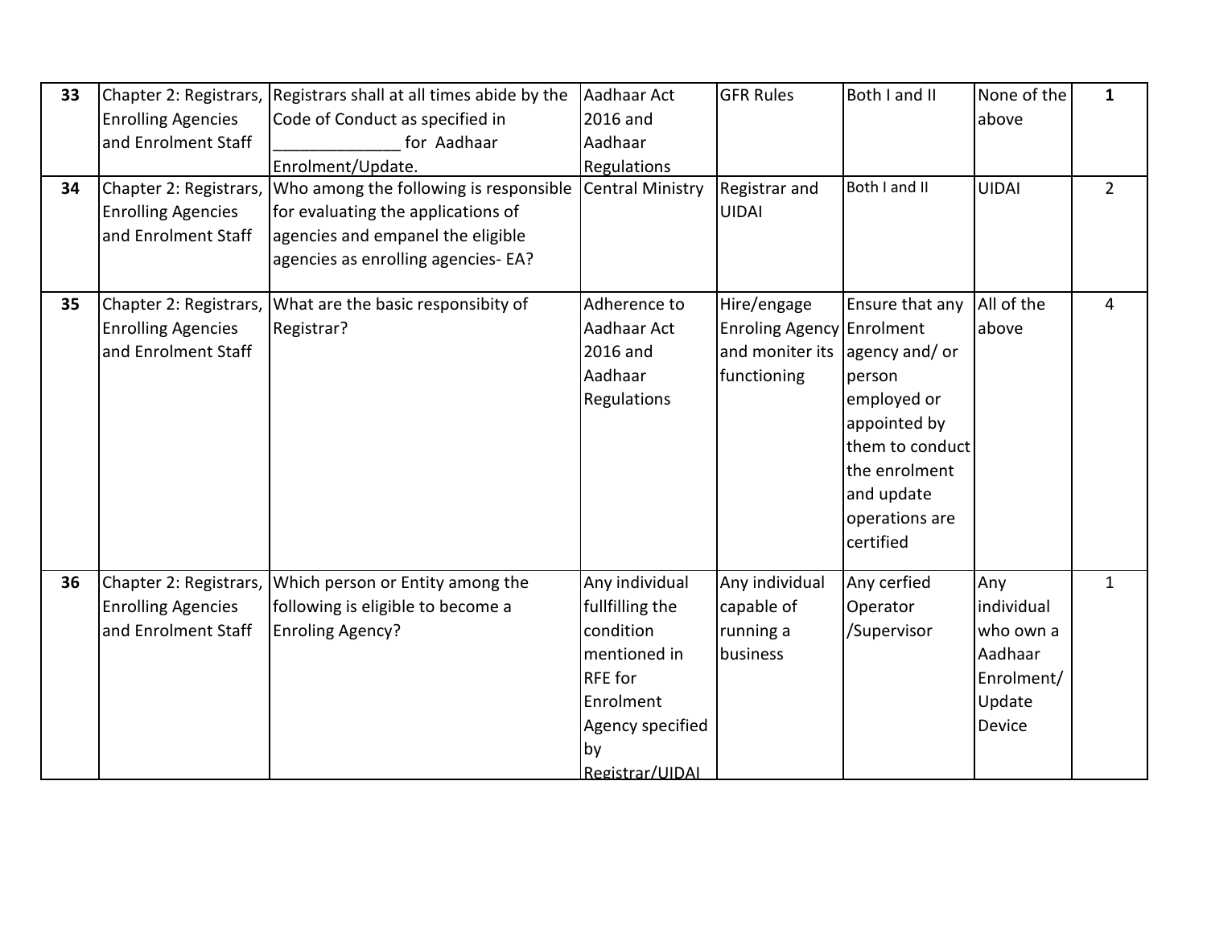| 33 | Chapter 2: Registrars, Enrolling Agencies and Enrolment Staff | Registrars shall at all times abide by the Code of Conduct as specified in _____________ for Aadhaar Enrolment/Update. | Aadhaar Act 2016 and Aadhaar Regulations | GFR Rules | Both I and II | None of the above | 1 |
|---|---|---|---|---|---|---|---|
| 34 | Chapter 2: Registrars, Enrolling Agencies and Enrolment Staff | Who among the following is responsible for evaluating the applications of agencies and empanel the eligible agencies as enrolling agencies- EA? | Central Ministry | Registrar and UIDAI | Both I and II | UIDAI | 2 |
| 35 | Chapter 2: Registrars, Enrolling Agencies and Enrolment Staff | What are the basic responsibity of Registrar? | Adherence to Aadhaar Act 2016 and Aadhaar Regulations | Hire/engage Enroling Agency and moniter its functioning | Ensure that any Enrolment agency and/ or person employed or appointed by them to conduct the enrolment and update operations are certified | All of the above | 4 |
| 36 | Chapter 2: Registrars, Enrolling Agencies and Enrolment Staff | Which person or Entity among the following is eligible to become a Enroling Agency? | Any individual fullfilling the condition mentioned in RFE for Enrolment Agency specified by Registrar/UIDAI | Any individual capable of running a business | Any cerfied Operator /Supervisor | Any individual who own a Aadhaar Enrolment/ Update Device | 1 |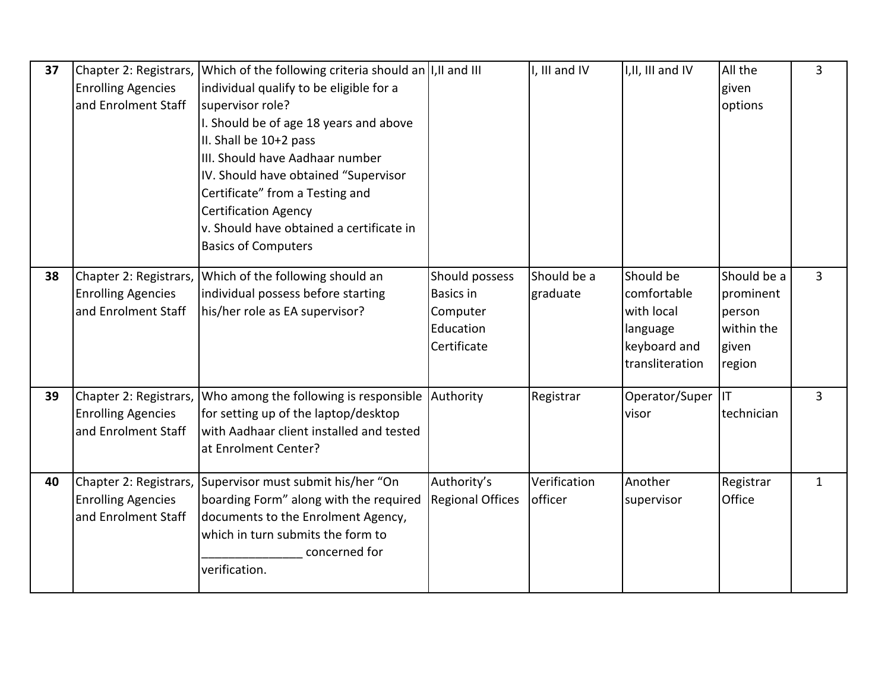| 37 | Chapter 2: Registrars, Enrolling Agencies and Enrolment Staff | Which of the following criteria should an individual qualify to be eligible for a supervisor role?<br>I. Should be of age 18 years and above<br>II. Shall be 10+2 pass<br>III. Should have Aadhaar number<br>IV. Should have obtained "Supervisor Certificate" from a Testing and Certification Agency<br>v. Should have obtained a certificate in Basics of Computers | I,II and III | I, III and IV | I,II, III and IV | All the given options | 3 |
|---|---|---|---|---|---|---|---|
| 38 | Chapter 2: Registrars, Enrolling Agencies and Enrolment Staff | Which of the following should an individual possess before starting his/her role as EA supervisor? | Should possess Basics in Computer Education Certificate | Should be a graduate | Should be comfortable with local language keyboard and transliteration | Should be a prominent person within the given region | 3 |
| 39 | Chapter 2: Registrars, Enrolling Agencies and Enrolment Staff | Who among the following is responsible for setting up of the laptop/desktop with Aadhaar client installed and tested at Enrolment Center? | Authority | Registrar | Operator/Supervisor | IT technician | 3 |
| 40 | Chapter 2: Registrars, Enrolling Agencies and Enrolment Staff | Supervisor must submit his/her "On boarding Form" along with the required documents to the Enrolment Agency, which in turn submits the form to _______________ concerned for verification. | Authority's Regional Offices | Verification officer | Another supervisor | Registrar Office | 1 |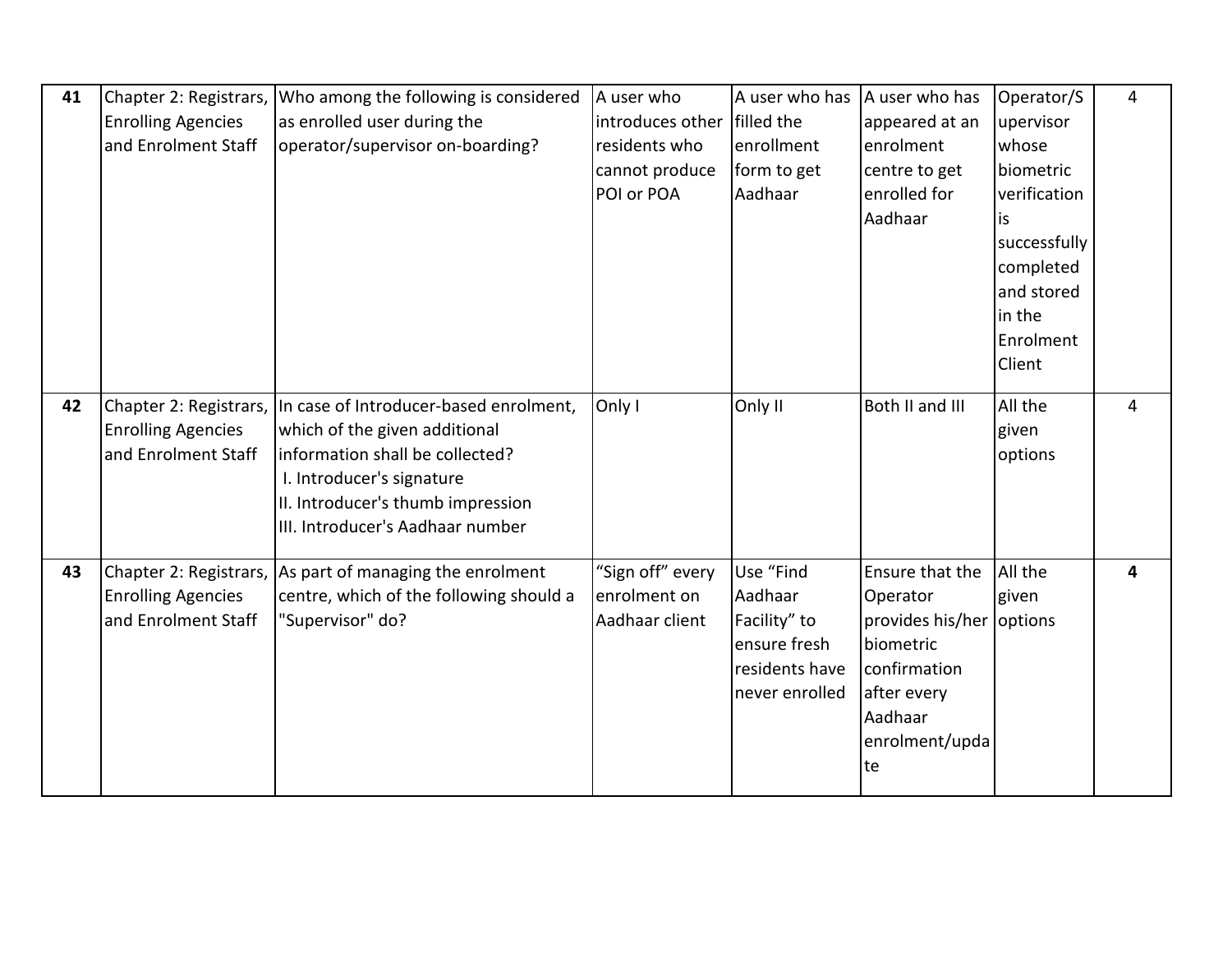| **41** | Chapter 2: Registrars, Enrolling Agencies and Enrolment Staff | Who among the following is considered as enrolled user during the operator/supervisor on-boarding? | A user who introduces other residents who cannot produce POI or POA | A user who has filled the enrollment form to get Aadhaar | A user who has appeared at an enrolment centre to get enrolled for Aadhaar | Operator/Supervisor whose biometric verification is successfully completed and stored in the Enrolment Client | 4 |
|---|---|---|---|---|---|---|---|
| **42** | Chapter 2: Registrars, Enrolling Agencies and Enrolment Staff | In case of Introducer-based enrolment, which of the given additional information shall be collected?<br>I. Introducer's signature<br>II. Introducer's thumb impression<br>III. Introducer's Aadhaar number | Only I | Only II | Both II and III | All the given options | 4 |
| **43** | Chapter 2: Registrars, Enrolling Agencies and Enrolment Staff | As part of managing the enrolment centre, which of the following should a "Supervisor" do? | "Sign off" every enrolment on Aadhaar client | Use "Find Aadhaar Facility" to ensure fresh residents have never enrolled | Ensure that the Operator provides his/her biometric confirmation after every Aadhaar enrolment/update | All the given options | **4** |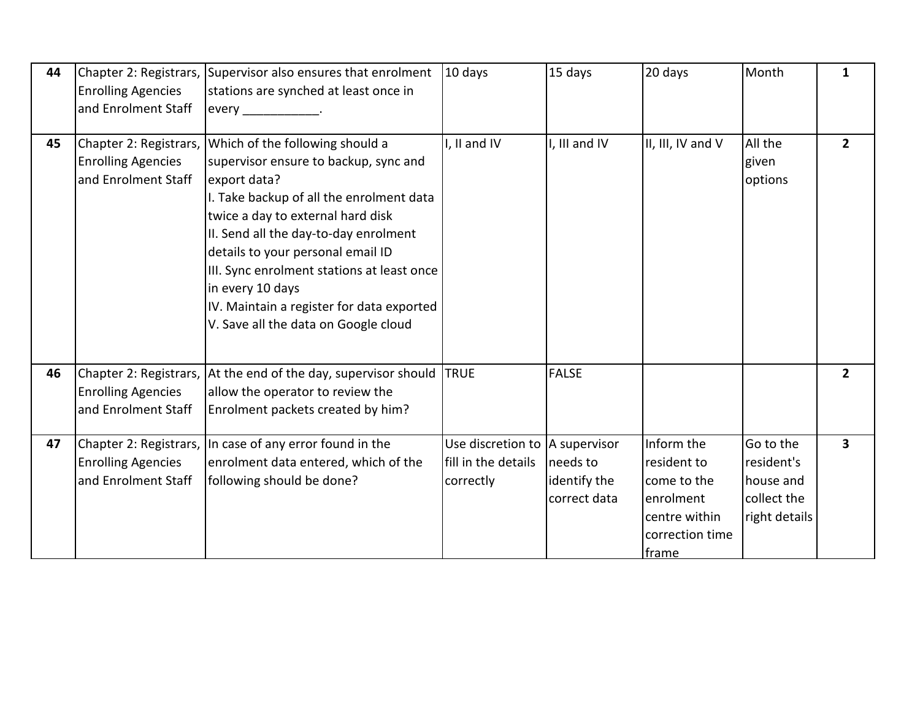| | | | | | | | |
|---|---|---|---|---|---|---|---|
| **44** | Chapter 2: Registrars, Enrolling Agencies and Enrolment Staff | Supervisor also ensures that enrolment stations are synched at least once in every ___________. | 10 days | 15 days | 20 days | Month | **1** |
| **45** | Chapter 2: Registrars, Enrolling Agencies and Enrolment Staff | Which of the following should a supervisor ensure to backup, sync and export data?<br>I. Take backup of all the enrolment data twice a day to external hard disk<br>II. Send all the day-to-day enrolment details to your personal email ID<br>III. Sync enrolment stations at least once in every 10 days<br>IV. Maintain a register for data exported<br>V. Save all the data on Google cloud | I, II and IV | I, III and IV | II, III, IV and V | All the given options | **2** |
| **46** | Chapter 2: Registrars, Enrolling Agencies and Enrolment Staff | At the end of the day, supervisor should allow the operator to review the Enrolment packets created by him? | TRUE | FALSE | | | **2** |
| **47** | Chapter 2: Registrars, Enrolling Agencies and Enrolment Staff | In case of any error found in the enrolment data entered, which of the following should be done? | Use discretion to fill in the details correctly | A supervisor needs to identify the correct data | Inform the resident to come to the enrolment centre within correction time frame | Go to the resident's house and collect the right details | **3** |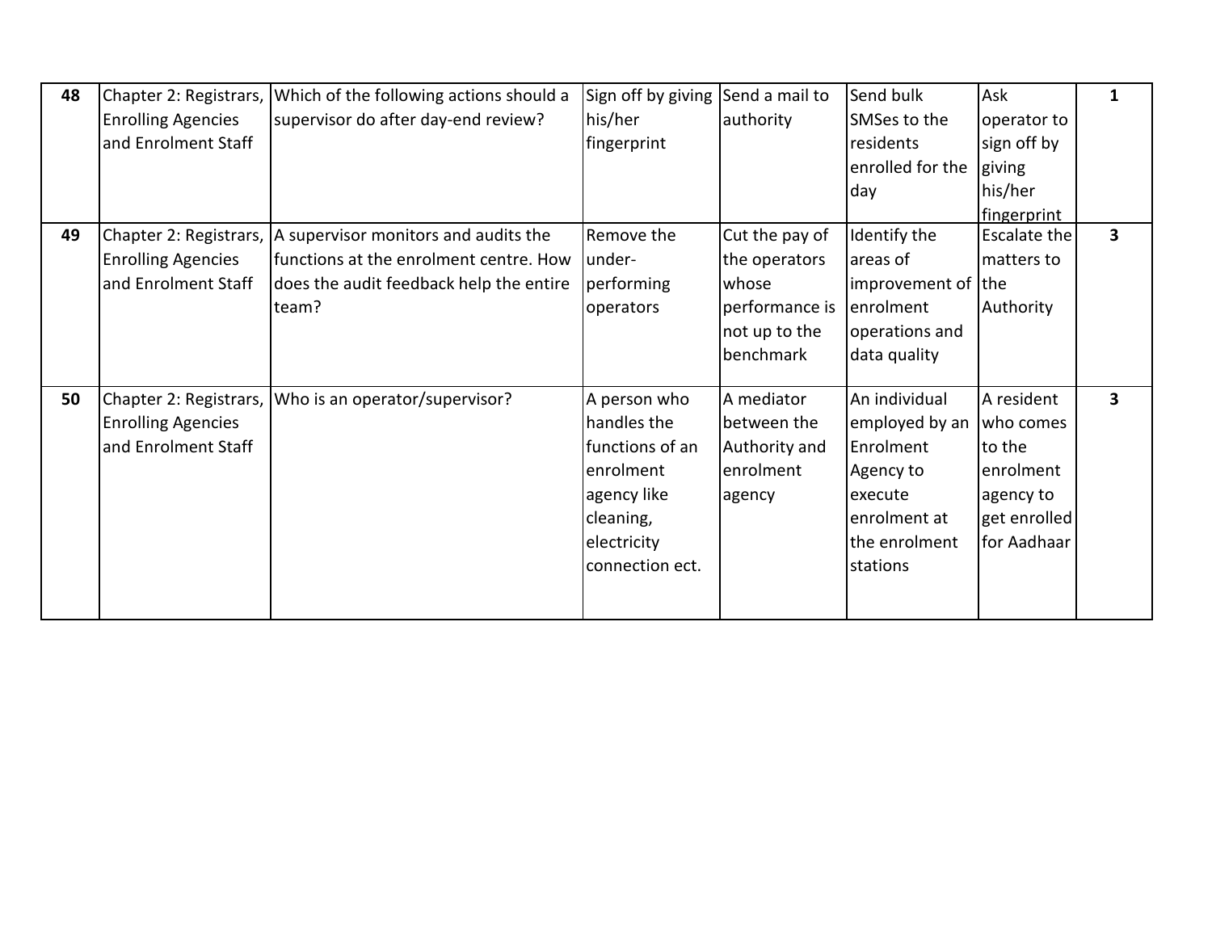| | | | | | | | |
|---|---|---|---|---|---|---|---|
| **48** | Chapter 2: Registrars, Enrolling Agencies and Enrolment Staff | Which of the following actions should a supervisor do after day-end review? | Sign off by giving his/her fingerprint | Send a mail to authority | Send bulk SMSes to the residents enrolled for the day | Ask operator to sign off by giving his/her fingerprint | **1** |
| **49** | Chapter 2: Registrars, Enrolling Agencies and Enrolment Staff | A supervisor monitors and audits the functions at the enrolment centre. How does the audit feedback help the entire team? | Remove the under-performing operators | Cut the pay of the operators whose performance is not up to the benchmark | Identify the areas of improvement of enrolment operations and data quality | Escalate the matters to the Authority | **3** |
| **50** | Chapter 2: Registrars, Enrolling Agencies and Enrolment Staff | Who is an operator/supervisor? | A person who handles the functions of an enrolment agency like cleaning, electricity connection ect. | A mediator between the Authority and enrolment agency | An individual employed by an Enrolment Agency to execute enrolment at the enrolment stations | A resident who comes to the enrolment agency to get enrolled for Aadhaar | **3** |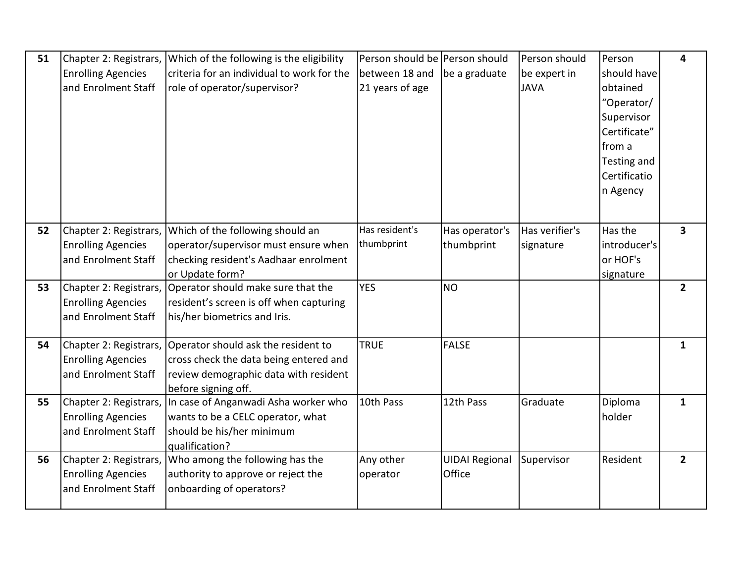| 51 | Chapter 2: Registrars, Enrolling Agencies and Enrolment Staff | Which of the following is the eligibility criteria for an individual to work for the role of operator/supervisor? | Person should be between 18 and 21 years of age | Person should be a graduate | Person should be expert in JAVA | Person should have obtained “Operator/ Supervisor Certificate” from a Testing and Certification Agency | 4 |
|---|---|---|---|---|---|---|---|
| 52 | Chapter 2: Registrars, Enrolling Agencies and Enrolment Staff | Which of the following should an operator/supervisor must ensure when checking resident's Aadhaar enrolment or Update form? | Has resident's thumbprint | Has operator's thumbprint | Has verifier's signature | Has the introducer's or HOF's signature | 3 |
| 53 | Chapter 2: Registrars, Enrolling Agencies and Enrolment Staff | Operator should make sure that the resident’s screen is off when capturing his/her biometrics and Iris. | YES | NO | | | 2 |
| 54 | Chapter 2: Registrars, Enrolling Agencies and Enrolment Staff | Operator should ask the resident to cross check the data being entered and review demographic data with resident before signing off. | TRUE | FALSE | | | 1 |
| 55 | Chapter 2: Registrars, Enrolling Agencies and Enrolment Staff | In case of Anganwadi Asha worker who wants to be a CELC operator, what should be his/her minimum qualification? | 10th Pass | 12th Pass | Graduate | Diploma holder | 1 |
| 56 | Chapter 2: Registrars, Enrolling Agencies and Enrolment Staff | Who among the following has the authority to approve or reject the onboarding of operators? | Any other operator | UIDAI Regional Office | Supervisor | Resident | 2 |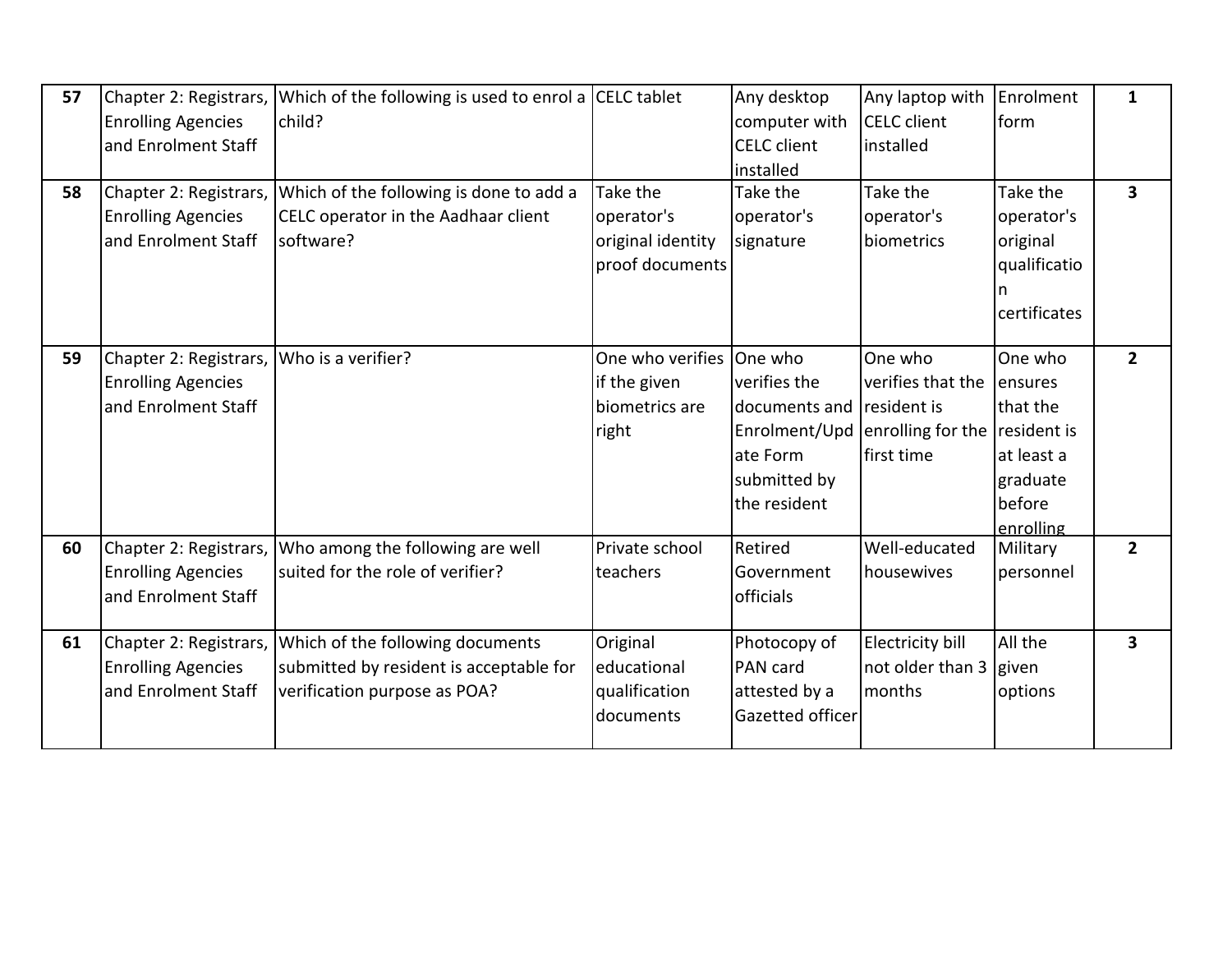| 57 | Chapter 2: Registrars, Enrolling Agencies and Enrolment Staff | Which of the following is used to enrol a child? | CELC tablet | Any desktop computer with CELC client installed | Any laptop with CELC client installed | Enrolment form | 1 |
|---|---|---|---|---|---|---|---|
| 58 | Chapter 2: Registrars, Enrolling Agencies and Enrolment Staff | Which of the following is done to add a CELC operator in the Aadhaar client software? | Take the operator's original identity proof documents | Take the operator's signature | Take the operator's biometrics | Take the operator's original qualification certificates | 3 |
| 59 | Chapter 2: Registrars, Enrolling Agencies and Enrolment Staff | Who is a verifier? | One who verifies if the given biometrics are right | One who verifies the documents and Enrolment/Update Form submitted by the resident | One who verifies that the resident is enrolling for the first time | One who ensures that the resident is at least a graduate before enrolling | 2 |
| 60 | Chapter 2: Registrars, Enrolling Agencies and Enrolment Staff | Who among the following are well suited for the role of verifier? | Private school teachers | Retired Government officials | Well-educated housewives | Military personnel | 2 |
| 61 | Chapter 2: Registrars, Enrolling Agencies and Enrolment Staff | Which of the following documents submitted by resident is acceptable for verification purpose as POA? | Original educational qualification documents | Photocopy of PAN card attested by a Gazetted officer | Electricity bill not older than 3 months | All the given options | 3 |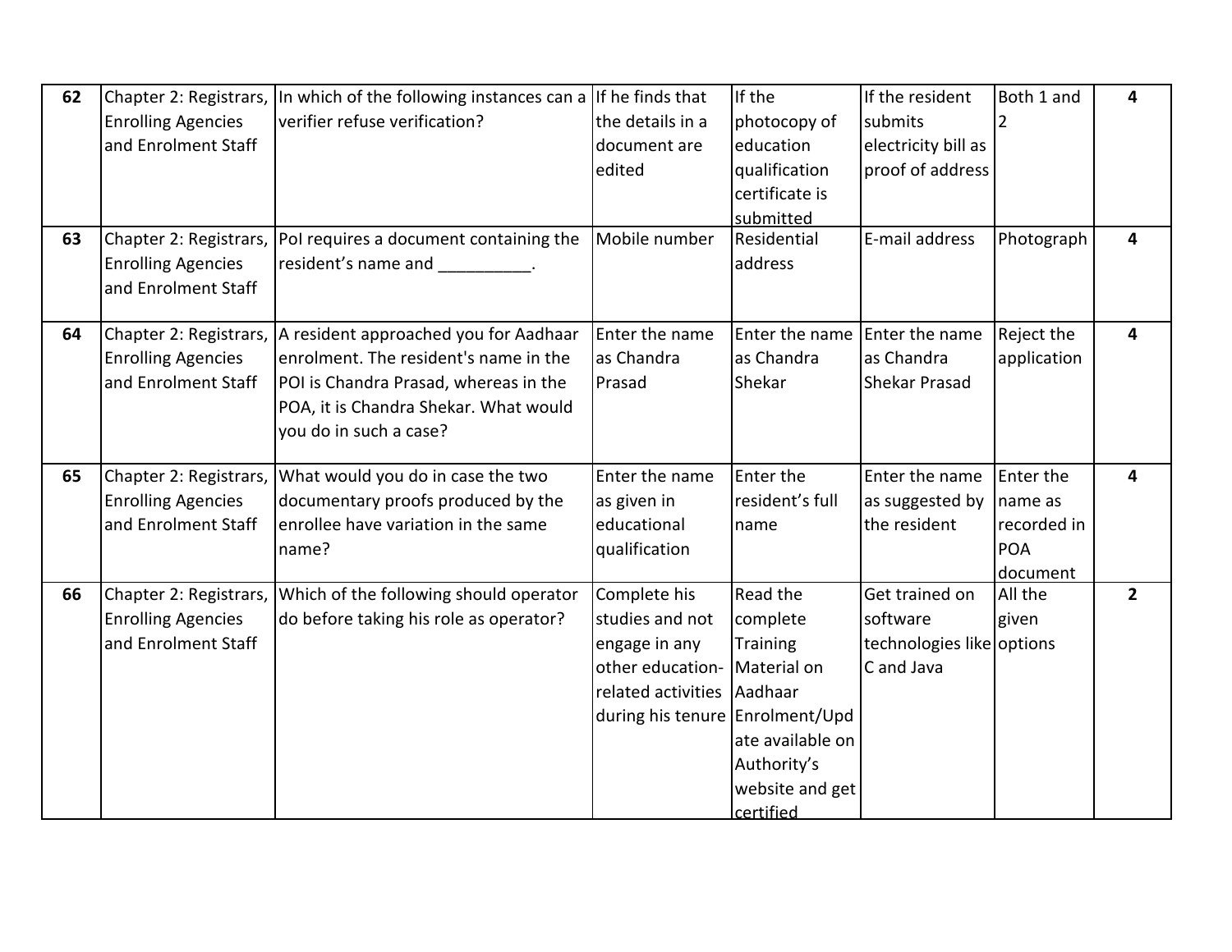| 62 | Chapter 2: Registrars, Enrolling Agencies and Enrolment Staff | In which of the following instances can a verifier refuse verification? | If he finds that the details in a document are edited | If the photocopy of education qualification certificate is submitted | If the resident submits electricity bill as proof of address | Both 1 and 2 | 4 |
|---|---|---|---|---|---|---|---|
| 63 | Chapter 2: Registrars, Enrolling Agencies and Enrolment Staff | PoI requires a document containing the resident's name and __________. | Mobile number | Residential address | E-mail address | Photograph | 4 |
| 64 | Chapter 2: Registrars, Enrolling Agencies and Enrolment Staff | A resident approached you for Aadhaar enrolment. The resident's name in the POI is Chandra Prasad, whereas in the POA, it is Chandra Shekar. What would you do in such a case? | Enter the name as Chandra Prasad | Enter the name as Chandra Shekar | Enter the name as Chandra Shekar Prasad | Reject the application | 4 |
| 65 | Chapter 2: Registrars, Enrolling Agencies and Enrolment Staff | What would you do in case the two documentary proofs produced by the enrollee have variation in the same name? | Enter the name as given in educational qualification | Enter the resident's full name | Enter the name as suggested by the resident | Enter the name as recorded in POA document | 4 |
| 66 | Chapter 2: Registrars, Enrolling Agencies and Enrolment Staff | Which of the following should operator do before taking his role as operator? | Complete his studies and not engage in any other education-related activities during his tenure | Read the complete Training Material on Aadhaar Enrolment/Update available on Authority's website and get certified | Get trained on software technologies like C and Java | All the given options | 2 |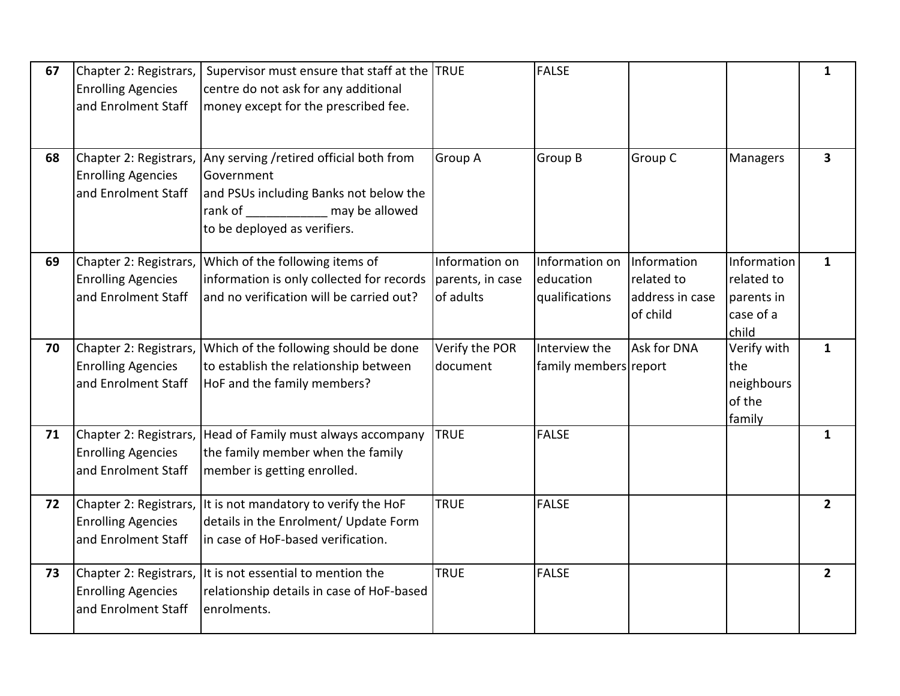| 67 | Chapter 2: Registrars, Enrolling Agencies and Enrolment Staff | Supervisor must ensure that staff at the centre do not ask for any additional money except for the prescribed fee. | TRUE | FALSE | | | 1 |
|---|---|---|---|---|---|---|---|
| 68 | Chapter 2: Registrars, Enrolling Agencies and Enrolment Staff | Any serving /retired official both from Government and PSUs including Banks not below the rank of ____________ may be allowed to be deployed as verifiers. | Group A | Group B | Group C | Managers | 3 |
| 69 | Chapter 2: Registrars, Enrolling Agencies and Enrolment Staff | Which of the following items of information is only collected for records and no verification will be carried out? | Information on parents, in case of adults | Information on education qualifications | Information related to address in case of child | Information related to parents in case of a child | 1 |
| 70 | Chapter 2: Registrars, Enrolling Agencies and Enrolment Staff | Which of the following should be done to establish the relationship between HoF and the family members? | Verify the POR document | Interview the family members | Ask for DNA report | Verify with the neighbours of the family | 1 |
| 71 | Chapter 2: Registrars, Enrolling Agencies and Enrolment Staff | Head of Family must always accompany the family member when the family member is getting enrolled. | TRUE | FALSE | | | 1 |
| 72 | Chapter 2: Registrars, Enrolling Agencies and Enrolment Staff | It is not mandatory to verify the HoF details in the Enrolment/ Update Form in case of HoF-based verification. | TRUE | FALSE | | | 2 |
| 73 | Chapter 2: Registrars, Enrolling Agencies and Enrolment Staff | It is not essential to mention the relationship details in case of HoF-based enrolments. | TRUE | FALSE | | | 2 |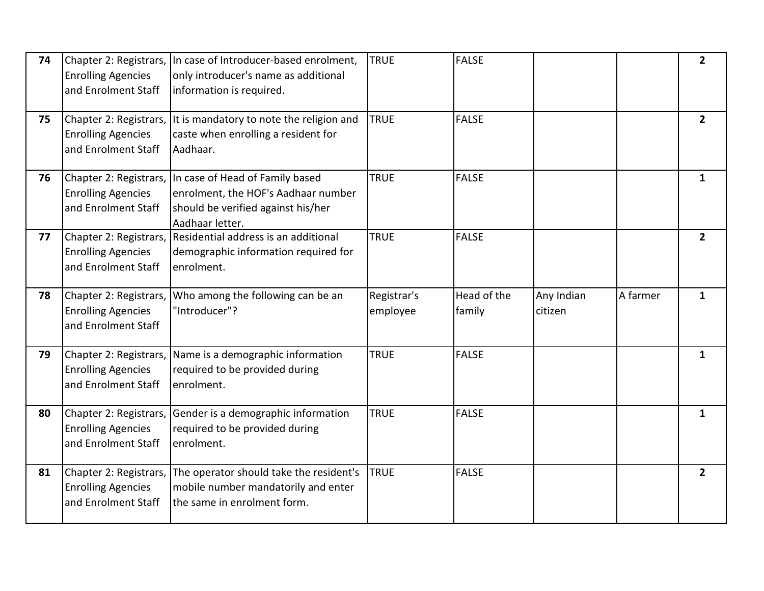| 74 | Chapter 2: Registrars, Enrolling Agencies and Enrolment Staff | In case of Introducer-based enrolment, only introducer's name as additional information is required. | TRUE | FALSE | | | **2** |
|---|---|---|---|---|---|---|---|
| **75** | Chapter 2: Registrars, Enrolling Agencies and Enrolment Staff | It is mandatory to note the religion and caste when enrolling a resident for Aadhaar. | TRUE | FALSE | | | **2** |
| **76** | Chapter 2: Registrars, Enrolling Agencies and Enrolment Staff | In case of Head of Family based enrolment, the HOF's Aadhaar number should be verified against his/her Aadhaar letter. | TRUE | FALSE | | | **1** |
| **77** | Chapter 2: Registrars, Enrolling Agencies and Enrolment Staff | Residential address is an additional demographic information required for enrolment. | TRUE | FALSE | | | **2** |
| **78** | Chapter 2: Registrars, Enrolling Agencies and Enrolment Staff | Who among the following can be an "Introducer"? | Registrar's employee | Head of the family | Any Indian citizen | A farmer | **1** |
| **79** | Chapter 2: Registrars, Enrolling Agencies and Enrolment Staff | Name is a demographic information required to be provided during enrolment. | TRUE | FALSE | | | **1** |
| **80** | Chapter 2: Registrars, Enrolling Agencies and Enrolment Staff | Gender is a demographic information required to be provided during enrolment. | TRUE | FALSE | | | **1** |
| **81** | Chapter 2: Registrars, Enrolling Agencies and Enrolment Staff | The operator should take the resident's mobile number mandatorily and enter the same in enrolment form. | TRUE | FALSE | | | **2** |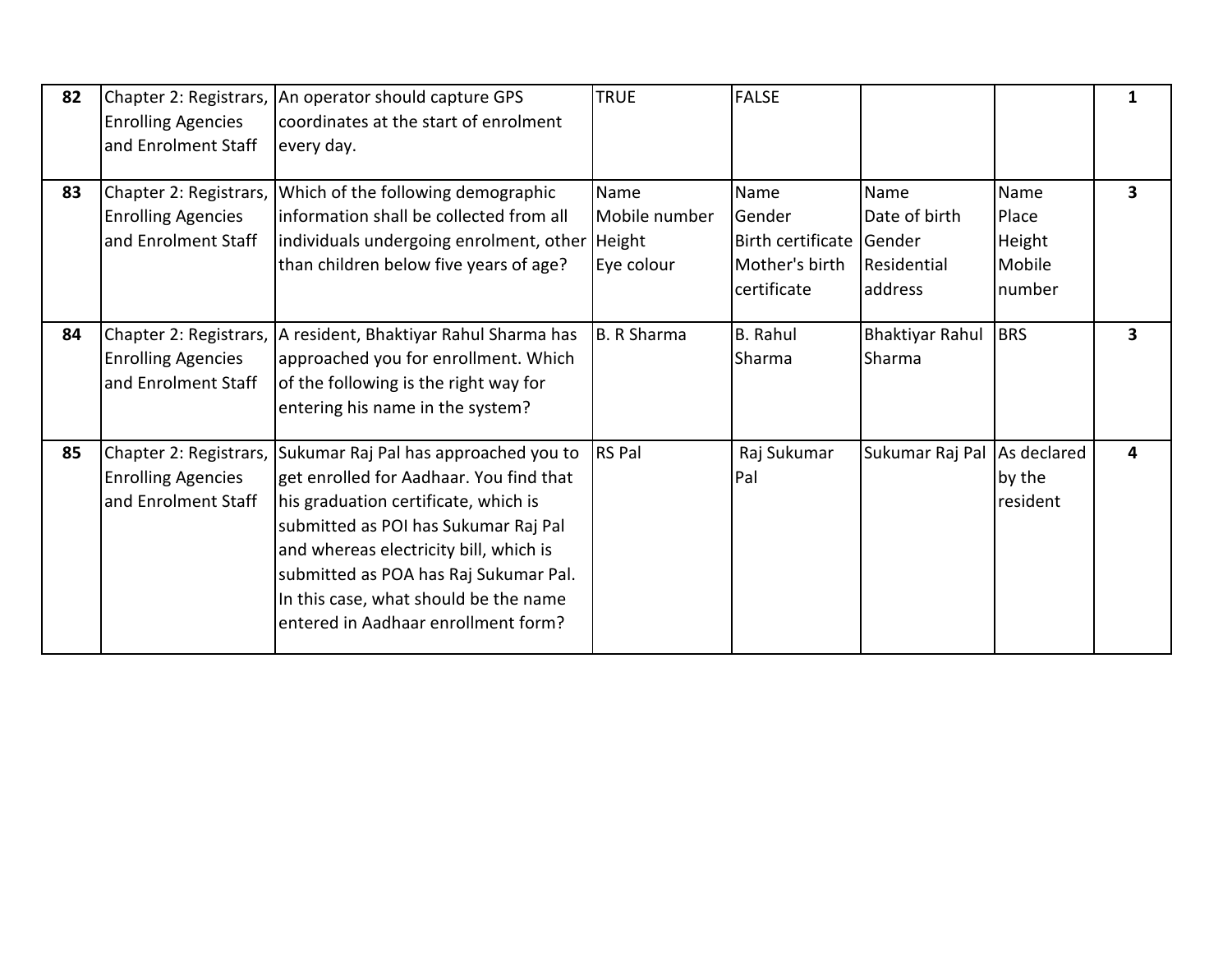| 82 | Chapter 2: Registrars, Enrolling Agencies and Enrolment Staff | An operator should capture GPS coordinates at the start of enrolment every day. | TRUE | FALSE | | | 1 |
|---|---|---|---|---|---|---|---|
| 83 | Chapter 2: Registrars, Enrolling Agencies and Enrolment Staff | Which of the following demographic information shall be collected from all individuals undergoing enrolment, other than children below five years of age? | Name<br>Mobile number<br>Height<br>Eye colour | Name<br>Gender<br>Birth certificate<br>Mother's birth certificate | Name<br>Date of birth<br>Gender<br>Residential address | Name<br>Place<br>Height<br>Mobile number | 3 |
| 84 | Chapter 2: Registrars, Enrolling Agencies and Enrolment Staff | A resident, Bhaktiyar Rahul Sharma has approached you for enrollment. Which of the following is the right way for entering his name in the system? | B. R Sharma | B. Rahul Sharma | Bhaktiyar Rahul Sharma | BRS | 3 |
| 85 | Chapter 2: Registrars, Enrolling Agencies and Enrolment Staff | Sukumar Raj Pal has approached you to get enrolled for Aadhaar. You find that his graduation certificate, which is submitted as POI has Sukumar Raj Pal and whereas electricity bill, which is submitted as POA has Raj Sukumar Pal. In this case, what should be the name entered in Aadhaar enrollment form? | RS Pal | Raj Sukumar Pal | Sukumar Raj Pal | As declared by the resident | 4 |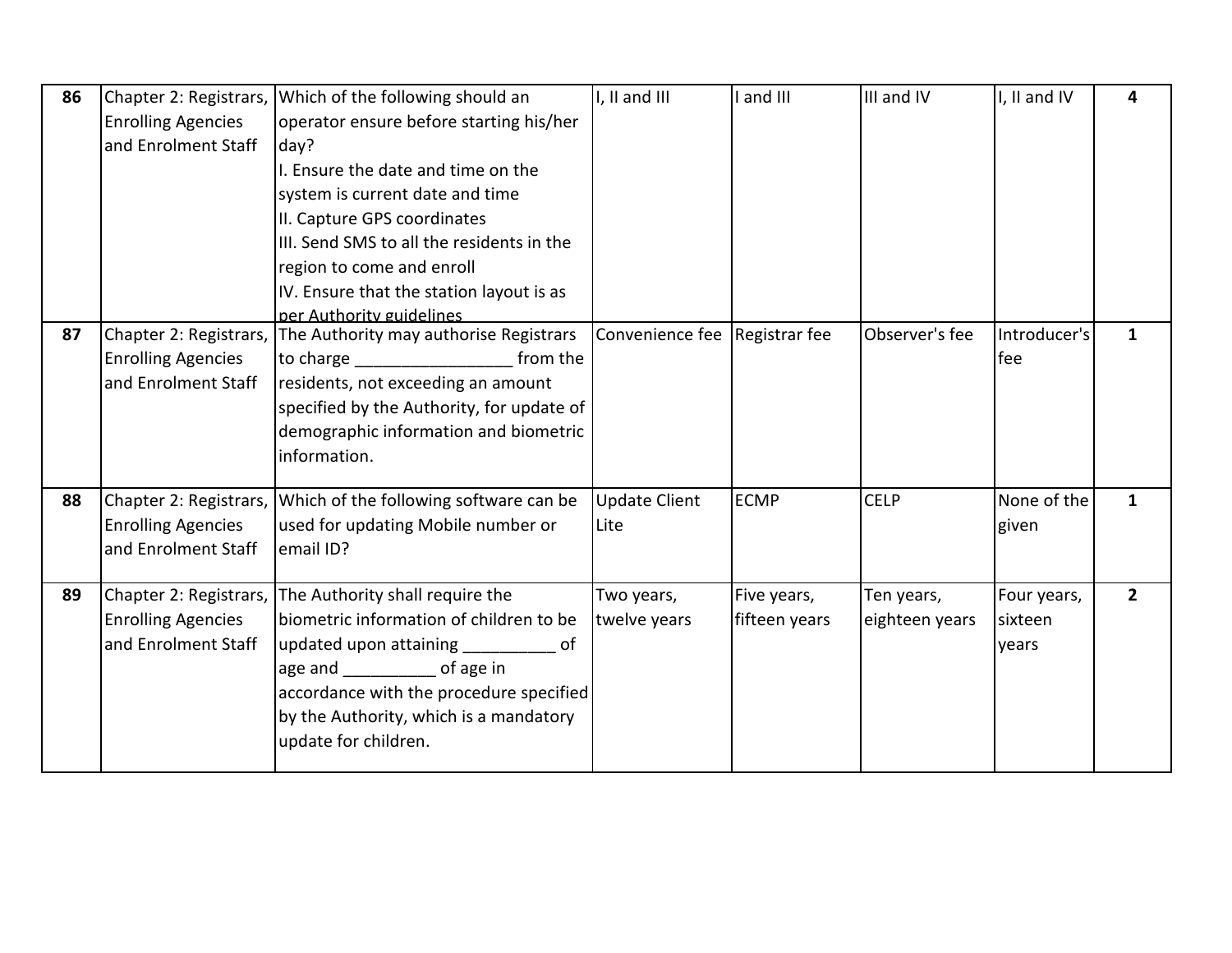| 86 | Chapter 2: Registrars, Enrolling Agencies and Enrolment Staff | Which of the following should an operator ensure before starting his/her day?<br>I. Ensure the date and time on the system is current date and time<br>II. Capture GPS coordinates<br>III. Send SMS to all the residents in the region to come and enroll<br>IV. Ensure that the station layout is as per Authority guidelines | I, II and III | I and III | III and IV | I, II and IV | **4** |
|---|---|---|---|---|---|---|---|
| **87** | Chapter 2: Registrars, Enrolling Agencies and Enrolment Staff | The Authority may authorise Registrars to charge _________________ from the residents, not exceeding an amount specified by the Authority, for update of demographic information and biometric information. | Convenience fee | Registrar fee | Observer's fee | Introducer's fee | **1** |
| **88** | Chapter 2: Registrars, Enrolling Agencies and Enrolment Staff | Which of the following software can be used for updating Mobile number or email ID? | Update Client Lite | ECMP | CELP | None of the given | **1** |
| **89** | Chapter 2: Registrars, Enrolling Agencies and Enrolment Staff | The Authority shall require the biometric information of children to be updated upon attaining __________ of age and __________ of age in accordance with the procedure specified by the Authority, which is a mandatory update for children. | Two years, twelve years | Five years, fifteen years | Ten years, eighteen years | Four years, sixteen years | **2** |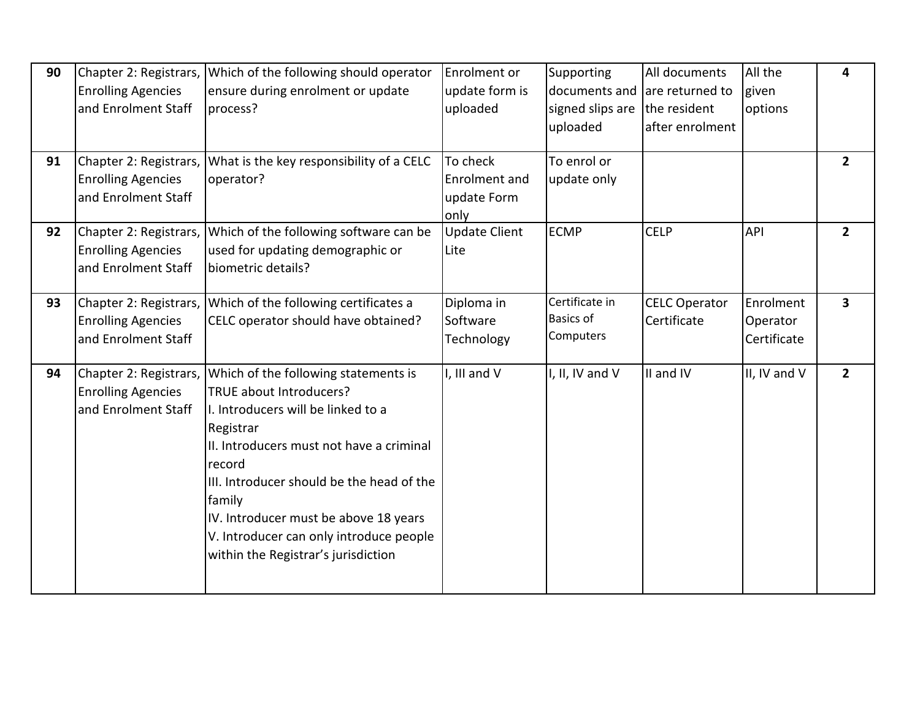| 90 | Chapter 2: Registrars, Enrolling Agencies and Enrolment Staff | Which of the following should operator ensure during enrolment or update process? | Enrolment or update form is uploaded | Supporting documents and signed slips are uploaded | All documents are returned to the resident after enrolment | All the given options | **4** |
|---|---|---|---|---|---|---|---|
| 91 | Chapter 2: Registrars, Enrolling Agencies and Enrolment Staff | What is the key responsibility of a CELC operator? | To check Enrolment and update Form only | To enrol or update only | | | **2** |
| 92 | Chapter 2: Registrars, Enrolling Agencies and Enrolment Staff | Which of the following software can be used for updating demographic or biometric details? | Update Client Lite | ECMP | CELP | API | **2** |
| 93 | Chapter 2: Registrars, Enrolling Agencies and Enrolment Staff | Which of the following certificates a CELC operator should have obtained? | Diploma in Software Technology | Certificate in Basics of Computers | CELC Operator Certificate | Enrolment Operator Certificate | **3** |
| 94 | Chapter 2: Registrars, Enrolling Agencies and Enrolment Staff | Which of the following statements is TRUE about Introducers?<br>I. Introducers will be linked to a Registrar<br>II. Introducers must not have a criminal record<br>III. Introducer should be the head of the family<br>IV. Introducer must be above 18 years<br>V. Introducer can only introduce people within the Registrar's jurisdiction | I, III and V | I, II, IV and V | II and IV | II, IV and V | **2** |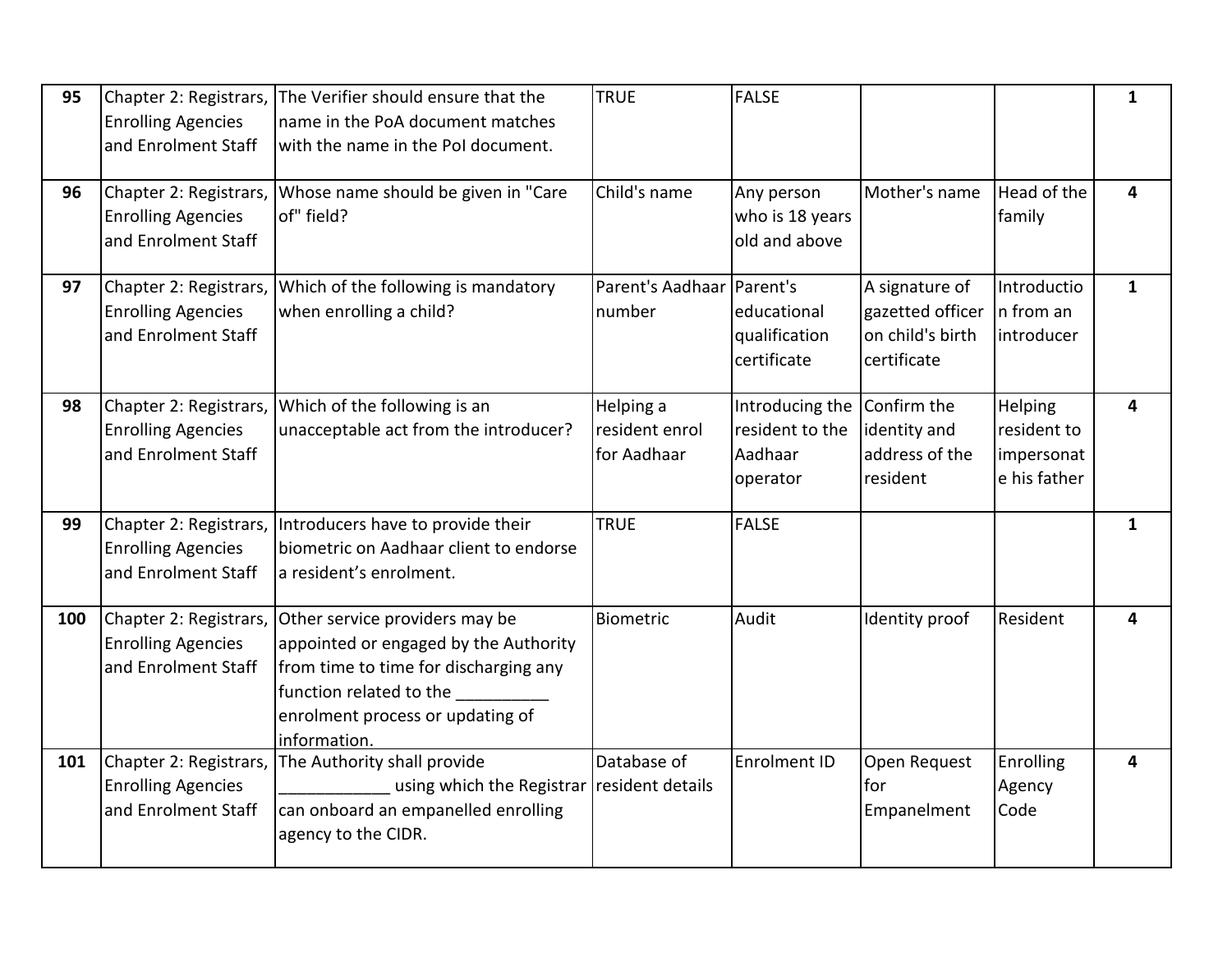| 95 | Chapter 2: Registrars, Enrolling Agencies and Enrolment Staff | The Verifier should ensure that the name in the PoA document matches with the name in the PoI document. | TRUE | FALSE | | | 1 |
|---|---|---|---|---|---|---|---|
| 96 | Chapter 2: Registrars, Enrolling Agencies and Enrolment Staff | Whose name should be given in "Care of" field? | Child's name | Any person who is 18 years old and above | Mother's name | Head of the family | 4 |
| 97 | Chapter 2: Registrars, Enrolling Agencies and Enrolment Staff | Which of the following is mandatory when enrolling a child? | Parent's Aadhaar number | Parent's educational qualification certificate | A signature of gazetted officer on child's birth certificate | Introduction from an introducer | 1 |
| 98 | Chapter 2: Registrars, Enrolling Agencies and Enrolment Staff | Which of the following is an unacceptable act from the introducer? | Helping a resident enrol for Aadhaar | Introducing the resident to the Aadhaar operator | Confirm the identity and address of the resident | Helping resident to impersonate his father | 4 |
| 99 | Chapter 2: Registrars, Enrolling Agencies and Enrolment Staff | Introducers have to provide their biometric on Aadhaar client to endorse a resident's enrolment. | TRUE | FALSE | | | 1 |
| 100 | Chapter 2: Registrars, Enrolling Agencies and Enrolment Staff | Other service providers may be appointed or engaged by the Authority from time to time for discharging any function related to the __________ enrolment process or updating of information. | Biometric | Audit | Identity proof | Resident | 4 |
| 101 | Chapter 2: Registrars, Enrolling Agencies and Enrolment Staff | The Authority shall provide ____________ using which the Registrar can onboard an empanelled enrolling agency to the CIDR. | Database of resident details | Enrolment ID | Open Request for Empanelment | Enrolling Agency Code | 4 |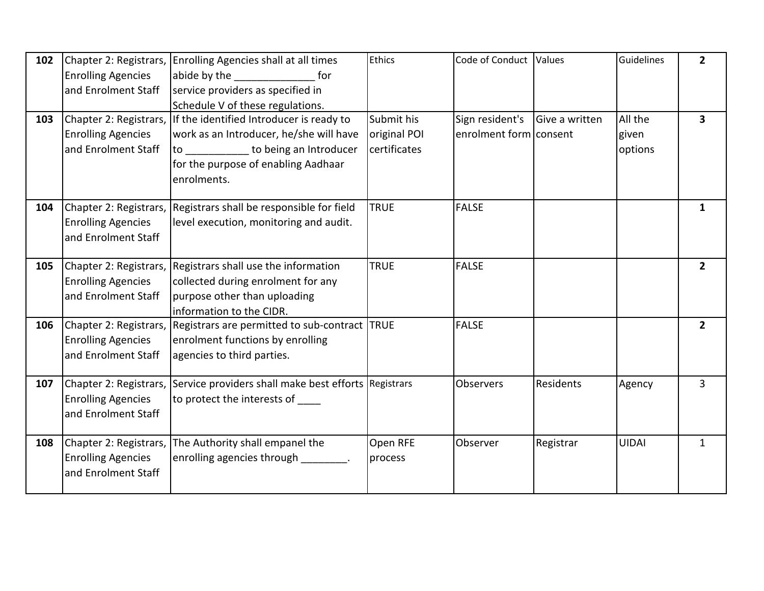| | | | | | | | |
|---|---|---|---|---|---|---|---|
| **102** | Chapter 2: Registrars, Enrolling Agencies and Enrolment Staff | Enrolling Agencies shall at all times abide by the ______________ for service providers as specified in Schedule V of these regulations. | Ethics | Code of Conduct | Values | Guidelines | **2** |
| **103** | Chapter 2: Registrars, Enrolling Agencies and Enrolment Staff | If the identified Introducer is ready to work as an Introducer, he/she will have to ___________ to being an Introducer for the purpose of enabling Aadhaar enrolments. | Submit his original POI certificates | Sign resident's enrolment form | Give a written consent | All the given options | **3** |
| **104** | Chapter 2: Registrars, Enrolling Agencies and Enrolment Staff | Registrars shall be responsible for field level execution, monitoring and audit. | TRUE | FALSE | | | **1** |
| **105** | Chapter 2: Registrars, Enrolling Agencies and Enrolment Staff | Registrars shall use the information collected during enrolment for any purpose other than uploading information to the CIDR. | TRUE | FALSE | | | **2** |
| **106** | Chapter 2: Registrars, Enrolling Agencies and Enrolment Staff | Registrars are permitted to sub-contract enrolment functions by enrolling agencies to third parties. | TRUE | FALSE | | | **2** |
| **107** | Chapter 2: Registrars, Enrolling Agencies and Enrolment Staff | Service providers shall make best efforts to protect the interests of ____ | Registrars | Observers | Residents | Agency | 3 |
| **108** | Chapter 2: Registrars, Enrolling Agencies and Enrolment Staff | The Authority shall empanel the enrolling agencies through ________. | Open RFE process | Observer | Registrar | UIDAI | 1 |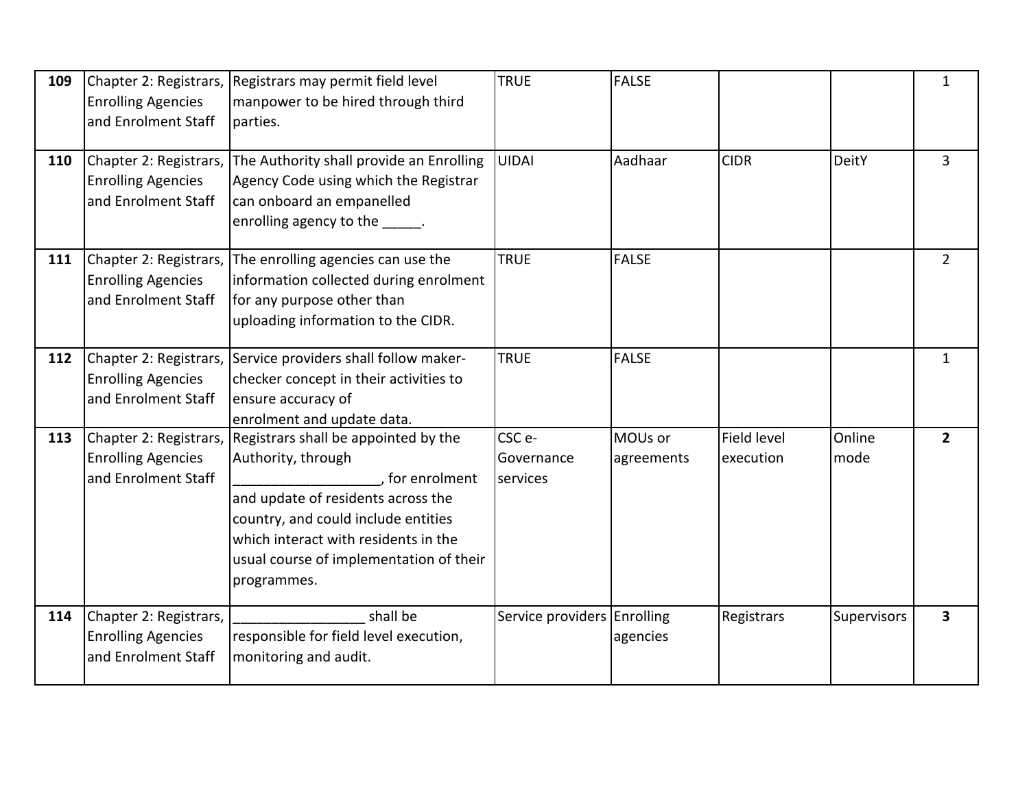| | | | | | | | |
|---|---|---|---|---|---|---|---|
| **109** | Chapter 2: Registrars, Enrolling Agencies and Enrolment Staff | Registrars may permit field level manpower to be hired through third parties. | TRUE | FALSE | | | 1 |
| **110** | Chapter 2: Registrars, Enrolling Agencies and Enrolment Staff | The Authority shall provide an Enrolling Agency Code using which the Registrar can onboard an empanelled enrolling agency to the _____. | UIDAI | Aadhaar | CIDR | DeitY | 3 |
| **111** | Chapter 2: Registrars, Enrolling Agencies and Enrolment Staff | The enrolling agencies can use the information collected during enrolment for any purpose other than uploading information to the CIDR. | TRUE | FALSE | | | 2 |
| **112** | Chapter 2: Registrars, Enrolling Agencies and Enrolment Staff | Service providers shall follow maker-checker concept in their activities to ensure accuracy of enrolment and update data. | TRUE | FALSE | | | 1 |
| **113** | Chapter 2: Registrars, Enrolling Agencies and Enrolment Staff | Registrars shall be appointed by the Authority, through __________________, for enrolment and update of residents across the country, and could include entities which interact with residents in the usual course of implementation of their programmes. | CSC e-Governance services | MOUs or agreements | Field level execution | Online mode | **2** |
| **114** | Chapter 2: Registrars, Enrolling Agencies and Enrolment Staff | ________________ shall be responsible for field level execution, monitoring and audit. | Service providers | Enrolling agencies | Registrars | Supervisors | **3** |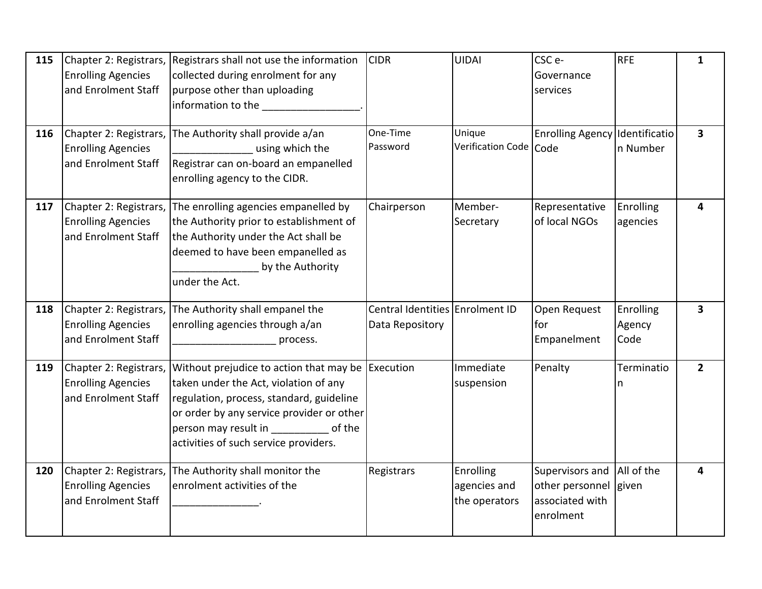| 115 | Chapter 2: Registrars, Enrolling Agencies and Enrolment Staff | Registrars shall not use the information collected during enrolment for any purpose other than uploading information to the ________________. | CIDR | UIDAI | CSC e-Governance services | RFE | 1 |
|---|---|---|---|---|---|---|---|
| 116 | Chapter 2: Registrars, Enrolling Agencies and Enrolment Staff | The Authority shall provide a/an _____________ using which the Registrar can on-board an empanelled enrolling agency to the CIDR. | One-Time Password | Unique Verification Code | Enrolling Agency Code | Identification Number | 3 |
| 117 | Chapter 2: Registrars, Enrolling Agencies and Enrolment Staff | The enrolling agencies empanelled by the Authority prior to establishment of the Authority under the Act shall be deemed to have been empanelled as ______________ by the Authority under the Act. | Chairperson | Member-Secretary | Representative of local NGOs | Enrolling agencies | 4 |
| 118 | Chapter 2: Registrars, Enrolling Agencies and Enrolment Staff | The Authority shall empanel the enrolling agencies through a/an _________________ process. | Central Identities Data Repository | Enrolment ID | Open Request for Empanelment | Enrolling Agency Code | 3 |
| 119 | Chapter 2: Registrars, Enrolling Agencies and Enrolment Staff | Without prejudice to action that may be taken under the Act, violation of any regulation, process, standard, guideline or order by any service provider or other person may result in __________ of the activities of such service providers. | Execution | Immediate suspension | Penalty | Termination | 2 |
| 120 | Chapter 2: Registrars, Enrolling Agencies and Enrolment Staff | The Authority shall monitor the enrolment activities of the ______________. | Registrars | Enrolling agencies and the operators | Supervisors and other personnel associated with enrolment | All of the given | 4 |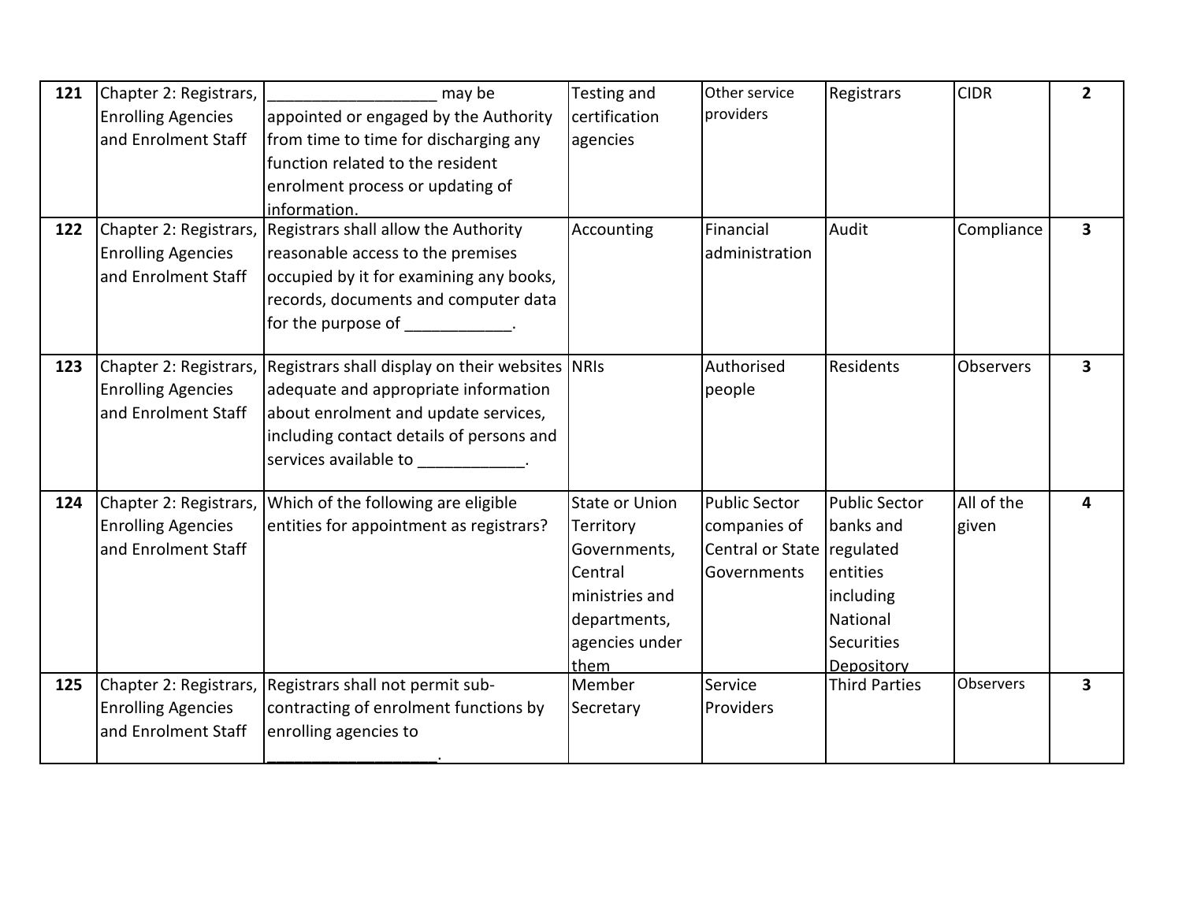| 121 | Chapter 2: Registrars, Enrolling Agencies and Enrolment Staff | __________________ may be appointed or engaged by the Authority from time to time for discharging any function related to the resident enrolment process or updating of information. | Testing and certification agencies | Other service providers | Registrars | CIDR | 2 |
|---|---|---|---|---|---|---|---|
| 122 | Chapter 2: Registrars, Enrolling Agencies and Enrolment Staff | Registrars shall allow the Authority reasonable access to the premises occupied by it for examining any books, records, documents and computer data for the purpose of ____________. | Accounting | Financial administration | Audit | Compliance | 3 |
| 123 | Chapter 2: Registrars, Enrolling Agencies and Enrolment Staff | Registrars shall display on their websites adequate and appropriate information about enrolment and update services, including contact details of persons and services available to ____________. | NRIs | Authorised people | Residents | Observers | 3 |
| 124 | Chapter 2: Registrars, Enrolling Agencies and Enrolment Staff | Which of the following are eligible entities for appointment as registrars? | State or Union Territory Governments, Central ministries and departments, agencies under them | Public Sector companies of Central or State Governments | Public Sector banks and regulated entities including National Securities Depository | All of the given | 4 |
| 125 | Chapter 2: Registrars, Enrolling Agencies and Enrolment Staff | Registrars shall not permit sub-contracting of enrolment functions by enrolling agencies to __________________. | Member Secretary | Service Providers | Third Parties | Observers | 3 |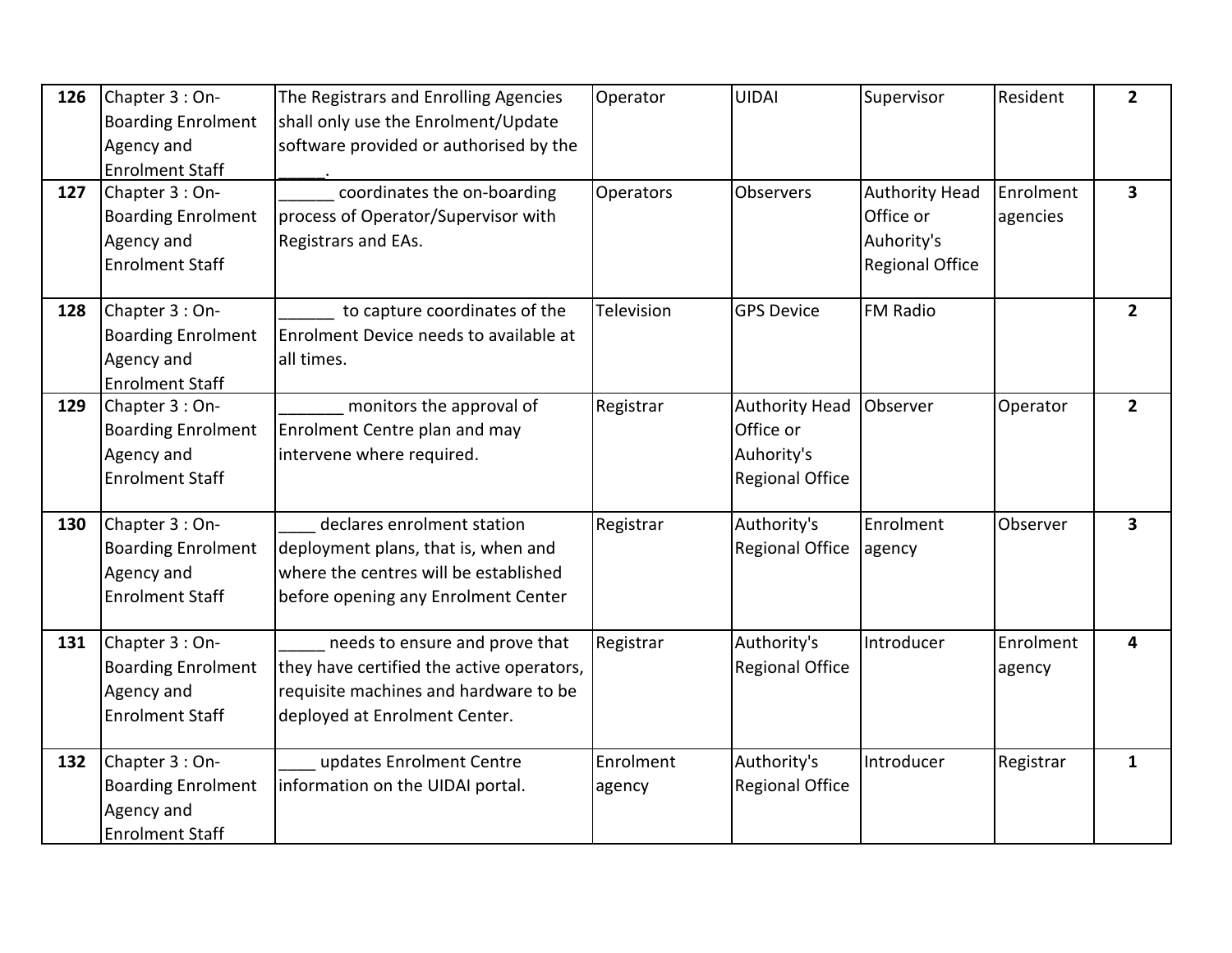| | | | | | | | |
|---|---|---|---|---|---|---|---|
| **126** | Chapter 3 : On-Boarding Enrolment Agency and Enrolment Staff | The Registrars and Enrolling Agencies shall only use the Enrolment/Update software provided or authorised by the _____. | Operator | UIDAI | Supervisor | Resident | **2** |
| **127** | Chapter 3 : On-Boarding Enrolment Agency and Enrolment Staff | ______ coordinates the on-boarding process of Operator/Supervisor with Registrars and EAs. | Operators | Observers | Authority Head Office or Auhority's Regional Office | Enrolment agencies | **3** |
| **128** | Chapter 3 : On-Boarding Enrolment Agency and Enrolment Staff | ______ to capture coordinates of the Enrolment Device needs to available at all times. | Television | GPS Device | FM Radio | | **2** |
| **129** | Chapter 3 : On-Boarding Enrolment Agency and Enrolment Staff | _______ monitors the approval of Enrolment Centre plan and may intervene where required. | Registrar | Authority Head Office or Auhority's Regional Office | Observer | Operator | **2** |
| **130** | Chapter 3 : On-Boarding Enrolment Agency and Enrolment Staff | ____ declares enrolment station deployment plans, that is, when and where the centres will be established before opening any Enrolment Center | Registrar | Authority's Regional Office | Enrolment agency | Observer | **3** |
| **131** | Chapter 3 : On-Boarding Enrolment Agency and Enrolment Staff | _____ needs to ensure and prove that they have certified the active operators, requisite machines and hardware to be deployed at Enrolment Center. | Registrar | Authority's Regional Office | Introducer | Enrolment agency | **4** |
| **132** | Chapter 3 : On-Boarding Enrolment Agency and Enrolment Staff | ____ updates Enrolment Centre information on the UIDAI portal. | Enrolment agency | Authority's Regional Office | Introducer | Registrar | **1** |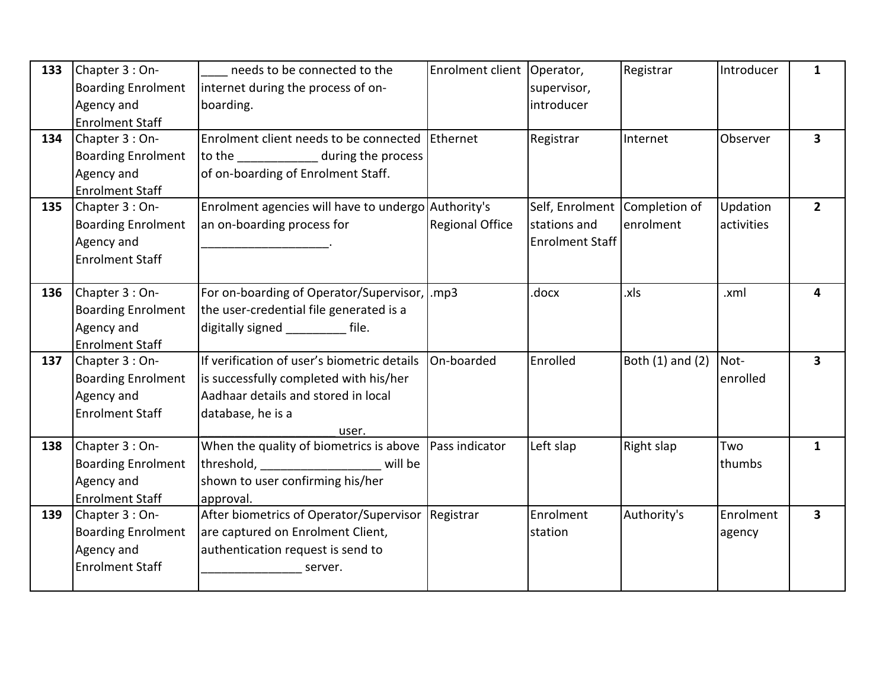| 133 | Chapter 3 : On-Boarding Enrolment Agency and Enrolment Staff | ____ needs to be connected to the internet during the process of on-boarding. | Enrolment client | Operator, supervisor, introducer | Registrar | Introducer | 1 |
|---|---|---|---|---|---|---|---|
| 134 | Chapter 3 : On-Boarding Enrolment Agency and Enrolment Staff | Enrolment client needs to be connected to the ____________ during the process of on-boarding of Enrolment Staff. | Ethernet | Registrar | Internet | Observer | 3 |
| 135 | Chapter 3 : On-Boarding Enrolment Agency and Enrolment Staff | Enrolment agencies will have to undergo an on-boarding process for ___________________. | Authority's Regional Office | Self, Enrolment stations and Enrolment Staff | Completion of enrolment | Updation activities | 2 |
| 136 | Chapter 3 : On-Boarding Enrolment Agency and Enrolment Staff | For on-boarding of Operator/Supervisor, the user-credential file generated is a digitally signed _________ file. | .mp3 | .docx | .xls | .xml | 4 |
| 137 | Chapter 3 : On-Boarding Enrolment Agency and Enrolment Staff | If verification of user's biometric details is successfully completed with his/her Aadhaar details and stored in local database, he is a ____________________ user. | On-boarded | Enrolled | Both (1) and (2) | Not-enrolled | 3 |
| 138 | Chapter 3 : On-Boarding Enrolment Agency and Enrolment Staff | When the quality of biometrics is above threshold, __________________ will be shown to user confirming his/her approval. | Pass indicator | Left slap | Right slap | Two thumbs | 1 |
| 139 | Chapter 3 : On-Boarding Enrolment Agency and Enrolment Staff | After biometrics of Operator/Supervisor are captured on Enrolment Client, authentication request is send to _______________ server. | Registrar | Enrolment station | Authority's | Enrolment agency | 3 |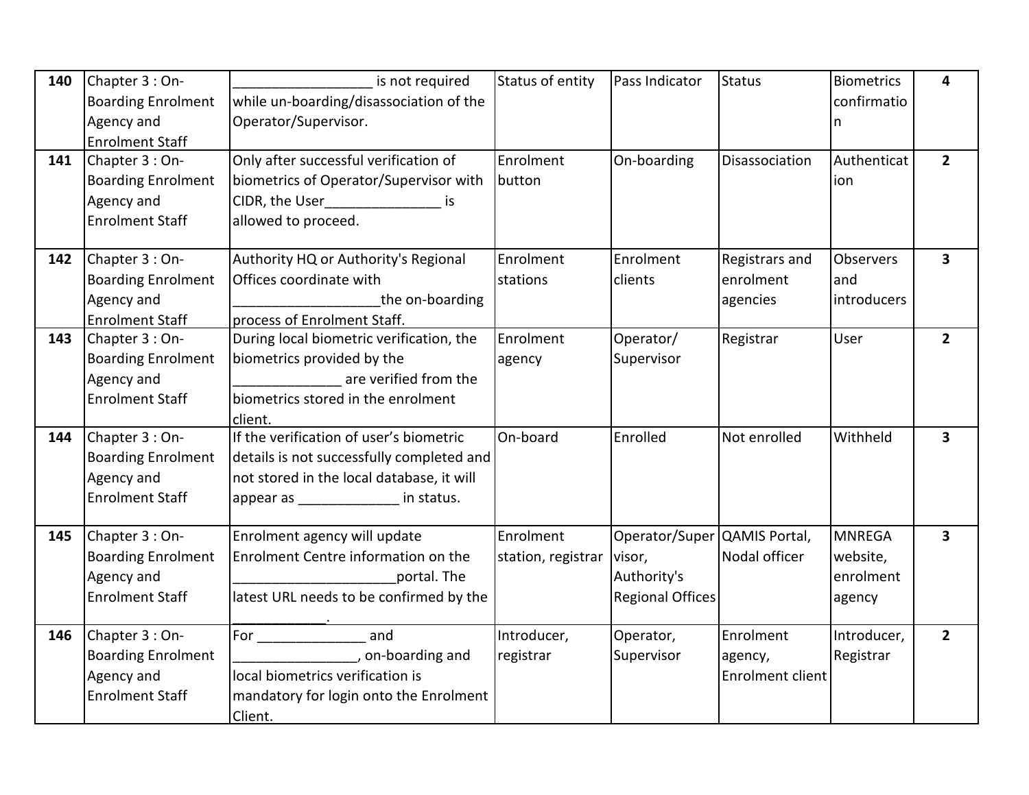| 140 | Chapter 3 : On-Boarding Enrolment Agency and Enrolment Staff | __________________ is not required while un-boarding/disassociation of the Operator/Supervisor. | Status of entity | Pass Indicator | Status | Biometrics confirmation | 4 |
|---|---|---|---|---|---|---|---|
| 141 | Chapter 3 : On-Boarding Enrolment Agency and Enrolment Staff | Only after successful verification of biometrics of Operator/Supervisor with CIDR, the User_______________ is allowed to proceed. | Enrolment button | On-boarding | Disassociation | Authentication | 2 |
| 142 | Chapter 3 : On-Boarding Enrolment Agency and Enrolment Staff | Authority HQ or Authority's Regional Offices coordinate with ___________________the on-boarding process of Enrolment Staff. | Enrolment stations | Enrolment clients | Registrars and enrolment agencies | Observers and introducers | 3 |
| 143 | Chapter 3 : On-Boarding Enrolment Agency and Enrolment Staff | During local biometric verification, the biometrics provided by the ______________ are verified from the biometrics stored in the enrolment client. | Enrolment agency | Operator/ Supervisor | Registrar | User | 2 |
| 144 | Chapter 3 : On-Boarding Enrolment Agency and Enrolment Staff | If the verification of user's biometric details is not successfully completed and not stored in the local database, it will appear as _____________ in status. | On-board | Enrolled | Not enrolled | Withheld | 3 |
| 145 | Chapter 3 : On-Boarding Enrolment Agency and Enrolment Staff | Enrolment agency will update Enrolment Centre information on the _____________________portal. The latest URL needs to be confirmed by the ____________. | Enrolment station, registrar | Operator/Supervisor, Authority's Regional Offices | QAMIS Portal, Nodal officer | MNREGA website, enrolment agency | 3 |
| 146 | Chapter 3 : On-Boarding Enrolment Agency and Enrolment Staff | For ______________ and ________________, on-boarding and local biometrics verification is mandatory for login onto the Enrolment Client. | Introducer, registrar | Operator, Supervisor | Enrolment agency, Enrolment client | Introducer, Registrar | 2 |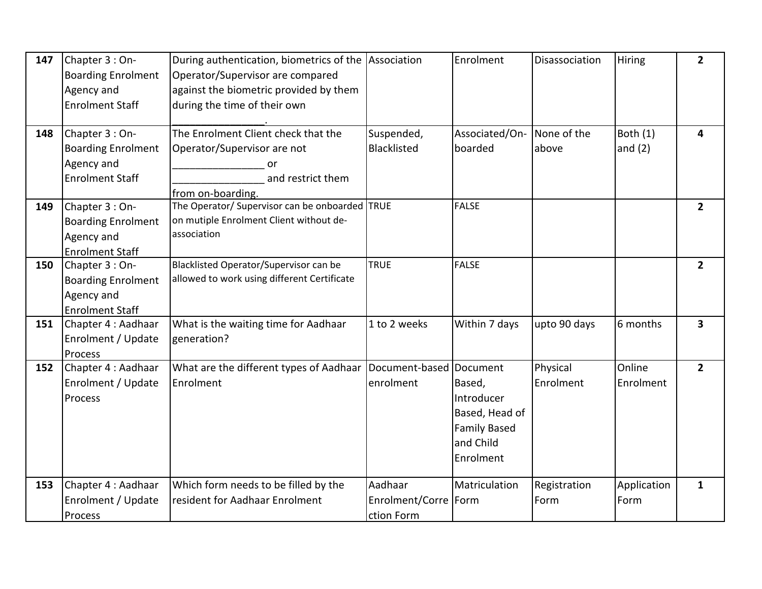| 147 | Chapter 3 : On-Boarding Enrolment Agency and Enrolment Staff | During authentication, biometrics of the Operator/Supervisor are compared against the biometric provided by them during the time of their own ________________. | Association | Enrolment | Disassociation | Hiring | 2 |
|---|---|---|---|---|---|---|---|
| 148 | Chapter 3 : On-Boarding Enrolment Agency and Enrolment Staff | The Enrolment Client check that the Operator/Supervisor are not ________________ or ________________ and restrict them from on-boarding. | Suspended, Blacklisted | Associated/On-boarded | None of the above | Both (1) and (2) | 4 |
| 149 | Chapter 3 : On-Boarding Enrolment Agency and Enrolment Staff | The Operator/ Supervisor can be onboarded on mutiple Enrolment Client without de-association | TRUE | FALSE | | | 2 |
| 150 | Chapter 3 : On-Boarding Enrolment Agency and Enrolment Staff | Blacklisted Operator/Supervisor can be allowed to work using different Certificate | TRUE | FALSE | | | 2 |
| 151 | Chapter 4 : Aadhaar Enrolment / Update Process | What is the waiting time for Aadhaar generation? | 1 to 2 weeks | Within 7 days | upto 90 days | 6 months | 3 |
| 152 | Chapter 4 : Aadhaar Enrolment / Update Process | What are the different types of Aadhaar Enrolment | Document-based enrolment | Document Based, Introducer Based, Head of Family Based and Child Enrolment | Physical Enrolment | Online Enrolment | 2 |
| 153 | Chapter 4 : Aadhaar Enrolment / Update Process | Which form needs to be filled by the resident for Aadhaar Enrolment | Aadhaar Enrolment/Correction Form | Matriculation Form | Registration Form | Application Form | 1 |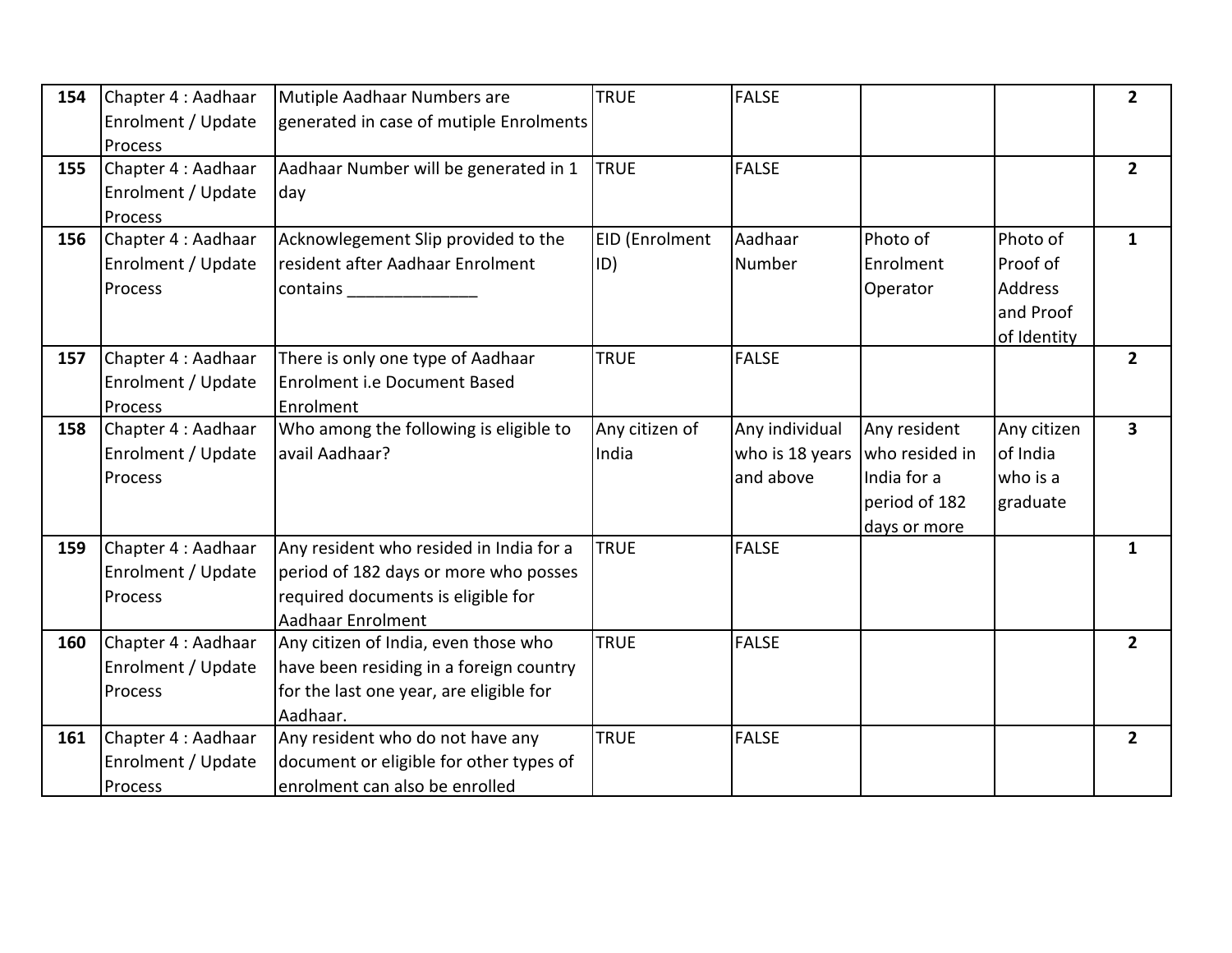| **154** | Chapter 4 : Aadhaar Enrolment / Update Process | Mutiple Aadhaar Numbers are generated in case of mutiple Enrolments | TRUE | FALSE | | | **2** |
|---|---|---|---|---|---|---|---|
| **155** | Chapter 4 : Aadhaar Enrolment / Update Process | Aadhaar Number will be generated in 1 day | TRUE | FALSE | | | **2** |
| **156** | Chapter 4 : Aadhaar Enrolment / Update Process | Acknowlegement Slip provided to the resident after Aadhaar Enrolment contains ______________ | EID (Enrolment ID) | Aadhaar Number | Photo of Enrolment Operator | Photo of Proof of Address and Proof of Identity | **1** |
| **157** | Chapter 4 : Aadhaar Enrolment / Update Process | There is only one type of Aadhaar Enrolment i.e Document Based Enrolment | TRUE | FALSE | | | **2** |
| **158** | Chapter 4 : Aadhaar Enrolment / Update Process | Who among the following is eligible to avail Aadhaar? | Any citizen of India | Any individual who is 18 years and above | Any resident who resided in India for a period of 182 days or more | Any citizen of India who is a graduate | **3** |
| **159** | Chapter 4 : Aadhaar Enrolment / Update Process | Any resident who resided in India for a period of 182 days or more who posses required documents is eligible for Aadhaar Enrolment | TRUE | FALSE | | | **1** |
| **160** | Chapter 4 : Aadhaar Enrolment / Update Process | Any citizen of India, even those who have been residing in a foreign country for the last one year, are eligible for Aadhaar. | TRUE | FALSE | | | **2** |
| **161** | Chapter 4 : Aadhaar Enrolment / Update Process | Any resident who do not have any document or eligible for other types of enrolment can also be enrolled | TRUE | FALSE | | | **2** |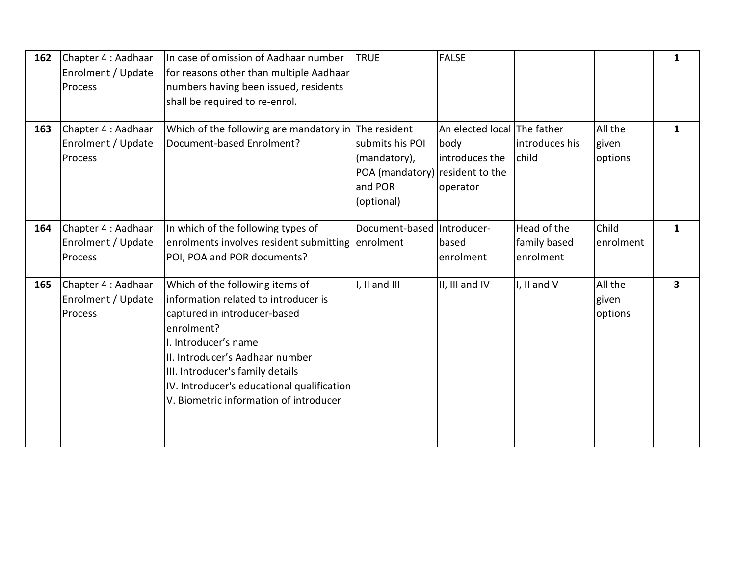| 162 | Chapter 4 : Aadhaar Enrolment / Update Process | In case of omission of Aadhaar number for reasons other than multiple Aadhaar numbers having been issued, residents shall be required to re-enrol. | TRUE | FALSE | | | 1 |
|---|---|---|---|---|---|---|---|
| 163 | Chapter 4 : Aadhaar Enrolment / Update Process | Which of the following are mandatory in Document-based Enrolment? | The resident submits his POI (mandatory), POA (mandatory) and POR (optional) | An elected local body introduces the resident to the operator | The father introduces his child | All the given options | 1 |
| 164 | Chapter 4 : Aadhaar Enrolment / Update Process | In which of the following types of enrolments involves resident submitting POI, POA and POR documents? | Document-based enrolment | Introducer-based enrolment | Head of the family based enrolment | Child enrolment | 1 |
| 165 | Chapter 4 : Aadhaar Enrolment / Update Process | Which of the following items of information related to introducer is captured in introducer-based enrolment?<br>I. Introducer's name<br>II. Introducer's Aadhaar number<br>III. Introducer's family details<br>IV. Introducer's educational qualification<br>V. Biometric information of introducer | I, II and III | II, III and IV | I, II and V | All the given options | 3 |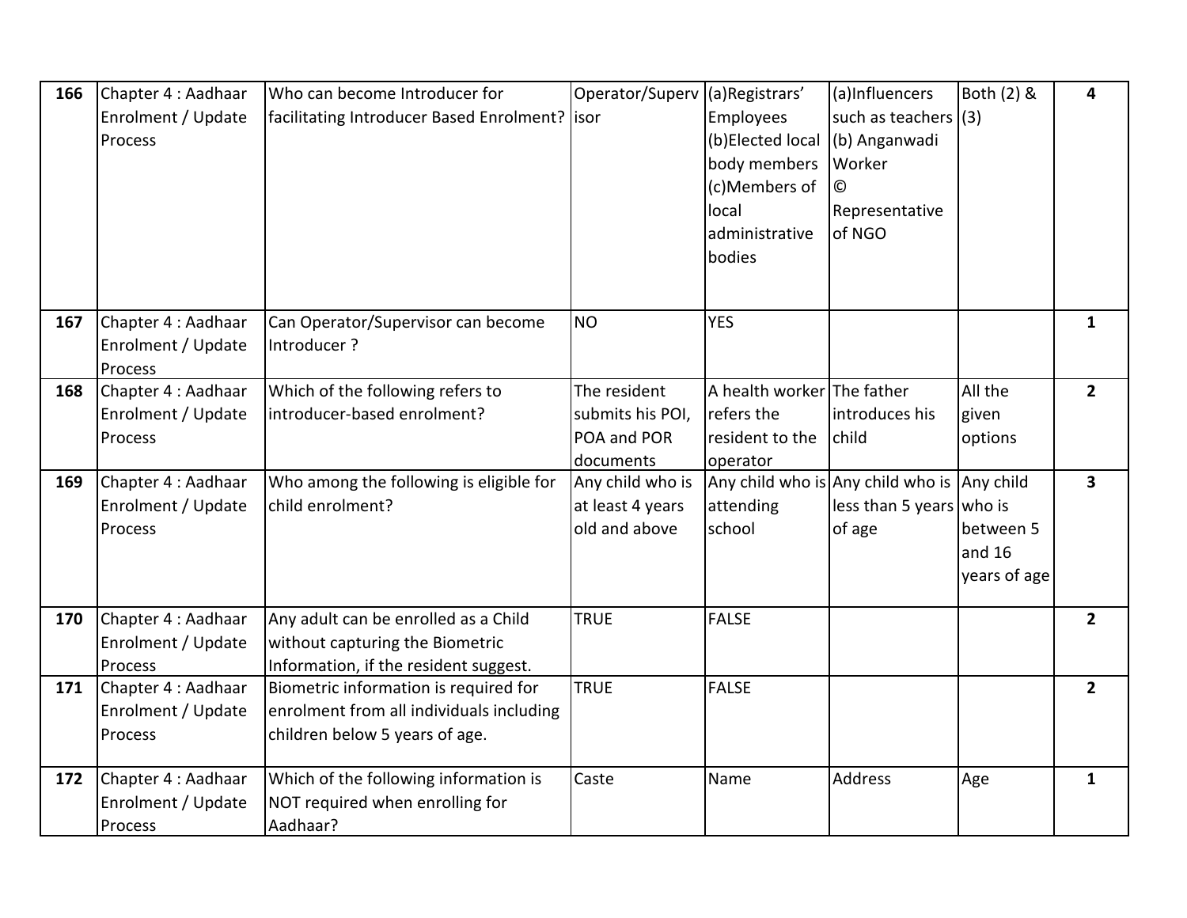| 166 | Chapter 4 : Aadhaar Enrolment / Update Process | Who can become Introducer for facilitating Introducer Based Enrolment? | Operator/Supervisor | (a)Registrars' Employees (b)Elected local body members (c)Members of local administrative bodies | (a)Influencers such as teachers (b) Anganwadi Worker © Representative of NGO | Both (2) & (3) | 4 |
|---|---|---|---|---|---|---|---|
| 167 | Chapter 4 : Aadhaar Enrolment / Update Process | Can Operator/Supervisor can become Introducer ? | NO | YES | | | 1 |
| 168 | Chapter 4 : Aadhaar Enrolment / Update Process | Which of the following refers to introducer-based enrolment? | The resident submits his POI, POA and POR documents | A health worker refers the resident to the operator | The father introduces his child | All the given options | 2 |
| 169 | Chapter 4 : Aadhaar Enrolment / Update Process | Who among the following is eligible for child enrolment? | Any child who is at least 4 years old and above | Any child who is attending school | Any child who is less than 5 years of age | Any child who is between 5 and 16 years of age | 3 |
| 170 | Chapter 4 : Aadhaar Enrolment / Update Process | Any adult can be enrolled as a Child without capturing the Biometric Information, if the resident suggest. | TRUE | FALSE | | | 2 |
| 171 | Chapter 4 : Aadhaar Enrolment / Update Process | Biometric information is required for enrolment from all individuals including children below 5 years of age. | TRUE | FALSE | | | 2 |
| 172 | Chapter 4 : Aadhaar Enrolment / Update Process | Which of the following information is NOT required when enrolling for Aadhaar? | Caste | Name | Address | Age | 1 |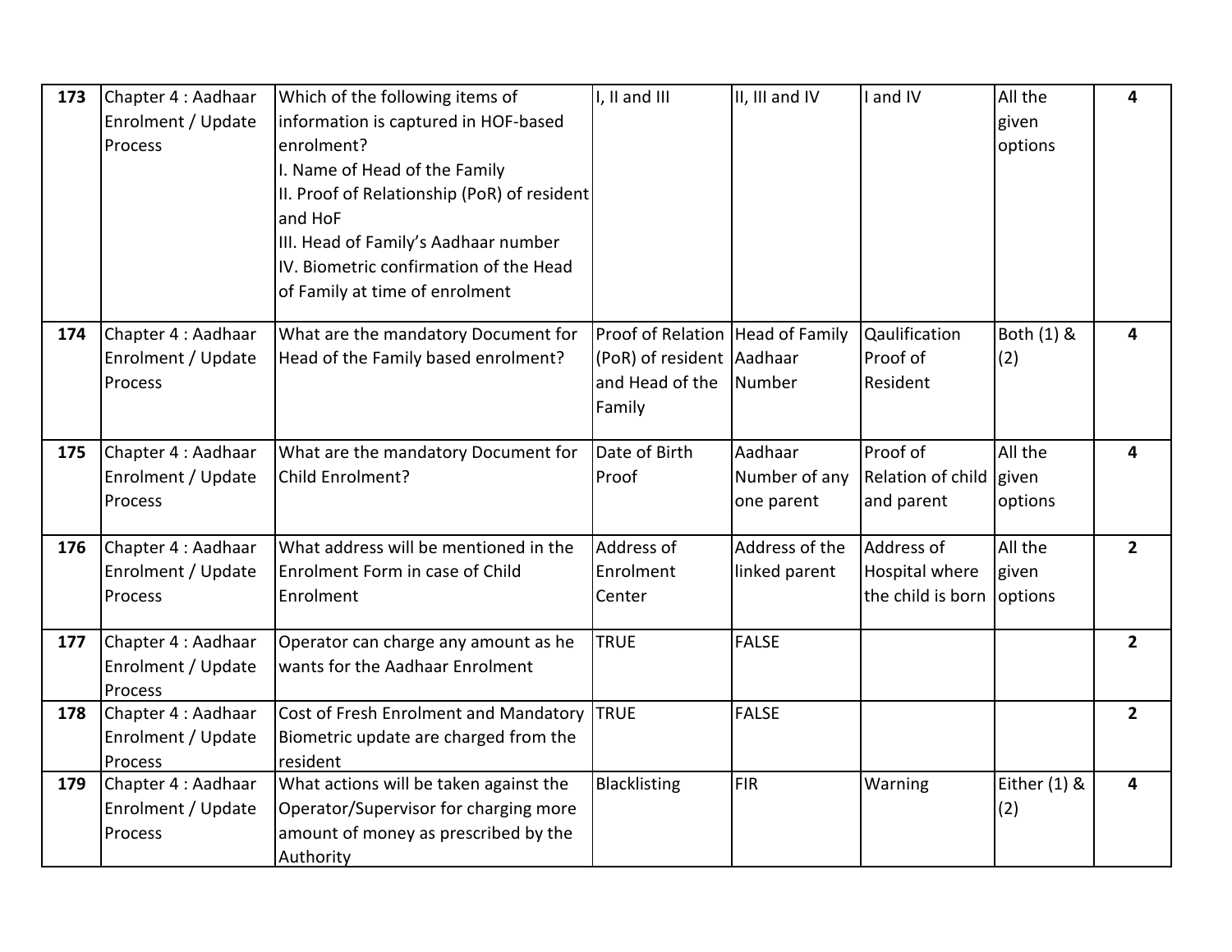| | | | | | | | |
|---|---|---|---|---|---|---|---|
| **173** | Chapter 4 : Aadhaar Enrolment / Update Process | Which of the following items of information is captured in HOF-based enrolment?<br>I. Name of Head of the Family<br>II. Proof of Relationship (PoR) of resident and HoF<br>III. Head of Family's Aadhaar number<br>IV. Biometric confirmation of the Head of Family at time of enrolment | I, II and III | II, III and IV | I and IV | All the given options | **4** |
| **174** | Chapter 4 : Aadhaar Enrolment / Update Process | What are the mandatory Document for Head of the Family based enrolment? | Proof of Relation (PoR) of resident and Head of the Family | Head of Family Aadhaar Number | Qaulification Proof of Resident | Both (1) & (2) | **4** |
| **175** | Chapter 4 : Aadhaar Enrolment / Update Process | What are the mandatory Document for Child Enrolment? | Date of Birth Proof | Aadhaar Number of any one parent | Proof of Relation of child and parent | All the given options | **4** |
| **176** | Chapter 4 : Aadhaar Enrolment / Update Process | What address will be mentioned in the Enrolment Form in case of Child Enrolment | Address of Enrolment Center | Address of the linked parent | Address of Hospital where the child is born | All the given options | **2** |
| **177** | Chapter 4 : Aadhaar Enrolment / Update Process | Operator can charge any amount as he wants for the Aadhaar Enrolment | TRUE | FALSE | | | **2** |
| **178** | Chapter 4 : Aadhaar Enrolment / Update Process | Cost of Fresh Enrolment and Mandatory Biometric update are charged from the resident | TRUE | FALSE | | | **2** |
| **179** | Chapter 4 : Aadhaar Enrolment / Update Process | What actions will be taken against the Operator/Supervisor for charging more amount of money as prescribed by the Authority | Blacklisting | FIR | Warning | Either (1) & (2) | **4** |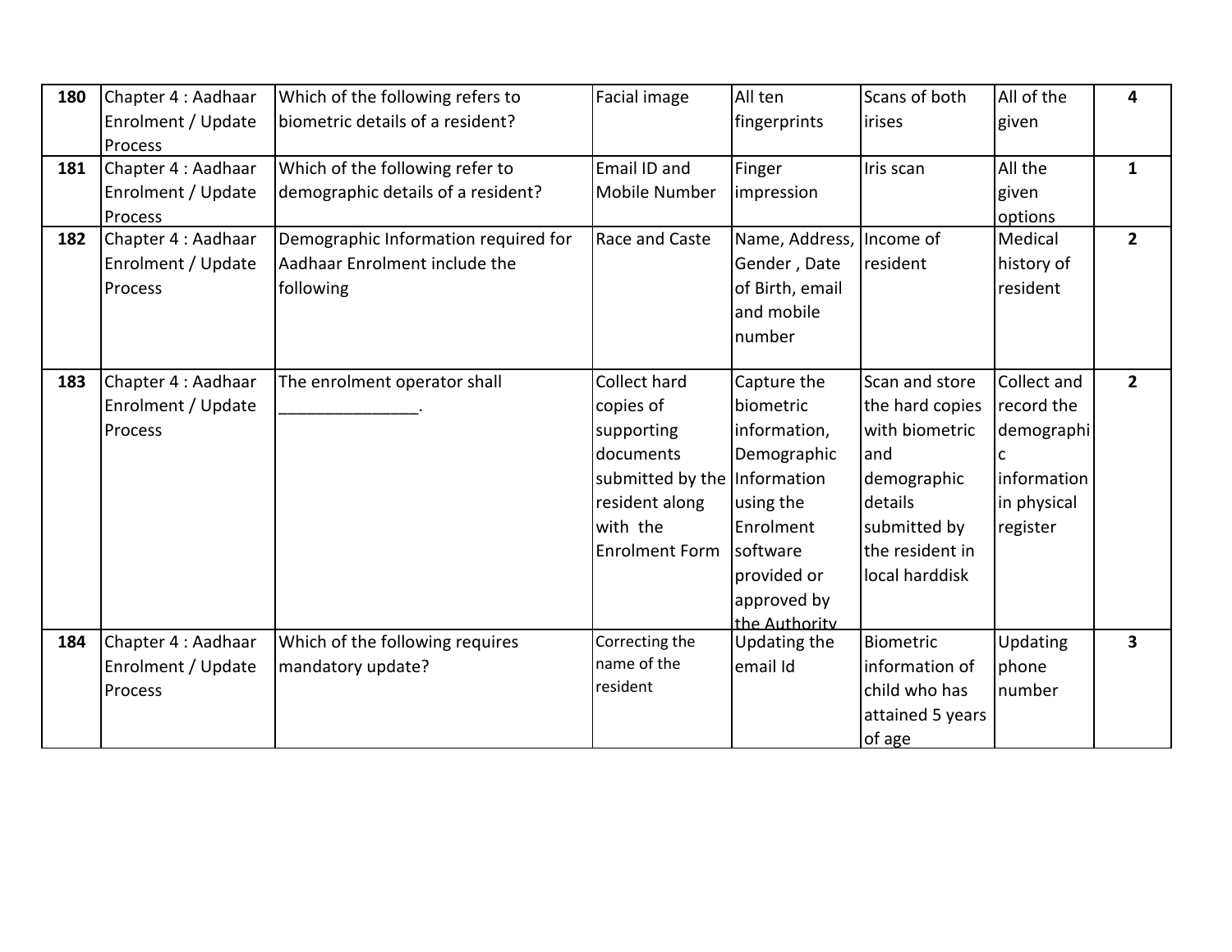| 180 | Chapter 4 : Aadhaar Enrolment / Update Process | Which of the following refers to biometric details of a resident? | Facial image | All ten fingerprints | Scans of both irises | All of the given | 4 |
|---|---|---|---|---|---|---|---|
| 181 | Chapter 4 : Aadhaar Enrolment / Update Process | Which of the following refer to demographic details of a resident? | Email ID and Mobile Number | Finger impression | Iris scan | All the given options | 1 |
| 182 | Chapter 4 : Aadhaar Enrolment / Update Process | Demographic Information required for Aadhaar Enrolment include the following | Race and Caste | Name, Address, Gender , Date of Birth, email and mobile number | Income of resident | Medical history of resident | 2 |
| 183 | Chapter 4 : Aadhaar Enrolment / Update Process | The enrolment operator shall _______________. | Collect hard copies of supporting documents submitted by the resident along with the Enrolment Form | Capture the biometric information, Demographic Information using the Enrolment software provided or approved by the Authority | Scan and store the hard copies with biometric and demographic details submitted by the resident in local harddisk | Collect and record the demographic information in physical register | 2 |
| 184 | Chapter 4 : Aadhaar Enrolment / Update Process | Which of the following requires mandatory update? | Correcting the name of the resident | Updating the email Id | Biometric information of child who has attained 5 years of age | Updating phone number | 3 |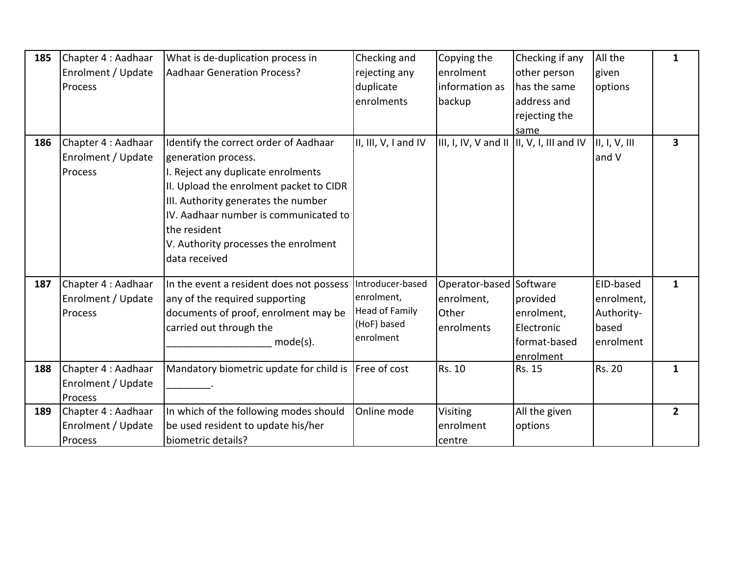| 185 | Chapter 4 : Aadhaar Enrolment / Update Process | What is de-duplication process in Aadhaar Generation Process? | Checking and rejecting any duplicate enrolments | Copying the enrolment information as backup | Checking if any other person has the same address and rejecting the same | All the given options | 1 |
|---|---|---|---|---|---|---|---|
| 186 | Chapter 4 : Aadhaar Enrolment / Update Process | Identify the correct order of Aadhaar generation process.<br>I. Reject any duplicate enrolments<br>II. Upload the enrolment packet to CIDR<br>III. Authority generates the number<br>IV. Aadhaar number is communicated to the resident<br>V. Authority processes the enrolment data received | II, III, V, I and IV | III, I, IV, V and II | II, V, I, III and IV | II, I, V, III and V | 3 |
| 187 | Chapter 4 : Aadhaar Enrolment / Update Process | In the event a resident does not possess any of the required supporting documents of proof, enrolment may be carried out through the __________________ mode(s). | Introducer-based enrolment, Head of Family (HoF) based enrolment | Operator-based enrolment, Other enrolments | Software provided enrolment, Electronic format-based enrolment | EID-based enrolment, Authority-based enrolment | 1 |
| 188 | Chapter 4 : Aadhaar Enrolment / Update Process | Mandatory biometric update for child is ________. | Free of cost | Rs. 10 | Rs. 15 | Rs. 20 | 1 |
| 189 | Chapter 4 : Aadhaar Enrolment / Update Process | In which of the following modes should be used resident to update his/her biometric details? | Online mode | Visiting enrolment centre | All the given options | | 2 |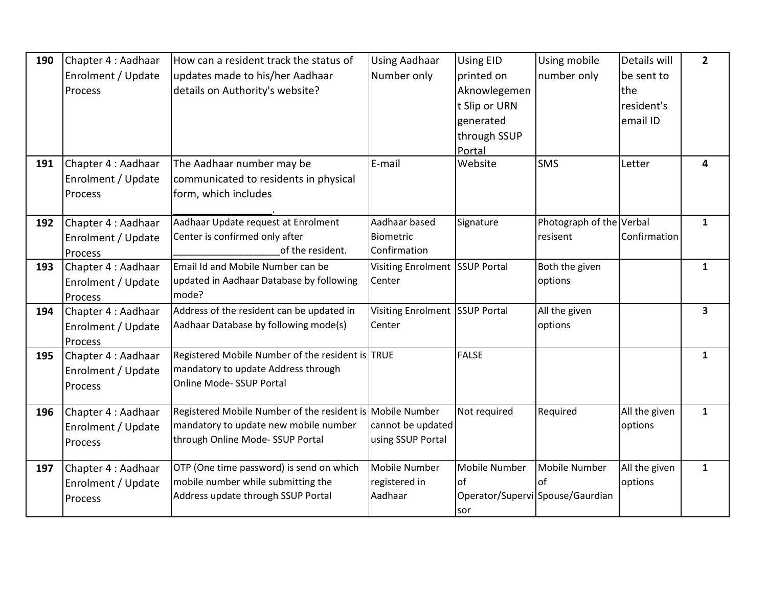| 190 | Chapter 4 : Aadhaar Enrolment / Update Process | How can a resident track the status of updates made to his/her Aadhaar details on Authority's website? | Using Aadhaar Number only | Using EID printed on Aknowlegement Slip or URN generated through SSUP Portal | Using mobile number only | Details will be sent to the resident's email ID | 2 |
|---|---|---|---|---|---|---|---|
| 191 | Chapter 4 : Aadhaar Enrolment / Update Process | The Aadhaar number may be communicated to residents in physical form, which includes __________________. | E-mail | Website | SMS | Letter | 4 |
| 192 | Chapter 4 : Aadhaar Enrolment / Update Process | Aadhaar Update request at Enrolment Center is confirmed only after ___________________of the resident. | Aadhaar based Biometric Confirmation | Signature | Photograph of the resisent | Verbal Confirmation | 1 |
| 193 | Chapter 4 : Aadhaar Enrolment / Update Process | Email Id and Mobile Number can be updated in Aadhaar Database by following mode? | Visiting Enrolment Center | SSUP Portal | Both the given options | | 1 |
| 194 | Chapter 4 : Aadhaar Enrolment / Update Process | Address of the resident can be updated in Aadhaar Database by following mode(s) | Visiting Enrolment Center | SSUP Portal | All the given options | | 3 |
| 195 | Chapter 4 : Aadhaar Enrolment / Update Process | Registered Mobile Number of the resident is mandatory to update Address through Online Mode- SSUP Portal | TRUE | FALSE | | | 1 |
| 196 | Chapter 4 : Aadhaar Enrolment / Update Process | Registered Mobile Number of the resident is mandatory to update new mobile number through Online Mode- SSUP Portal | Mobile Number cannot be updated using SSUP Portal | Not required | Required | All the given options | 1 |
| 197 | Chapter 4 : Aadhaar Enrolment / Update Process | OTP (One time password) is send on which mobile number while submitting the Address update through SSUP Portal | Mobile Number registered in Aadhaar | Mobile Number of Operator/Supervisor | Mobile Number of Spouse/Gaurdian | All the given options | 1 |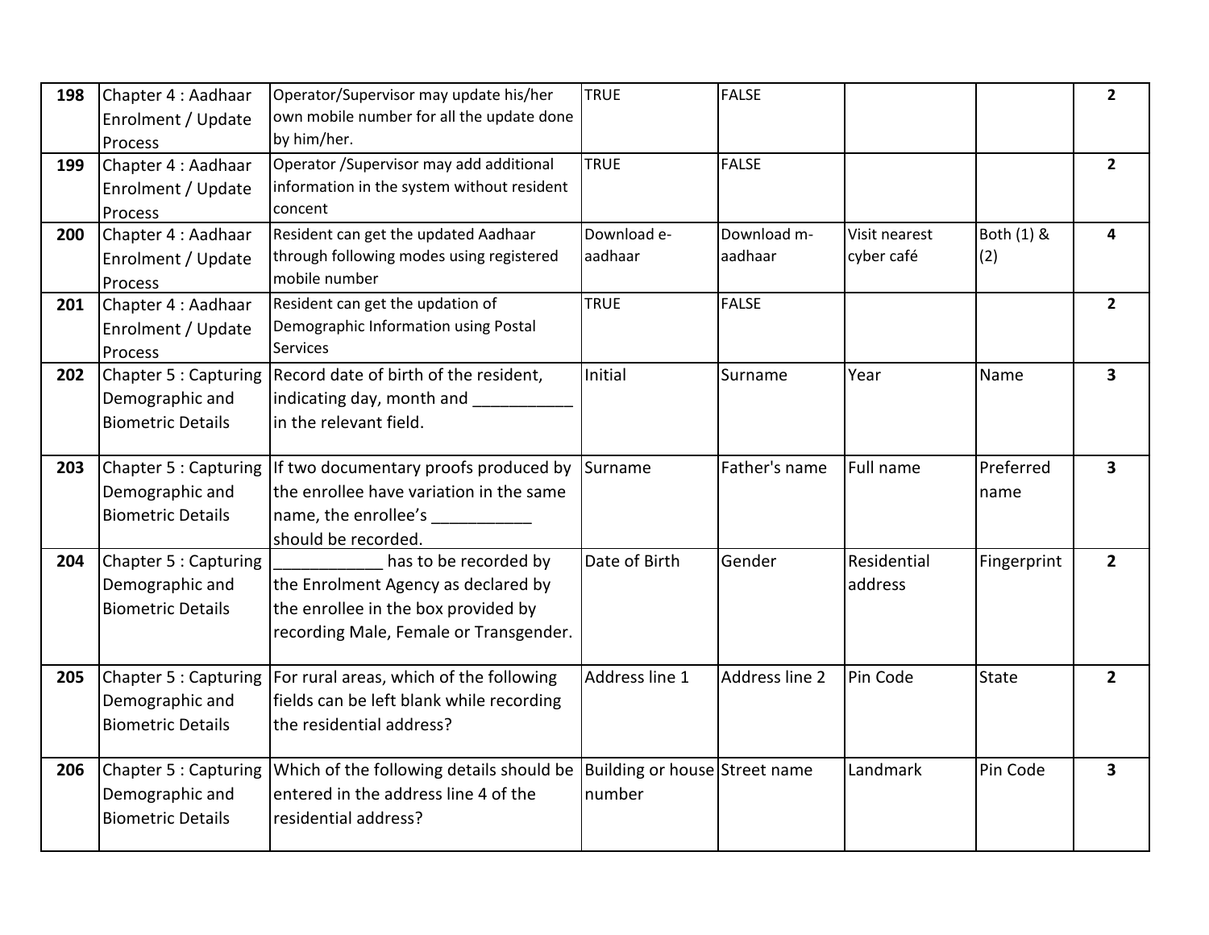| | | | | | | | |
|---|---|---|---|---|---|---|---|
| 198 | Chapter 4 : Aadhaar Enrolment / Update Process | Operator/Supervisor may update his/her own mobile number for all the update done by him/her. | TRUE | FALSE | | | 2 |
| 199 | Chapter 4 : Aadhaar Enrolment / Update Process | Operator /Supervisor may add additional information in the system without resident concent | TRUE | FALSE | | | 2 |
| 200 | Chapter 4 : Aadhaar Enrolment / Update Process | Resident can get the updated Aadhaar through following modes using registered mobile number | Download e-aadhaar | Download m-aadhaar | Visit nearest cyber café | Both (1) & (2) | 4 |
| 201 | Chapter 4 : Aadhaar Enrolment / Update Process | Resident can get the updation of Demographic Information using Postal Services | TRUE | FALSE | | | 2 |
| 202 | Chapter 5 : Capturing Demographic and Biometric Details | Record date of birth of the resident, indicating day, month and ___________ in the relevant field. | Initial | Surname | Year | Name | 3 |
| 203 | Chapter 5 : Capturing Demographic and Biometric Details | If two documentary proofs produced by the enrollee have variation in the same name, the enrollee's ___________ should be recorded. | Surname | Father's name | Full name | Preferred name | 3 |
| 204 | Chapter 5 : Capturing Demographic and Biometric Details | ____________ has to be recorded by the Enrolment Agency as declared by the enrollee in the box provided by recording Male, Female or Transgender. | Date of Birth | Gender | Residential address | Fingerprint | 2 |
| 205 | Chapter 5 : Capturing Demographic and Biometric Details | For rural areas, which of the following fields can be left blank while recording the residential address? | Address line 1 | Address line 2 | Pin Code | State | 2 |
| 206 | Chapter 5 : Capturing Demographic and Biometric Details | Which of the following details should be entered in the address line 4 of the residential address? | Building or house number | Street name | Landmark | Pin Code | 3 |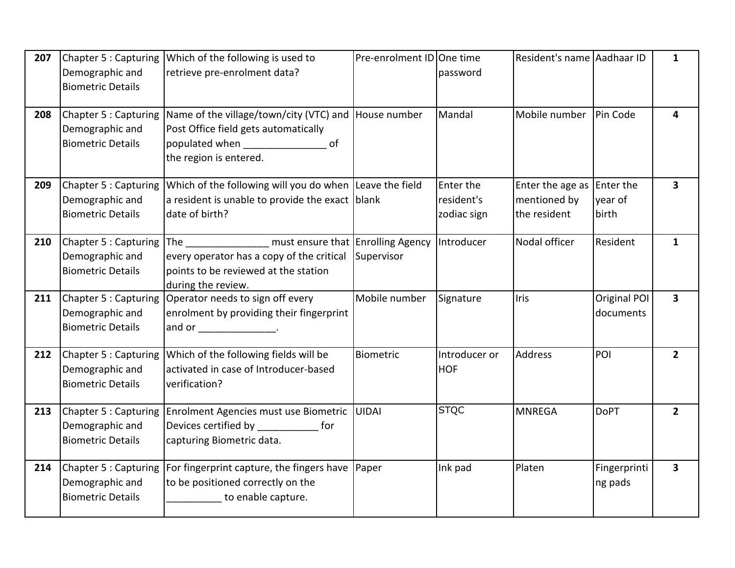| | | | | | | | |
|---|---|---|---|---|---|---|---|
| **207** | Chapter 5 : Capturing Demographic and Biometric Details | Which of the following is used to retrieve pre-enrolment data? | Pre-enrolment ID | One time password | Resident's name | Aadhaar ID | **1** |
| **208** | Chapter 5 : Capturing Demographic and Biometric Details | Name of the village/town/city (VTC) and Post Office field gets automatically populated when _______________ of the region is entered. | House number | Mandal | Mobile number | Pin Code | **4** |
| **209** | Chapter 5 : Capturing Demographic and Biometric Details | Which of the following will you do when a resident is unable to provide the exact date of birth? | Leave the field blank | Enter the resident's zodiac sign | Enter the age as mentioned by the resident | Enter the year of birth | **3** |
| **210** | Chapter 5 : Capturing Demographic and Biometric Details | The _______________ must ensure that every operator has a copy of the critical points to be reviewed at the station during the review. | Enrolling Agency Supervisor | Introducer | Nodal officer | Resident | **1** |
| **211** | Chapter 5 : Capturing Demographic and Biometric Details | Operator needs to sign off every enrolment by providing their fingerprint and or ______________. | Mobile number | Signature | Iris | Original POI documents | **3** |
| **212** | Chapter 5 : Capturing Demographic and Biometric Details | Which of the following fields will be activated in case of Introducer-based verification? | Biometric | Introducer or HOF | Address | POI | **2** |
| **213** | Chapter 5 : Capturing Demographic and Biometric Details | Enrolment Agencies must use Biometric Devices certified by ___________ for capturing Biometric data. | UIDAI | STQC | MNREGA | DoPT | **2** |
| **214** | Chapter 5 : Capturing Demographic and Biometric Details | For fingerprint capture, the fingers have to be positioned correctly on the __________ to enable capture. | Paper | Ink pad | Platen | Fingerprinting pads | **3** |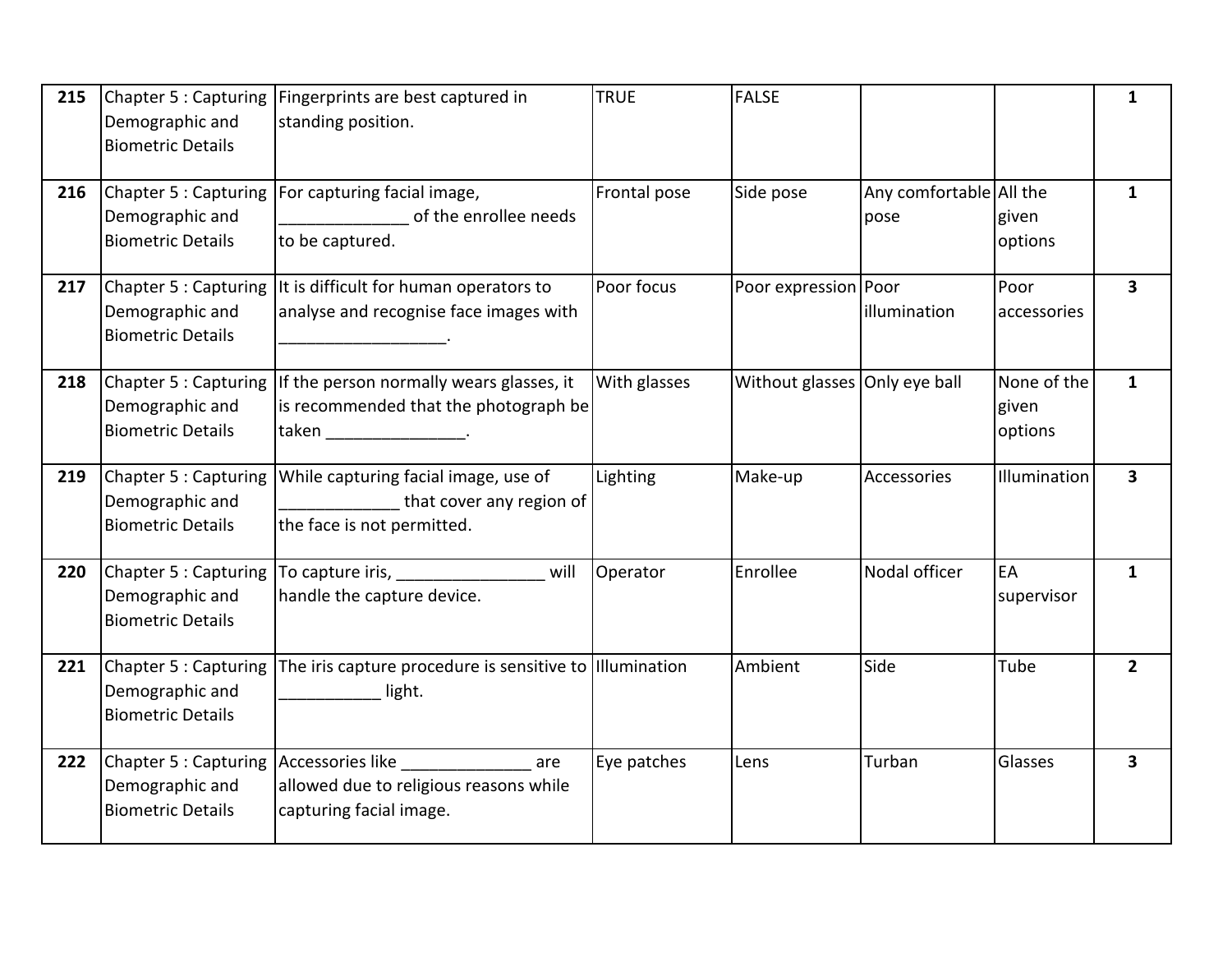| | | | | | | | |
|---|---|---|---|---|---|---|---|
| **215** | Chapter 5 : Capturing Demographic and Biometric Details | Fingerprints are best captured in standing position. | TRUE | FALSE | | | **1** |
| **216** | Chapter 5 : Capturing Demographic and Biometric Details | For capturing facial image, ______________ of the enrollee needs to be captured. | Frontal pose | Side pose | Any comfortable pose | All the given options | **1** |
| **217** | Chapter 5 : Capturing Demographic and Biometric Details | It is difficult for human operators to analyse and recognise face images with __________________. | Poor focus | Poor expression | Poor illumination | Poor accessories | **3** |
| **218** | Chapter 5 : Capturing Demographic and Biometric Details | If the person normally wears glasses, it is recommended that the photograph be taken _______________. | With glasses | Without glasses | Only eye ball | None of the given options | **1** |
| **219** | Chapter 5 : Capturing Demographic and Biometric Details | While capturing facial image, use of _____________ that cover any region of the face is not permitted. | Lighting | Make-up | Accessories | Illumination | **3** |
| **220** | Chapter 5 : Capturing Demographic and Biometric Details | To capture iris, ________________ will handle the capture device. | Operator | Enrollee | Nodal officer | EA supervisor | **1** |
| **221** | Chapter 5 : Capturing Demographic and Biometric Details | The iris capture procedure is sensitive to ___________ light. | Illumination | Ambient | Side | Tube | **2** |
| **222** | Chapter 5 : Capturing Demographic and Biometric Details | Accessories like ______________ are allowed due to religious reasons while capturing facial image. | Eye patches | Lens | Turban | Glasses | **3** |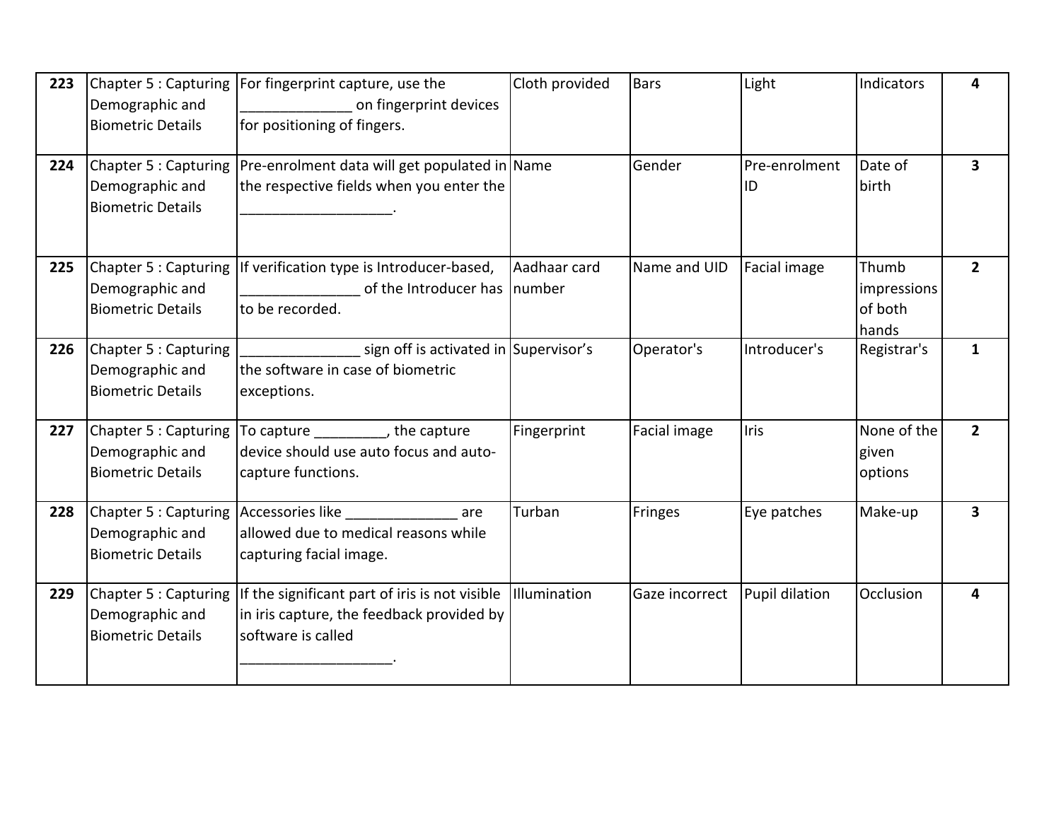| | | | | | | | |
|---|---|---|---|---|---|---|---|
| **223** | Chapter 5 : Capturing Demographic and Biometric Details | For fingerprint capture, use the ______________ on fingerprint devices for positioning of fingers. | Cloth provided | Bars | Light | Indicators | **4** |
| **224** | Chapter 5 : Capturing Demographic and Biometric Details | Pre-enrolment data will get populated in the respective fields when you enter the ___________________. | Name | Gender | Pre-enrolment ID | Date of birth | **3** |
| **225** | Chapter 5 : Capturing Demographic and Biometric Details | If verification type is Introducer-based, _______________ of the Introducer has to be recorded. | Aadhaar card number | Name and UID | Facial image | Thumb impressions of both hands | **2** |
| **226** | Chapter 5 : Capturing Demographic and Biometric Details | _______________ sign off is activated in the software in case of biometric exceptions. | Supervisor's | Operator's | Introducer's | Registrar's | **1** |
| **227** | Chapter 5 : Capturing Demographic and Biometric Details | To capture _________, the capture device should use auto focus and auto-capture functions. | Fingerprint | Facial image | Iris | None of the given options | **2** |
| **228** | Chapter 5 : Capturing Demographic and Biometric Details | Accessories like ______________ are allowed due to medical reasons while capturing facial image. | Turban | Fringes | Eye patches | Make-up | **3** |
| **229** | Chapter 5 : Capturing Demographic and Biometric Details | If the significant part of iris is not visible in iris capture, the feedback provided by software is called ___________________. | Illumination | Gaze incorrect | Pupil dilation | Occlusion | **4** |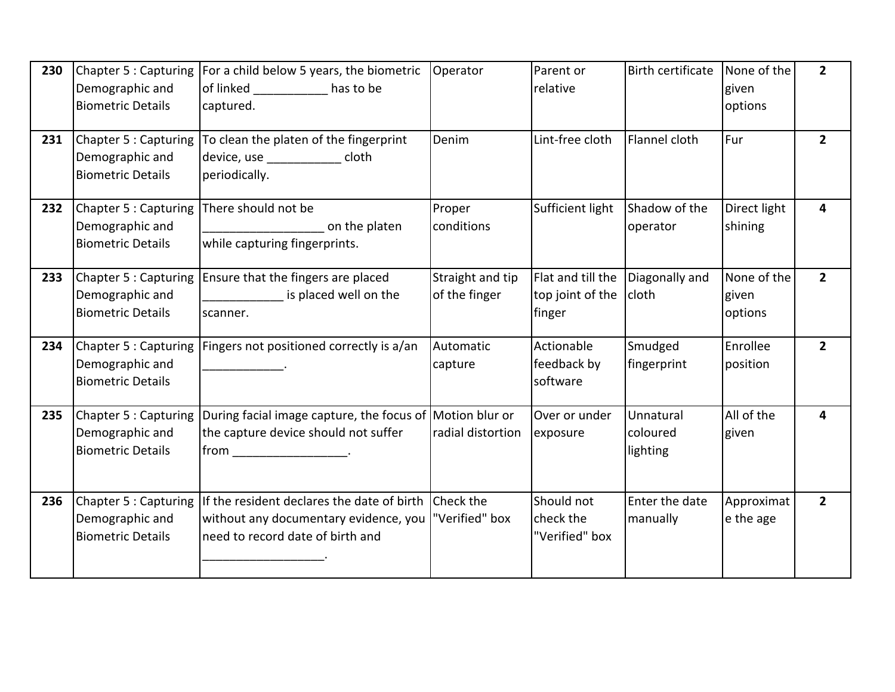| 230 | Chapter 5 : Capturing Demographic and Biometric Details | For a child below 5 years, the biometric of linked ___________ has to be captured. | Operator | Parent or relative | Birth certificate | None of the given options | 2 |
|---|---|---|---|---|---|---|---|
| 231 | Chapter 5 : Capturing Demographic and Biometric Details | To clean the platen of the fingerprint device, use ___________ cloth periodically. | Denim | Lint-free cloth | Flannel cloth | Fur | 2 |
| 232 | Chapter 5 : Capturing Demographic and Biometric Details | There should not be __________________ on the platen while capturing fingerprints. | Proper conditions | Sufficient light | Shadow of the operator | Direct light shining | 4 |
| 233 | Chapter 5 : Capturing Demographic and Biometric Details | Ensure that the fingers are placed ____________ is placed well on the scanner. | Straight and tip of the finger | Flat and till the top joint of the finger | Diagonally and cloth | None of the given options | 2 |
| 234 | Chapter 5 : Capturing Demographic and Biometric Details | Fingers not positioned correctly is a/an ____________. | Automatic capture | Actionable feedback by software | Smudged fingerprint | Enrollee position | 2 |
| 235 | Chapter 5 : Capturing Demographic and Biometric Details | During facial image capture, the focus of the capture device should not suffer from _________________. | Motion blur or radial distortion | Over or under exposure | Unnatural coloured lighting | All of the given | 4 |
| 236 | Chapter 5 : Capturing Demographic and Biometric Details | If the resident declares the date of birth without any documentary evidence, you need to record date of birth and __________________. | Check the "Verified" box | Should not check the "Verified" box | Enter the date manually | Approximate the age | 2 |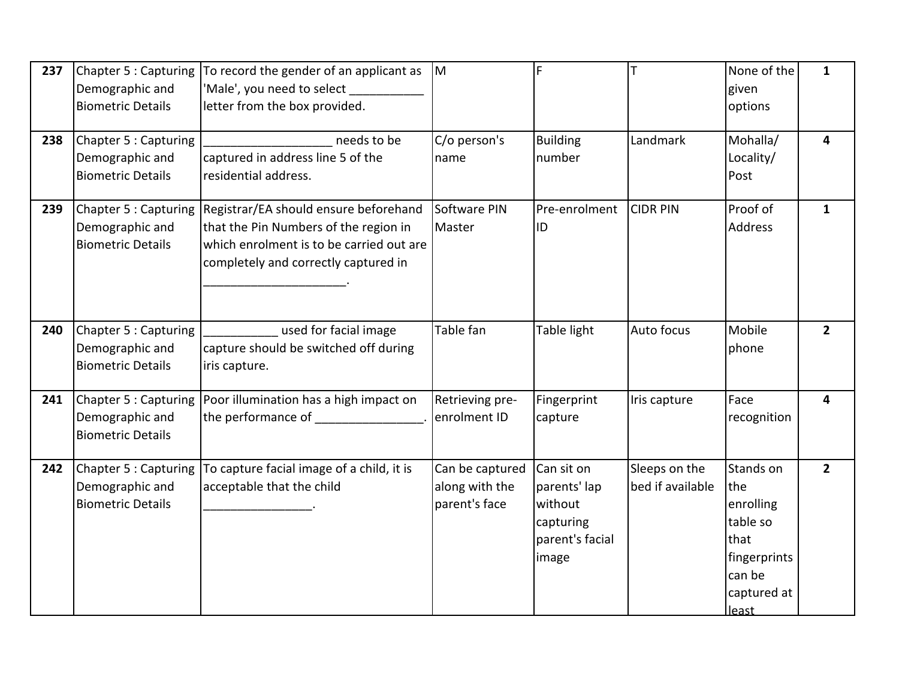| 237 | Chapter 5 : Capturing Demographic and Biometric Details | To record the gender of an applicant as 'Male', you need to select ___________ letter from the box provided. | M | F | T | None of the given options | 1 |
|---|---|---|---|---|---|---|---|
| 238 | Chapter 5 : Capturing Demographic and Biometric Details | ___________________ needs to be captured in address line 5 of the residential address. | C/o person's name | Building number | Landmark | Mohalla/ Locality/ Post | 4 |
| 239 | Chapter 5 : Capturing Demographic and Biometric Details | Registrar/EA should ensure beforehand that the Pin Numbers of the region in which enrolment is to be carried out are completely and correctly captured in _____________________. | Software PIN Master | Pre-enrolment ID | CIDR PIN | Proof of Address | 1 |
| 240 | Chapter 5 : Capturing Demographic and Biometric Details | ___________ used for facial image capture should be switched off during iris capture. | Table fan | Table light | Auto focus | Mobile phone | 2 |
| 241 | Chapter 5 : Capturing Demographic and Biometric Details | Poor illumination has a high impact on the performance of ________________. | Retrieving pre-enrolment ID | Fingerprint capture | Iris capture | Face recognition | 4 |
| 242 | Chapter 5 : Capturing Demographic and Biometric Details | To capture facial image of a child, it is acceptable that the child ________________. | Can be captured along with the parent's face | Can sit on parents' lap without capturing parent's facial image | Sleeps on the bed if available | Stands on the enrolling table so that fingerprints can be captured at least | 2 |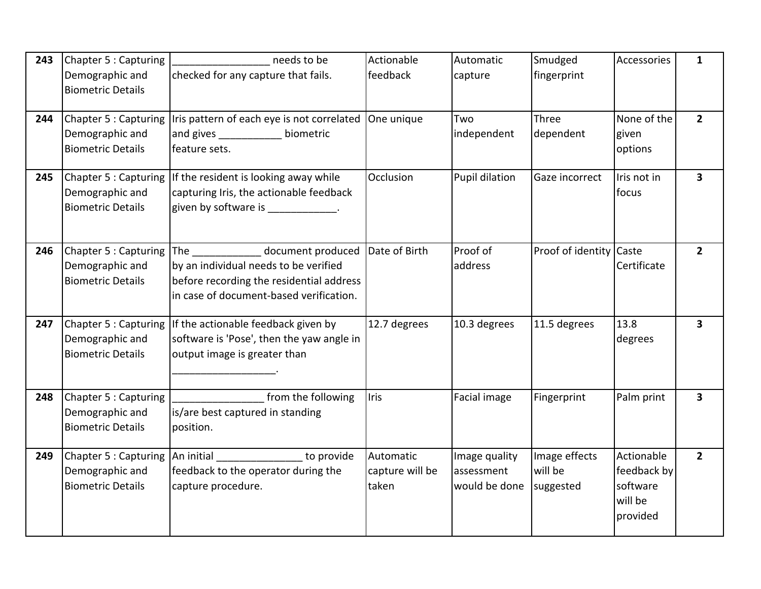| 243 | Chapter 5 : Capturing Demographic and Biometric Details | _________________ needs to be checked for any capture that fails. | Actionable feedback | Automatic capture | Smudged fingerprint | Accessories | 1 |
|---|---|---|---|---|---|---|---|
| 244 | Chapter 5 : Capturing Demographic and Biometric Details | Iris pattern of each eye is not correlated and gives ___________ biometric feature sets. | One unique | Two independent | Three dependent | None of the given options | 2 |
| 245 | Chapter 5 : Capturing Demographic and Biometric Details | If the resident is looking away while capturing Iris, the actionable feedback given by software is ____________. | Occlusion | Pupil dilation | Gaze incorrect | Iris not in focus | 3 |
| 246 | Chapter 5 : Capturing Demographic and Biometric Details | The ____________ document produced by an individual needs to be verified before recording the residential address in case of document-based verification. | Date of Birth | Proof of address | Proof of identity | Caste Certificate | 2 |
| 247 | Chapter 5 : Capturing Demographic and Biometric Details | If the actionable feedback given by software is 'Pose', then the yaw angle in output image is greater than __________________. | 12.7 degrees | 10.3 degrees | 11.5 degrees | 13.8 degrees | 3 |
| 248 | Chapter 5 : Capturing Demographic and Biometric Details | ________________ from the following is/are best captured in standing position. | Iris | Facial image | Fingerprint | Palm print | 3 |
| 249 | Chapter 5 : Capturing Demographic and Biometric Details | An initial _______________ to provide feedback to the operator during the capture procedure. | Automatic capture will be taken | Image quality assessment would be done | Image effects will be suggested | Actionable feedback by software will be provided | 2 |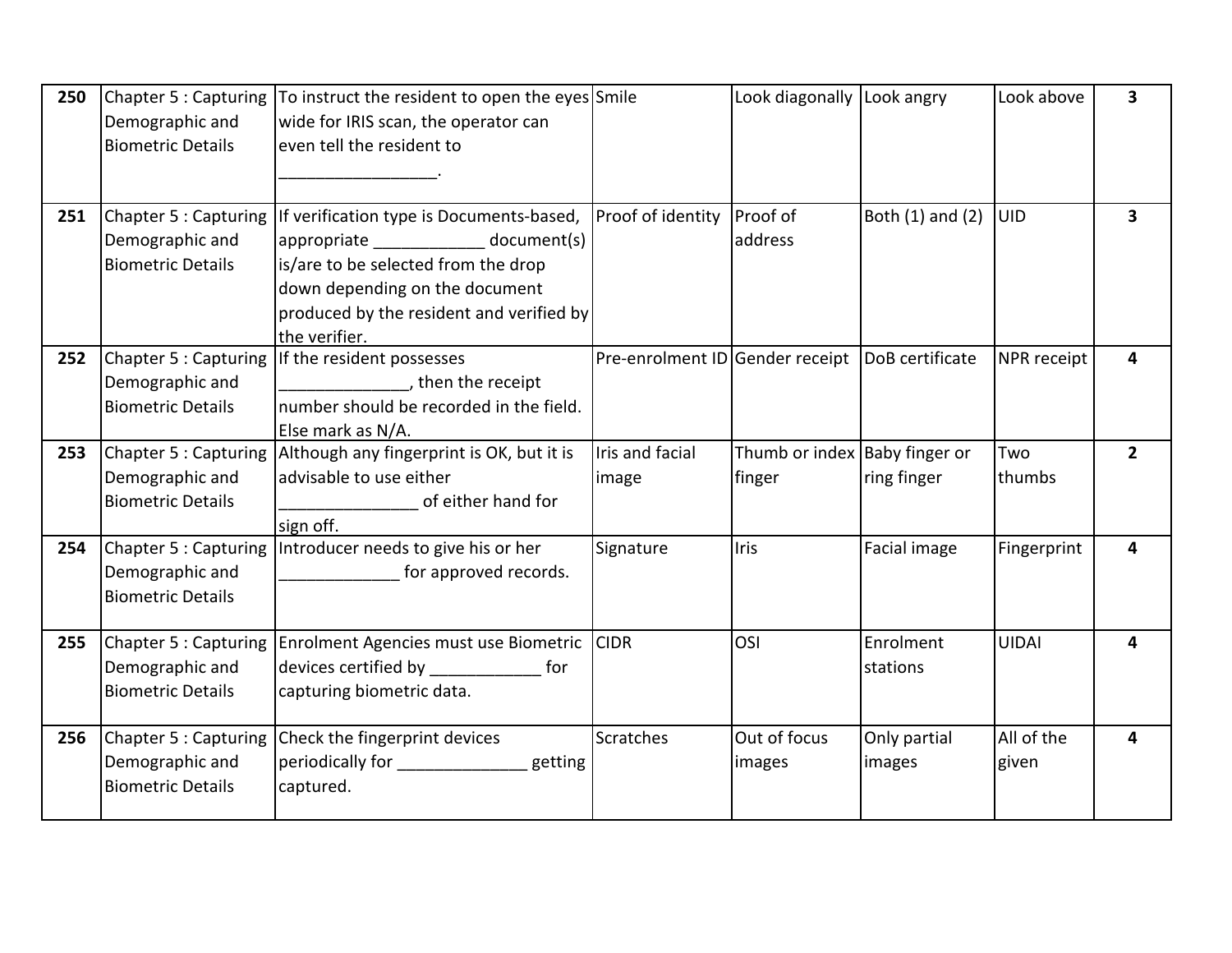| 250 | Chapter 5 : Capturing Demographic and Biometric Details | To instruct the resident to open the eyes wide for IRIS scan, the operator can even tell the resident to _________________. | Smile | Look diagonally | Look angry | Look above | 3 |
|---|---|---|---|---|---|---|---|
| 251 | Chapter 5 : Capturing Demographic and Biometric Details | If verification type is Documents-based, appropriate ____________ document(s) is/are to be selected from the drop down depending on the document produced by the resident and verified by the verifier. | Proof of identity | Proof of address | Both (1) and (2) | UID | 3 |
| 252 | Chapter 5 : Capturing Demographic and Biometric Details | If the resident possesses ______________, then the receipt number should be recorded in the field. Else mark as N/A. | Pre-enrolment ID | Gender receipt | DoB certificate | NPR receipt | 4 |
| 253 | Chapter 5 : Capturing Demographic and Biometric Details | Although any fingerprint is OK, but it is advisable to use either _______________ of either hand for sign off. | Iris and facial image | Thumb or index finger | Baby finger or ring finger | Two thumbs | 2 |
| 254 | Chapter 5 : Capturing Demographic and Biometric Details | Introducer needs to give his or her _____________ for approved records. | Signature | Iris | Facial image | Fingerprint | 4 |
| 255 | Chapter 5 : Capturing Demographic and Biometric Details | Enrolment Agencies must use Biometric devices certified by ____________ for capturing biometric data. | CIDR | OSI | Enrolment stations | UIDAI | 4 |
| 256 | Chapter 5 : Capturing Demographic and Biometric Details | Check the fingerprint devices periodically for ______________ getting captured. | Scratches | Out of focus images | Only partial images | All of the given | 4 |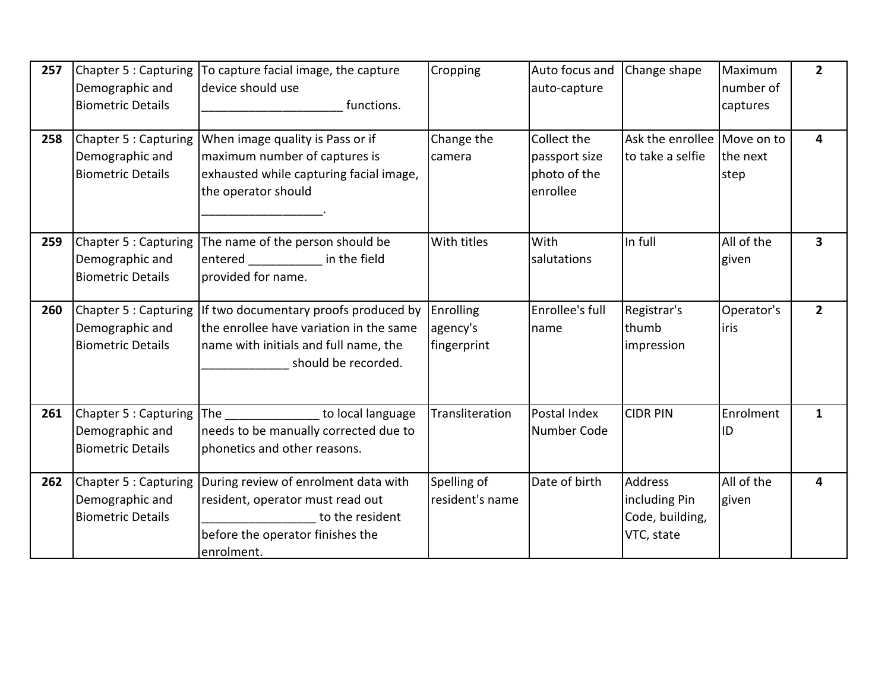| 257 | Chapter 5 : Capturing Demographic and Biometric Details | To capture facial image, the capture device should use _____________________ functions. | Cropping | Auto focus and auto-capture | Change shape | Maximum number of captures | 2 |
|---|---|---|---|---|---|---|---|
| 258 | Chapter 5 : Capturing Demographic and Biometric Details | When image quality is Pass or if maximum number of captures is exhausted while capturing facial image, the operator should __________________. | Change the camera | Collect the passport size photo of the enrollee | Ask the enrollee to take a selfie | Move on to the next step | 4 |
| 259 | Chapter 5 : Capturing Demographic and Biometric Details | The name of the person should be entered ___________ in the field provided for name. | With titles | With salutations | In full | All of the given | 3 |
| 260 | Chapter 5 : Capturing Demographic and Biometric Details | If two documentary proofs produced by the enrollee have variation in the same name with initials and full name, the _____________ should be recorded. | Enrolling agency's fingerprint | Enrollee's full name | Registrar's thumb impression | Operator's iris | 2 |
| 261 | Chapter 5 : Capturing Demographic and Biometric Details | The ______________ to local language needs to be manually corrected due to phonetics and other reasons. | Transliteration | Postal Index Number Code | CIDR PIN | Enrolment ID | 1 |
| 262 | Chapter 5 : Capturing Demographic and Biometric Details | During review of enrolment data with resident, operator must read out _________________ to the resident before the operator finishes the enrolment. | Spelling of resident's name | Date of birth | Address including Pin Code, building, VTC, state | All of the given | 4 |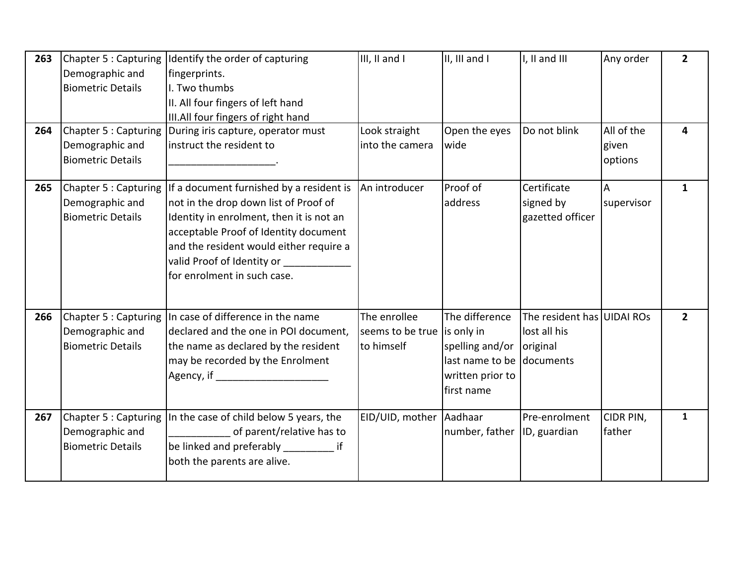| 263 | Chapter 5 : Capturing Demographic and Biometric Details | Identify the order of capturing fingerprints.<br>I. Two thumbs<br>II. All four fingers of left hand<br>III.All four fingers of right hand | III, II and I | II, III and I | I, II and III | Any order | 2 |
|---|---|---|---|---|---|---|---|
| 264 | Chapter 5 : Capturing Demographic and Biometric Details | During iris capture, operator must instruct the resident to ___________________. | Look straight into the camera | Open the eyes wide | Do not blink | All of the given options | 4 |
| 265 | Chapter 5 : Capturing Demographic and Biometric Details | If a document furnished by a resident is not in the drop down list of Proof of Identity in enrolment, then it is not an acceptable Proof of Identity document and the resident would either require a valid Proof of Identity or ___________ for enrolment in such case. | An introducer | Proof of address | Certificate signed by gazetted officer | A supervisor | 1 |
| 266 | Chapter 5 : Capturing Demographic and Biometric Details | In case of difference in the name declared and the one in POI document, the name as declared by the resident may be recorded by the Enrolment Agency, if ___________________ | The enrollee seems to be true to himself | The difference is only in spelling and/or last name to be written prior to first name | The resident has lost all his original documents | UIDAI ROs | 2 |
| 267 | Chapter 5 : Capturing Demographic and Biometric Details | In the case of child below 5 years, the __________ of parent/relative has to be linked and preferably _________ if both the parents are alive. | EID/UID, mother | Aadhaar number, father | Pre-enrolment ID, guardian | CIDR PIN, father | 1 |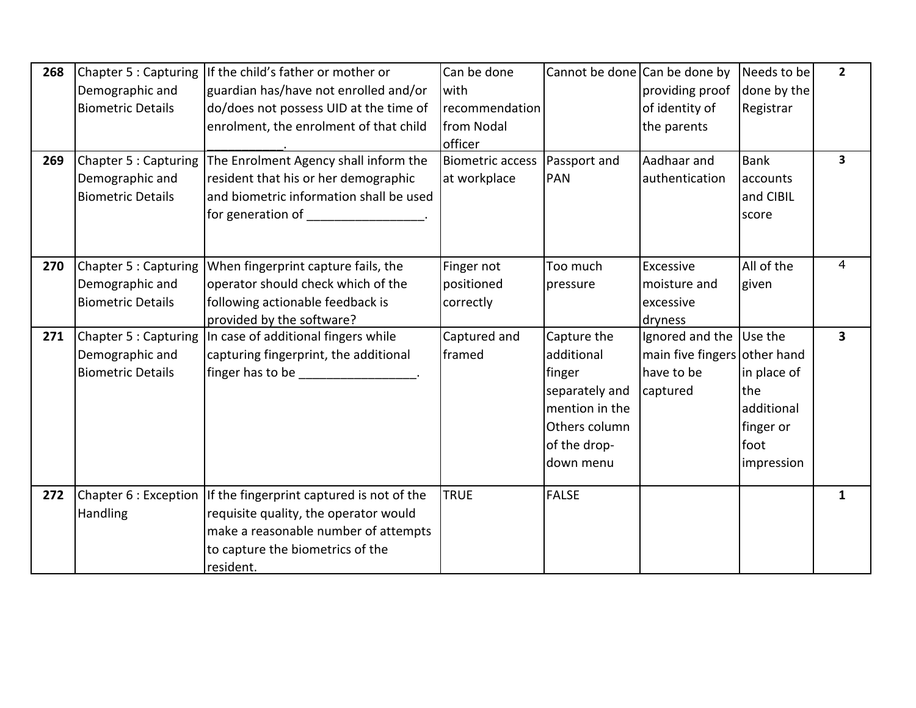| 268 | Chapter 5 : Capturing Demographic and Biometric Details | If the child's father or mother or guardian has/have not enrolled and/or do/does not possess UID at the time of enrolment, the enrolment of that child ___________. | Can be done with recommendation from Nodal officer | Cannot be done | Can be done by providing proof of identity of the parents | Needs to be done by the Registrar | **2** |
|---|---|---|---|---|---|---|---|
| **269** | Chapter 5 : Capturing Demographic and Biometric Details | The Enrolment Agency shall inform the resident that his or her demographic and biometric information shall be used for generation of _________________. | Biometric access at workplace | Passport and PAN | Aadhaar and authentication | Bank accounts and CIBIL score | **3** |
| **270** | Chapter 5 : Capturing Demographic and Biometric Details | When fingerprint capture fails, the operator should check which of the following actionable feedback is provided by the software? | Finger not positioned correctly | Too much pressure | Excessive moisture and excessive dryness | All of the given | 4 |
| **271** | Chapter 5 : Capturing Demographic and Biometric Details | In case of additional fingers while capturing fingerprint, the additional finger has to be _________________. | Captured and framed | Capture the additional finger separately and mention in the Others column of the drop-down menu | Ignored and the main five fingers have to be captured | Use the other hand in place of the additional finger or foot impression | **3** |
| **272** | Chapter 6 : Exception Handling | If the fingerprint captured is not of the requisite quality, the operator would make a reasonable number of attempts to capture the biometrics of the resident. | TRUE | FALSE | | | **1** |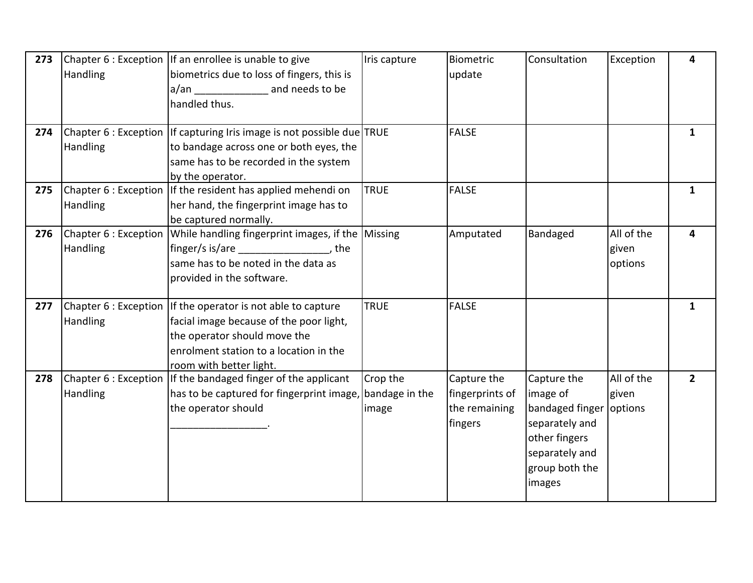| | | | | | | | |
|---|---|---|---|---|---|---|---|
| **273** | Chapter 6 : Exception Handling | If an enrollee is unable to give biometrics due to loss of fingers, this is a/an _____________ and needs to be handled thus. | Iris capture | Biometric update | Consultation | Exception | **4** |
| **274** | Chapter 6 : Exception Handling | If capturing Iris image is not possible due to bandage across one or both eyes, the same has to be recorded in the system by the operator. | TRUE | FALSE | | | **1** |
| **275** | Chapter 6 : Exception Handling | If the resident has applied mehendi on her hand, the fingerprint image has to be captured normally. | TRUE | FALSE | | | **1** |
| **276** | Chapter 6 : Exception Handling | While handling fingerprint images, if the finger/s is/are ________________, the same has to be noted in the data as provided in the software. | Missing | Amputated | Bandaged | All of the given options | **4** |
| **277** | Chapter 6 : Exception Handling | If the operator is not able to capture facial image because of the poor light, the operator should move the enrolment station to a location in the room with better light. | TRUE | FALSE | | | **1** |
| **278** | Chapter 6 : Exception Handling | If the bandaged finger of the applicant has to be captured for fingerprint image, the operator should _________________. | Crop the bandage in the image | Capture the fingerprints of the remaining fingers | Capture the image of bandaged finger separately and other fingers separately and group both the images | All of the given options | **2** |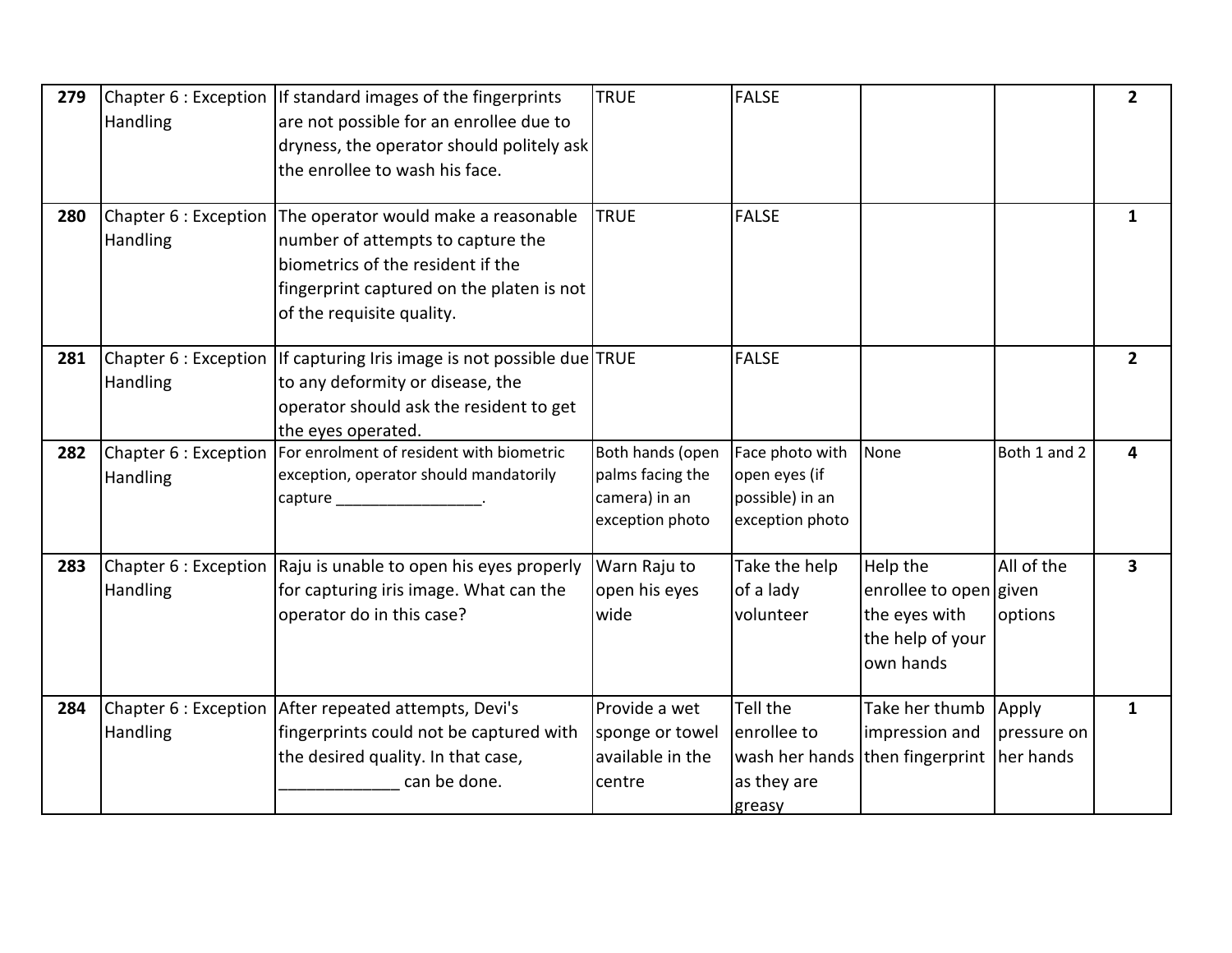| | | | | | | | |
|---|---|---|---|---|---|---|---|
| **279** | Chapter 6 : Exception Handling | If standard images of the fingerprints are not possible for an enrollee due to dryness, the operator should politely ask the enrollee to wash his face. | TRUE | FALSE | | | **2** |
| **280** | Chapter 6 : Exception Handling | The operator would make a reasonable number of attempts to capture the biometrics of the resident if the fingerprint captured on the platen is not of the requisite quality. | TRUE | FALSE | | | **1** |
| **281** | Chapter 6 : Exception Handling | If capturing Iris image is not possible due to any deformity or disease, the operator should ask the resident to get the eyes operated. | TRUE | FALSE | | | **2** |
| **282** | Chapter 6 : Exception Handling | For enrolment of resident with biometric exception, operator should mandatorily capture _________________. | Both hands (open palms facing the camera) in an exception photo | Face photo with open eyes (if possible) in an exception photo | None | Both 1 and 2 | **4** |
| **283** | Chapter 6 : Exception Handling | Raju is unable to open his eyes properly for capturing iris image. What can the operator do in this case? | Warn Raju to open his eyes wide | Take the help of a lady volunteer | Help the enrollee to open the eyes with the help of your own hands | All of the given options | **3** |
| **284** | Chapter 6 : Exception Handling | After repeated attempts, Devi's fingerprints could not be captured with the desired quality. In that case, _____________ can be done. | Provide a wet sponge or towel available in the centre | Tell the enrollee to wash her hands as they are greasy | Take her thumb impression and then fingerprint | Apply pressure on her hands | **1** |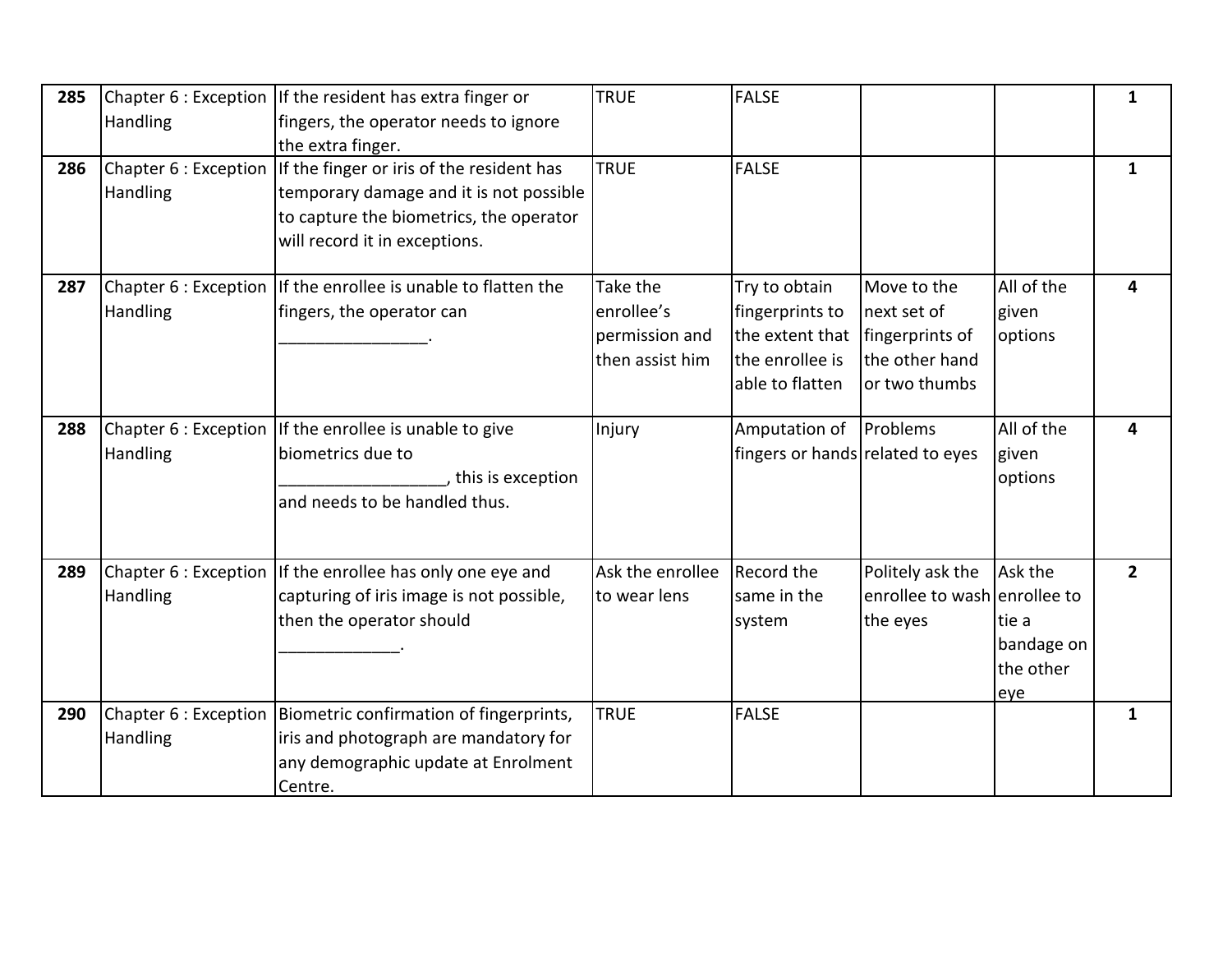| 285 | Chapter 6 : Exception Handling | If the resident has extra finger or fingers, the operator needs to ignore the extra finger. | TRUE | FALSE | | | 1 |
|---|---|---|---|---|---|---|---|
| 286 | Chapter 6 : Exception Handling | If the finger or iris of the resident has temporary damage and it is not possible to capture the biometrics, the operator will record it in exceptions. | TRUE | FALSE | | | 1 |
| 287 | Chapter 6 : Exception Handling | If the enrollee is unable to flatten the fingers, the operator can ________________. | Take the enrollee's permission and then assist him | Try to obtain fingerprints to the extent that the enrollee is able to flatten | Move to the next set of fingerprints of the other hand or two thumbs | All of the given options | 4 |
| 288 | Chapter 6 : Exception Handling | If the enrollee is unable to give biometrics due to __________________, this is exception and needs to be handled thus. | Injury | Amputation of fingers or hands | Problems related to eyes | All of the given options | 4 |
| 289 | Chapter 6 : Exception Handling | If the enrollee has only one eye and capturing of iris image is not possible, then the operator should _____________. | Ask the enrollee to wear lens | Record the same in the system | Politely ask the enrollee to wash the eyes | Ask the enrollee to tie a bandage on the other eye | 2 |
| 290 | Chapter 6 : Exception Handling | Biometric confirmation of fingerprints, iris and photograph are mandatory for any demographic update at Enrolment Centre. | TRUE | FALSE | | | 1 |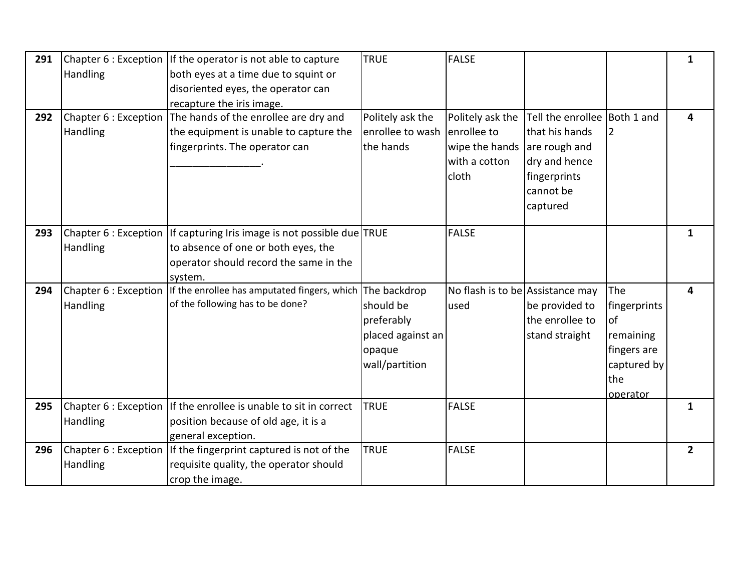| | | | | | | | |
|---|---|---|---|---|---|---|---|
| **291** | Chapter 6 : Exception Handling | If the operator is not able to capture both eyes at a time due to squint or disoriented eyes, the operator can recapture the iris image. | TRUE | FALSE | | | **1** |
| **292** | Chapter 6 : Exception Handling | The hands of the enrollee are dry and the equipment is unable to capture the fingerprints. The operator can ________________. | Politely ask the enrollee to wash the hands | Politely ask the enrollee to wipe the hands with a cotton cloth | Tell the enrollee that his hands are rough and dry and hence fingerprints cannot be captured | Both 1 and 2 | **4** |
| **293** | Chapter 6 : Exception Handling | If capturing Iris image is not possible due to absence of one or both eyes, the operator should record the same in the system. | TRUE | FALSE | | | **1** |
| **294** | Chapter 6 : Exception Handling | If the enrollee has amputated fingers, which of the following has to be done? | The backdrop should be preferably placed against an opaque wall/partition | No flash is to be used | Assistance may be provided to the enrollee to stand straight | The fingerprints of remaining fingers are captured by the operator | **4** |
| **295** | Chapter 6 : Exception Handling | If the enrollee is unable to sit in correct position because of old age, it is a general exception. | TRUE | FALSE | | | **1** |
| **296** | Chapter 6 : Exception Handling | If the fingerprint captured is not of the requisite quality, the operator should crop the image. | TRUE | FALSE | | | **2** |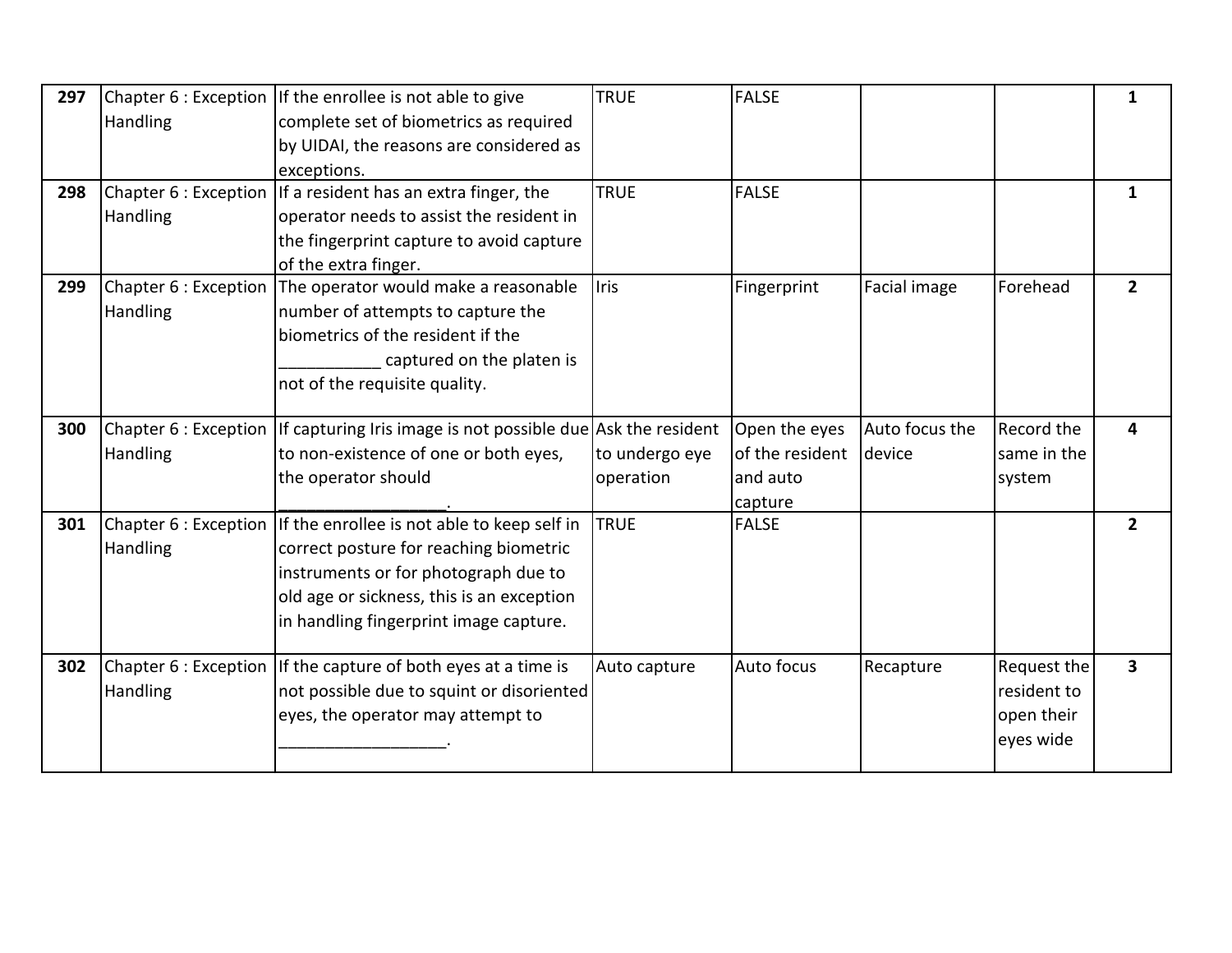| 297 | Chapter 6 : Exception Handling | If the enrollee is not able to give complete set of biometrics as required by UIDAI, the reasons are considered as exceptions. | TRUE | FALSE | | | 1 |
|---|---|---|---|---|---|---|---|
| 298 | Chapter 6 : Exception Handling | If a resident has an extra finger, the operator needs to assist the resident in the fingerprint capture to avoid capture of the extra finger. | TRUE | FALSE | | | 1 |
| 299 | Chapter 6 : Exception Handling | The operator would make a reasonable number of attempts to capture the biometrics of the resident if the ___________ captured on the platen is not of the requisite quality. | Iris | Fingerprint | Facial image | Forehead | 2 |
| 300 | Chapter 6 : Exception Handling | If capturing Iris image is not possible due to non-existence of one or both eyes, the operator should __________________. | Ask the resident to undergo eye operation | Open the eyes of the resident and auto capture | Auto focus the device | Record the same in the system | 4 |
| 301 | Chapter 6 : Exception Handling | If the enrollee is not able to keep self in correct posture for reaching biometric instruments or for photograph due to old age or sickness, this is an exception in handling fingerprint image capture. | TRUE | FALSE | | | 2 |
| 302 | Chapter 6 : Exception Handling | If the capture of both eyes at a time is not possible due to squint or disoriented eyes, the operator may attempt to __________________. | Auto capture | Auto focus | Recapture | Request the resident to open their eyes wide | 3 |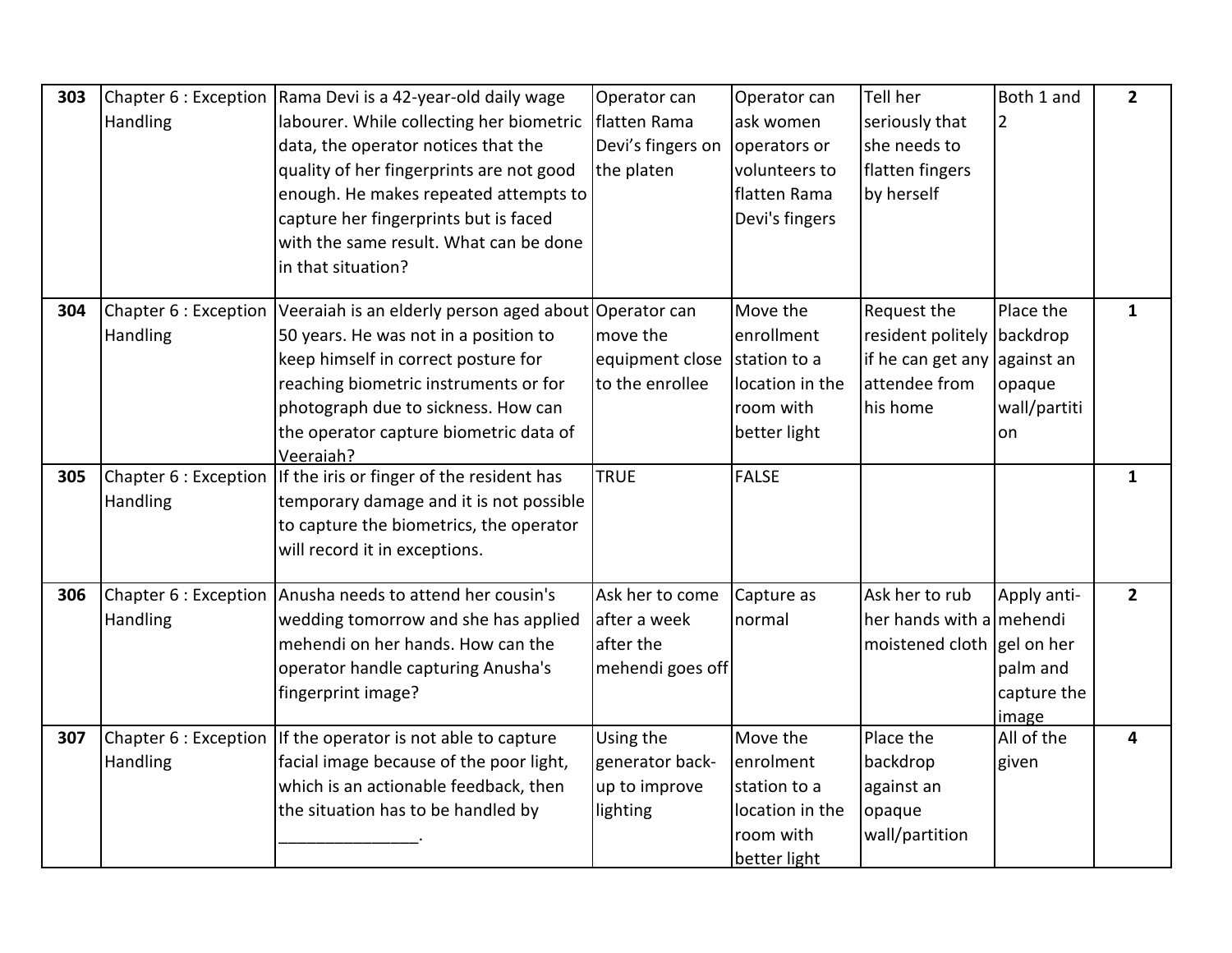| | | | | | | | |
|---|---|---|---|---|---|---|---|
| 303 | Chapter 6 : Exception Handling | Rama Devi is a 42-year-old daily wage labourer. While collecting her biometric data, the operator notices that the quality of her fingerprints are not good enough. He makes repeated attempts to capture her fingerprints but is faced with the same result. What can be done in that situation? | Operator can flatten Rama Devi's fingers on the platen | Operator can ask women operators or volunteers to flatten Rama Devi's fingers | Tell her seriously that she needs to flatten fingers by herself | Both 1 and 2 | 2 |
| 304 | Chapter 6 : Exception Handling | Veeraiah is an elderly person aged about 50 years. He was not in a position to keep himself in correct posture for reaching biometric instruments or for photograph due to sickness. How can the operator capture biometric data of Veeraiah? | Operator can move the equipment close to the enrollee | Move the enrollment station to a location in the room with better light | Request the resident politely if he can get any attendee from his home | Place the backdrop against an opaque wall/partition | 1 |
| 305 | Chapter 6 : Exception Handling | If the iris or finger of the resident has temporary damage and it is not possible to capture the biometrics, the operator will record it in exceptions. | TRUE | FALSE | | | 1 |
| 306 | Chapter 6 : Exception Handling | Anusha needs to attend her cousin's wedding tomorrow and she has applied mehendi on her hands. How can the operator handle capturing Anusha's fingerprint image? | Ask her to come after a week after the mehendi goes off | Capture as normal | Ask her to rub her hands with a moistened cloth | Apply anti-mehendi gel on her palm and capture the image | 2 |
| 307 | Chapter 6 : Exception Handling | If the operator is not able to capture facial image because of the poor light, which is an actionable feedback, then the situation has to be handled by _______________. | Using the generator back-up to improve lighting | Move the enrolment station to a location in the room with better light | Place the backdrop against an opaque wall/partition | All of the given | 4 |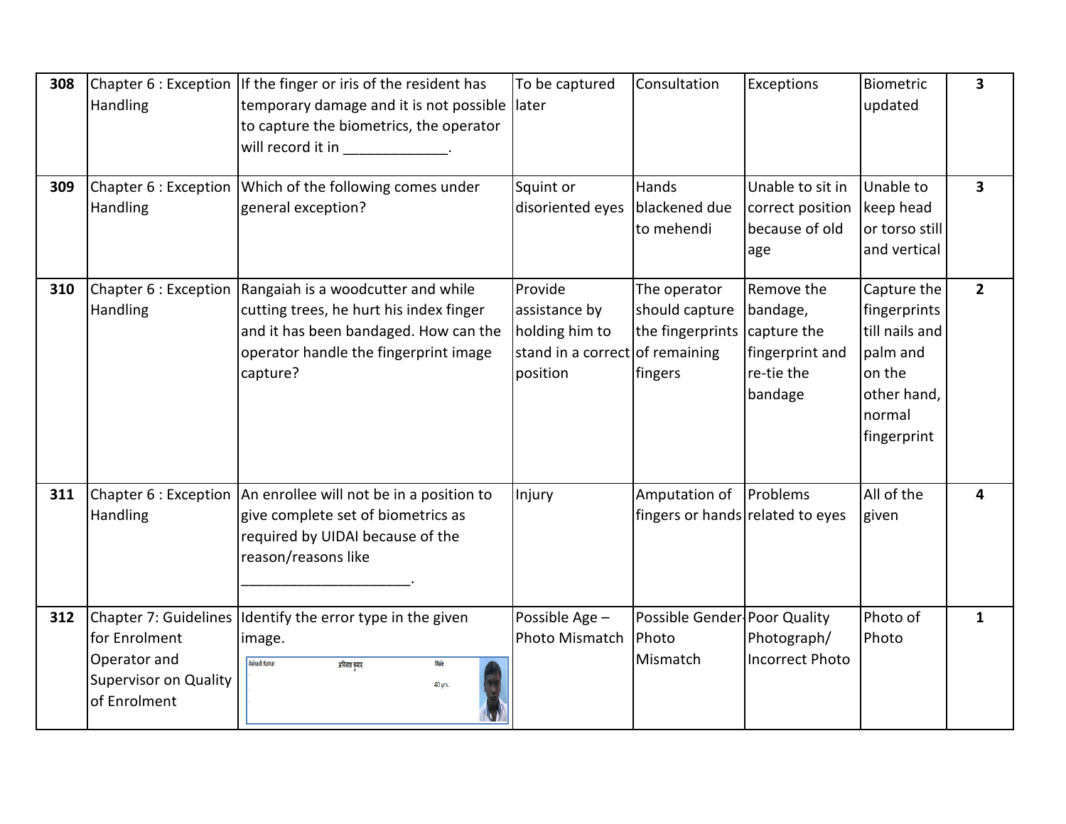| | | | | | | | |
|---|---|---|---|---|---|---|---|
| **308** | Chapter 6 : Exception Handling | If the finger or iris of the resident has temporary damage and it is not possible to capture the biometrics, the operator will record it in _____________. | To be captured later | Consultation | Exceptions | Biometric updated | **3** |
| **309** | Chapter 6 : Exception Handling | Which of the following comes under general exception? | Squint or disoriented eyes | Hands blackened due to mehendi | Unable to sit in correct position because of old age | Unable to keep head or torso still and vertical | **3** |
| **310** | Chapter 6 : Exception Handling | Rangaiah is a woodcutter and while cutting trees, he hurt his index finger and it has been bandaged. How can the operator handle the fingerprint image capture? | Provide assistance by holding him to stand in a correct position | The operator should capture the fingerprints of remaining fingers | Remove the bandage, capture the fingerprint and re-tie the bandage | Capture the fingerprints till nails and palm and on the other hand, normal fingerprint | **2** |
| **311** | Chapter 6 : Exception Handling | An enrollee will not be in a position to give complete set of biometrics as required by UIDAI because of the reason/reasons like _____________________. | Injury | Amputation of fingers or hands | Problems related to eyes | All of the given | **4** |
| **312** | Chapter 7: Guidelines for Enrolment Operator and Supervisor on Quality of Enrolment | Identify the error type in the given image. Avinash Kumar अविनाश कुमार Male 40 yrs. | Possible Age – Photo Mismatch | Possible Gender-Photo Mismatch | Poor Quality Photograph/ Incorrect Photo | Photo of Photo | **1** |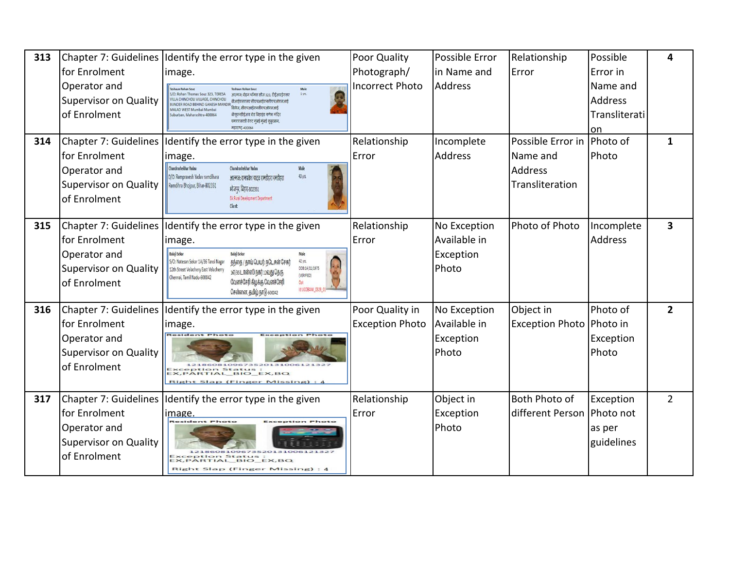| 313 | Chapter 7: Guidelines for Enrolment Operator and Supervisor on Quality of Enrolment | Identify the error type in the given image. | Poor Quality Photograph/ Incorrect Photo | Possible Error in Name and Address | Relationship Error | Possible Error in Name and Address Transliteration | 4 |
|---|---|---|---|---|---|---|---|
| 314 | Chapter 7: Guidelines for Enrolment Operator and Supervisor on Quality of Enrolment | Identify the error type in the given image. | Relationship Error | Incomplete Address | Possible Error in Name and Address Transliteration | Photo of Photo | 1 |
| 315 | Chapter 7: Guidelines for Enrolment Operator and Supervisor on Quality of Enrolment | Identify the error type in the given image. | Relationship Error | No Exception Available in Exception Photo | Photo of Photo | Incomplete Address | 3 |
| 316 | Chapter 7: Guidelines for Enrolment Operator and Supervisor on Quality of Enrolment | Identify the error type in the given image. | Poor Quality in Exception Photo | No Exception Available in Exception Photo | Object in Exception Photo | Photo of Photo in Exception Photo | 2 |
| 317 | Chapter 7: Guidelines for Enrolment Operator and Supervisor on Quality of Enrolment | Identify the error type in the given image. | Relationship Error | Object in Exception Photo | Both Photo of different Person | Exception Photo not as per guidelines | 2 |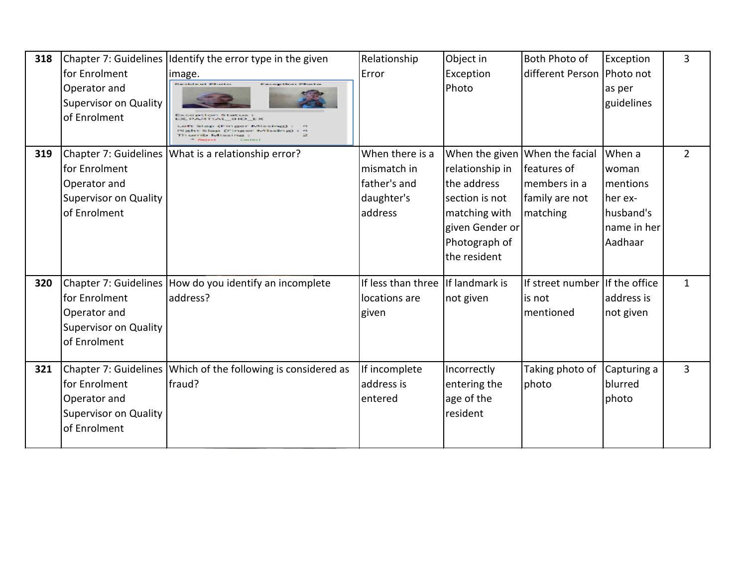| 318 | Chapter 7: Guidelines for Enrolment Operator and Supervisor on Quality of Enrolment | Identify the error type in the given image. Resident Photo Exception Photo Exception Status : EX_PARTIAL_BIO_EX Left Slap (Finger Missing) : 4 Right Slap (Finger Missing) : 4 Thumb Missing : 2 Reject Correct | Relationship Error | Object in Exception Photo | Both Photo of different Person | Exception Photo not as per guidelines | 3 |
|---|---|---|---|---|---|---|---|
| 319 | Chapter 7: Guidelines for Enrolment Operator and Supervisor on Quality of Enrolment | What is a relationship error? | When there is a mismatch in father's and daughter's address | When the given relationship in the address section is not matching with given Gender or Photograph of the resident | When the facial features of members in a family are not matching | When a woman mentions her ex-husband's name in her Aadhaar | 2 |
| 320 | Chapter 7: Guidelines for Enrolment Operator and Supervisor on Quality of Enrolment | How do you identify an incomplete address? | If less than three locations are given | If landmark is not given | If street number is not mentioned | If the office address is not given | 1 |
| 321 | Chapter 7: Guidelines for Enrolment Operator and Supervisor on Quality of Enrolment | Which of the following is considered as fraud? | If incomplete address is entered | Incorrectly entering the age of the resident | Taking photo of photo | Capturing a blurred photo | 3 |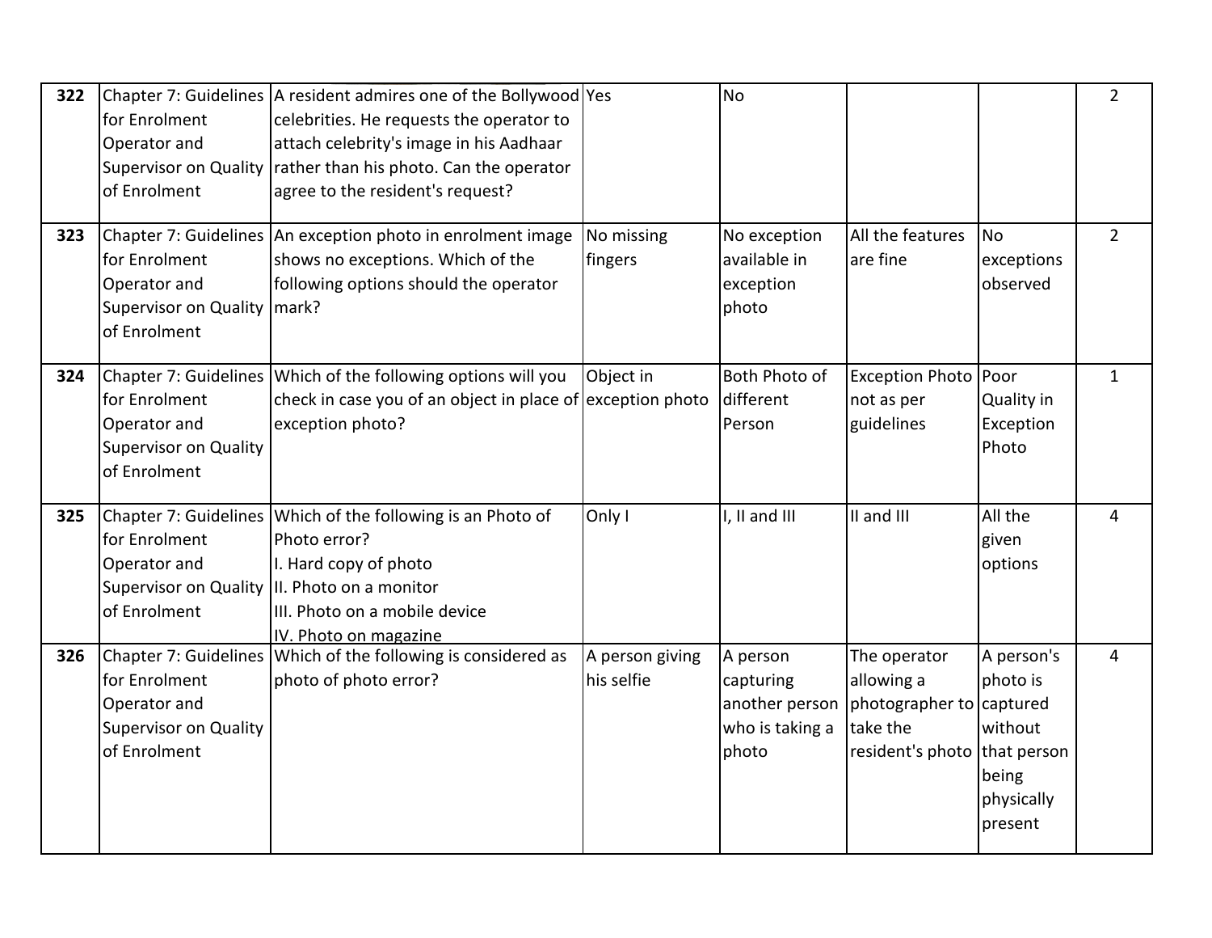| 322 | Chapter 7: Guidelines for Enrolment Operator and Supervisor on Quality of Enrolment | A resident admires one of the Bollywood celebrities. He requests the operator to attach celebrity's image in his Aadhaar rather than his photo. Can the operator agree to the resident's request? | Yes | No | | | 2 |
|---|---|---|---|---|---|---|---|
| 323 | Chapter 7: Guidelines for Enrolment Operator and Supervisor on Quality of Enrolment | An exception photo in enrolment image shows no exceptions. Which of the following options should the operator mark? | No missing fingers | No exception available in exception photo | All the features are fine | No exceptions observed | 2 |
| 324 | Chapter 7: Guidelines for Enrolment Operator and Supervisor on Quality of Enrolment | Which of the following options will you check in case you of an object in place of exception photo? | Object in exception photo | Both Photo of different Person | Exception Photo not as per guidelines | Poor Quality in Exception Photo | 1 |
| 325 | Chapter 7: Guidelines for Enrolment Operator and Supervisor on Quality of Enrolment | Which of the following is an Photo of Photo error?<br>I. Hard copy of photo<br>II. Photo on a monitor<br>III. Photo on a mobile device<br>IV. Photo on magazine | Only I | I, II and III | II and III | All the given options | 4 |
| 326 | Chapter 7: Guidelines for Enrolment Operator and Supervisor on Quality of Enrolment | Which of the following is considered as photo of photo error? | A person giving his selfie | A person capturing another person who is taking a photo | The operator allowing a photographer to take the resident's photo | A person's photo is captured without that person being physically present | 4 |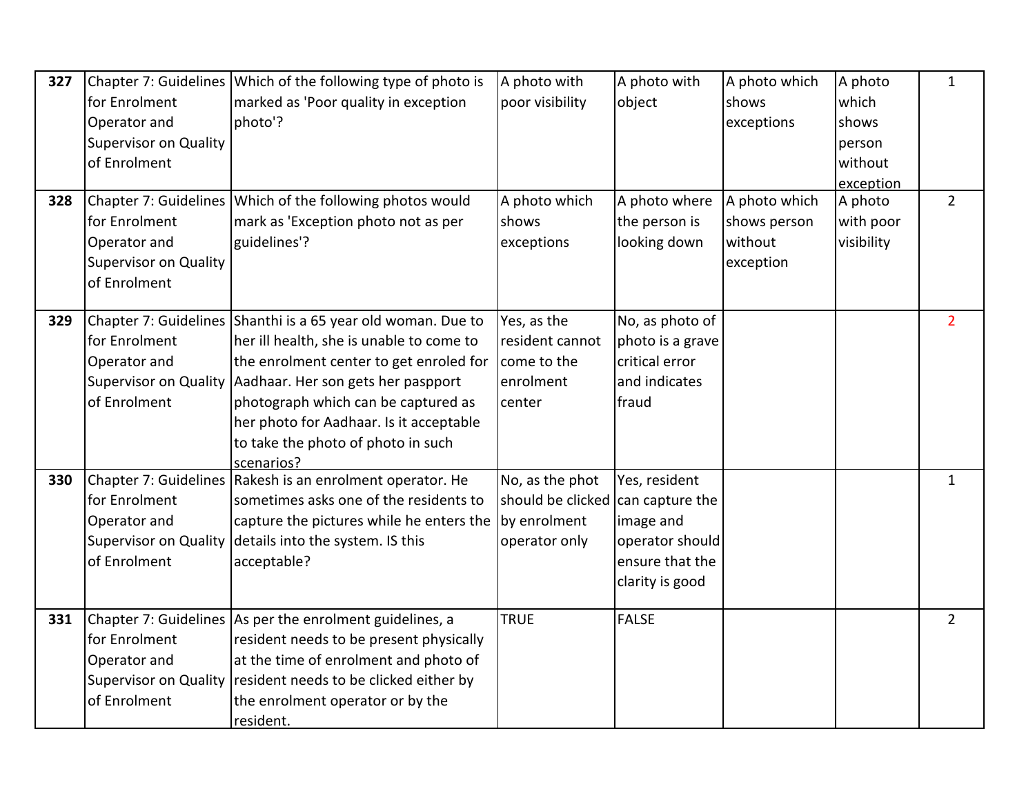| | | | | | | | |
|---|---|---|---|---|---|---|---|
| **327** | Chapter 7: Guidelines for Enrolment Operator and Supervisor on Quality of Enrolment | Which of the following type of photo is marked as 'Poor quality in exception photo'? | A photo with poor visibility | A photo with object | A photo which shows exceptions | A photo which shows person without exception | 1 |
| **328** | Chapter 7: Guidelines for Enrolment Operator and Supervisor on Quality of Enrolment | Which of the following photos would mark as 'Exception photo not as per guidelines'? | A photo which shows exceptions | A photo where the person is looking down | A photo which shows person without exception | A photo with poor visibility | 2 |
| **329** | Chapter 7: Guidelines for Enrolment Operator and Supervisor on Quality of Enrolment | Shanthi is a 65 year old woman. Due to her ill health, she is unable to come to the enrolment center to get enroled for Aadhaar. Her son gets her paspport photograph which can be captured as her photo for Aadhaar. Is it acceptable to take the photo of photo in such scenarios? | Yes, as the resident cannot come to the enrolment center | No, as photo of photo is a grave critical error and indicates fraud | | | 2 |
| **330** | Chapter 7: Guidelines for Enrolment Operator and Supervisor on Quality of Enrolment | Rakesh is an enrolment operator. He sometimes asks one of the residents to capture the pictures while he enters the details into the system. IS this acceptable? | No, as the phot should be clicked by enrolment operator only | Yes, resident can capture the image and operator should ensure that the clarity is good | | | 1 |
| **331** | Chapter 7: Guidelines for Enrolment Operator and Supervisor on Quality of Enrolment | As per the enrolment guidelines, a resident needs to be present physically at the time of enrolment and photo of resident needs to be clicked either by the enrolment operator or by the resident. | TRUE | FALSE | | | 2 |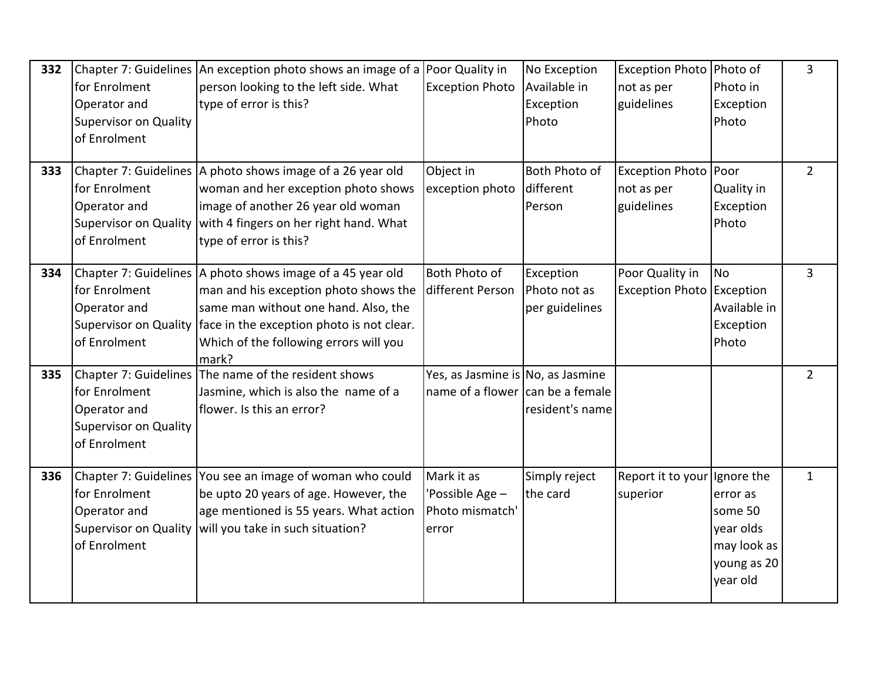| **332** | Chapter 7: Guidelines for Enrolment Operator and Supervisor on Quality of Enrolment | An exception photo shows an image of a person looking to the left side. What type of error is this? | Poor Quality in Exception Photo | No Exception Available in Exception Photo | Exception Photo not as per guidelines | Photo of Photo in Exception Photo | 3 |
|---|---|---|---|---|---|---|---|
| **333** | Chapter 7: Guidelines for Enrolment Operator and Supervisor on Quality of Enrolment | A photo shows image of a 26 year old woman and her exception photo shows image of another 26 year old woman with 4 fingers on her right hand. What type of error is this? | Object in exception photo | Both Photo of different Person | Exception Photo not as per guidelines | Poor Quality in Exception Photo | 2 |
| **334** | Chapter 7: Guidelines for Enrolment Operator and Supervisor on Quality of Enrolment | A photo shows image of a 45 year old man and his exception photo shows the same man without one hand. Also, the face in the exception photo is not clear. Which of the following errors will you mark? | Both Photo of different Person | Exception Photo not as per guidelines | Poor Quality in Exception Photo | No Exception Available in Exception Photo | 3 |
| **335** | Chapter 7: Guidelines for Enrolment Operator and Supervisor on Quality of Enrolment | The name of the resident shows Jasmine, which is also the name of a flower. Is this an error? | Yes, as Jasmine is name of a flower | No, as Jasmine can be a female resident's name | | | 2 |
| **336** | Chapter 7: Guidelines for Enrolment Operator and Supervisor on Quality of Enrolment | You see an image of woman who could be upto 20 years of age. However, the age mentioned is 55 years. What action will you take in such situation? | Mark it as 'Possible Age – Photo mismatch' error | Simply reject the card | Report it to your superior | Ignore the error as some 50 year olds may look as young as 20 year old | 1 |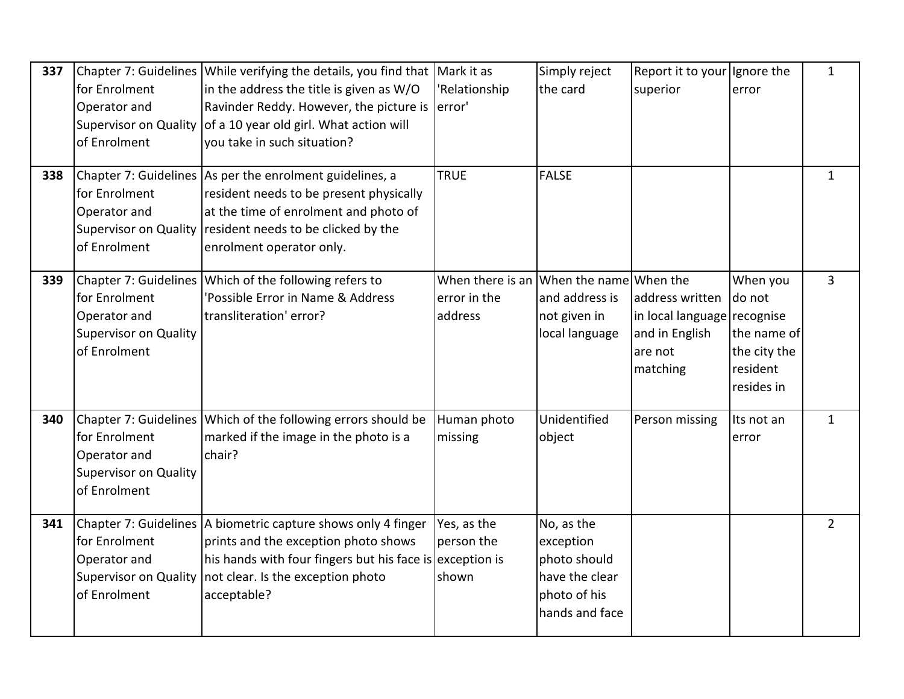| | | | | | | | |
|---|---|---|---|---|---|---|---|
| **337** | Chapter 7: Guidelines for Enrolment Operator and Supervisor on Quality of Enrolment | While verifying the details, you find that in the address the title is given as W/O Ravinder Reddy. However, the picture is of a 10 year old girl. What action will you take in such situation? | Mark it as 'Relationship error' | Simply reject the card | Report it to your superior | Ignore the error | 1 |
| **338** | Chapter 7: Guidelines for Enrolment Operator and Supervisor on Quality of Enrolment | As per the enrolment guidelines, a resident needs to be present physically at the time of enrolment and photo of resident needs to be clicked by the enrolment operator only. | TRUE | FALSE | | | 1 |
| **339** | Chapter 7: Guidelines for Enrolment Operator and Supervisor on Quality of Enrolment | Which of the following refers to 'Possible Error in Name & Address transliteration' error? | When there is an error in the address | When the name and address is not given in local language | When the address written in local language and in English are not matching | When you do not recognise the name of the city the resident resides in | 3 |
| **340** | Chapter 7: Guidelines for Enrolment Operator and Supervisor on Quality of Enrolment | Which of the following errors should be marked if the image in the photo is a chair? | Human photo missing | Unidentified object | Person missing | Its not an error | 1 |
| **341** | Chapter 7: Guidelines for Enrolment Operator and Supervisor on Quality of Enrolment | A biometric capture shows only 4 finger prints and the exception photo shows his hands with four fingers but his face is not clear. Is the exception photo acceptable? | Yes, as the person the exception is shown | No, as the exception photo should have the clear photo of his hands and face | | | 2 |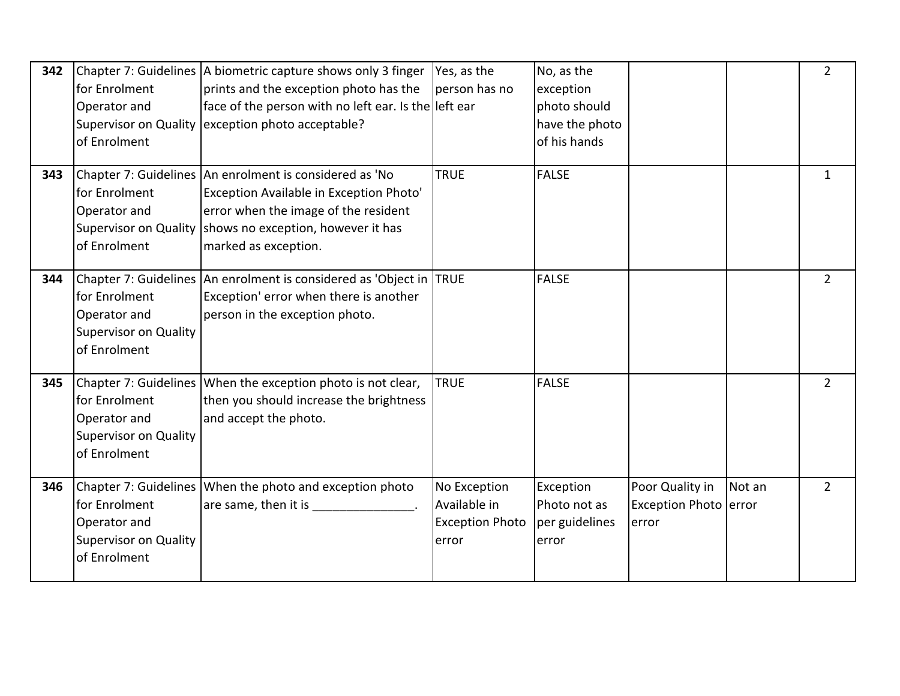| | | | | | | | |
|---|---|---|---|---|---|---|---|
| **342** | Chapter 7: Guidelines for Enrolment Operator and Supervisor on Quality of Enrolment | A biometric capture shows only 3 finger prints and the exception photo has the face of the person with no left ear. Is the exception photo acceptable? | Yes, as the person has no left ear | No, as the exception photo should have the photo of his hands | | | 2 |
| **343** | Chapter 7: Guidelines for Enrolment Operator and Supervisor on Quality of Enrolment | An enrolment is considered as 'No Exception Available in Exception Photo' error when the image of the resident shows no exception, however it has marked as exception. | TRUE | FALSE | | | 1 |
| **344** | Chapter 7: Guidelines for Enrolment Operator and Supervisor on Quality of Enrolment | An enrolment is considered as 'Object in Exception' error when there is another person in the exception photo. | TRUE | FALSE | | | 2 |
| **345** | Chapter 7: Guidelines for Enrolment Operator and Supervisor on Quality of Enrolment | When the exception photo is not clear, then you should increase the brightness and accept the photo. | TRUE | FALSE | | | 2 |
| **346** | Chapter 7: Guidelines for Enrolment Operator and Supervisor on Quality of Enrolment | When the photo and exception photo are same, then it is _______________. | No Exception Available in Exception Photo error | Exception Photo not as per guidelines error | Poor Quality in Exception Photo error | Not an error | 2 |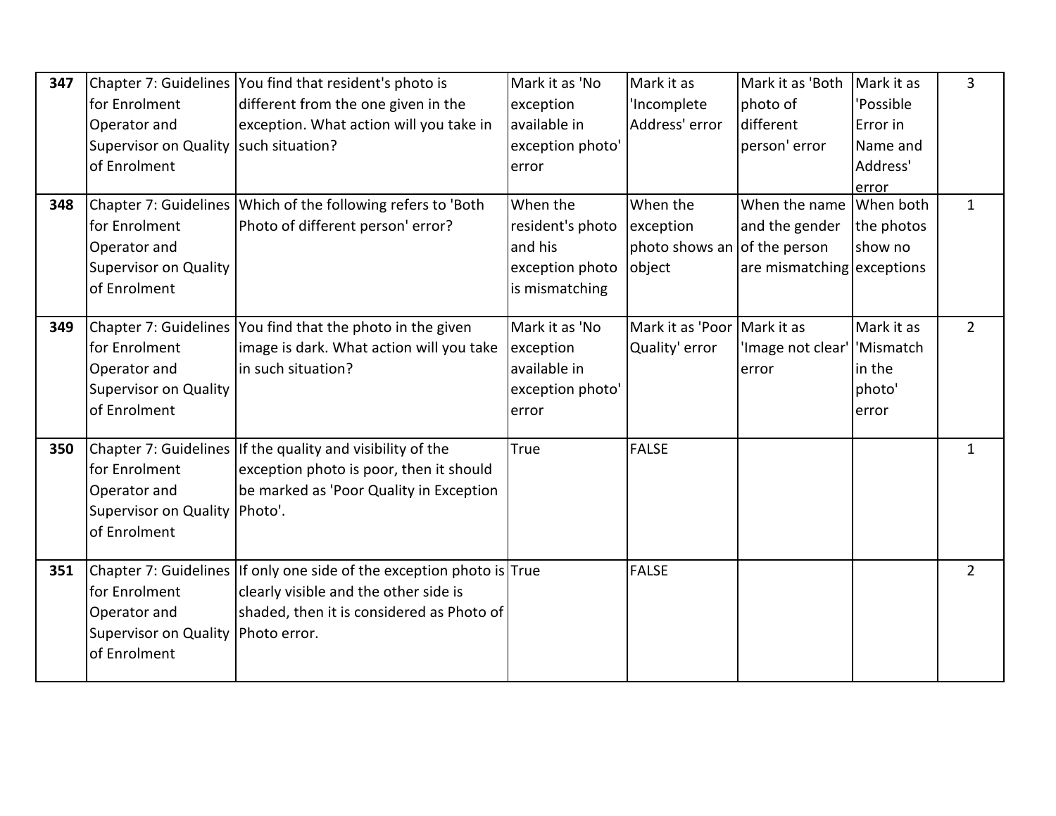| 347 | Chapter 7: Guidelines for Enrolment Operator and Supervisor on Quality of Enrolment | You find that resident's photo is different from the one given in the exception. What action will you take in such situation? | Mark it as 'No exception available in exception photo' error | Mark it as 'Incomplete Address' error | Mark it as 'Both photo of different person' error | Mark it as 'Possible Error in Name and Address' error | 3 |
|---|---|---|---|---|---|---|---|
| 348 | Chapter 7: Guidelines for Enrolment Operator and Supervisor on Quality of Enrolment | Which of the following refers to 'Both Photo of different person' error? | When the resident's photo and his exception photo is mismatching | When the exception photo shows an object | When the name and the gender of the person are mismatching | When both the photos show no exceptions | 1 |
| 349 | Chapter 7: Guidelines for Enrolment Operator and Supervisor on Quality of Enrolment | You find that the photo in the given image is dark. What action will you take in such situation? | Mark it as 'No exception available in exception photo' error | Mark it as 'Poor Quality' error | Mark it as 'Image not clear' error | Mark it as 'Mismatch in the photo' error | 2 |
| 350 | Chapter 7: Guidelines for Enrolment Operator and Supervisor on Quality of Enrolment | If the quality and visibility of the exception photo is poor, then it should be marked as 'Poor Quality in Exception Photo'. | True | FALSE | | | 1 |
| 351 | Chapter 7: Guidelines for Enrolment Operator and Supervisor on Quality of Enrolment | If only one side of the exception photo is clearly visible and the other side is shaded, then it is considered as Photo of Photo error. | True | FALSE | | | 2 |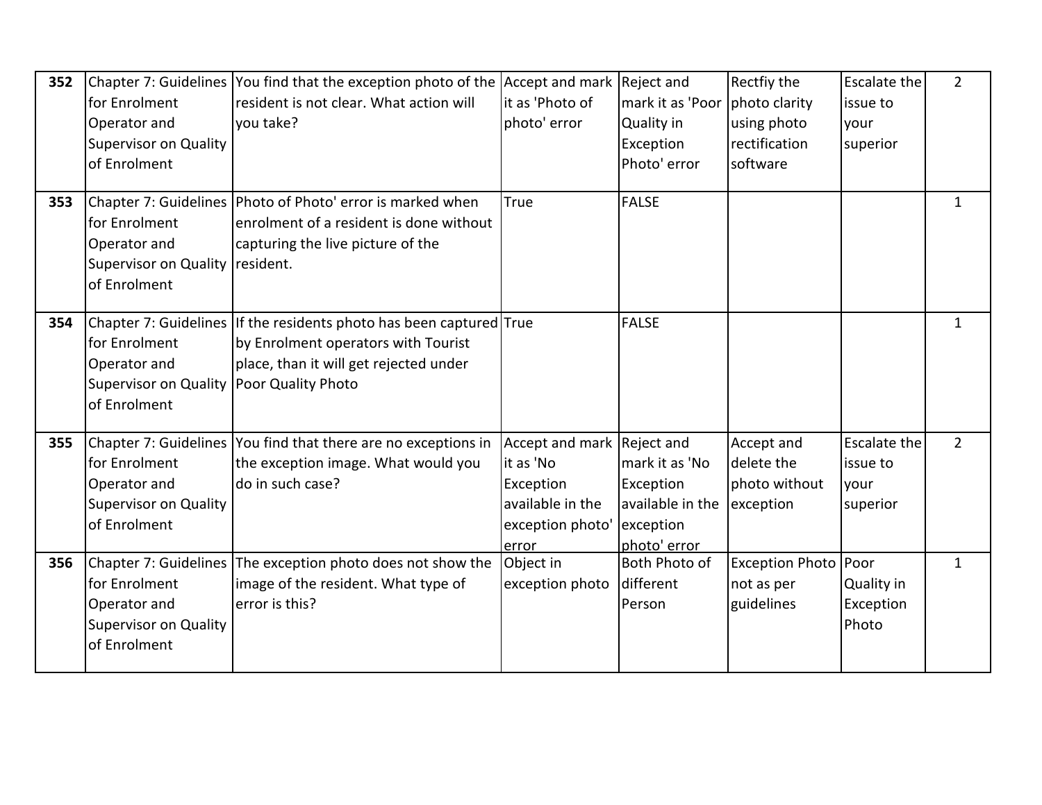| **352** | Chapter 7: Guidelines for Enrolment Operator and Supervisor on Quality of Enrolment | You find that the exception photo of the resident is not clear. What action will you take? | Accept and mark it as 'Photo of photo' error | Reject and mark it as 'Poor Quality in Exception Photo' error | Rectfiy the photo clarity using photo rectification software | Escalate the issue to your superior | 2 |
|---|---|---|---|---|---|---|---|
| **353** | Chapter 7: Guidelines for Enrolment Operator and Supervisor on Quality of Enrolment | Photo of Photo' error is marked when enrolment of a resident is done without capturing the live picture of the resident. | True | FALSE | | | 1 |
| **354** | Chapter 7: Guidelines for Enrolment Operator and Supervisor on Quality of Enrolment | If the residents photo has been captured by Enrolment operators with Tourist place, than it will get rejected under Poor Quality Photo | True | FALSE | | | 1 |
| **355** | Chapter 7: Guidelines for Enrolment Operator and Supervisor on Quality of Enrolment | You find that there are no exceptions in the exception image. What would you do in such case? | Accept and mark it as 'No Exception available in the exception photo' error | Reject and mark it as 'No Exception available in the exception photo' error | Accept and delete the photo without exception | Escalate the issue to your superior | 2 |
| **356** | Chapter 7: Guidelines for Enrolment Operator and Supervisor on Quality of Enrolment | The exception photo does not show the image of the resident. What type of error is this? | Object in exception photo | Both Photo of different Person | Exception Photo not as per guidelines | Poor Quality in Exception Photo | 1 |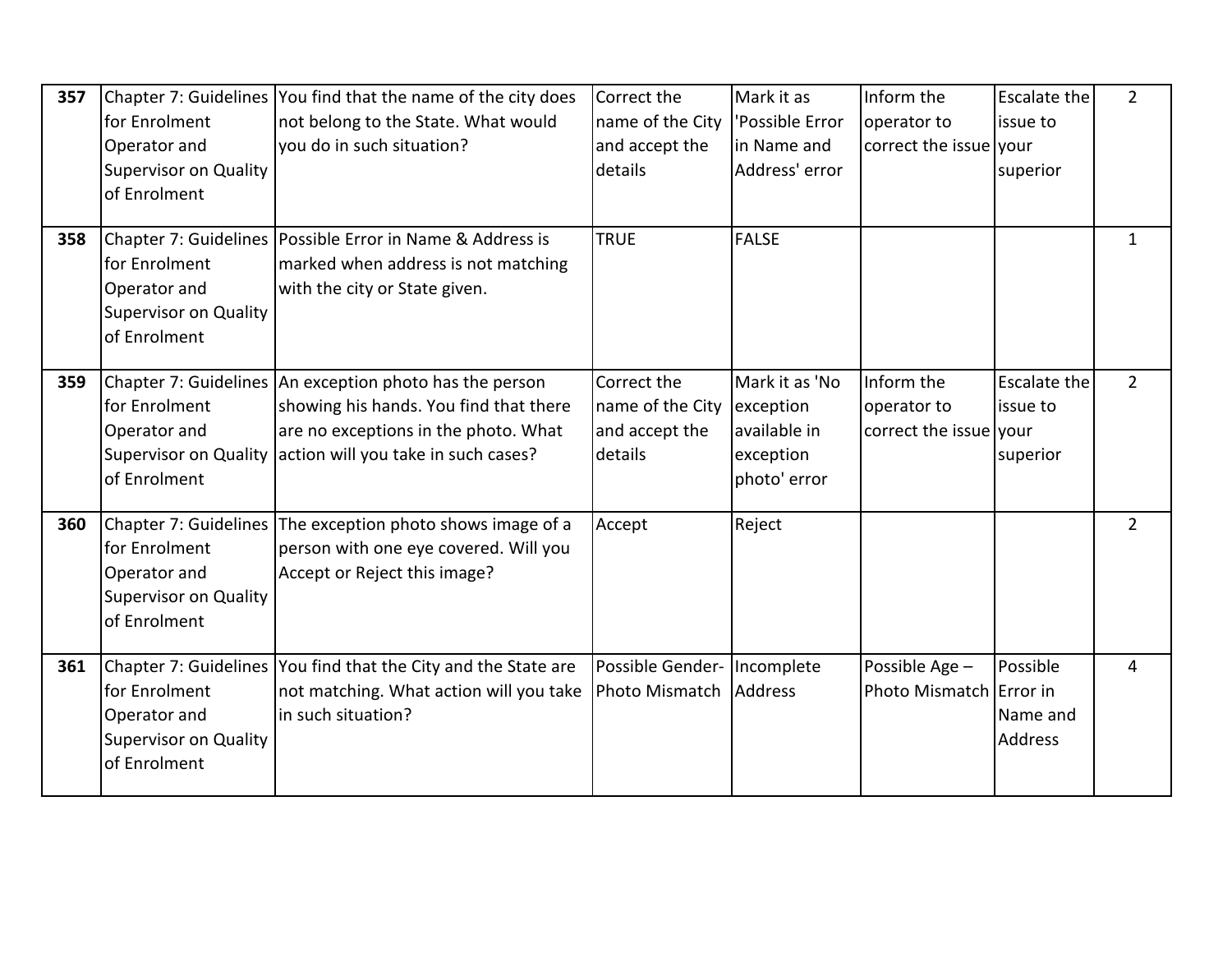| | | | | | | | |
|---|---|---|---|---|---|---|---|
| **357** | Chapter 7: Guidelines for Enrolment Operator and Supervisor on Quality of Enrolment | You find that the name of the city does not belong to the State. What would you do in such situation? | Correct the name of the City and accept the details | Mark it as 'Possible Error in Name and Address' error | Inform the operator to correct the issue | Escalate the issue to your superior | 2 |
| **358** | Chapter 7: Guidelines for Enrolment Operator and Supervisor on Quality of Enrolment | Possible Error in Name & Address is marked when address is not matching with the city or State given. | TRUE | FALSE | | | 1 |
| **359** | Chapter 7: Guidelines for Enrolment Operator and Supervisor on Quality of Enrolment | An exception photo has the person showing his hands. You find that there are no exceptions in the photo. What action will you take in such cases? | Correct the name of the City and accept the details | Mark it as 'No exception available in exception photo' error | Inform the operator to correct the issue | Escalate the issue to your superior | 2 |
| **360** | Chapter 7: Guidelines for Enrolment Operator and Supervisor on Quality of Enrolment | The exception photo shows image of a person with one eye covered. Will you Accept or Reject this image? | Accept | Reject | | | 2 |
| **361** | Chapter 7: Guidelines for Enrolment Operator and Supervisor on Quality of Enrolment | You find that the City and the State are not matching. What action will you take in such situation? | Possible Gender-Photo Mismatch | Incomplete Address | Possible Age – Photo Mismatch | Possible Error in Name and Address | 4 |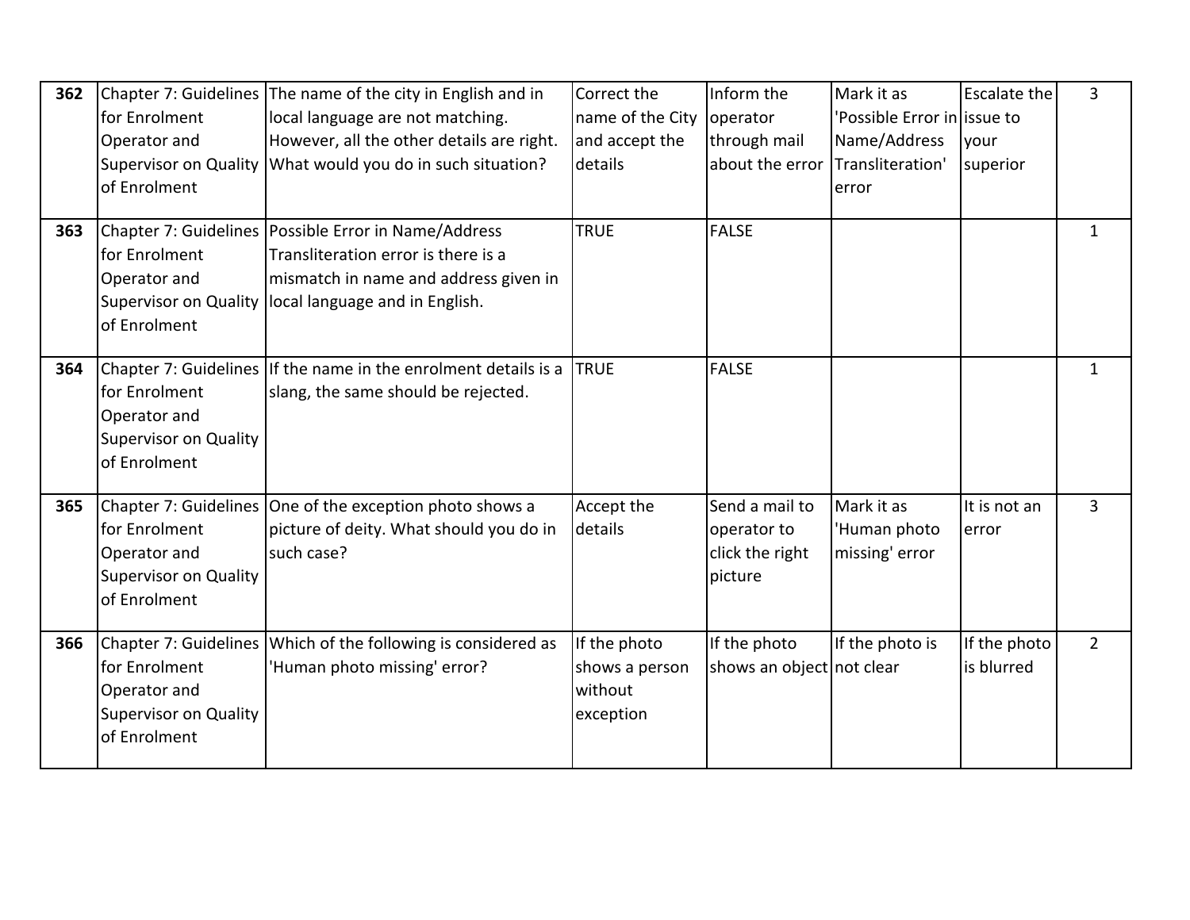| 362 | Chapter 7: Guidelines for Enrolment Operator and Supervisor on Quality of Enrolment | The name of the city in English and in local language are not matching. However, all the other details are right. What would you do in such situation? | Correct the name of the City and accept the details | Inform the operator through mail about the error | Mark it as 'Possible Error in Name/Address Transliteration' error | Escalate the issue to your superior | 3 |
|---|---|---|---|---|---|---|---|
| 363 | Chapter 7: Guidelines for Enrolment Operator and Supervisor on Quality of Enrolment | Possible Error in Name/Address Transliteration error is there is a mismatch in name and address given in local language and in English. | TRUE | FALSE | | | 1 |
| 364 | Chapter 7: Guidelines for Enrolment Operator and Supervisor on Quality of Enrolment | If the name in the enrolment details is a slang, the same should be rejected. | TRUE | FALSE | | | 1 |
| 365 | Chapter 7: Guidelines for Enrolment Operator and Supervisor on Quality of Enrolment | One of the exception photo shows a picture of deity. What should you do in such case? | Accept the details | Send a mail to operator to click the right picture | Mark it as 'Human photo missing' error | It is not an error | 3 |
| 366 | Chapter 7: Guidelines for Enrolment Operator and Supervisor on Quality of Enrolment | Which of the following is considered as 'Human photo missing' error? | If the photo shows a person without exception | If the photo shows an object | If the photo is not clear | If the photo is blurred | 2 |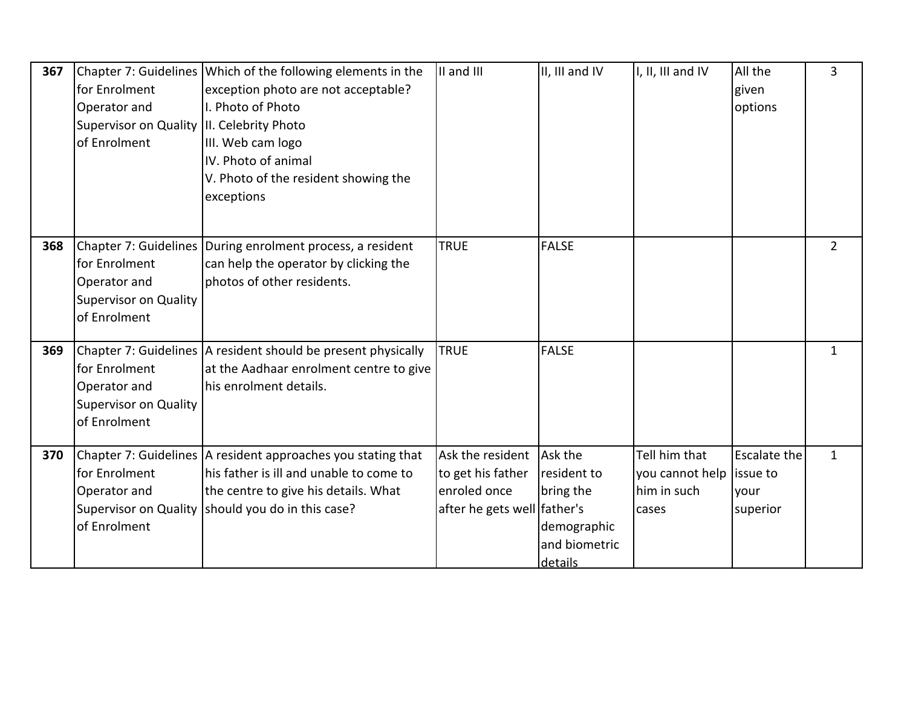| 367 | Chapter 7: Guidelines for Enrolment Operator and Supervisor on Quality of Enrolment | Which of the following elements in the exception photo are not acceptable?<br>I. Photo of Photo<br>II. Celebrity Photo<br>III. Web cam logo<br>IV. Photo of animal<br>V. Photo of the resident showing the exceptions | II and III | II, III and IV | I, II, III and IV | All the given options | 3 |
|---|---|---|---|---|---|---|---|
| 368 | Chapter 7: Guidelines for Enrolment Operator and Supervisor on Quality of Enrolment | During enrolment process, a resident can help the operator by clicking the photos of other residents. | TRUE | FALSE | | | 2 |
| 369 | Chapter 7: Guidelines for Enrolment Operator and Supervisor on Quality of Enrolment | A resident should be present physically at the Aadhaar enrolment centre to give his enrolment details. | TRUE | FALSE | | | 1 |
| 370 | Chapter 7: Guidelines for Enrolment Operator and Supervisor on Quality of Enrolment | A resident approaches you stating that his father is ill and unable to come to the centre to give his details. What should you do in this case? | Ask the resident to get his father enroled once after he gets well | Ask the resident to bring the father's demographic and biometric details | Tell him that you cannot help him in such cases | Escalate the issue to your superior | 1 |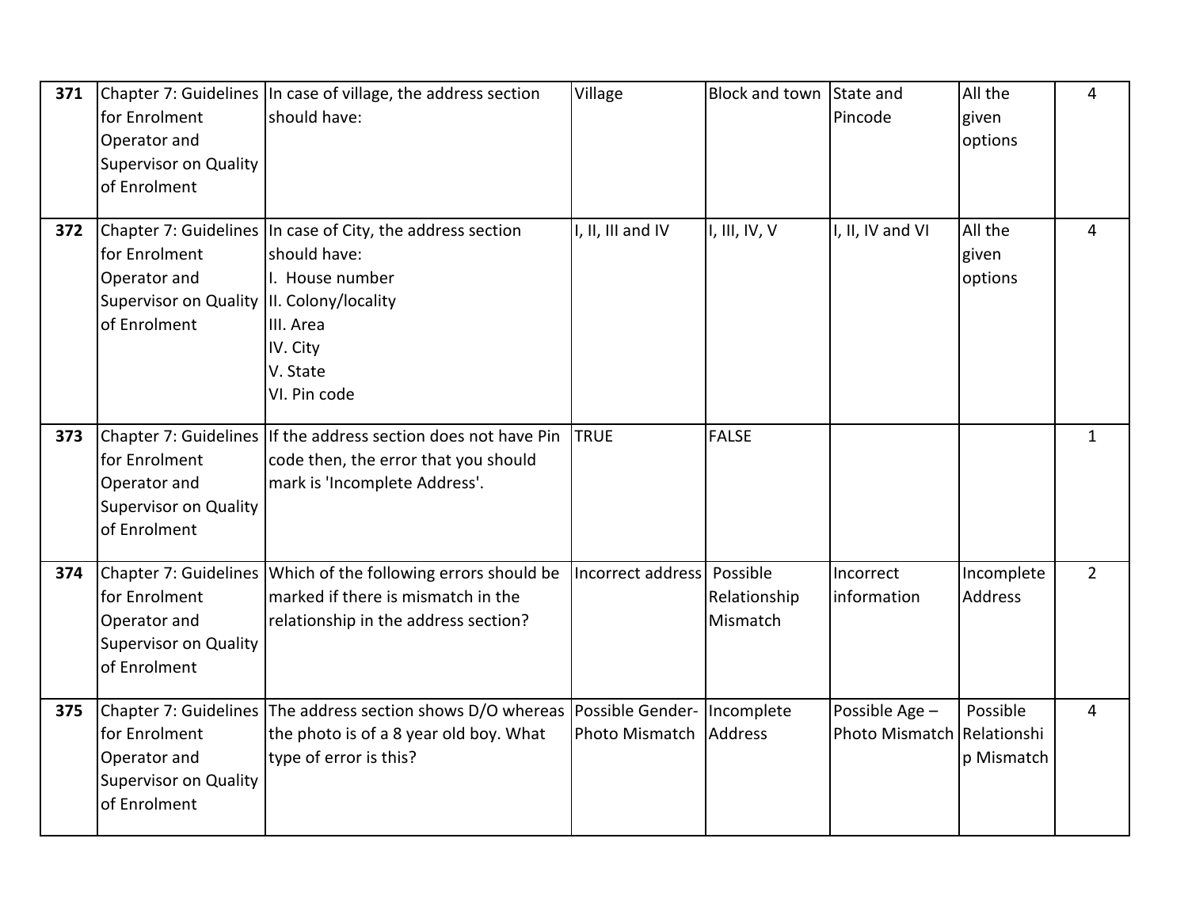| 371 | Chapter 7: Guidelines for Enrolment Operator and Supervisor on Quality of Enrolment | In case of village, the address section should have: | Village | Block and town | State and Pincode | All the given options | 4 |
|---|---|---|---|---|---|---|---|
| 372 | Chapter 7: Guidelines for Enrolment Operator and Supervisor on Quality of Enrolment | In case of City, the address section should have:<br>I. House number<br>II. Colony/locality<br>III. Area<br>IV. City<br>V. State<br>VI. Pin code | I, II, III and IV | I, III, IV, V | I, II, IV and VI | All the given options | 4 |
| 373 | Chapter 7: Guidelines for Enrolment Operator and Supervisor on Quality of Enrolment | If the address section does not have Pin code then, the error that you should mark is 'Incomplete Address'. | TRUE | FALSE | | | 1 |
| 374 | Chapter 7: Guidelines for Enrolment Operator and Supervisor on Quality of Enrolment | Which of the following errors should be marked if there is mismatch in the relationship in the address section? | Incorrect address | Possible Relationship Mismatch | Incorrect information | Incomplete Address | 2 |
| 375 | Chapter 7: Guidelines for Enrolment Operator and Supervisor on Quality of Enrolment | The address section shows D/O whereas the photo is of a 8 year old boy. What type of error is this? | Possible Gender-Photo Mismatch | Incomplete Address | Possible Age – Photo Mismatch | Possible Relationship Mismatch | 4 |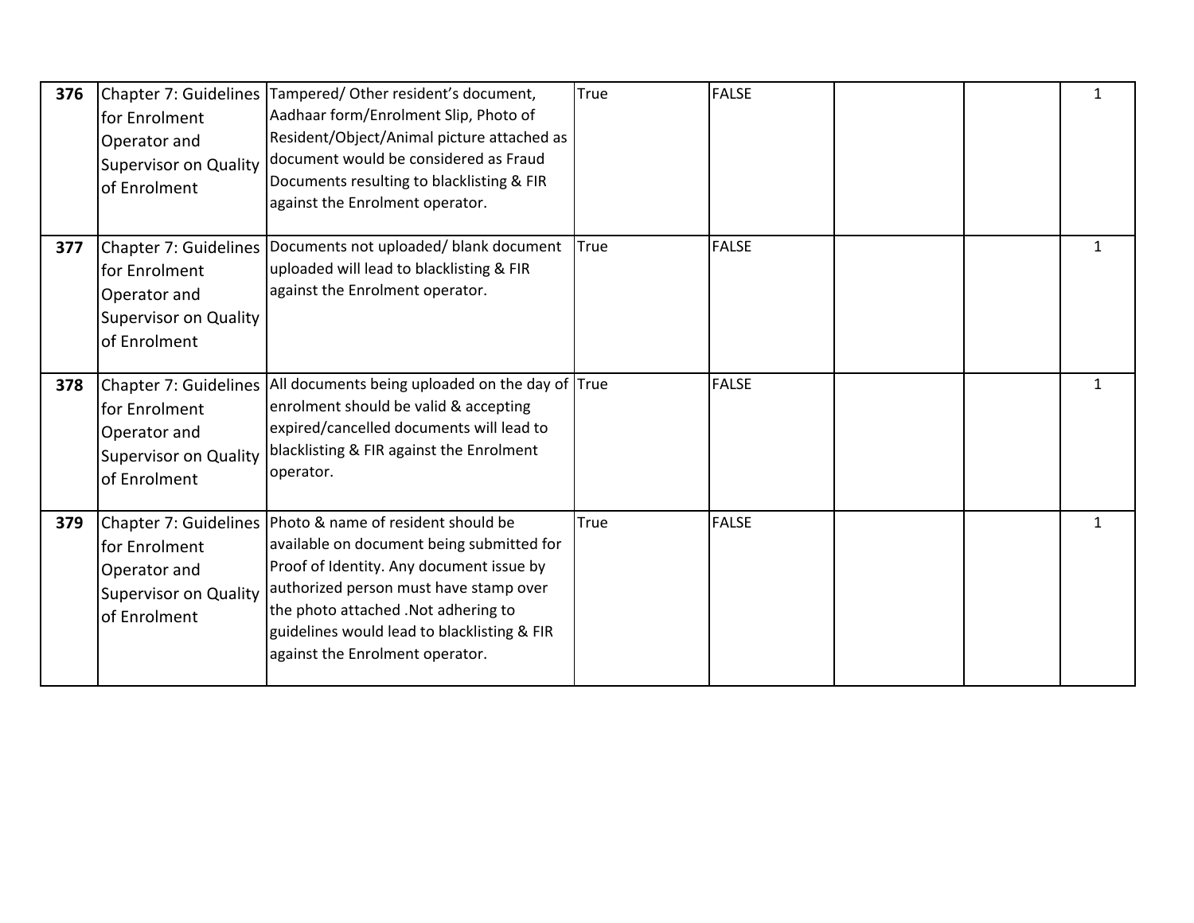| | | | | | | | |
|---|---|---|---|---|---|---|---|
| **376** | Chapter 7: Guidelines for Enrolment Operator and Supervisor on Quality of Enrolment | Tampered/ Other resident's document, Aadhaar form/Enrolment Slip, Photo of Resident/Object/Animal picture attached as document would be considered as Fraud Documents resulting to blacklisting & FIR against the Enrolment operator. | True | FALSE | | | 1 |
| **377** | Chapter 7: Guidelines for Enrolment Operator and Supervisor on Quality of Enrolment | Documents not uploaded/ blank document uploaded will lead to blacklisting & FIR against the Enrolment operator. | True | FALSE | | | 1 |
| **378** | Chapter 7: Guidelines for Enrolment Operator and Supervisor on Quality of Enrolment | All documents being uploaded on the day of enrolment should be valid & accepting expired/cancelled documents will lead to blacklisting & FIR against the Enrolment operator. | True | FALSE | | | 1 |
| **379** | Chapter 7: Guidelines for Enrolment Operator and Supervisor on Quality of Enrolment | Photo & name of resident should be available on document being submitted for Proof of Identity. Any document issue by authorized person must have stamp over the photo attached .Not adhering to guidelines would lead to blacklisting & FIR against the Enrolment operator. | True | FALSE | | | 1 |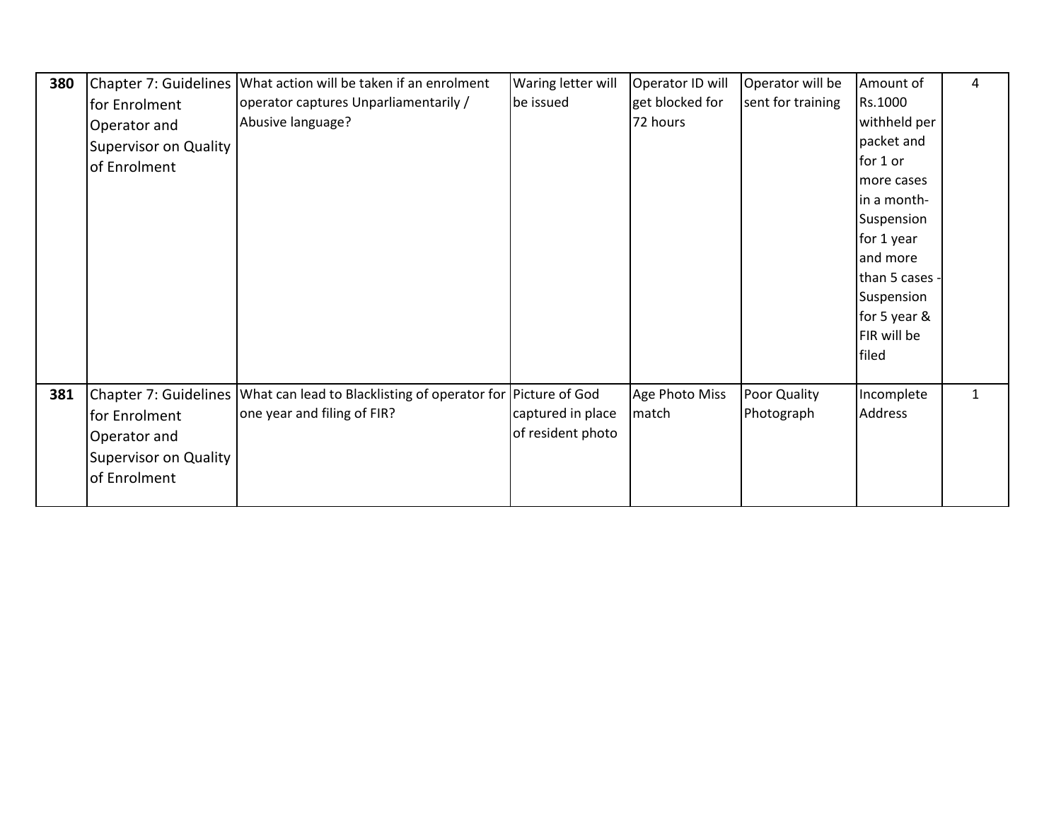| | | | | | | | |
|---|---|---|---|---|---|---|---|
| **380** | Chapter 7: Guidelines for Enrolment Operator and Supervisor on Quality of Enrolment | What action will be taken if an enrolment operator captures Unparliamentarily / Abusive language? | Waring letter will be issued | Operator ID will get blocked for 72 hours | Operator will be sent for training | Amount of Rs.1000 withheld per packet and for 1 or more cases in a month- Suspension for 1 year and more than 5 cases - Suspension for 5 year & FIR will be filed | 4 |
| **381** | Chapter 7: Guidelines for Enrolment Operator and Supervisor on Quality of Enrolment | What can lead to Blacklisting of operator for one year and filing of FIR? | Picture of God captured in place of resident photo | Age Photo Miss match | Poor Quality Photograph | Incomplete Address | 1 |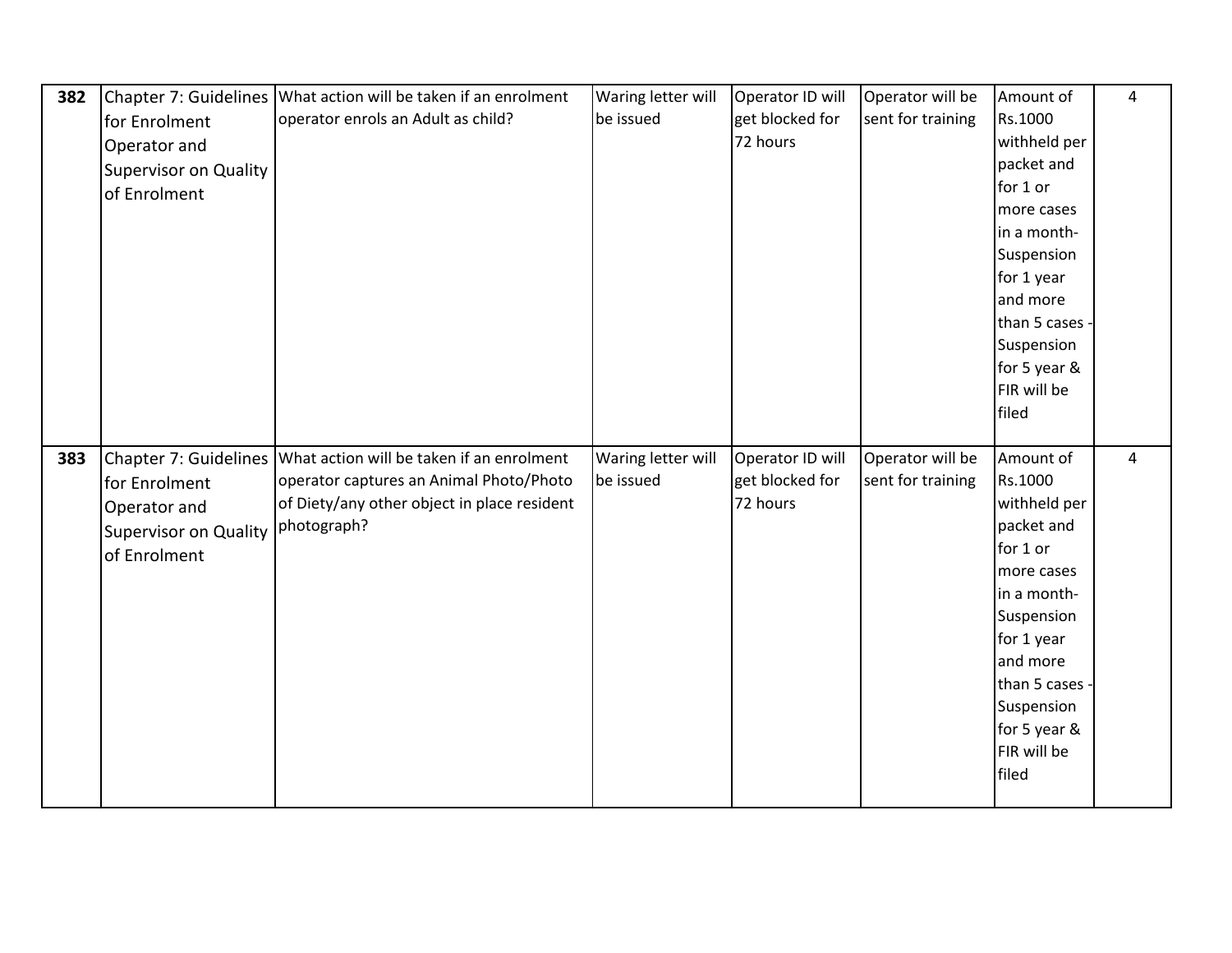| 382 | Chapter 7: Guidelines for Enrolment Operator and Supervisor on Quality of Enrolment | What action will be taken if an enrolment operator enrols an Adult as child? | Waring letter will be issued | Operator ID will get blocked for 72 hours | Operator will be sent for training | Amount of Rs.1000 withheld per packet and for 1 or more cases in a month- Suspension for 1 year and more than 5 cases - Suspension for 5 year & FIR will be filed | 4 |
|---|---|---|---|---|---|---|---|
| 383 | Chapter 7: Guidelines for Enrolment Operator and Supervisor on Quality of Enrolment | What action will be taken if an enrolment operator captures an Animal Photo/Photo of Diety/any other object in place resident photograph? | Waring letter will be issued | Operator ID will get blocked for 72 hours | Operator will be sent for training | Amount of Rs.1000 withheld per packet and for 1 or more cases in a month- Suspension for 1 year and more than 5 cases - Suspension for 5 year & FIR will be filed | 4 |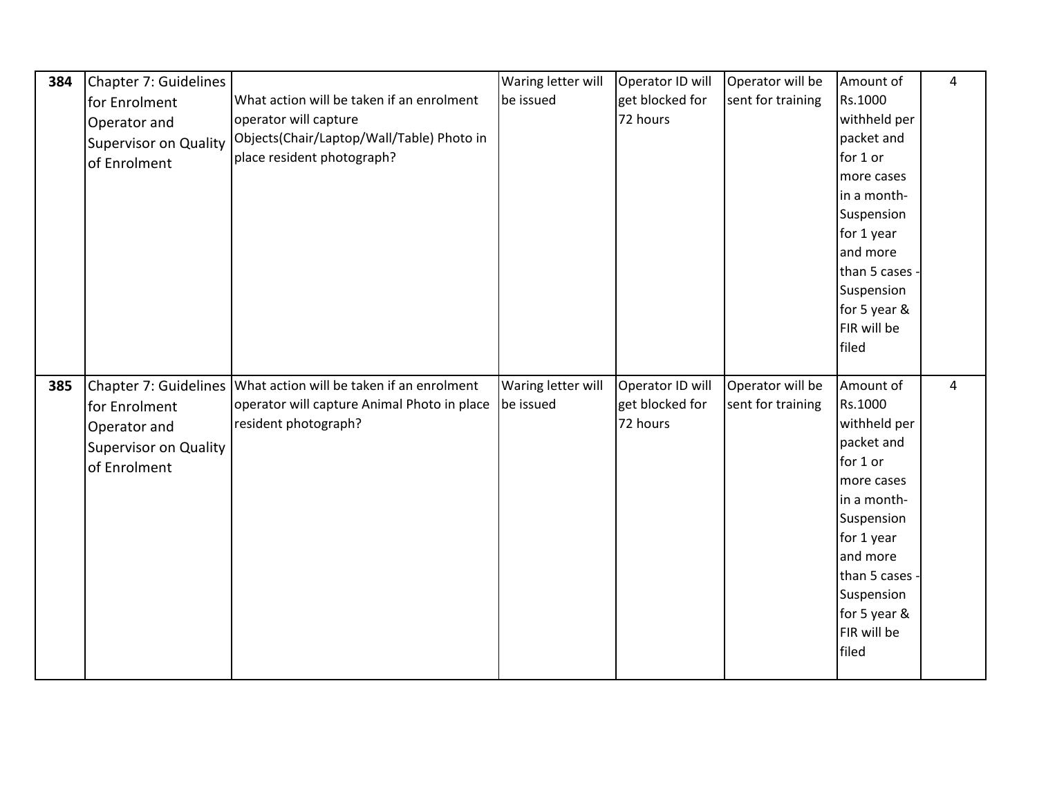| 384 | Chapter 7: Guidelines for Enrolment Operator and Supervisor on Quality of Enrolment | What action will be taken if an enrolment operator will capture Objects(Chair/Laptop/Wall/Table) Photo in place resident photograph? | Waring letter will be issued | Operator ID will get blocked for 72 hours | Operator will be sent for training | Amount of Rs.1000 withheld per packet and for 1 or more cases in a month- Suspension for 1 year and more than 5 cases - Suspension for 5 year & FIR will be filed | 4 |
|---|---|---|---|---|---|---|---|
| 385 | Chapter 7: Guidelines for Enrolment Operator and Supervisor on Quality of Enrolment | What action will be taken if an enrolment operator will capture Animal Photo in place resident photograph? | Waring letter will be issued | Operator ID will get blocked for 72 hours | Operator will be sent for training | Amount of Rs.1000 withheld per packet and for 1 or more cases in a month- Suspension for 1 year and more than 5 cases - Suspension for 5 year & FIR will be filed | 4 |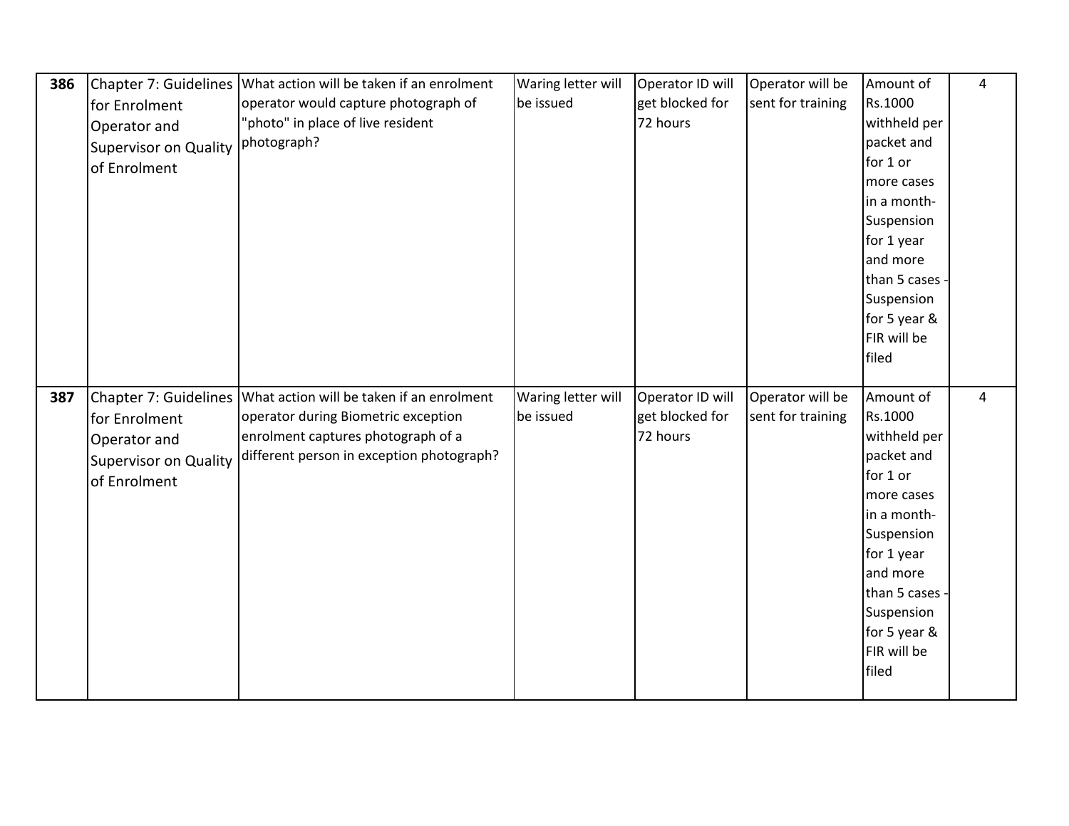| 386 | Chapter 7: Guidelines for Enrolment Operator and Supervisor on Quality of Enrolment | What action will be taken if an enrolment operator would capture photograph of "photo" in place of live resident photograph? | Waring letter will be issued | Operator ID will get blocked for 72 hours | Operator will be sent for training | Amount of Rs.1000 withheld per packet and for 1 or more cases in a month- Suspension for 1 year and more than 5 cases - Suspension for 5 year & FIR will be filed | 4 |
|---|---|---|---|---|---|---|---|
| 387 | Chapter 7: Guidelines for Enrolment Operator and Supervisor on Quality of Enrolment | What action will be taken if an enrolment operator during Biometric exception enrolment captures photograph of a different person in exception photograph? | Waring letter will be issued | Operator ID will get blocked for 72 hours | Operator will be sent for training | Amount of Rs.1000 withheld per packet and for 1 or more cases in a month- Suspension for 1 year and more than 5 cases - Suspension for 5 year & FIR will be filed | 4 |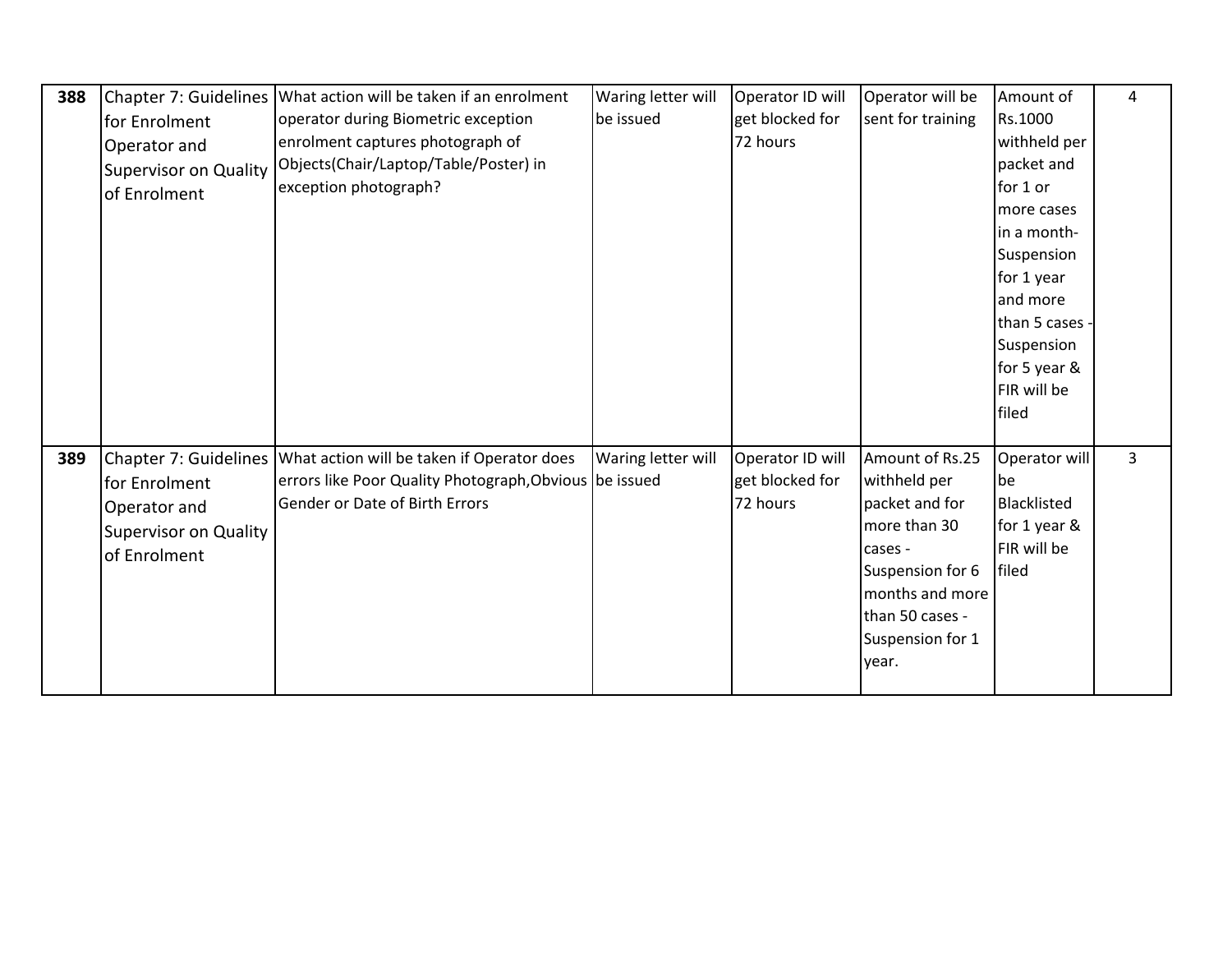| 388 | Chapter 7: Guidelines for Enrolment Operator and Supervisor on Quality of Enrolment | What action will be taken if an enrolment operator during Biometric exception enrolment captures photograph of Objects(Chair/Laptop/Table/Poster) in exception photograph? | Waring letter will be issued | Operator ID will get blocked for 72 hours | Operator will be sent for training | Amount of Rs.1000 withheld per packet and for 1 or more cases in a month- Suspension for 1 year and more than 5 cases - Suspension for 5 year & FIR will be filed | 4 |
|---|---|---|---|---|---|---|---|
| 389 | Chapter 7: Guidelines for Enrolment Operator and Supervisor on Quality of Enrolment | What action will be taken if Operator does errors like Poor Quality Photograph,Obvious Gender or Date of Birth Errors | Waring letter will be issued | Operator ID will get blocked for 72 hours | Amount of Rs.25 withheld per packet and for more than 30 cases - Suspension for 6 months and more than 50 cases - Suspension for 1 year. | Operator will be Blacklisted for 1 year & FIR will be filed | 3 |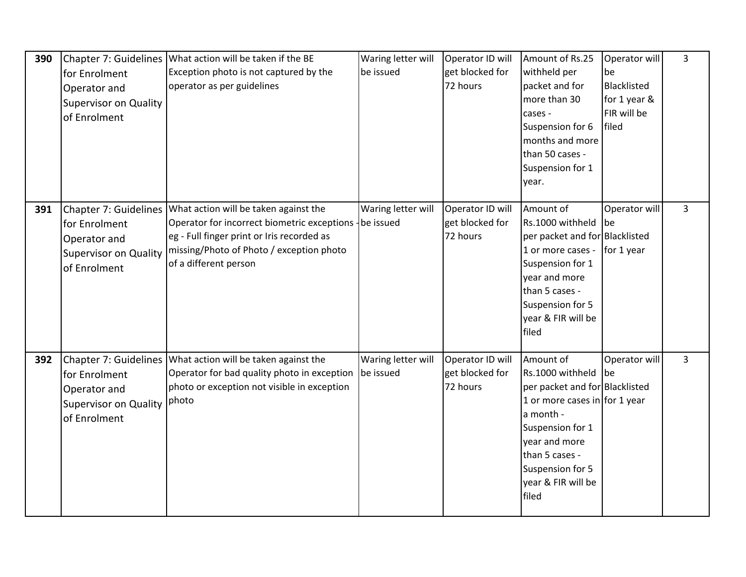| 390 | Chapter 7: Guidelines for Enrolment Operator and Supervisor on Quality of Enrolment | What action will be taken if the BE Exception photo is not captured by the operator as per guidelines | Waring letter will be issued | Operator ID will get blocked for 72 hours | Amount of Rs.25 withheld per packet and for more than 30 cases - Suspension for 6 months and more than 50 cases - Suspension for 1 year. | Operator will be Blacklisted for 1 year & FIR will be filed | 3 |
|---|---|---|---|---|---|---|---|
| 391 | Chapter 7: Guidelines for Enrolment Operator and Supervisor on Quality of Enrolment | What action will be taken against the Operator for incorrect biometric exceptions - eg - Full finger print or Iris recorded as missing/Photo of Photo / exception photo of a different person | Waring letter will be issued | Operator ID will get blocked for 72 hours | Amount of Rs.1000 withheld per packet and for 1 or more cases - Suspension for 1 year and more than 5 cases - Suspension for 5 year & FIR will be filed | Operator will be Blacklisted for 1 year | 3 |
| 392 | Chapter 7: Guidelines for Enrolment Operator and Supervisor on Quality of Enrolment | What action will be taken against the Operator for bad quality photo in exception photo or exception not visible in exception photo | Waring letter will be issued | Operator ID will get blocked for 72 hours | Amount of Rs.1000 withheld per packet and for 1 or more cases in a month - Suspension for 1 year and more than 5 cases - Suspension for 5 year & FIR will be filed | Operator will be Blacklisted for 1 year | 3 |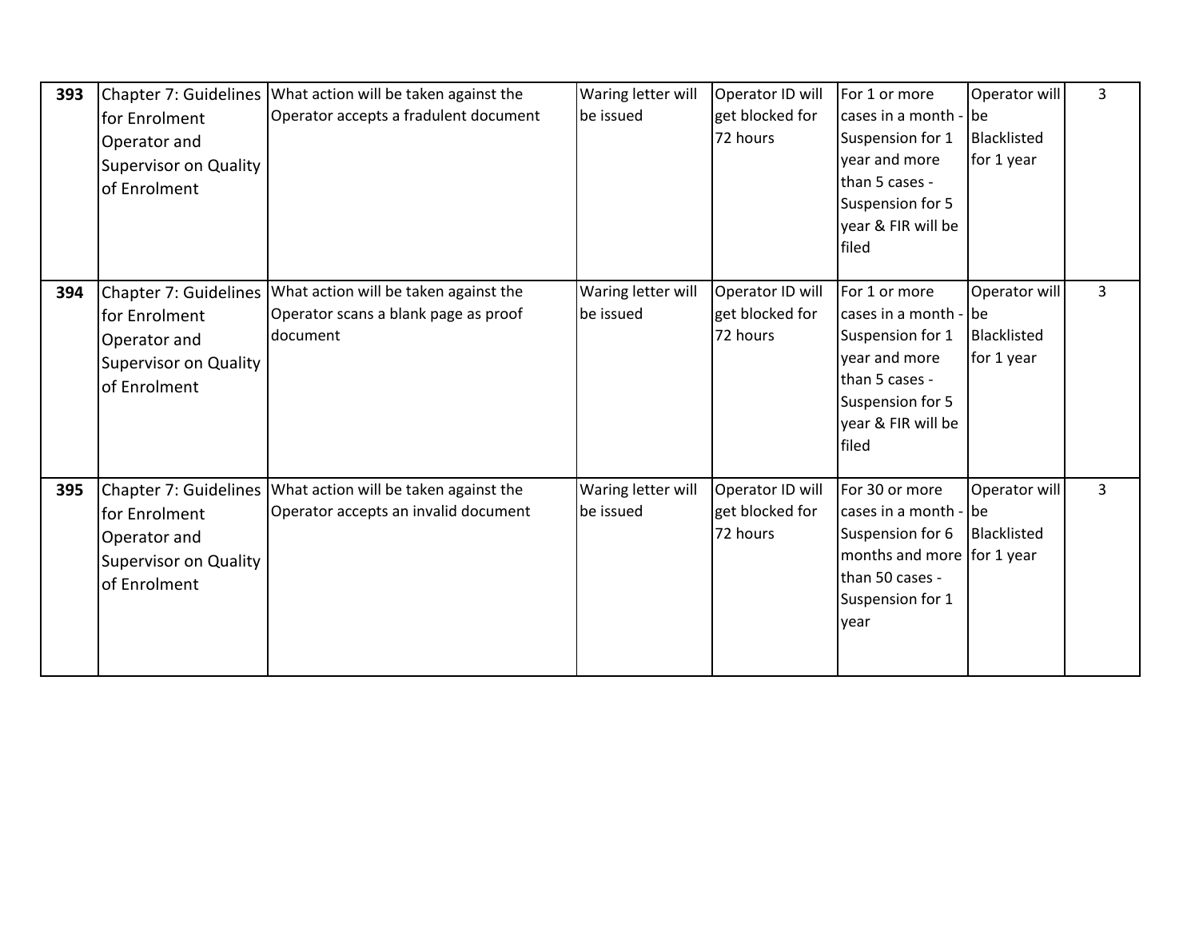| **393** | Chapter 7: Guidelines for Enrolment Operator and Supervisor on Quality of Enrolment | What action will be taken against the Operator accepts a fradulent document | Waring letter will be issued | Operator ID will get blocked for 72 hours | For 1 or more cases in a month - Suspension for 1 year and more than 5 cases - Suspension for 5 year & FIR will be filed | Operator will be Blacklisted for 1 year | 3 |
|---|---|---|---|---|---|---|---|
| **394** | Chapter 7: Guidelines for Enrolment Operator and Supervisor on Quality of Enrolment | What action will be taken against the Operator scans a blank page as proof document | Waring letter will be issued | Operator ID will get blocked for 72 hours | For 1 or more cases in a month - Suspension for 1 year and more than 5 cases - Suspension for 5 year & FIR will be filed | Operator will be Blacklisted for 1 year | 3 |
| **395** | Chapter 7: Guidelines for Enrolment Operator and Supervisor on Quality of Enrolment | What action will be taken against the Operator accepts an invalid document | Waring letter will be issued | Operator ID will get blocked for 72 hours | For 30 or more cases in a month - Suspension for 6 months and more than 50 cases - Suspension for 1 year | Operator will be Blacklisted for 1 year | 3 |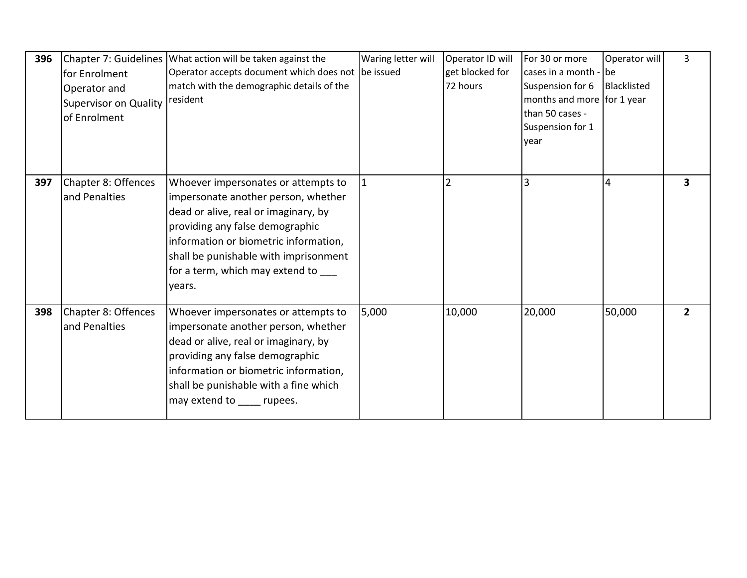| 396 | Chapter 7: Guidelines for Enrolment Operator and Supervisor on Quality of Enrolment | What action will be taken against the Operator accepts document which does not match with the demographic details of the resident | Waring letter will be issued | Operator ID will get blocked for 72 hours | For 30 or more cases in a month - Suspension for 6 months and more than 50 cases - Suspension for 1 year | Operator will be Blacklisted for 1 year | 3 |
|---|---|---|---|---|---|---|---|
| **397** | Chapter 8: Offences and Penalties | Whoever impersonates or attempts to impersonate another person, whether dead or alive, real or imaginary, by providing any false demographic information or biometric information, shall be punishable with imprisonment for a term, which may extend to ___ years. | 1 | 2 | 3 | 4 | **3** |
| **398** | Chapter 8: Offences and Penalties | Whoever impersonates or attempts to impersonate another person, whether dead or alive, real or imaginary, by providing any false demographic information or biometric information, shall be punishable with a fine which may extend to ____ rupees. | 5,000 | 10,000 | 20,000 | 50,000 | **2** |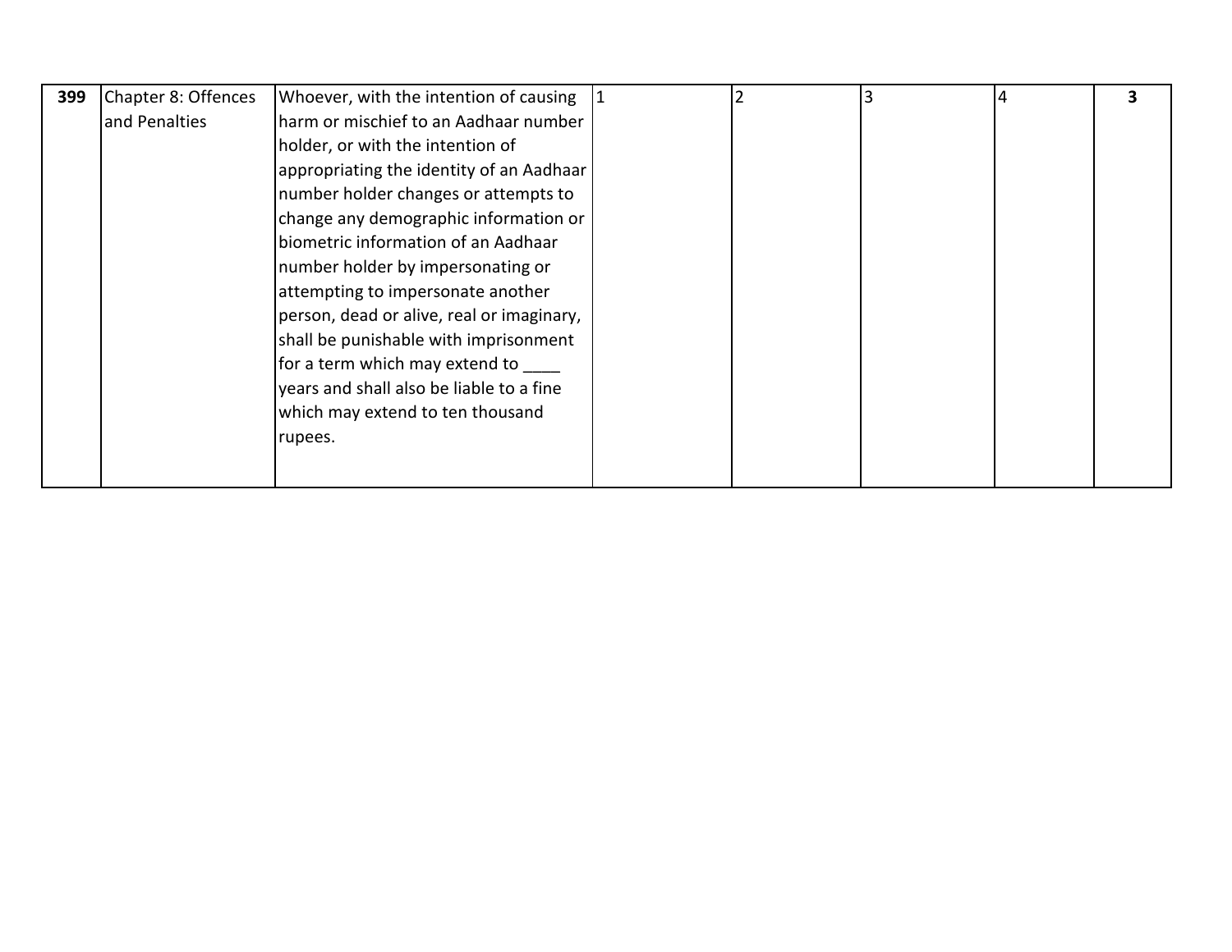| | | | | | | | |
|---|---|---|---|---|---|---|---|
| **399** | Chapter 8: Offences and Penalties | Whoever, with the intention of causing harm or mischief to an Aadhaar number holder, or with the intention of appropriating the identity of an Aadhaar number holder changes or attempts to change any demographic information or biometric information of an Aadhaar number holder by impersonating or attempting to impersonate another person, dead or alive, real or imaginary, shall be punishable with imprisonment for a term which may extend to ____ years and shall also be liable to a fine which may extend to ten thousand rupees. | 1 | 2 | 3 | 4 | **3** |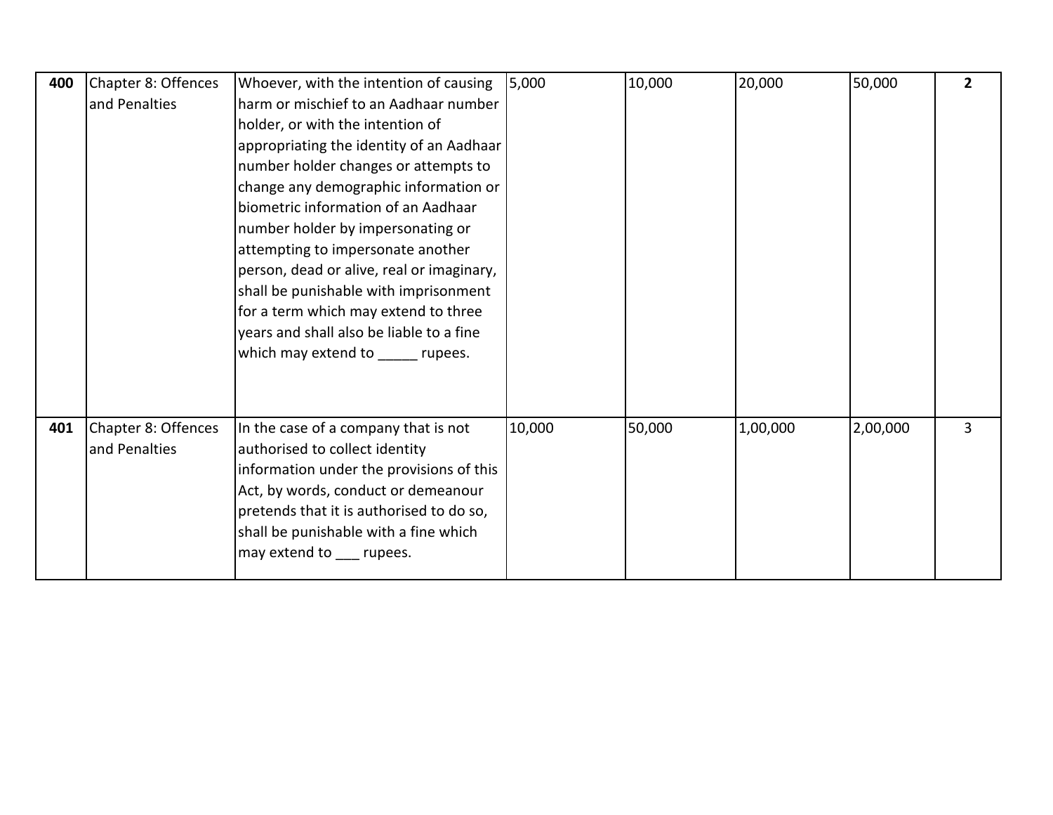| 400 | Chapter 8: Offences and Penalties | Whoever, with the intention of causing harm or mischief to an Aadhaar number holder, or with the intention of appropriating the identity of an Aadhaar number holder changes or attempts to change any demographic information or biometric information of an Aadhaar number holder by impersonating or attempting to impersonate another person, dead or alive, real or imaginary, shall be punishable with imprisonment for a term which may extend to three years and shall also be liable to a fine which may extend to _____ rupees. | 5,000 | 10,000 | 20,000 | 50,000 | 2 |
|---|---|---|---|---|---|---|---|
| 401 | Chapter 8: Offences and Penalties | In the case of a company that is not authorised to collect identity information under the provisions of this Act, by words, conduct or demeanour pretends that it is authorised to do so, shall be punishable with a fine which may extend to ___ rupees. | 10,000 | 50,000 | 1,00,000 | 2,00,000 | 3 |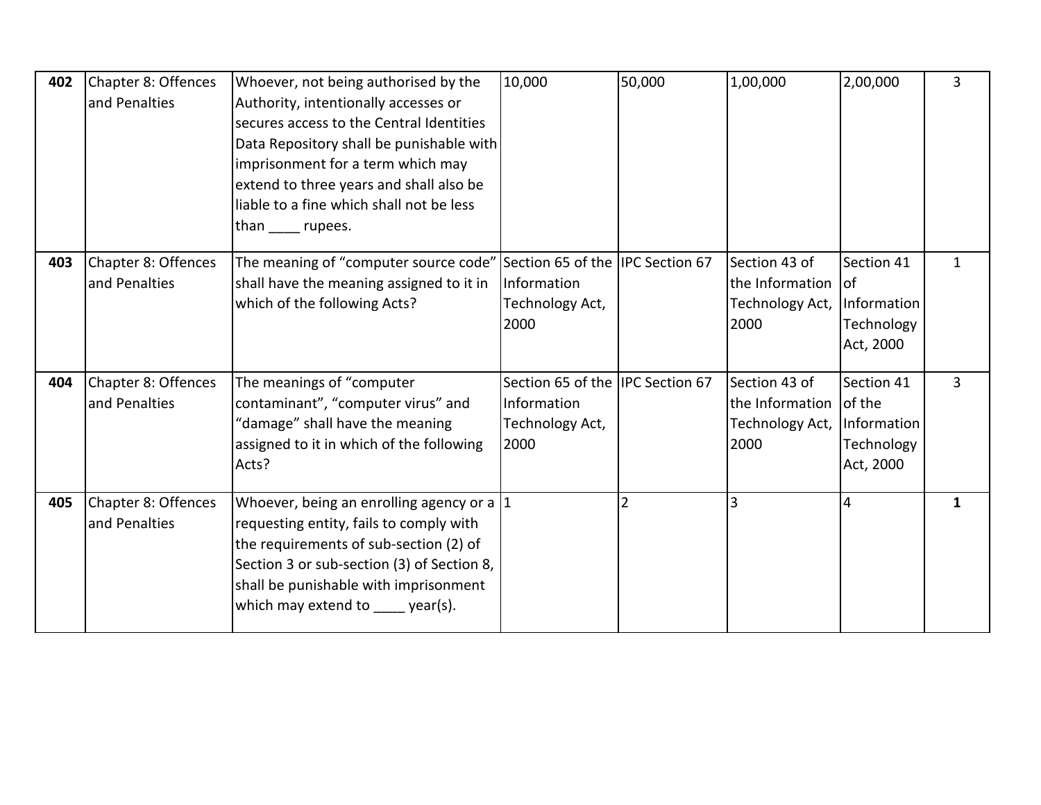| 402 | Chapter 8: Offences and Penalties | Whoever, not being authorised by the Authority, intentionally accesses or secures access to the Central Identities Data Repository shall be punishable with imprisonment for a term which may extend to three years and shall also be liable to a fine which shall not be less than ____ rupees. | 10,000 | 50,000 | 1,00,000 | 2,00,000 | 3 |
|---|---|---|---|---|---|---|---|
| 403 | Chapter 8: Offences and Penalties | The meaning of "computer source code" shall have the meaning assigned to it in which of the following Acts? | Section 65 of the Information Technology Act, 2000 | IPC Section 67 | Section 43 of the Information Technology Act, 2000 | Section 41 of Information Technology Act, 2000 | 1 |
| 404 | Chapter 8: Offences and Penalties | The meanings of "computer contaminant", "computer virus" and "damage" shall have the meaning assigned to it in which of the following Acts? | Section 65 of the Information Technology Act, 2000 | IPC Section 67 | Section 43 of the Information Technology Act, 2000 | Section 41 of the Information Technology Act, 2000 | 3 |
| 405 | Chapter 8: Offences and Penalties | Whoever, being an enrolling agency or a requesting entity, fails to comply with the requirements of sub-section (2) of Section 3 or sub-section (3) of Section 8, shall be punishable with imprisonment which may extend to ____ year(s). | 1 | 2 | 3 | 4 | **1** |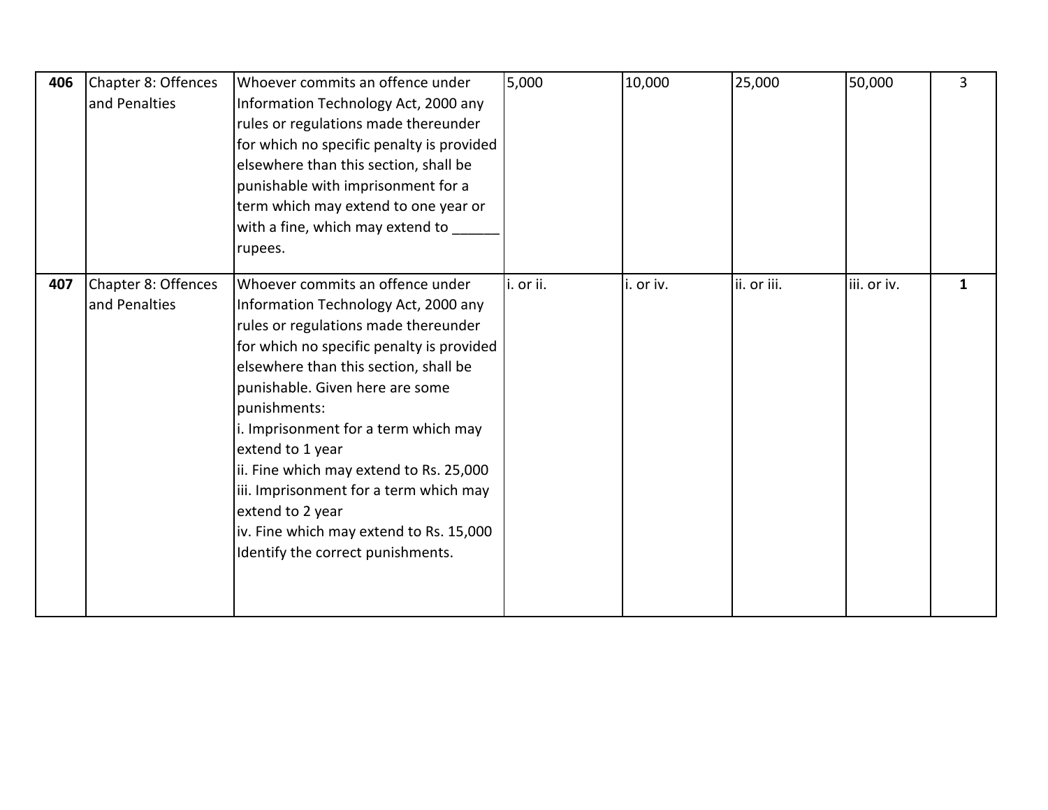| **406** | Chapter 8: Offences and Penalties | Whoever commits an offence under Information Technology Act, 2000 any rules or regulations made thereunder for which no specific penalty is provided elsewhere than this section, shall be punishable with imprisonment for a term which may extend to one year or with a fine, which may extend to ______ rupees. | 5,000 | 10,000 | 25,000 | 50,000 | 3 |
|---|---|---|---|---|---|---|---|
| **407** | Chapter 8: Offences and Penalties | Whoever commits an offence under Information Technology Act, 2000 any rules or regulations made thereunder for which no specific penalty is provided elsewhere than this section, shall be punishable. Given here are some punishments:<br>i. Imprisonment for a term which may extend to 1 year<br>ii. Fine which may extend to Rs. 25,000<br>iii. Imprisonment for a term which may extend to 2 year<br>iv. Fine which may extend to Rs. 15,000<br>Identify the correct punishments. | i. or ii. | i. or iv. | ii. or iii. | iii. or iv. | **1** |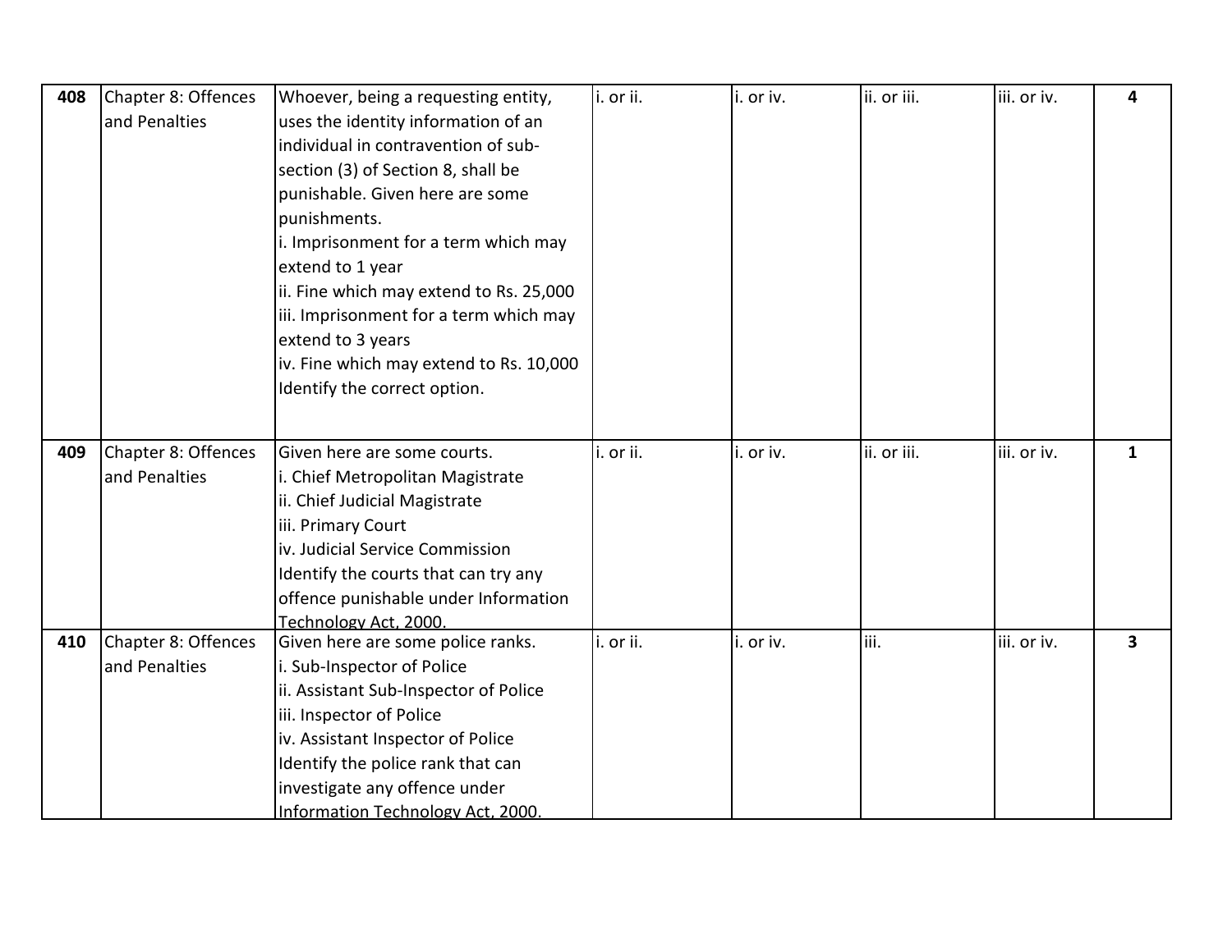| 408 | Chapter 8: Offences and Penalties | Whoever, being a requesting entity, uses the identity information of an individual in contravention of sub-section (3) of Section 8, shall be punishable. Given here are some punishments.<br>i. Imprisonment for a term which may extend to 1 year<br>ii. Fine which may extend to Rs. 25,000<br>iii. Imprisonment for a term which may extend to 3 years<br>iv. Fine which may extend to Rs. 10,000<br>Identify the correct option. | i. or ii. | i. or iv. | ii. or iii. | iii. or iv. | **4** |
|---|---|---|---|---|---|---|---|
| **409** | Chapter 8: Offences and Penalties | Given here are some courts.<br>i. Chief Metropolitan Magistrate<br>ii. Chief Judicial Magistrate<br>iii. Primary Court<br>iv. Judicial Service Commission<br>Identify the courts that can try any offence punishable under Information Technology Act, 2000. | i. or ii. | i. or iv. | ii. or iii. | iii. or iv. | **1** |
| **410** | Chapter 8: Offences and Penalties | Given here are some police ranks.<br>i. Sub-Inspector of Police<br>ii. Assistant Sub-Inspector of Police<br>iii. Inspector of Police<br>iv. Assistant Inspector of Police<br>Identify the police rank that can investigate any offence under Information Technology Act, 2000. | i. or ii. | i. or iv. | iii. | iii. or iv. | **3** |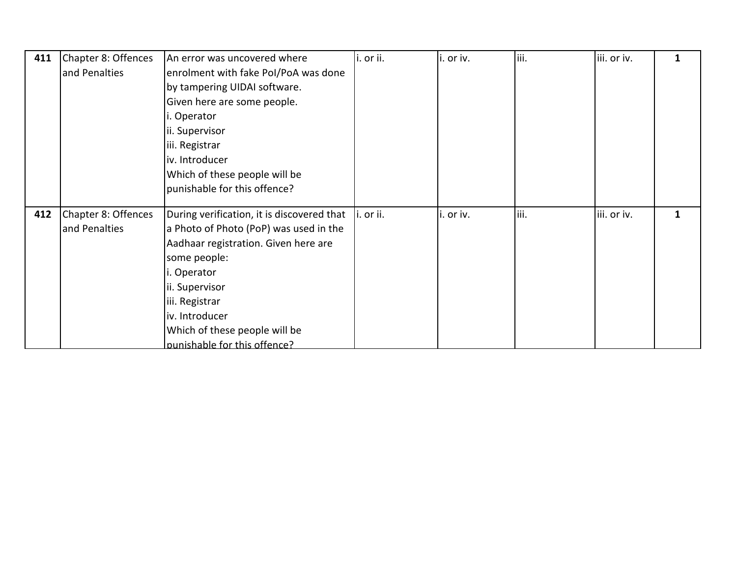| | | | | | | | |
|---|---|---|---|---|---|---|---|
| **411** | Chapter 8: Offences and Penalties | An error was uncovered where enrolment with fake PoI/PoA was done by tampering UIDAI software.<br>Given here are some people.<br>i. Operator<br>ii. Supervisor<br>iii. Registrar<br>iv. Introducer<br>Which of these people will be punishable for this offence? | i. or ii. | i. or iv. | iii. | iii. or iv. | **1** |
| **412** | Chapter 8: Offences and Penalties | During verification, it is discovered that a Photo of Photo (PoP) was used in the Aadhaar registration. Given here are some people:<br>i. Operator<br>ii. Supervisor<br>iii. Registrar<br>iv. Introducer<br>Which of these people will be punishable for this offence? | i. or ii. | i. or iv. | iii. | iii. or iv. | **1** |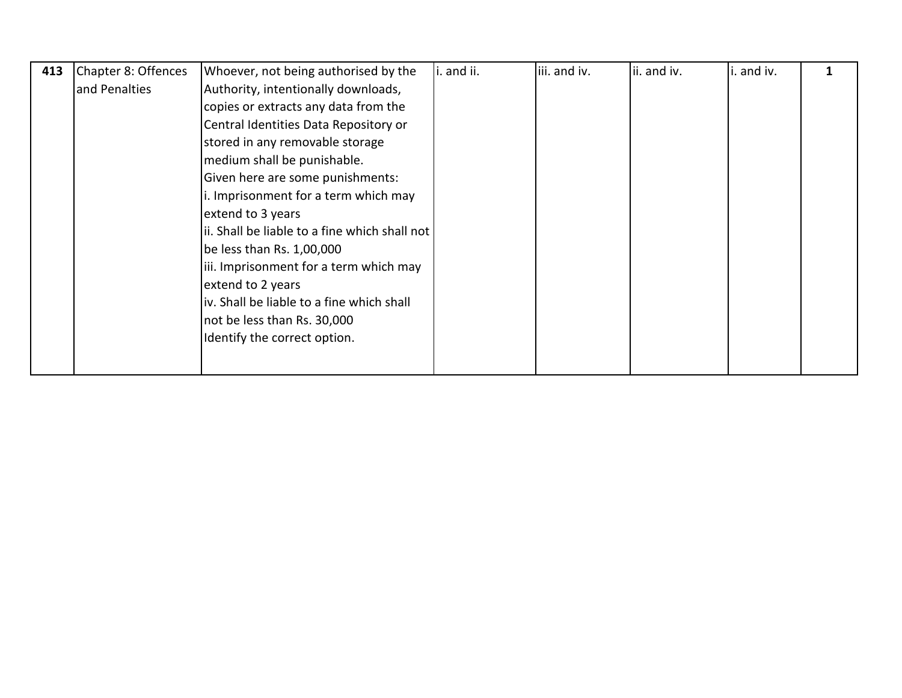| 413 | Chapter 8: Offences and Penalties | Whoever, not being authorised by the Authority, intentionally downloads, copies or extracts any data from the Central Identities Data Repository or stored in any removable storage medium shall be punishable.<br>Given here are some punishments:<br>i. Imprisonment for a term which may extend to 3 years<br>ii. Shall be liable to a fine which shall not be less than Rs. 1,00,000<br>iii. Imprisonment for a term which may extend to 2 years<br>iv. Shall be liable to a fine which shall not be less than Rs. 30,000<br>Identify the correct option. | i. and ii. | iii. and iv. | ii. and iv. | i. and iv. | 1 |
|---|---|---|---|---|---|---|---|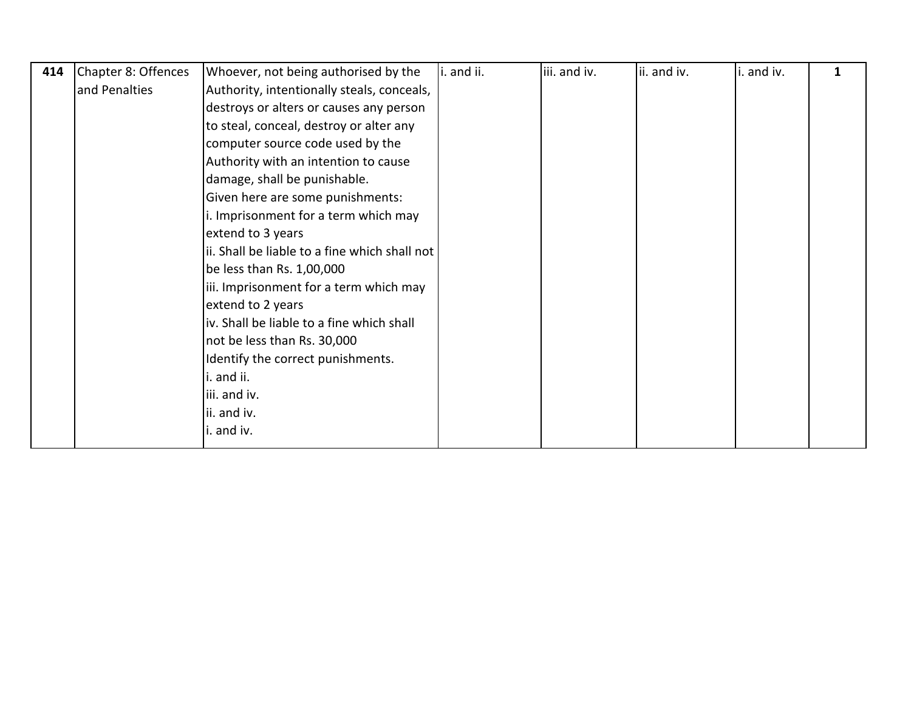| 414 | Chapter 8: Offences and Penalties | Whoever, not being authorised by the Authority, intentionally steals, conceals, destroys or alters or causes any person to steal, conceal, destroy or alter any computer source code used by the Authority with an intention to cause damage, shall be punishable.<br>Given here are some punishments:<br>i. Imprisonment for a term which may extend to 3 years<br>ii. Shall be liable to a fine which shall not be less than Rs. 1,00,000<br>iii. Imprisonment for a term which may extend to 2 years<br>iv. Shall be liable to a fine which shall not be less than Rs. 30,000<br>Identify the correct punishments.<br>i. and ii.<br>iii. and iv.<br>ii. and iv.<br>i. and iv. | i. and ii. | iii. and iv. | ii. and iv. | i. and iv. | 1 |
|---|---|---|---|---|---|---|---|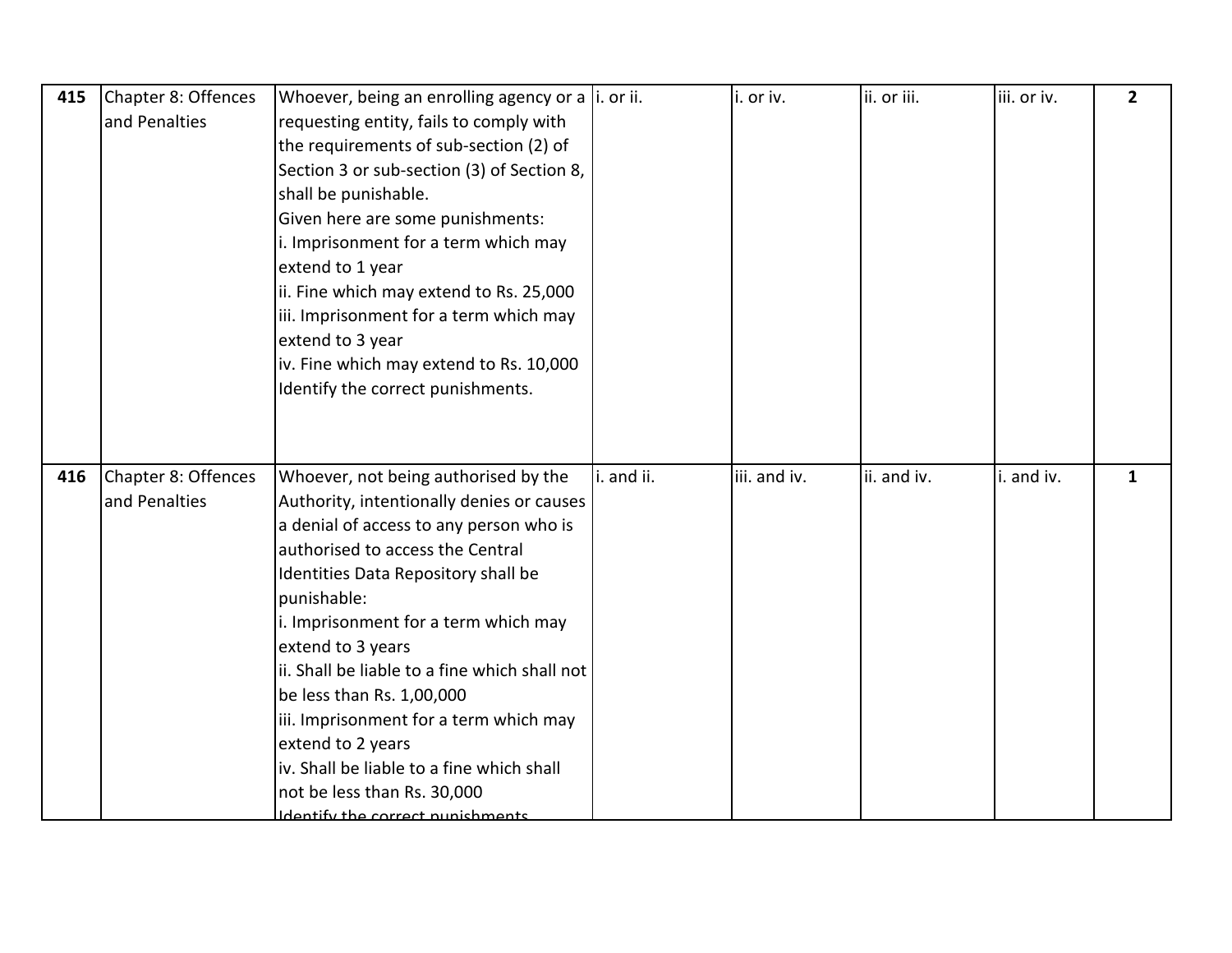| 415 | Chapter 8: Offences and Penalties | Whoever, being an enrolling agency or a requesting entity, fails to comply with the requirements of sub-section (2) of Section 3 or sub-section (3) of Section 8, shall be punishable.<br>Given here are some punishments:<br>i. Imprisonment for a term which may extend to 1 year<br>ii. Fine which may extend to Rs. 25,000<br>iii. Imprisonment for a term which may extend to 3 year<br>iv. Fine which may extend to Rs. 10,000<br>Identify the correct punishments. | i. or ii. | i. or iv. | ii. or iii. | iii. or iv. | 2 |
|---|---|---|---|---|---|---|---|
| 416 | Chapter 8: Offences and Penalties | Whoever, not being authorised by the Authority, intentionally denies or causes a denial of access to any person who is authorised to access the Central Identities Data Repository shall be punishable:<br>i. Imprisonment for a term which may extend to 3 years<br>ii. Shall be liable to a fine which shall not be less than Rs. 1,00,000<br>iii. Imprisonment for a term which may extend to 2 years<br>iv. Shall be liable to a fine which shall not be less than Rs. 30,000<br>Identify the correct punishments | i. and ii. | iii. and iv. | ii. and iv. | i. and iv. | 1 |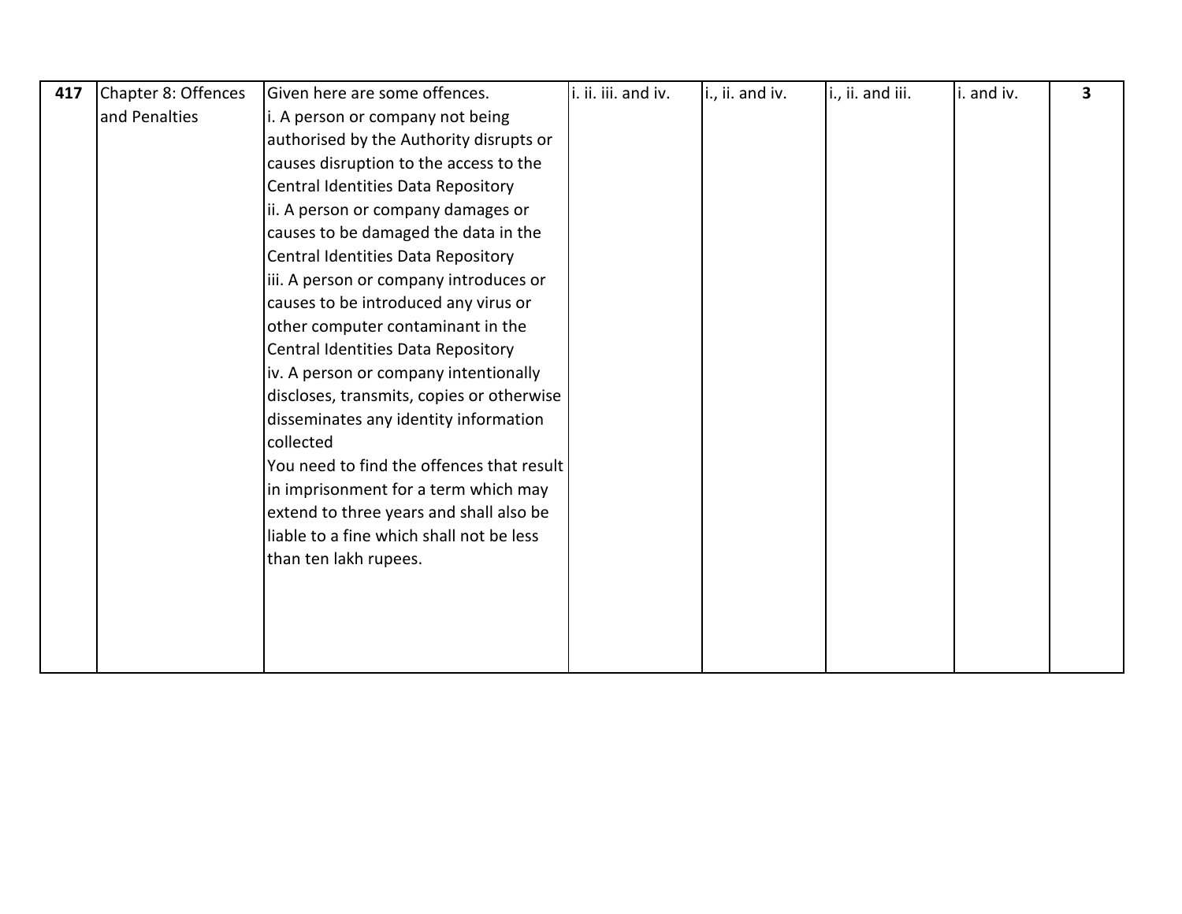| 417 | Chapter 8: Offences and Penalties | Given here are some offences.<br>i. A person or company not being authorised by the Authority disrupts or causes disruption to the access to the Central Identities Data Repository<br>ii. A person or company damages or causes to be damaged the data in the Central Identities Data Repository<br>iii. A person or company introduces or causes to be introduced any virus or other computer contaminant in the Central Identities Data Repository<br>iv. A person or company intentionally discloses, transmits, copies or otherwise disseminates any identity information collected<br>You need to find the offences that result in imprisonment for a term which may extend to three years and shall also be liable to a fine which shall not be less than ten lakh rupees. | i. ii. iii. and iv. | i., ii. and iv. | i., ii. and iii. | i. and iv. | **3** |
|---|---|---|---|---|---|---|---|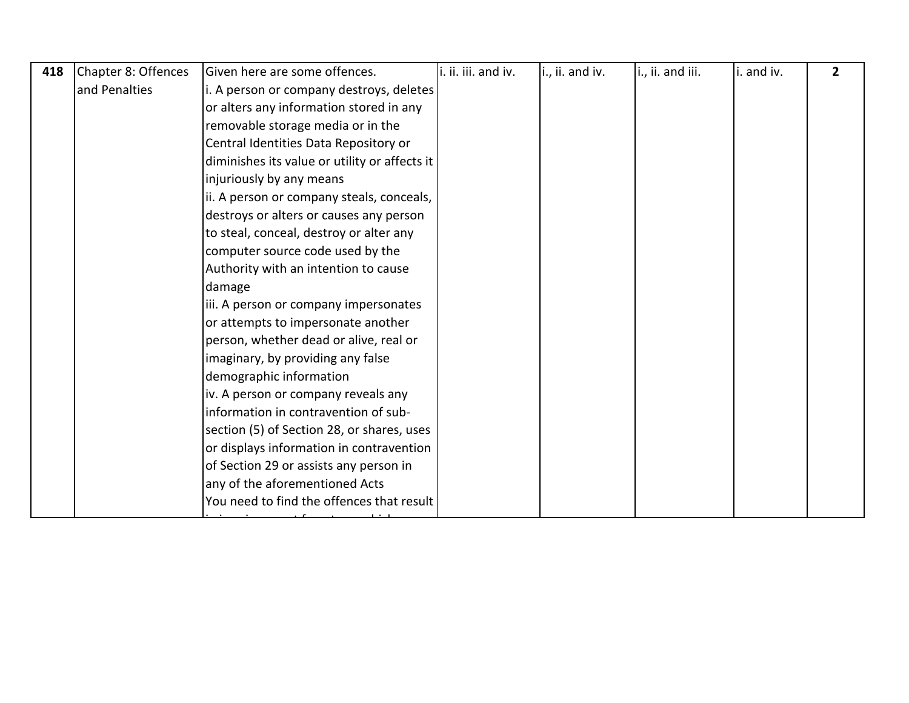| 418 | Chapter 8: Offences and Penalties | Given here are some offences.<br>i. A person or company destroys, deletes or alters any information stored in any removable storage media or in the Central Identities Data Repository or diminishes its value or utility or affects it injuriously by any means<br>ii. A person or company steals, conceals, destroys or alters or causes any person to steal, conceal, destroy or alter any computer source code used by the Authority with an intention to cause damage<br>iii. A person or company impersonates or attempts to impersonate another person, whether dead or alive, real or imaginary, by providing any false demographic information<br>iv. A person or company reveals any information in contravention of sub-section (5) of Section 28, or shares, uses or displays information in contravention of Section 29 or assists any person in any of the aforementioned Acts<br>You need to find the offences that result | i. ii. iii. and iv. | i., ii. and iv. | i., ii. and iii. | i. and iv. | 2 |
|---|---|---|---|---|---|---|---|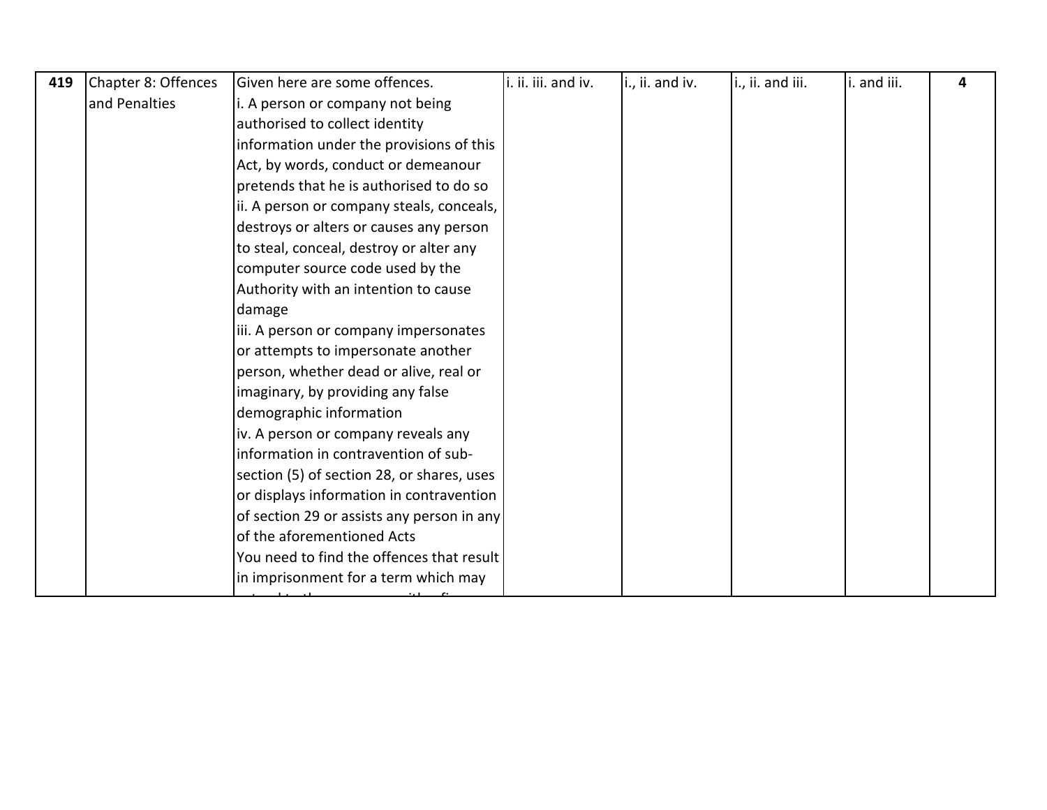| 419 | Chapter 8: Offences and Penalties | Given here are some offences.<br>i. A person or company not being authorised to collect identity information under the provisions of this Act, by words, conduct or demeanour pretends that he is authorised to do so<br>ii. A person or company steals, conceals, destroys or alters or causes any person to steal, conceal, destroy or alter any computer source code used by the Authority with an intention to cause damage<br>iii. A person or company impersonates or attempts to impersonate another person, whether dead or alive, real or imaginary, by providing any false demographic information<br>iv. A person or company reveals any information in contravention of sub-section (5) of section 28, or shares, uses or displays information in contravention of section 29 or assists any person in any of the aforementioned Acts<br>You need to find the offences that result in imprisonment for a term which may | i. ii. iii. and iv. | i., ii. and iv. | i., ii. and iii. | i. and iii. | 4 |
|---|---|---|---|---|---|---|---|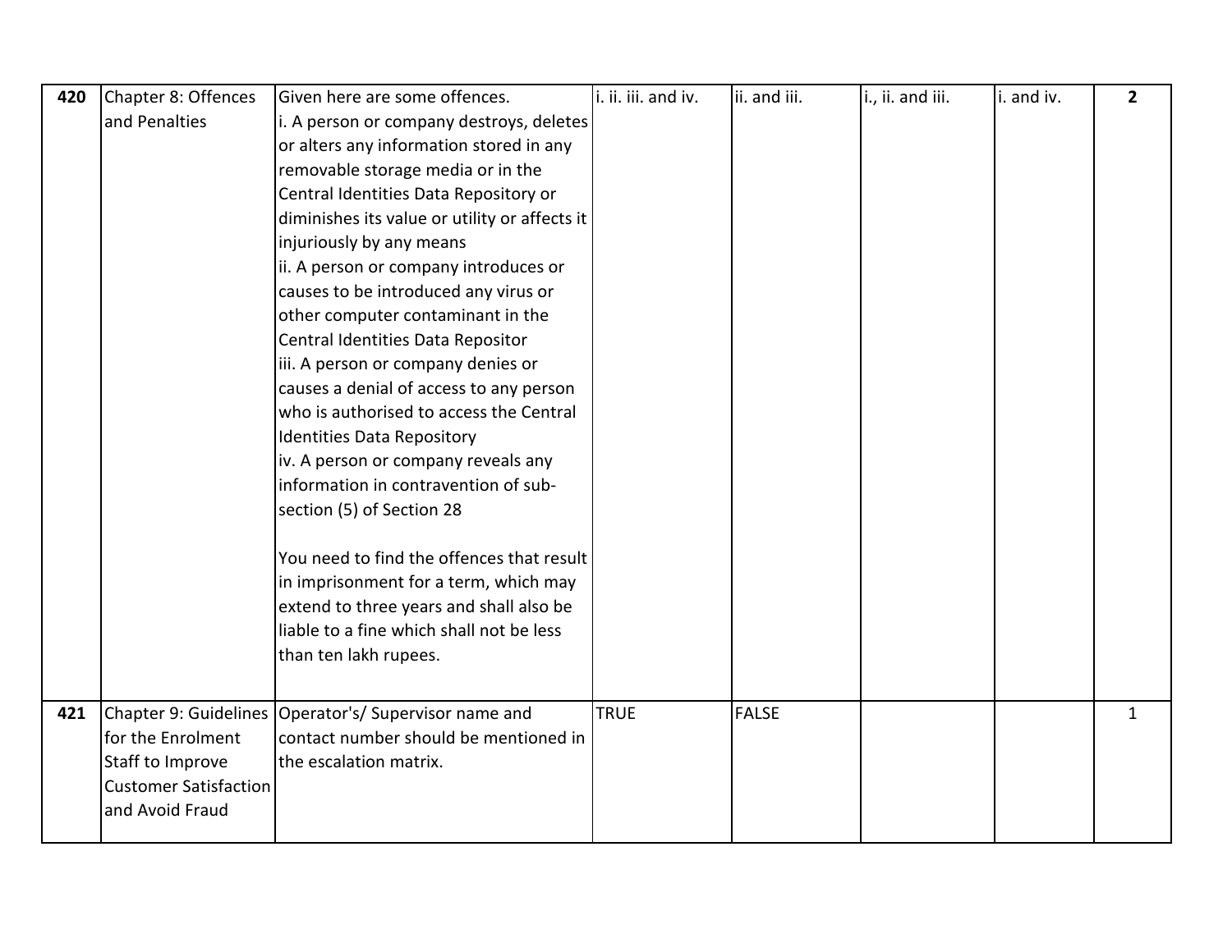| | | | | | | | |
|---|---|---|---|---|---|---|---|
| **420** | Chapter 8: Offences and Penalties | Given here are some offences.<br>i. A person or company destroys, deletes or alters any information stored in any removable storage media or in the Central Identities Data Repository or diminishes its value or utility or affects it injuriously by any means<br>ii. A person or company introduces or causes to be introduced any virus or other computer contaminant in the Central Identities Data Repositor<br>iii. A person or company denies or causes a denial of access to any person who is authorised to access the Central Identities Data Repository<br>iv. A person or company reveals any information in contravention of sub-section (5) of Section 28<br><br>You need to find the offences that result in imprisonment for a term, which may extend to three years and shall also be liable to a fine which shall not be less than ten lakh rupees. | i. ii. iii. and iv. | ii. and iii. | i., ii. and iii. | i. and iv. | **2** |
| **421** | Chapter 9: Guidelines for the Enrolment Staff to Improve Customer Satisfaction and Avoid Fraud | Operator's/ Supervisor name and contact number should be mentioned in the escalation matrix. | TRUE | FALSE | | | 1 |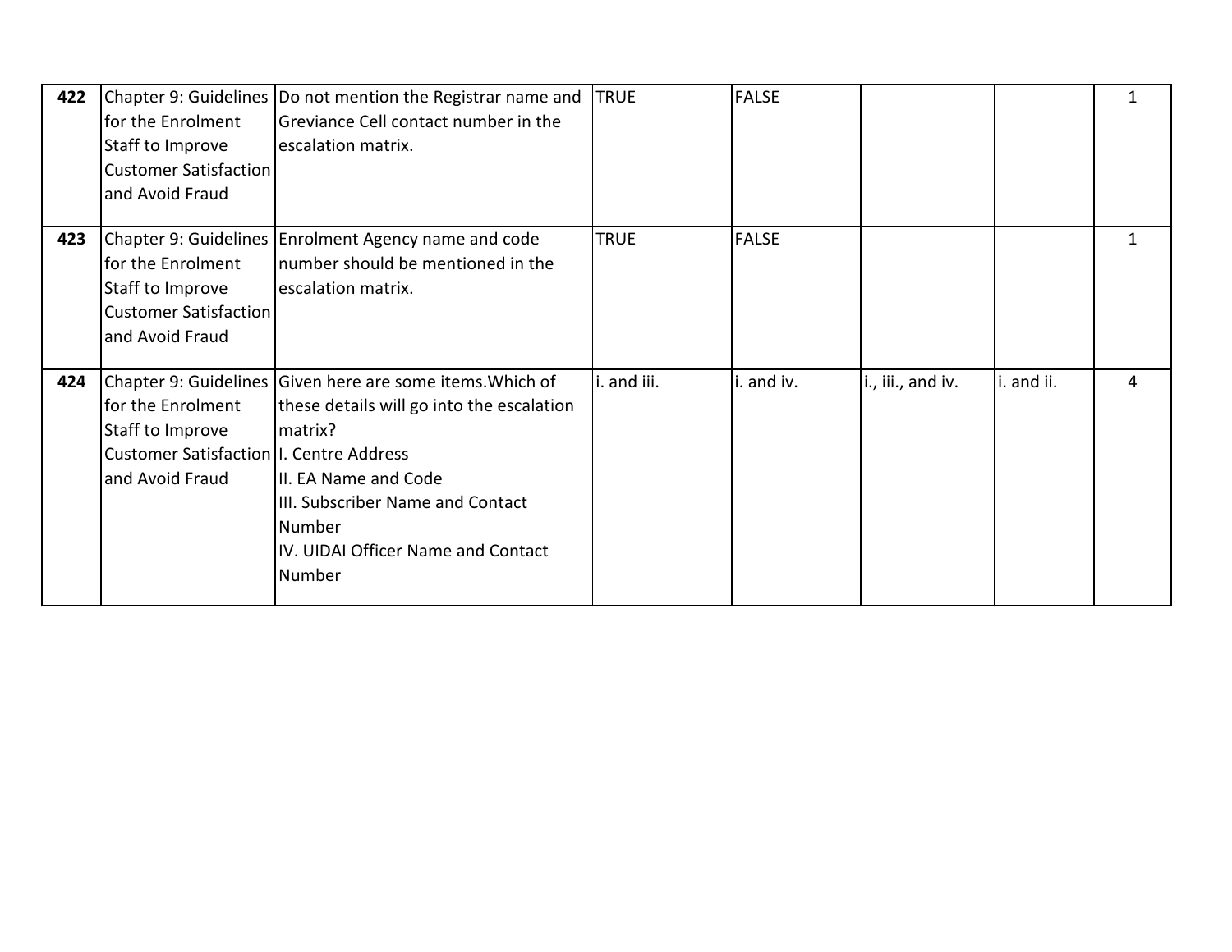| 422 | Chapter 9: Guidelines for the Enrolment Staff to Improve Customer Satisfaction and Avoid Fraud | Do not mention the Registrar name and Greviance Cell contact number in the escalation matrix. | TRUE | FALSE | | | 1 |
|---|---|---|---|---|---|---|---|
| 423 | Chapter 9: Guidelines for the Enrolment Staff to Improve Customer Satisfaction and Avoid Fraud | Enrolment Agency name and code number should be mentioned in the escalation matrix. | TRUE | FALSE | | | 1 |
| 424 | Chapter 9: Guidelines for the Enrolment Staff to Improve Customer Satisfaction and Avoid Fraud | Given here are some items.Which of these details will go into the escalation matrix?<br>I. Centre Address<br>II. EA Name and Code<br>III. Subscriber Name and Contact Number<br>IV. UIDAI Officer Name and Contact Number | i. and iii. | i. and iv. | i., iii., and iv. | i. and ii. | 4 |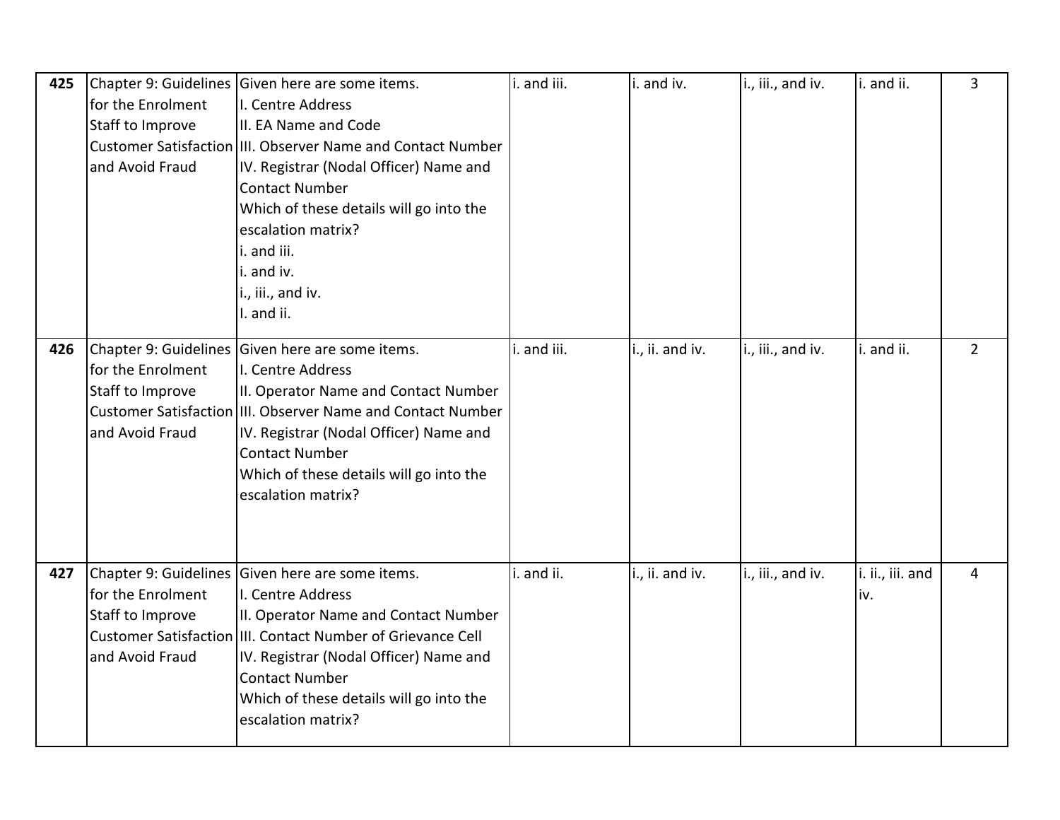| 425 | Chapter 9: Guidelines for the Enrolment Staff to Improve Customer Satisfaction and Avoid Fraud | Given here are some items.<br>I. Centre Address<br>II. EA Name and Code<br>III. Observer Name and Contact Number<br>IV. Registrar (Nodal Officer) Name and Contact Number<br>Which of these details will go into the escalation matrix?<br>i. and iii.<br>i. and iv.<br>i., iii., and iv.<br>I. and ii. | i. and iii. | i. and iv. | i., iii., and iv. | i. and ii. | 3 |
|---|---|---|---|---|---|---|---|
| 426 | Chapter 9: Guidelines for the Enrolment Staff to Improve Customer Satisfaction and Avoid Fraud | Given here are some items.<br>I. Centre Address<br>II. Operator Name and Contact Number<br>III. Observer Name and Contact Number<br>IV. Registrar (Nodal Officer) Name and Contact Number<br>Which of these details will go into the escalation matrix? | i. and iii. | i., ii. and iv. | i., iii., and iv. | i. and ii. | 2 |
| 427 | Chapter 9: Guidelines for the Enrolment Staff to Improve Customer Satisfaction and Avoid Fraud | Given here are some items.<br>I. Centre Address<br>II. Operator Name and Contact Number<br>III. Contact Number of Grievance Cell<br>IV. Registrar (Nodal Officer) Name and Contact Number<br>Which of these details will go into the escalation matrix? | i. and ii. | i., ii. and iv. | i., iii., and iv. | i. ii., iii. and iv. | 4 |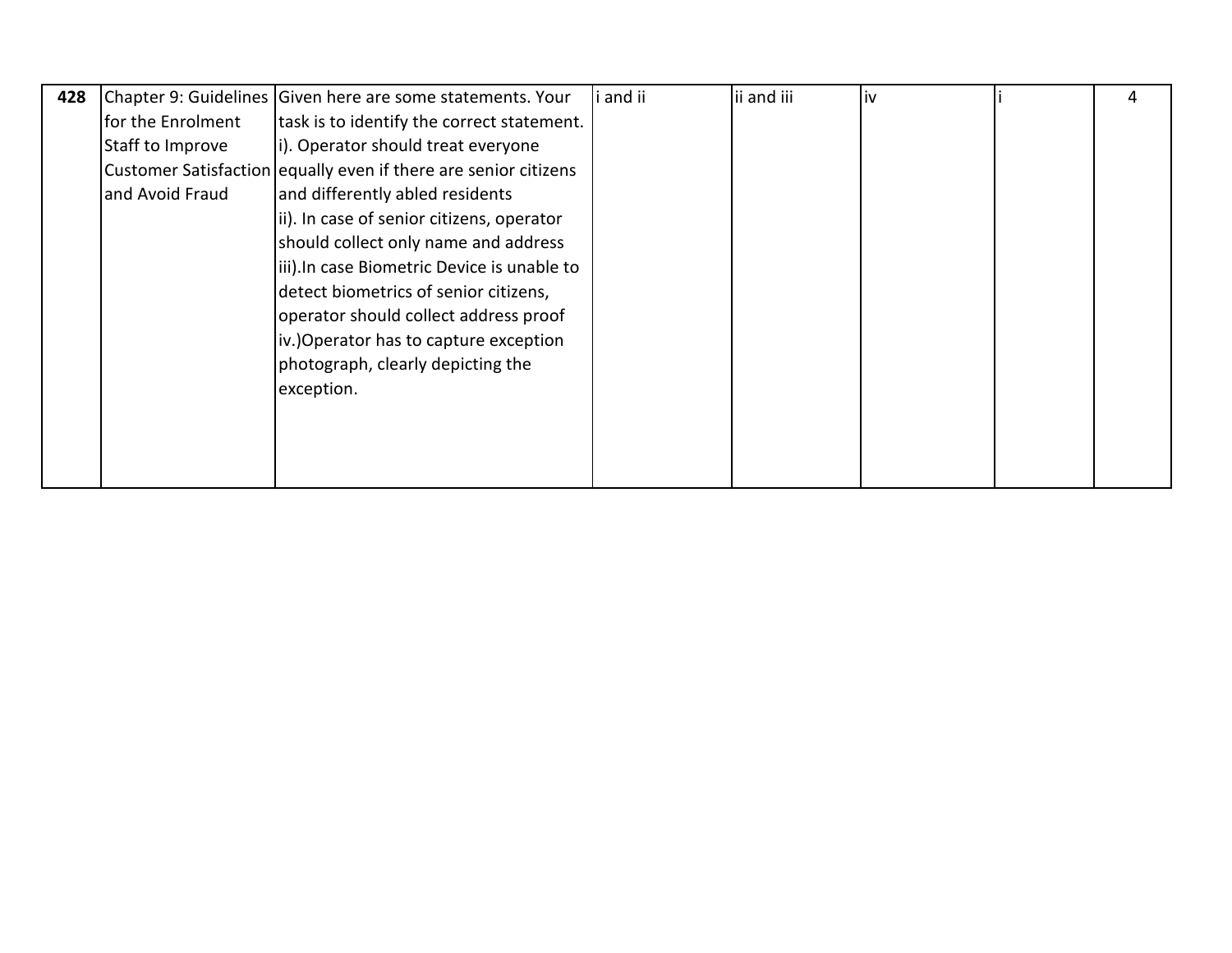| **428** | Chapter 9: Guidelines for the Enrolment Staff to Improve Customer Satisfaction and Avoid Fraud | Given here are some statements. Your task is to identify the correct statement.<br>i). Operator should treat everyone equally even if there are senior citizens and differently abled residents<br>ii). In case of senior citizens, operator should collect only name and address<br>iii).In case Biometric Device is unable to detect biometrics of senior citizens, operator should collect address proof<br>iv.)Operator has to capture exception photograph, clearly depicting the exception. | i and ii | ii and iii | iv | i | 4 |
|---|---|---|---|---|---|---|---|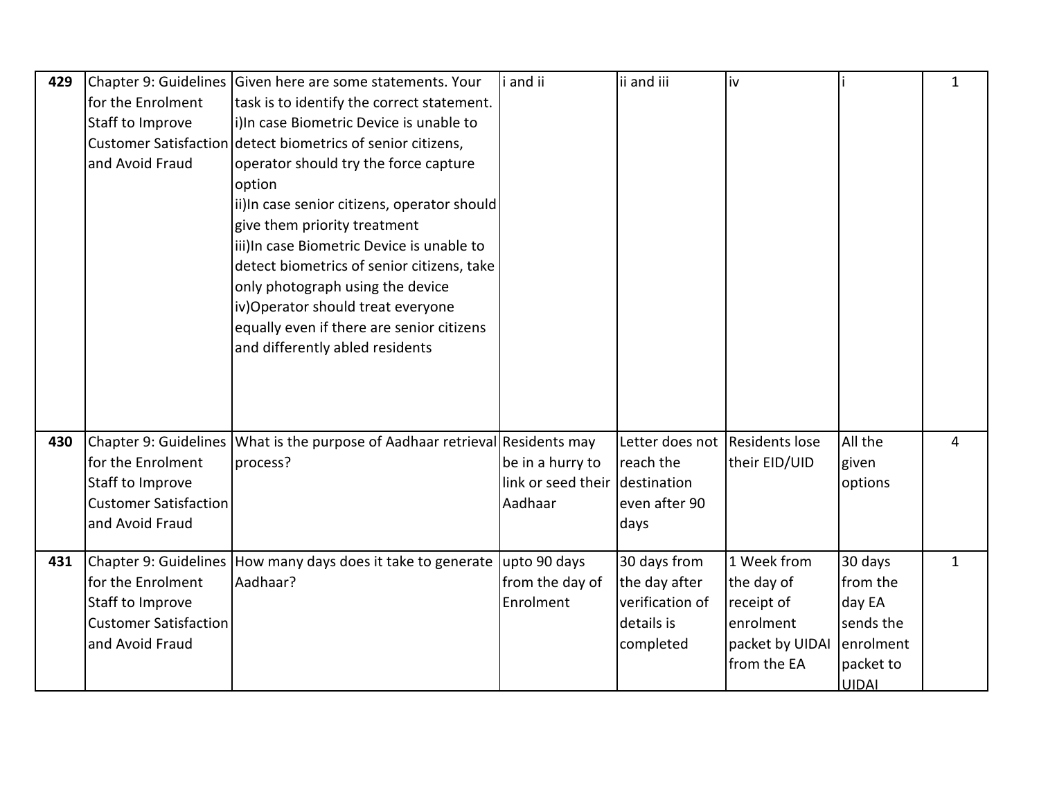| | | | | | | | |
|---|---|---|---|---|---|---|---|
| **429** | Chapter 9: Guidelines for the Enrolment Staff to Improve Customer Satisfaction and Avoid Fraud | Given here are some statements. Your task is to identify the correct statement. i)In case Biometric Device is unable to detect biometrics of senior citizens, operator should try the force capture option ii)In case senior citizens, operator should give them priority treatment iii)In case Biometric Device is unable to detect biometrics of senior citizens, take only photograph using the device iv)Operator should treat everyone equally even if there are senior citizens and differently abled residents | i and ii | ii and iii | iv | i | 1 |
| **430** | Chapter 9: Guidelines for the Enrolment Staff to Improve Customer Satisfaction and Avoid Fraud | What is the purpose of Aadhaar retrieval process? | Residents may be in a hurry to link or seed their Aadhaar | Letter does not reach the destination even after 90 days | Residents lose their EID/UID | All the given options | 4 |
| **431** | Chapter 9: Guidelines for the Enrolment Staff to Improve Customer Satisfaction and Avoid Fraud | How many days does it take to generate Aadhaar? | upto 90 days from the day of Enrolment | 30 days from the day after verification of details is completed | 1 Week from the day of receipt of enrolment packet by UIDAI from the EA | 30 days from the day EA sends the enrolment packet to UIDAI | 1 |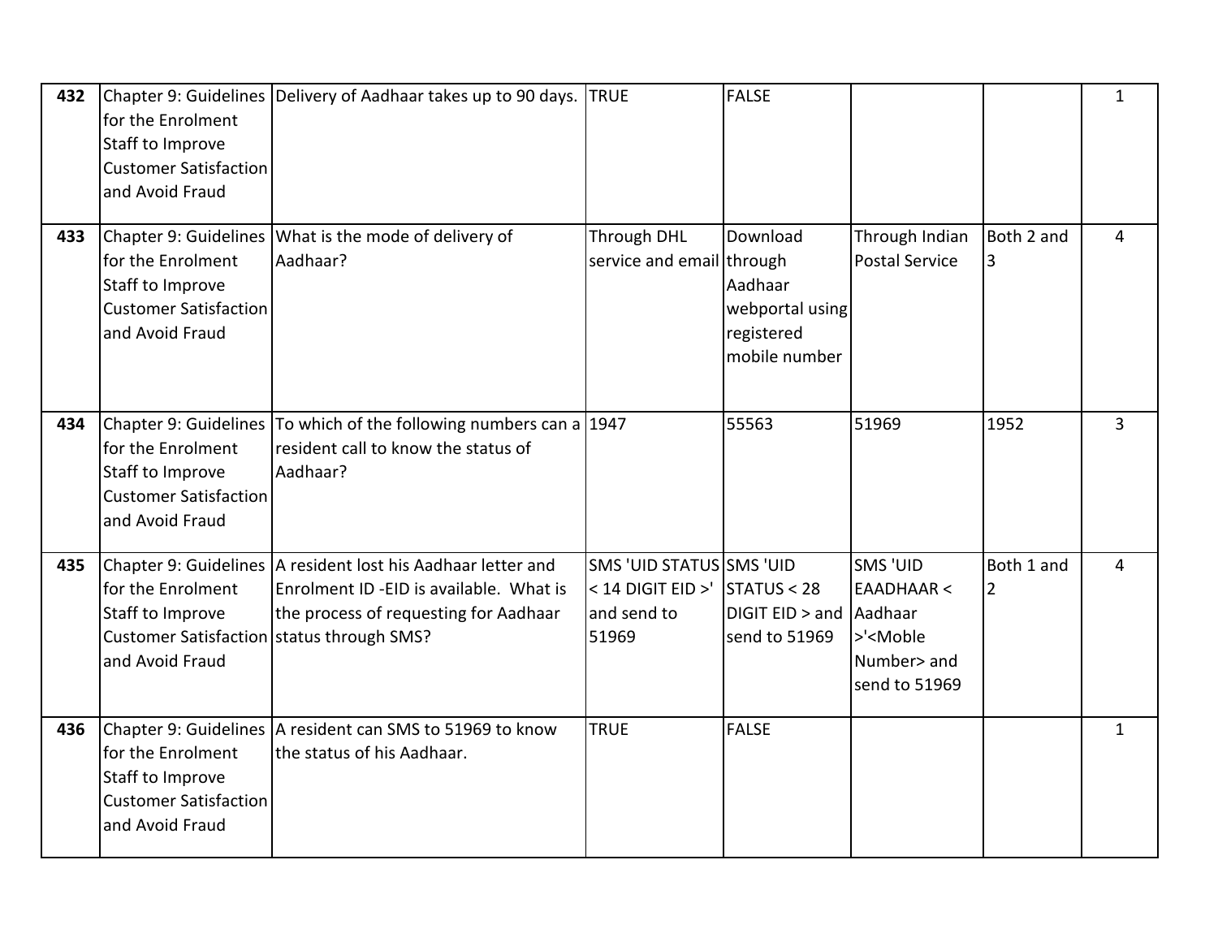| | | | | | | | |
|---|---|---|---|---|---|---|---|
| **432** | Chapter 9: Guidelines for the Enrolment Staff to Improve Customer Satisfaction and Avoid Fraud | Delivery of Aadhaar takes up to 90 days. | TRUE | FALSE | | | 1 |
| **433** | Chapter 9: Guidelines for the Enrolment Staff to Improve Customer Satisfaction and Avoid Fraud | What is the mode of delivery of Aadhaar? | Through DHL service and email | Download through Aadhaar webportal using registered mobile number | Through Indian Postal Service | Both 2 and 3 | 4 |
| **434** | Chapter 9: Guidelines for the Enrolment Staff to Improve Customer Satisfaction and Avoid Fraud | To which of the following numbers can a resident call to know the status of Aadhaar? | 1947 | 55563 | 51969 | 1952 | 3 |
| **435** | Chapter 9: Guidelines for the Enrolment Staff to Improve Customer Satisfaction and Avoid Fraud | A resident lost his Aadhaar letter and Enrolment ID -EID is available. What is the process of requesting for Aadhaar status through SMS? | SMS 'UID STATUS < 14 DIGIT EID >' and send to 51969 | SMS 'UID STATUS < 28 DIGIT EID > and send to 51969 | SMS 'UID EAADHAAR < Aadhaar >'<Moble Number> and send to 51969 | Both 1 and 2 | 4 |
| **436** | Chapter 9: Guidelines for the Enrolment Staff to Improve Customer Satisfaction and Avoid Fraud | A resident can SMS to 51969 to know the status of his Aadhaar. | TRUE | FALSE | | | 1 |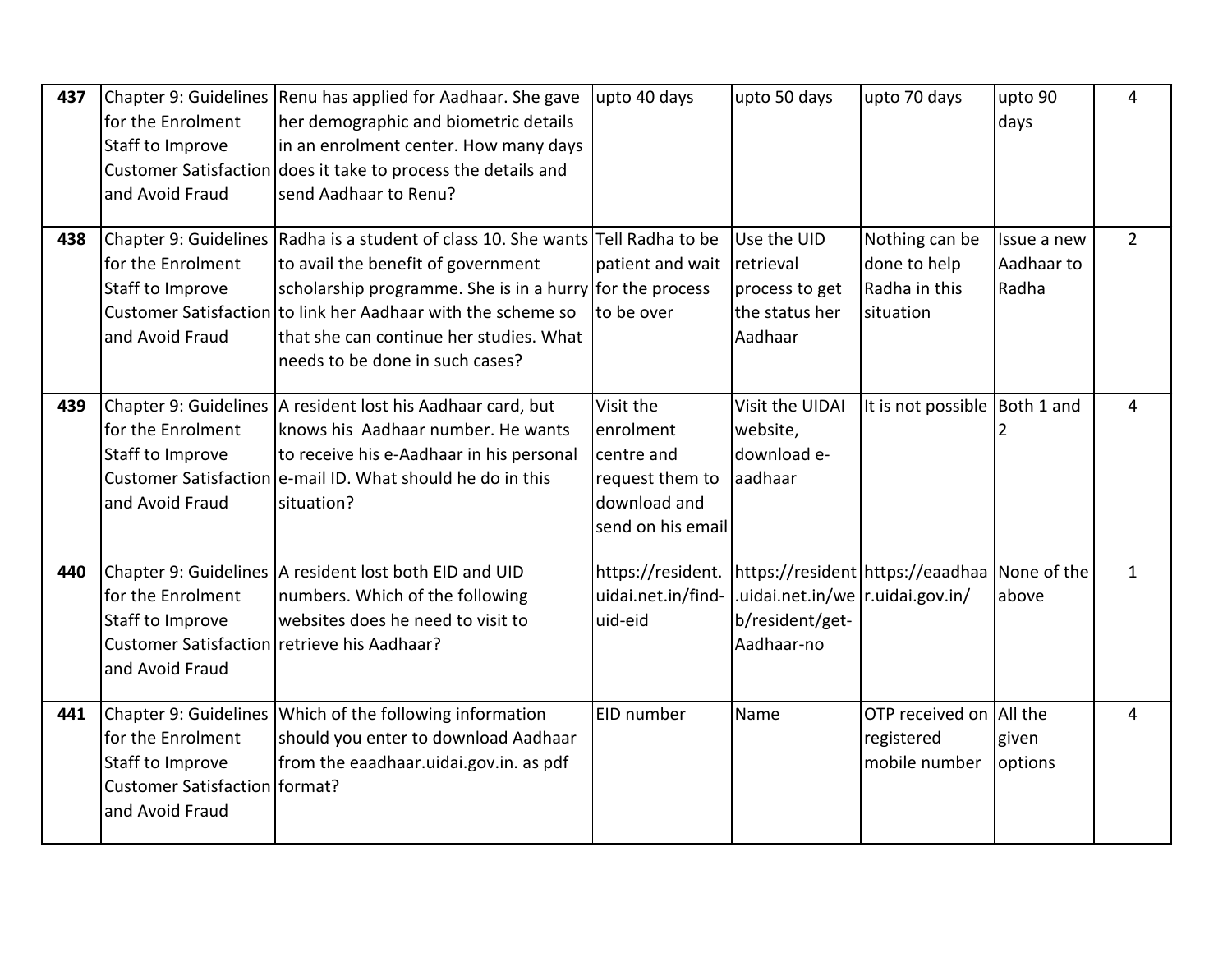| 437 | Chapter 9: Guidelines for the Enrolment Staff to Improve Customer Satisfaction and Avoid Fraud | Renu has applied for Aadhaar. She gave her demographic and biometric details in an enrolment center. How many days does it take to process the details and send Aadhaar to Renu? | upto 40 days | upto 50 days | upto 70 days | upto 90 days | 4 |
|---|---|---|---|---|---|---|---|
| 438 | Chapter 9: Guidelines for the Enrolment Staff to Improve Customer Satisfaction and Avoid Fraud | Radha is a student of class 10. She wants to avail the benefit of government scholarship programme. She is in a hurry to link her Aadhaar with the scheme so that she can continue her studies. What needs to be done in such cases? | Tell Radha to be patient and wait for the process to be over | Use the UID retrieval process to get the status her Aadhaar | Nothing can be done to help Radha in this situation | Issue a new Aadhaar to Radha | 2 |
| 439 | Chapter 9: Guidelines for the Enrolment Staff to Improve Customer Satisfaction and Avoid Fraud | A resident lost his Aadhaar card, but knows his Aadhaar number. He wants to receive his e-Aadhaar in his personal e-mail ID. What should he do in this situation? | Visit the enrolment centre and request them to download and send on his email | Visit the UIDAI website, download e-aadhaar | It is not possible | Both 1 and 2 | 4 |
| 440 | Chapter 9: Guidelines for the Enrolment Staff to Improve Customer Satisfaction and Avoid Fraud | A resident lost both EID and UID numbers. Which of the following websites does he need to visit to retrieve his Aadhaar? | https://resident.uidai.net.in/find-uid-eid | https://resident.uidai.net.in/web/resident/get-Aadhaar-no | https://eaadhaar.uidai.gov.in/ | None of the above | 1 |
| 441 | Chapter 9: Guidelines for the Enrolment Staff to Improve Customer Satisfaction and Avoid Fraud | Which of the following information should you enter to download Aadhaar from the eaadhaar.uidai.gov.in. as pdf format? | EID number | Name | OTP received on registered mobile number | All the given options | 4 |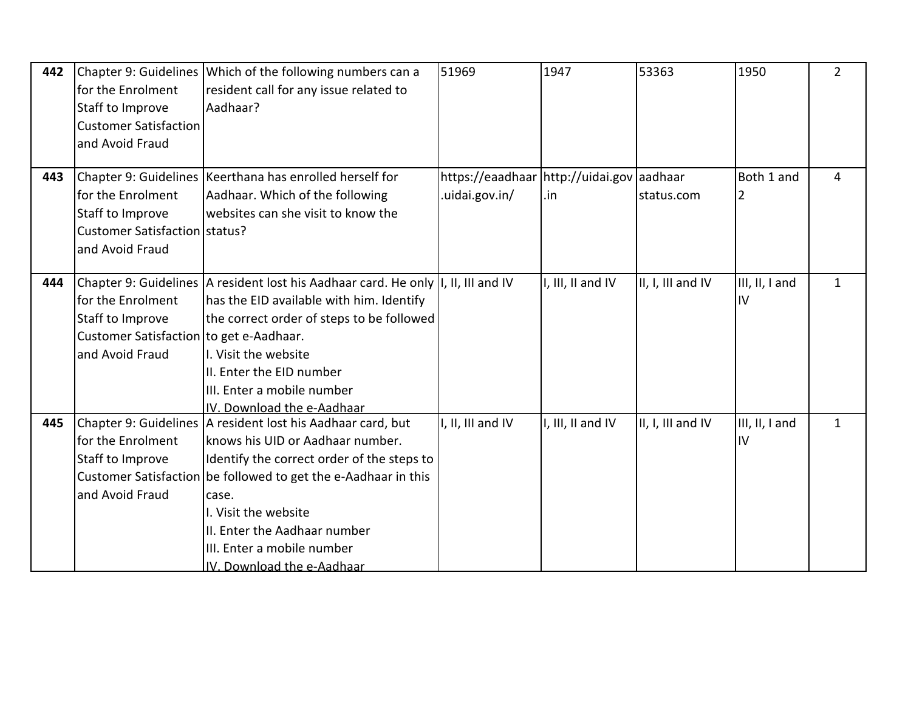| 442 | Chapter 9: Guidelines for the Enrolment Staff to Improve Customer Satisfaction and Avoid Fraud | Which of the following numbers can a resident call for any issue related to Aadhaar? | 51969 | 1947 | 53363 | 1950 | 2 |
|---|---|---|---|---|---|---|---|
| 443 | Chapter 9: Guidelines for the Enrolment Staff to Improve Customer Satisfaction and Avoid Fraud | Keerthana has enrolled herself for Aadhaar. Which of the following websites can she visit to know the status? | https://eaadhaar.uidai.gov.in/ | http://uidai.gov.in | aadhaar status.com | Both 1 and 2 | 4 |
| 444 | Chapter 9: Guidelines for the Enrolment Staff to Improve Customer Satisfaction and Avoid Fraud | A resident lost his Aadhaar card. He only has the EID available with him. Identify the correct order of steps to be followed to get e-Aadhaar.<br>I. Visit the website<br>II. Enter the EID number<br>III. Enter a mobile number<br>IV. Download the e-Aadhaar | I, II, III and IV | I, III, II and IV | II, I, III and IV | III, II, I and IV | 1 |
| 445 | Chapter 9: Guidelines for the Enrolment Staff to Improve Customer Satisfaction and Avoid Fraud | A resident lost his Aadhaar card, but knows his UID or Aadhaar number. Identify the correct order of the steps to be followed to get the e-Aadhaar in this case.<br>I. Visit the website<br>II. Enter the Aadhaar number<br>III. Enter a mobile number<br>IV. Download the e-Aadhaar | I, II, III and IV | I, III, II and IV | II, I, III and IV | III, II, I and IV | 1 |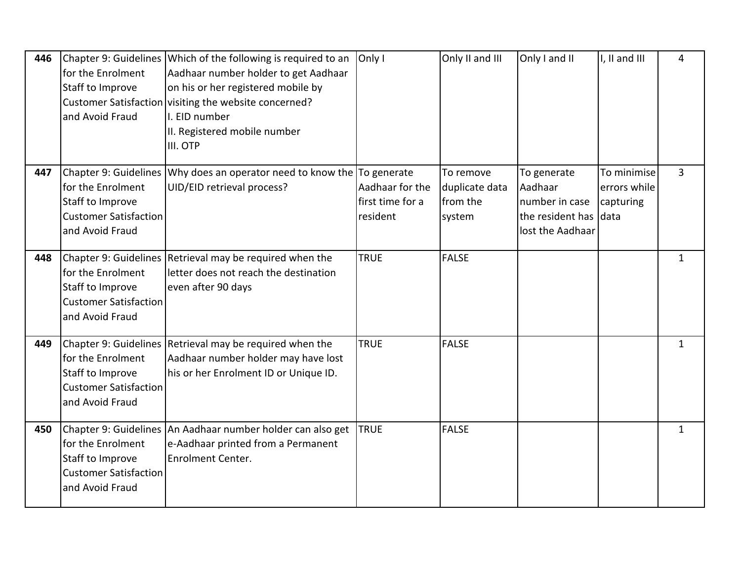| | | | | | | | |
|---|---|---|---|---|---|---|---|
| **446** | Chapter 9: Guidelines for the Enrolment Staff to Improve Customer Satisfaction and Avoid Fraud | Which of the following is required to an Aadhaar number holder to get Aadhaar on his or her registered mobile by visiting the website concerned?<br>I. EID number<br>II. Registered mobile number<br>III. OTP | Only I | Only II and III | Only I and II | I, II and III | 4 |
| **447** | Chapter 9: Guidelines for the Enrolment Staff to Improve Customer Satisfaction and Avoid Fraud | Why does an operator need to know the UID/EID retrieval process? | To generate Aadhaar for the first time for a resident | To remove duplicate data from the system | To generate Aadhaar number in case the resident has lost the Aadhaar | To minimise errors while capturing data | 3 |
| **448** | Chapter 9: Guidelines for the Enrolment Staff to Improve Customer Satisfaction and Avoid Fraud | Retrieval may be required when the letter does not reach the destination even after 90 days | TRUE | FALSE | | | 1 |
| **449** | Chapter 9: Guidelines for the Enrolment Staff to Improve Customer Satisfaction and Avoid Fraud | Retrieval may be required when the Aadhaar number holder may have lost his or her Enrolment ID or Unique ID. | TRUE | FALSE | | | 1 |
| **450** | Chapter 9: Guidelines for the Enrolment Staff to Improve Customer Satisfaction and Avoid Fraud | An Aadhaar number holder can also get e-Aadhaar printed from a Permanent Enrolment Center. | TRUE | FALSE | | | 1 |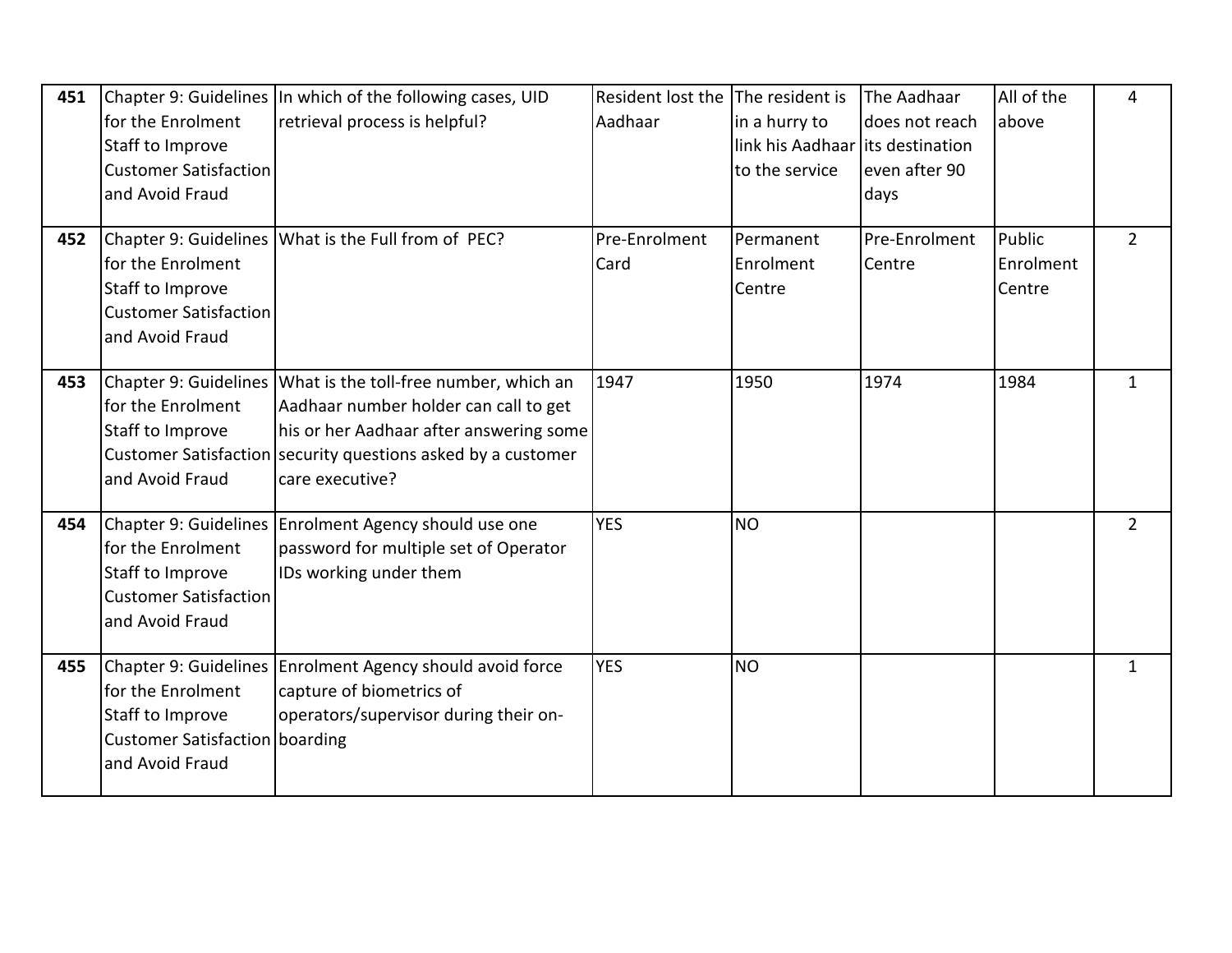| | | | | | | | |
|---|---|---|---|---|---|---|---|
| **451** | Chapter 9: Guidelines for the Enrolment Staff to Improve Customer Satisfaction and Avoid Fraud | In which of the following cases, UID retrieval process is helpful? | Resident lost the Aadhaar | The resident is in a hurry to link his Aadhaar to the service | The Aadhaar does not reach its destination even after 90 days | All of the above | 4 |
| **452** | Chapter 9: Guidelines for the Enrolment Staff to Improve Customer Satisfaction and Avoid Fraud | What is the Full from of PEC? | Pre-Enrolment Card | Permanent Enrolment Centre | Pre-Enrolment Centre | Public Enrolment Centre | 2 |
| **453** | Chapter 9: Guidelines for the Enrolment Staff to Improve Customer Satisfaction and Avoid Fraud | What is the toll-free number, which an Aadhaar number holder can call to get his or her Aadhaar after answering some security questions asked by a customer care executive? | 1947 | 1950 | 1974 | 1984 | 1 |
| **454** | Chapter 9: Guidelines for the Enrolment Staff to Improve Customer Satisfaction and Avoid Fraud | Enrolment Agency should use one password for multiple set of Operator IDs working under them | YES | NO | | | 2 |
| **455** | Chapter 9: Guidelines for the Enrolment Staff to Improve Customer Satisfaction and Avoid Fraud | Enrolment Agency should avoid force capture of biometrics of operators/supervisor during their on-boarding | YES | NO | | | 1 |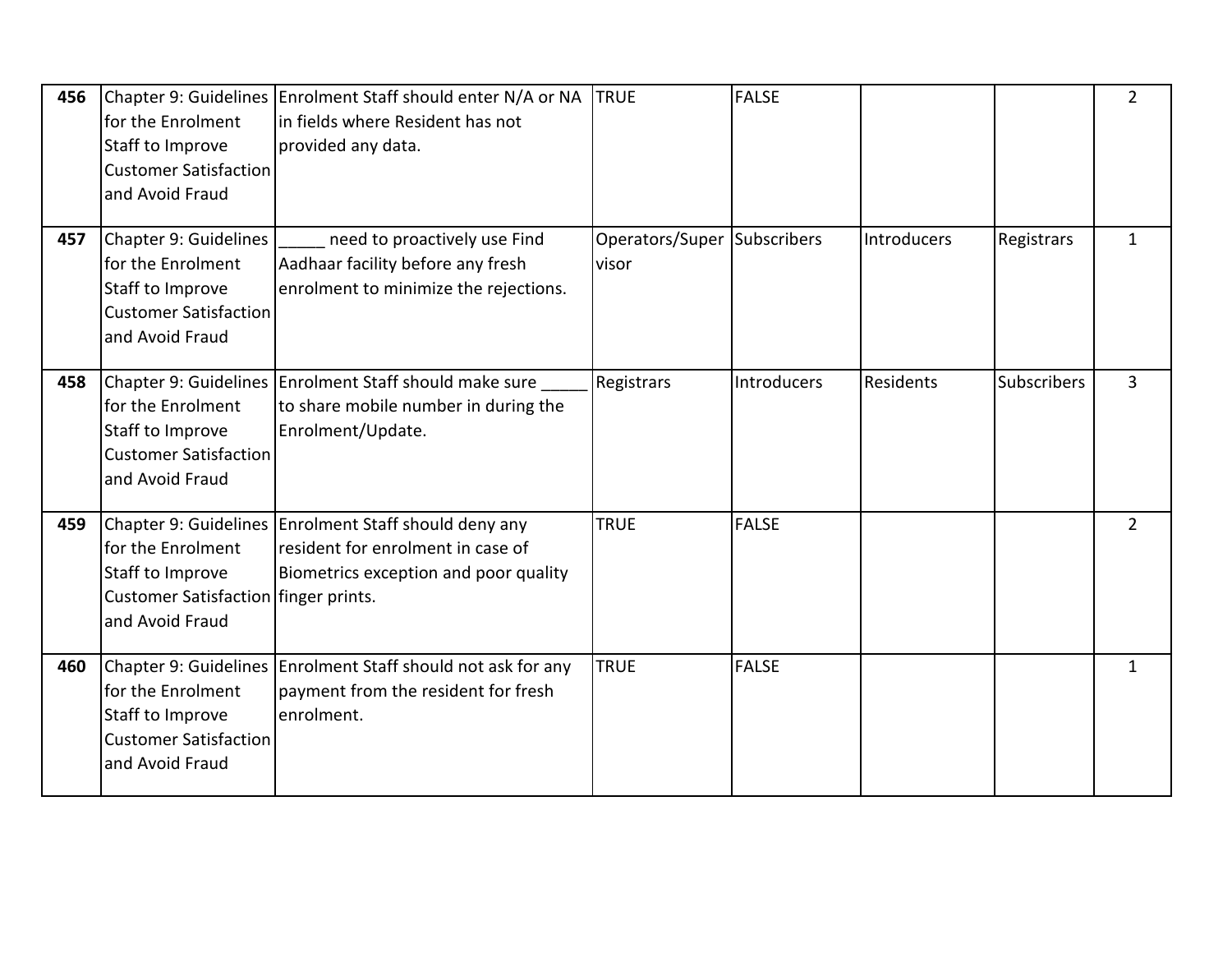| | | | | | | | |
|---|---|---|---|---|---|---|---|
| **456** | Chapter 9: Guidelines for the Enrolment Staff to Improve Customer Satisfaction and Avoid Fraud | Enrolment Staff should enter N/A or NA in fields where Resident has not provided any data. | TRUE | FALSE | | | 2 |
| **457** | Chapter 9: Guidelines for the Enrolment Staff to Improve Customer Satisfaction and Avoid Fraud | _____ need to proactively use Find Aadhaar facility before any fresh enrolment to minimize the rejections. | Operators/Supervisor | Subscribers | Introducers | Registrars | 1 |
| **458** | Chapter 9: Guidelines for the Enrolment Staff to Improve Customer Satisfaction and Avoid Fraud | Enrolment Staff should make sure _____ to share mobile number in during the Enrolment/Update. | Registrars | Introducers | Residents | Subscribers | 3 |
| **459** | Chapter 9: Guidelines for the Enrolment Staff to Improve Customer Satisfaction and Avoid Fraud | Enrolment Staff should deny any resident for enrolment in case of Biometrics exception and poor quality finger prints. | TRUE | FALSE | | | 2 |
| **460** | Chapter 9: Guidelines for the Enrolment Staff to Improve Customer Satisfaction and Avoid Fraud | Enrolment Staff should not ask for any payment from the resident for fresh enrolment. | TRUE | FALSE | | | 1 |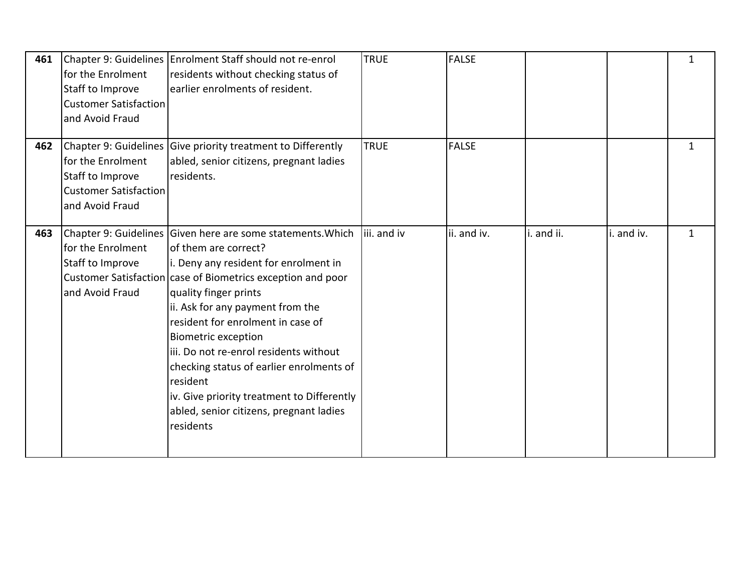| | | | | | | | |
|---|---|---|---|---|---|---|---|
| **461** | Chapter 9: Guidelines for the Enrolment Staff to Improve Customer Satisfaction and Avoid Fraud | Enrolment Staff should not re-enrol residents without checking status of earlier enrolments of resident. | TRUE | FALSE | | | 1 |
| **462** | Chapter 9: Guidelines for the Enrolment Staff to Improve Customer Satisfaction and Avoid Fraud | Give priority treatment to Differently abled, senior citizens, pregnant ladies residents. | TRUE | FALSE | | | 1 |
| **463** | Chapter 9: Guidelines for the Enrolment Staff to Improve Customer Satisfaction and Avoid Fraud | Given here are some statements.Which of them are correct?<br>i. Deny any resident for enrolment in case of Biometrics exception and poor quality finger prints<br>ii. Ask for any payment from the resident for enrolment in case of Biometric exception<br>iii. Do not re-enrol residents without checking status of earlier enrolments of resident<br>iv. Give priority treatment to Differently abled, senior citizens, pregnant ladies residents | iii. and iv | ii. and iv. | i. and ii. | i. and iv. | 1 |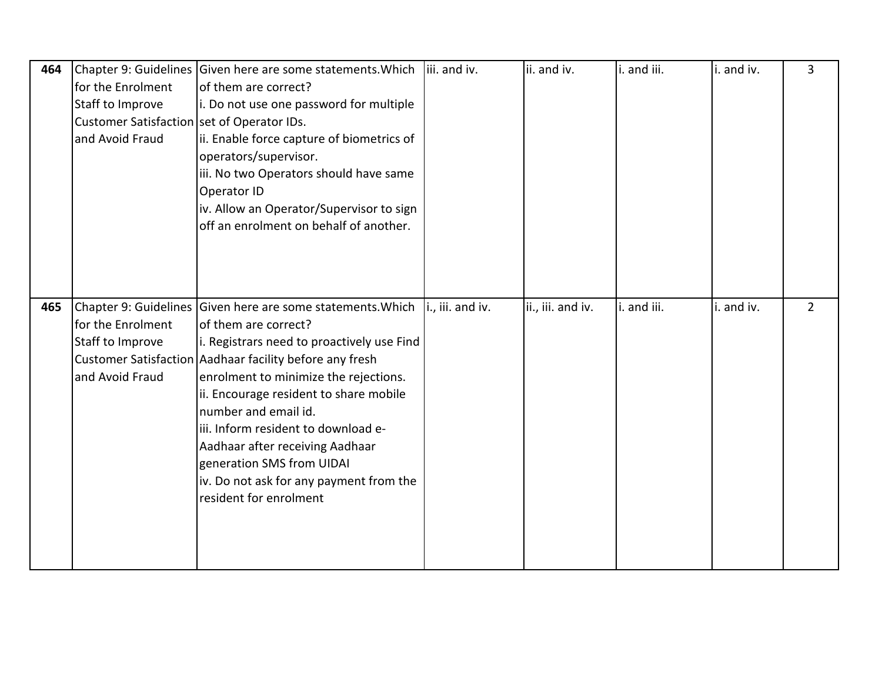| 464 | Chapter 9: Guidelines for the Enrolment Staff to Improve Customer Satisfaction and Avoid Fraud | Given here are some statements.Which of them are correct?<br>i. Do not use one password for multiple set of Operator IDs.<br>ii. Enable force capture of biometrics of operators/supervisor.<br>iii. No two Operators should have same Operator ID<br>iv. Allow an Operator/Supervisor to sign off an enrolment on behalf of another. | iii. and iv. | ii. and iv. | i. and iii. | i. and iv. | 3 |
|---|---|---|---|---|---|---|---|
| 465 | Chapter 9: Guidelines for the Enrolment Staff to Improve Customer Satisfaction and Avoid Fraud | Given here are some statements.Which of them are correct?<br>i. Registrars need to proactively use Find Aadhaar facility before any fresh enrolment to minimize the rejections.<br>ii. Encourage resident to share mobile number and email id.<br>iii. Inform resident to download e-Aadhaar after receiving Aadhaar generation SMS from UIDAI<br>iv. Do not ask for any payment from the resident for enrolment | i., iii. and iv. | ii., iii. and iv. | i. and iii. | i. and iv. | 2 |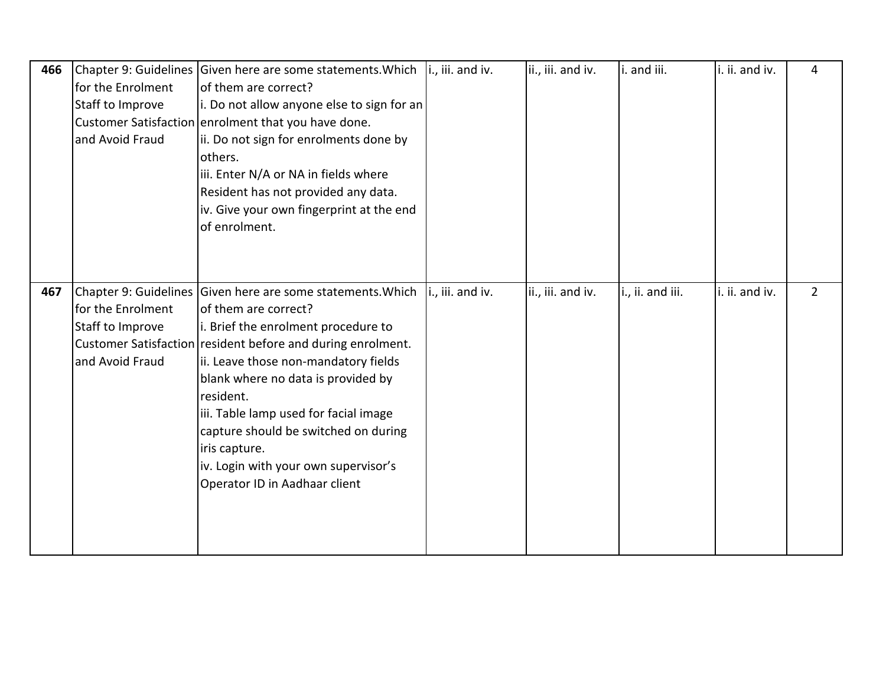| 466 | Chapter 9: Guidelines for the Enrolment Staff to Improve Customer Satisfaction and Avoid Fraud | Given here are some statements.Which of them are correct?<br>i. Do not allow anyone else to sign for an enrolment that you have done.<br>ii. Do not sign for enrolments done by others.<br>iii. Enter N/A or NA in fields where Resident has not provided any data.<br>iv. Give your own fingerprint at the end of enrolment. | i., iii. and iv. | ii., iii. and iv. | i. and iii. | i. ii. and iv. | 4 |
|---|---|---|---|---|---|---|---|
| 467 | Chapter 9: Guidelines for the Enrolment Staff to Improve Customer Satisfaction and Avoid Fraud | Given here are some statements.Which of them are correct?<br>i. Brief the enrolment procedure to resident before and during enrolment.<br>ii. Leave those non-mandatory fields blank where no data is provided by resident.<br>iii. Table lamp used for facial image capture should be switched on during iris capture.<br>iv. Login with your own supervisor's Operator ID in Aadhaar client | i., iii. and iv. | ii., iii. and iv. | i., ii. and iii. | i. ii. and iv. | 2 |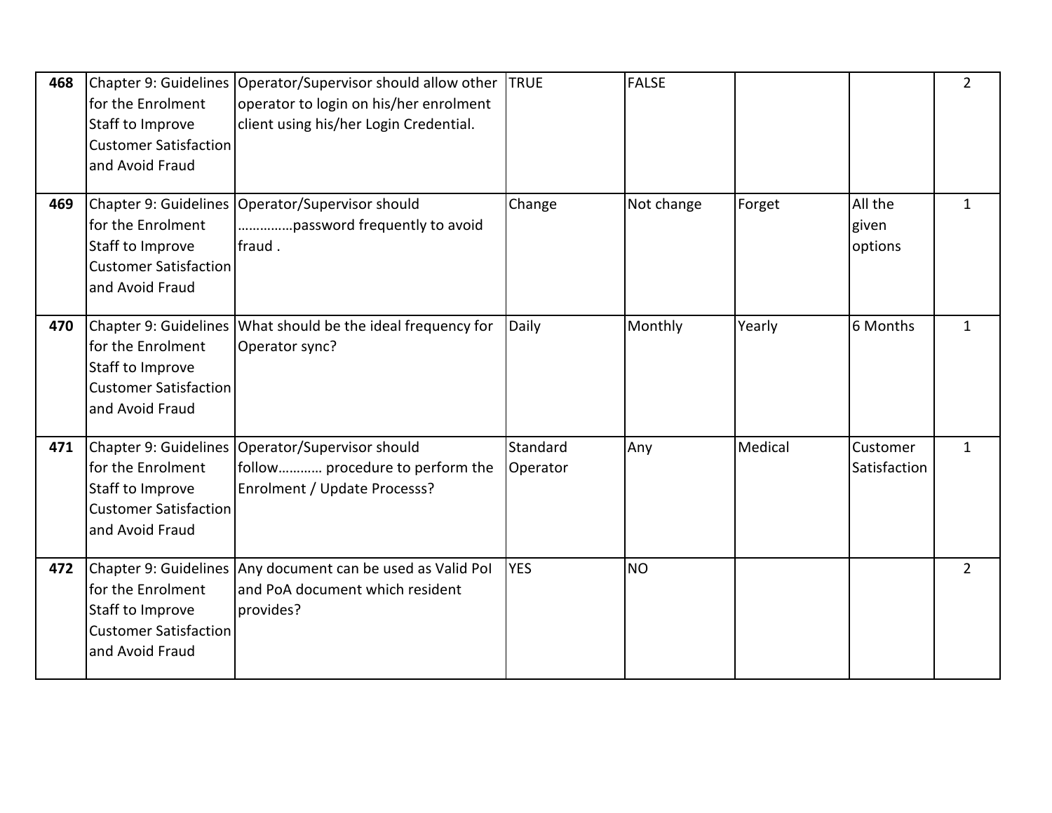| | | | | | | | |
|---|---|---|---|---|---|---|---|
| **468** | Chapter 9: Guidelines for the Enrolment Staff to Improve Customer Satisfaction and Avoid Fraud | Operator/Supervisor should allow other operator to login on his/her enrolment client using his/her Login Credential. | TRUE | FALSE | | | 2 |
| **469** | Chapter 9: Guidelines for the Enrolment Staff to Improve Customer Satisfaction and Avoid Fraud | Operator/Supervisor should …………..password frequently to avoid fraud . | Change | Not change | Forget | All the given options | 1 |
| **470** | Chapter 9: Guidelines for the Enrolment Staff to Improve Customer Satisfaction and Avoid Fraud | What should be the ideal frequency for Operator sync? | Daily | Monthly | Yearly | 6 Months | 1 |
| **471** | Chapter 9: Guidelines for the Enrolment Staff to Improve Customer Satisfaction and Avoid Fraud | Operator/Supervisor should follow………… procedure to perform the Enrolment / Update Processs? | Standard Operator | Any | Medical | Customer Satisfaction | 1 |
| **472** | Chapter 9: Guidelines for the Enrolment Staff to Improve Customer Satisfaction and Avoid Fraud | Any document can be used as Valid PoI and PoA document which resident provides? | YES | NO | | | 2 |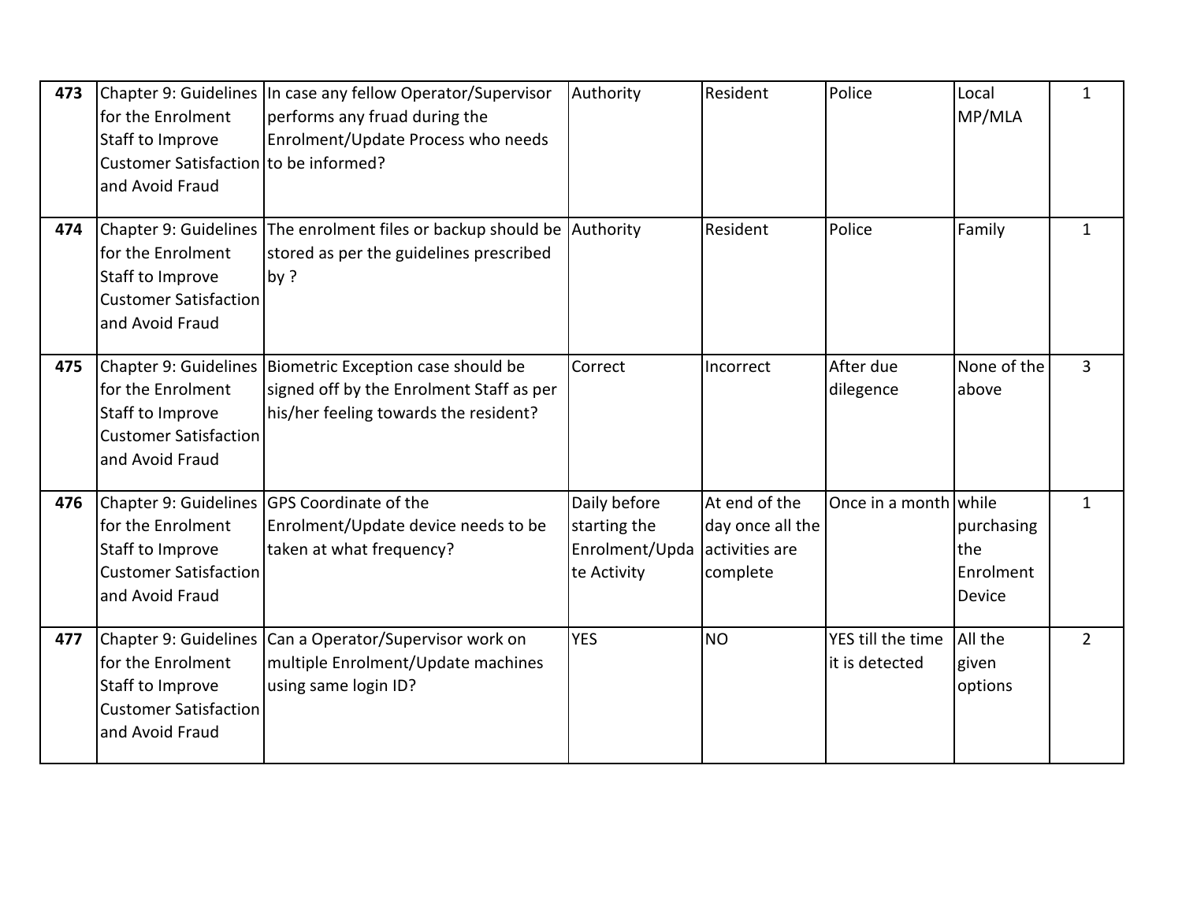| 473 | Chapter 9: Guidelines for the Enrolment Staff to Improve Customer Satisfaction and Avoid Fraud | In case any fellow Operator/Supervisor performs any fruad during the Enrolment/Update Process who needs to be informed? | Authority | Resident | Police | Local MP/MLA | 1 |
|---|---|---|---|---|---|---|---|
| **474** | Chapter 9: Guidelines for the Enrolment Staff to Improve Customer Satisfaction and Avoid Fraud | The enrolment files or backup should be stored as per the guidelines prescribed by ? | Authority | Resident | Police | Family | 1 |
| **475** | Chapter 9: Guidelines for the Enrolment Staff to Improve Customer Satisfaction and Avoid Fraud | Biometric Exception case should be signed off by the Enrolment Staff as per his/her feeling towards the resident? | Correct | Incorrect | After due dilegence | None of the above | 3 |
| **476** | Chapter 9: Guidelines for the Enrolment Staff to Improve Customer Satisfaction and Avoid Fraud | GPS Coordinate of the Enrolment/Update device needs to be taken at what frequency? | Daily before starting the Enrolment/Update Activity | At end of the day once all the activities are complete | Once in a month | while purchasing the Enrolment Device | 1 |
| **477** | Chapter 9: Guidelines for the Enrolment Staff to Improve Customer Satisfaction and Avoid Fraud | Can a Operator/Supervisor work on multiple Enrolment/Update machines using same login ID? | YES | NO | YES till the time it is detected | All the given options | 2 |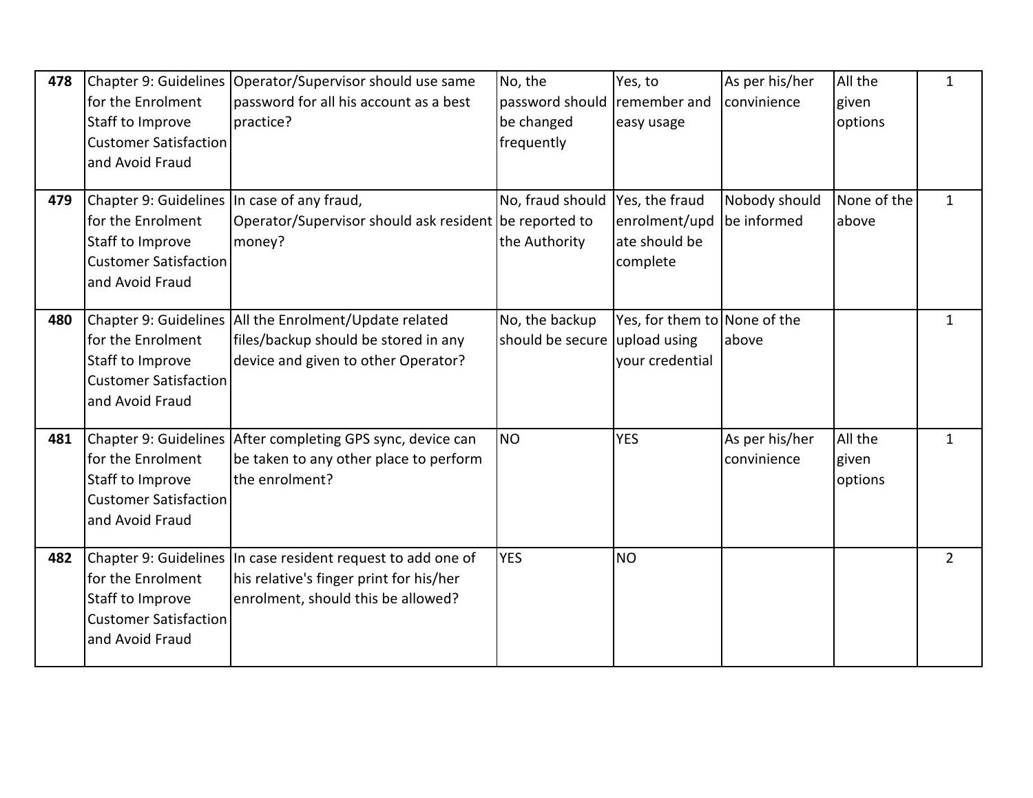| | | | | | | | |
|---|---|---|---|---|---|---|---|
| **478** | Chapter 9: Guidelines for the Enrolment Staff to Improve Customer Satisfaction and Avoid Fraud | Operator/Supervisor should use same password for all his account as a best practice? | No, the password should be changed frequently | Yes, to remember and easy usage | As per his/her convinience | All the given options | 1 |
| **479** | Chapter 9: Guidelines for the Enrolment Staff to Improve Customer Satisfaction and Avoid Fraud | In case of any fraud, Operator/Supervisor should ask resident money? | No, fraud should be reported to the Authority | Yes, the fraud enrolment/update should be complete | Nobody should be informed | None of the above | 1 |
| **480** | Chapter 9: Guidelines for the Enrolment Staff to Improve Customer Satisfaction and Avoid Fraud | All the Enrolment/Update related files/backup should be stored in any device and given to other Operator? | No, the backup should be secure | Yes, for them to upload using your credential | None of the above | | 1 |
| **481** | Chapter 9: Guidelines for the Enrolment Staff to Improve Customer Satisfaction and Avoid Fraud | After completing GPS sync, device can be taken to any other place to perform the enrolment? | NO | YES | As per his/her convinience | All the given options | 1 |
| **482** | Chapter 9: Guidelines for the Enrolment Staff to Improve Customer Satisfaction and Avoid Fraud | In case resident request to add one of his relative's finger print for his/her enrolment, should this be allowed? | YES | NO | | | 2 |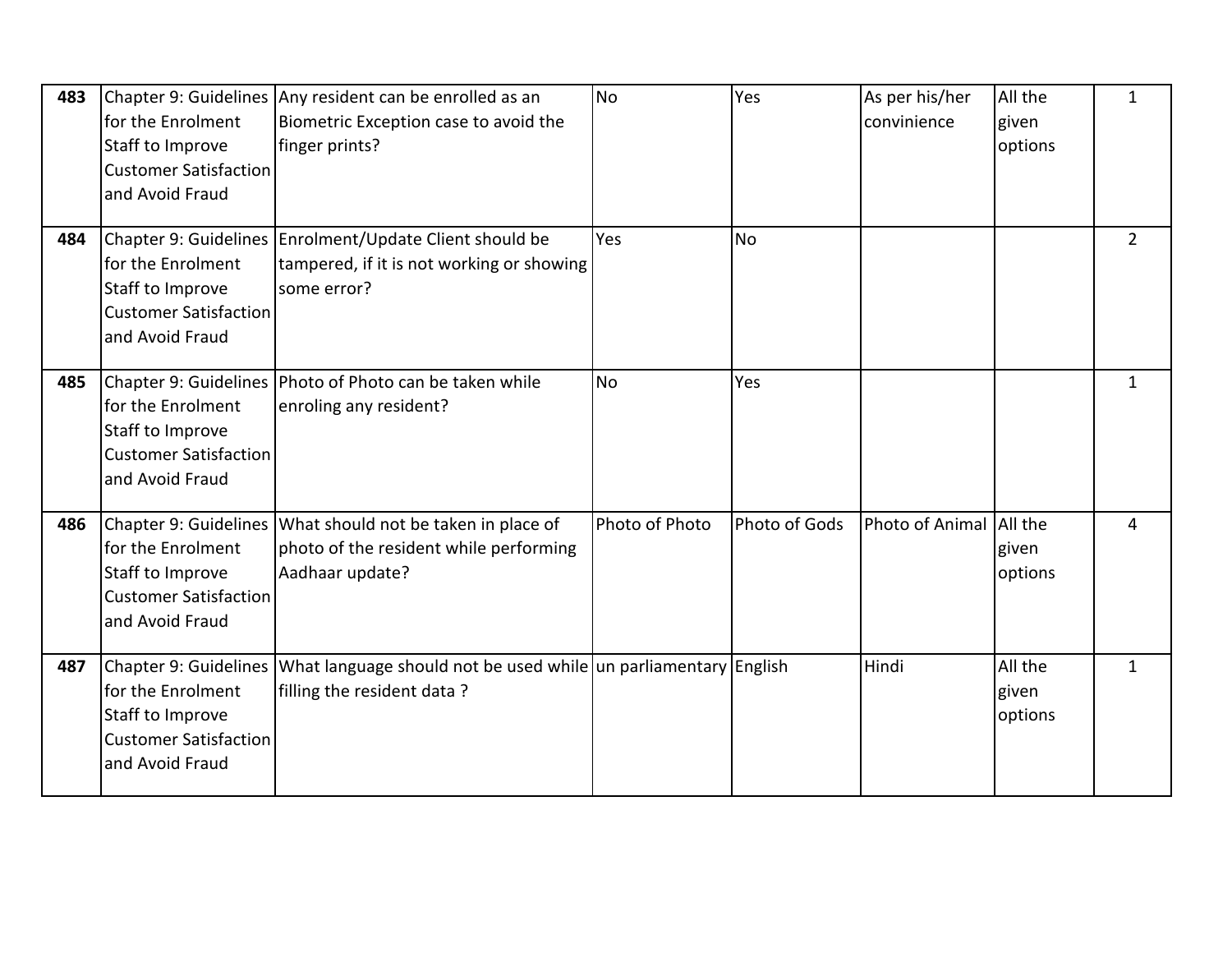| 483 | Chapter 9: Guidelines for the Enrolment Staff to Improve Customer Satisfaction and Avoid Fraud | Any resident can be enrolled as an Biometric Exception case to avoid the finger prints? | No | Yes | As per his/her convinience | All the given options | 1 |
|---|---|---|---|---|---|---|---|
| **484** | Chapter 9: Guidelines for the Enrolment Staff to Improve Customer Satisfaction and Avoid Fraud | Enrolment/Update Client should be tampered, if it is not working or showing some error? | Yes | No | | | 2 |
| **485** | Chapter 9: Guidelines for the Enrolment Staff to Improve Customer Satisfaction and Avoid Fraud | Photo of Photo can be taken while enroling any resident? | No | Yes | | | 1 |
| **486** | Chapter 9: Guidelines for the Enrolment Staff to Improve Customer Satisfaction and Avoid Fraud | What should not be taken in place of photo of the resident while performing Aadhaar update? | Photo of Photo | Photo of Gods | Photo of Animal | All the given options | 4 |
| **487** | Chapter 9: Guidelines for the Enrolment Staff to Improve Customer Satisfaction and Avoid Fraud | What language should not be used while filling the resident data ? | un parliamentary | English | Hindi | All the given options | 1 |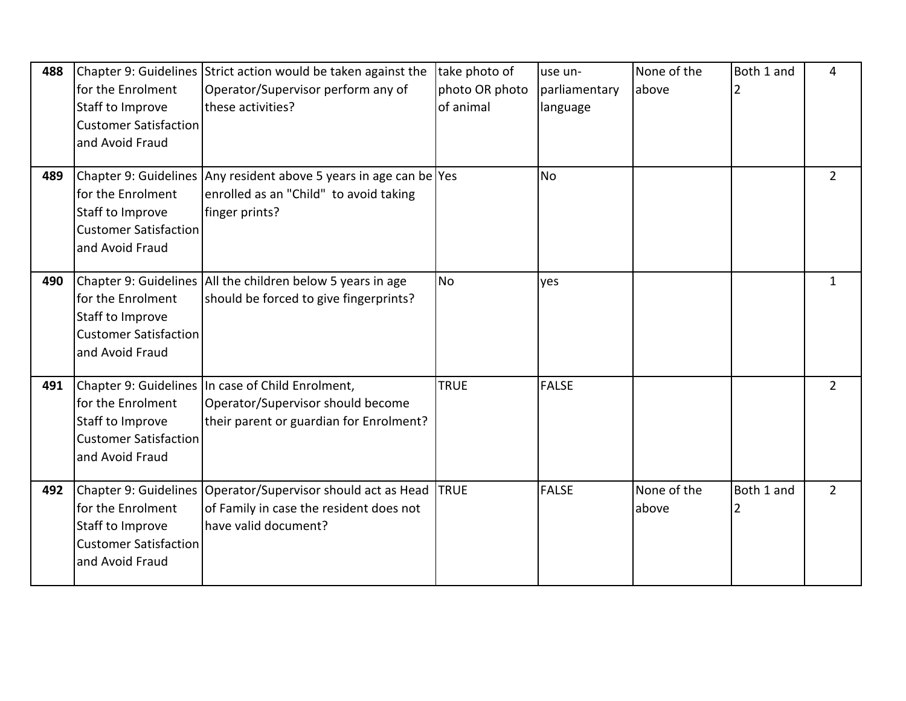| 488 | Chapter 9: Guidelines for the Enrolment Staff to Improve Customer Satisfaction and Avoid Fraud | Strict action would be taken against the Operator/Supervisor perform any of these activities? | take photo of photo OR photo of animal | use un-parliamentary language | None of the above | Both 1 and 2 | 4 |
|---|---|---|---|---|---|---|---|
| 489 | Chapter 9: Guidelines for the Enrolment Staff to Improve Customer Satisfaction and Avoid Fraud | Any resident above 5 years in age can be enrolled as an "Child" to avoid taking finger prints? | Yes | No | | | 2 |
| 490 | Chapter 9: Guidelines for the Enrolment Staff to Improve Customer Satisfaction and Avoid Fraud | All the children below 5 years in age should be forced to give fingerprints? | No | yes | | | 1 |
| 491 | Chapter 9: Guidelines for the Enrolment Staff to Improve Customer Satisfaction and Avoid Fraud | In case of Child Enrolment, Operator/Supervisor should become their parent or guardian for Enrolment? | TRUE | FALSE | | | 2 |
| 492 | Chapter 9: Guidelines for the Enrolment Staff to Improve Customer Satisfaction and Avoid Fraud | Operator/Supervisor should act as Head of Family in case the resident does not have valid document? | TRUE | FALSE | None of the above | Both 1 and 2 | 2 |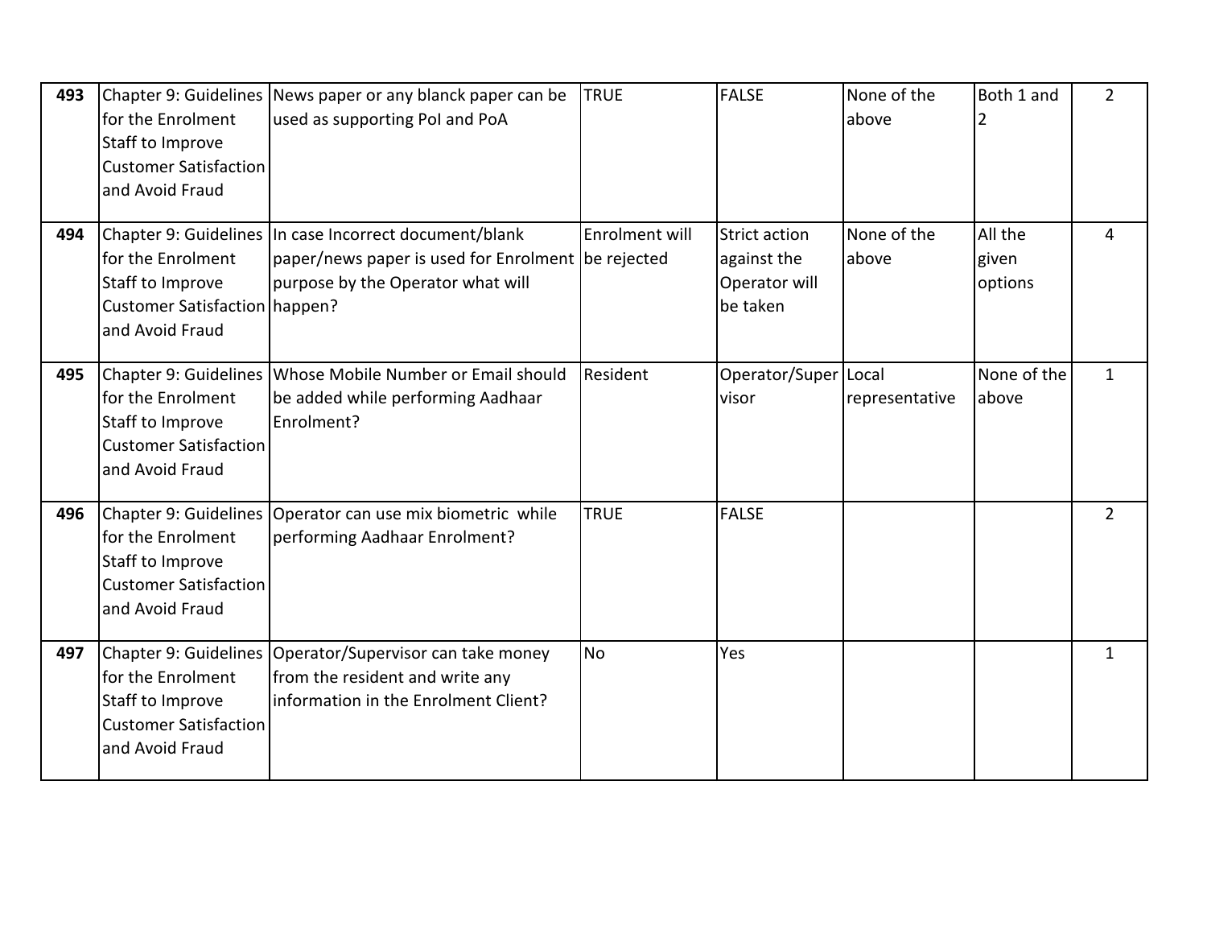| 493 | Chapter 9: Guidelines for the Enrolment Staff to Improve Customer Satisfaction and Avoid Fraud | News paper or any blanck paper can be used as supporting PoI and PoA | TRUE | FALSE | None of the above | Both 1 and 2 | 2 |
|---|---|---|---|---|---|---|---|
| 494 | Chapter 9: Guidelines for the Enrolment Staff to Improve Customer Satisfaction and Avoid Fraud | In case Incorrect document/blank paper/news paper is used for Enrolment purpose by the Operator what will happen? | Enrolment will be rejected | Strict action against the Operator will be taken | None of the above | All the given options | 4 |
| 495 | Chapter 9: Guidelines for the Enrolment Staff to Improve Customer Satisfaction and Avoid Fraud | Whose Mobile Number or Email should be added while performing Aadhaar Enrolment? | Resident | Operator/Supervisor | Local representative | None of the above | 1 |
| 496 | Chapter 9: Guidelines for the Enrolment Staff to Improve Customer Satisfaction and Avoid Fraud | Operator can use mix biometric while performing Aadhaar Enrolment? | TRUE | FALSE | | | 2 |
| 497 | Chapter 9: Guidelines for the Enrolment Staff to Improve Customer Satisfaction and Avoid Fraud | Operator/Supervisor can take money from the resident and write any information in the Enrolment Client? | No | Yes | | | 1 |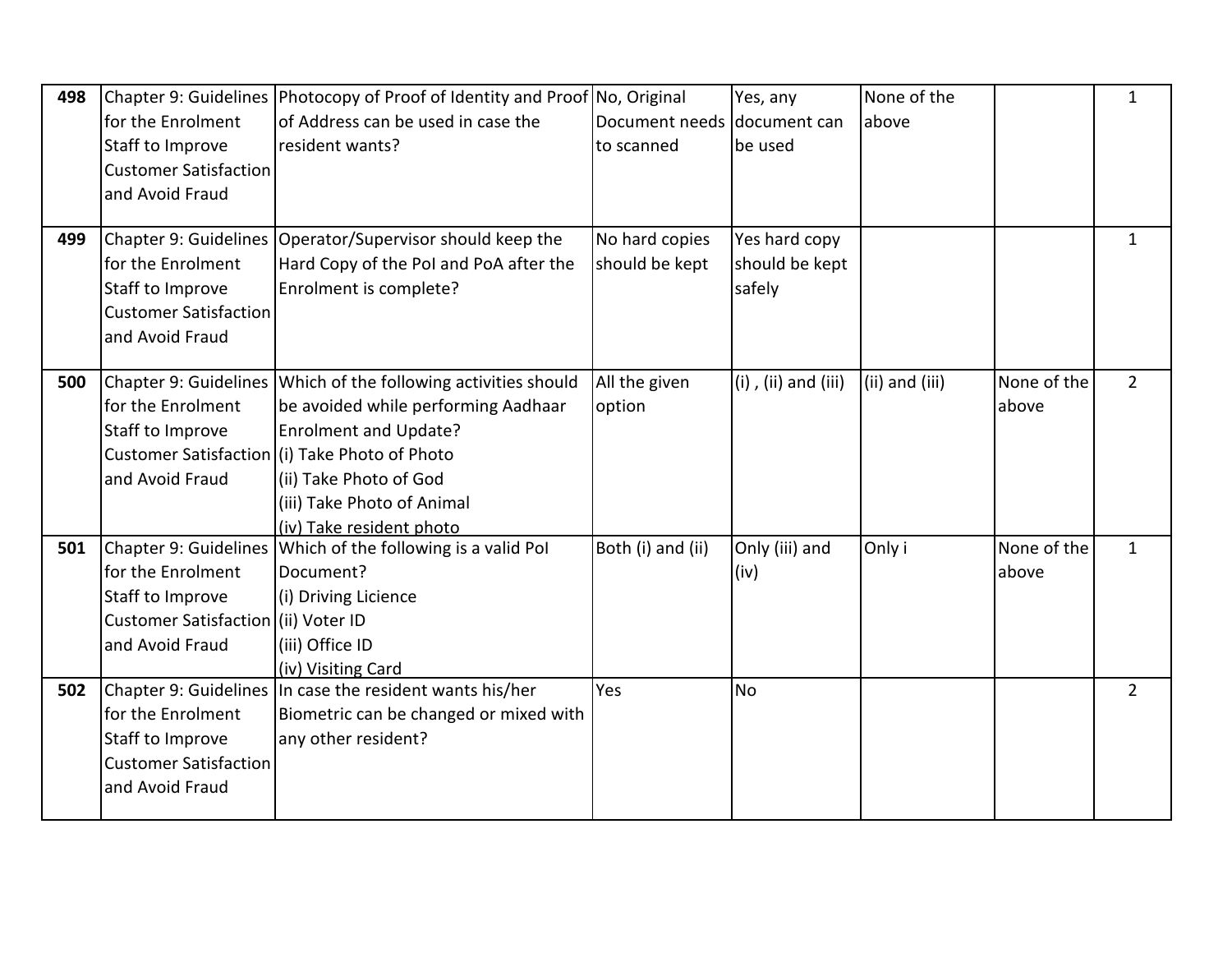| | | | | | | | |
|---|---|---|---|---|---|---|---|
| 498 | Chapter 9: Guidelines for the Enrolment Staff to Improve Customer Satisfaction and Avoid Fraud | Photocopy of Proof of Identity and Proof of Address can be used in case the resident wants? | No, Original Document needs to scanned | Yes, any document can be used | None of the above | | 1 |
| 499 | Chapter 9: Guidelines for the Enrolment Staff to Improve Customer Satisfaction and Avoid Fraud | Operator/Supervisor should keep the Hard Copy of the PoI and PoA after the Enrolment is complete? | No hard copies should be kept | Yes hard copy should be kept safely | | | 1 |
| 500 | Chapter 9: Guidelines for the Enrolment Staff to Improve Customer Satisfaction and Avoid Fraud | Which of the following activities should be avoided while performing Aadhaar Enrolment and Update?<br>(i) Take Photo of Photo<br>(ii) Take Photo of God<br>(iii) Take Photo of Animal<br>(iv) Take resident photo | All the given option | (i) , (ii) and (iii) | (ii) and (iii) | None of the above | 2 |
| 501 | Chapter 9: Guidelines for the Enrolment Staff to Improve Customer Satisfaction and Avoid Fraud | Which of the following is a valid PoI Document?<br>(i) Driving Licience<br>(ii) Voter ID<br>(iii) Office ID<br>(iv) Visiting Card | Both (i) and (ii) | Only (iii) and (iv) | Only i | None of the above | 1 |
| 502 | Chapter 9: Guidelines for the Enrolment Staff to Improve Customer Satisfaction and Avoid Fraud | In case the resident wants his/her Biometric can be changed or mixed with any other resident? | Yes | No | | | 2 |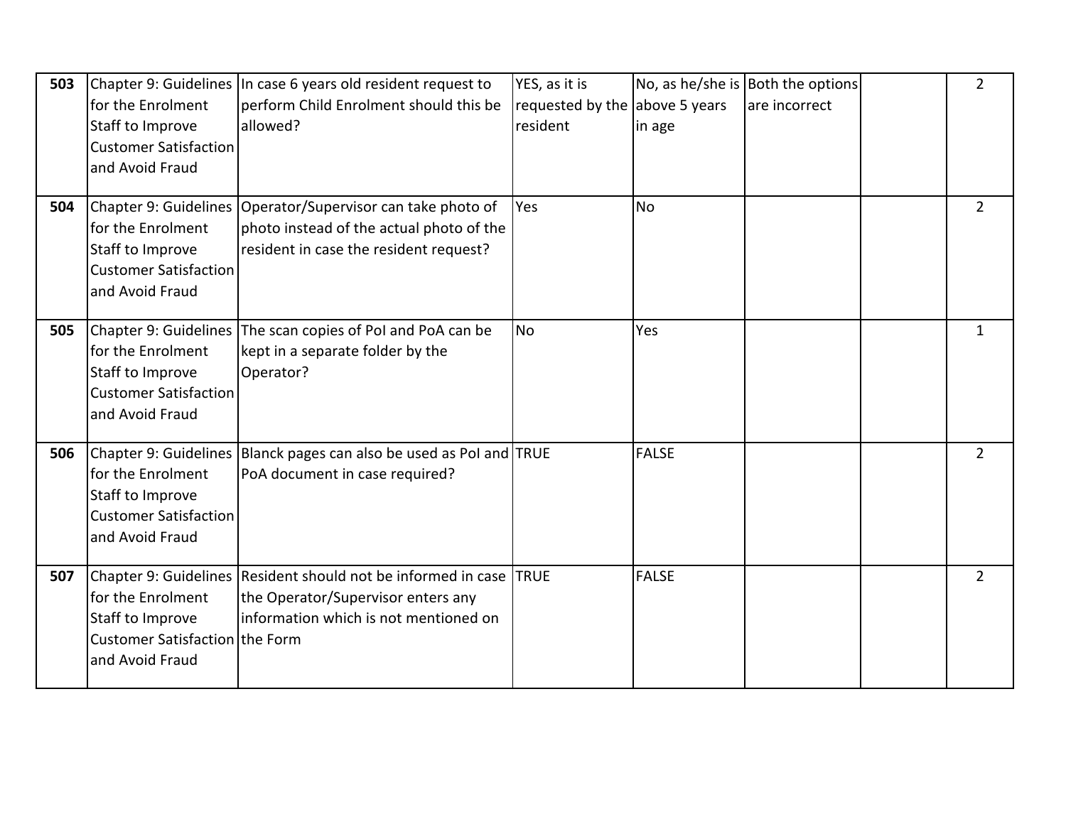| | | | | | | | |
|---|---|---|---|---|---|---|---|
| **503** | Chapter 9: Guidelines for the Enrolment Staff to Improve Customer Satisfaction and Avoid Fraud | In case 6 years old resident request to perform Child Enrolment should this be allowed? | YES, as it is requested by the resident | No, as he/she is above 5 years in age | Both the options are incorrect | | 2 |
| **504** | Chapter 9: Guidelines for the Enrolment Staff to Improve Customer Satisfaction and Avoid Fraud | Operator/Supervisor can take photo of photo instead of the actual photo of the resident in case the resident request? | Yes | No | | | 2 |
| **505** | Chapter 9: Guidelines for the Enrolment Staff to Improve Customer Satisfaction and Avoid Fraud | The scan copies of PoI and PoA can be kept in a separate folder by the Operator? | No | Yes | | | 1 |
| **506** | Chapter 9: Guidelines for the Enrolment Staff to Improve Customer Satisfaction and Avoid Fraud | Blanck pages can also be used as PoI and PoA document in case required? | TRUE | FALSE | | | 2 |
| **507** | Chapter 9: Guidelines for the Enrolment Staff to Improve Customer Satisfaction and Avoid Fraud | Resident should not be informed in case the Operator/Supervisor enters any information which is not mentioned on the Form | TRUE | FALSE | | | 2 |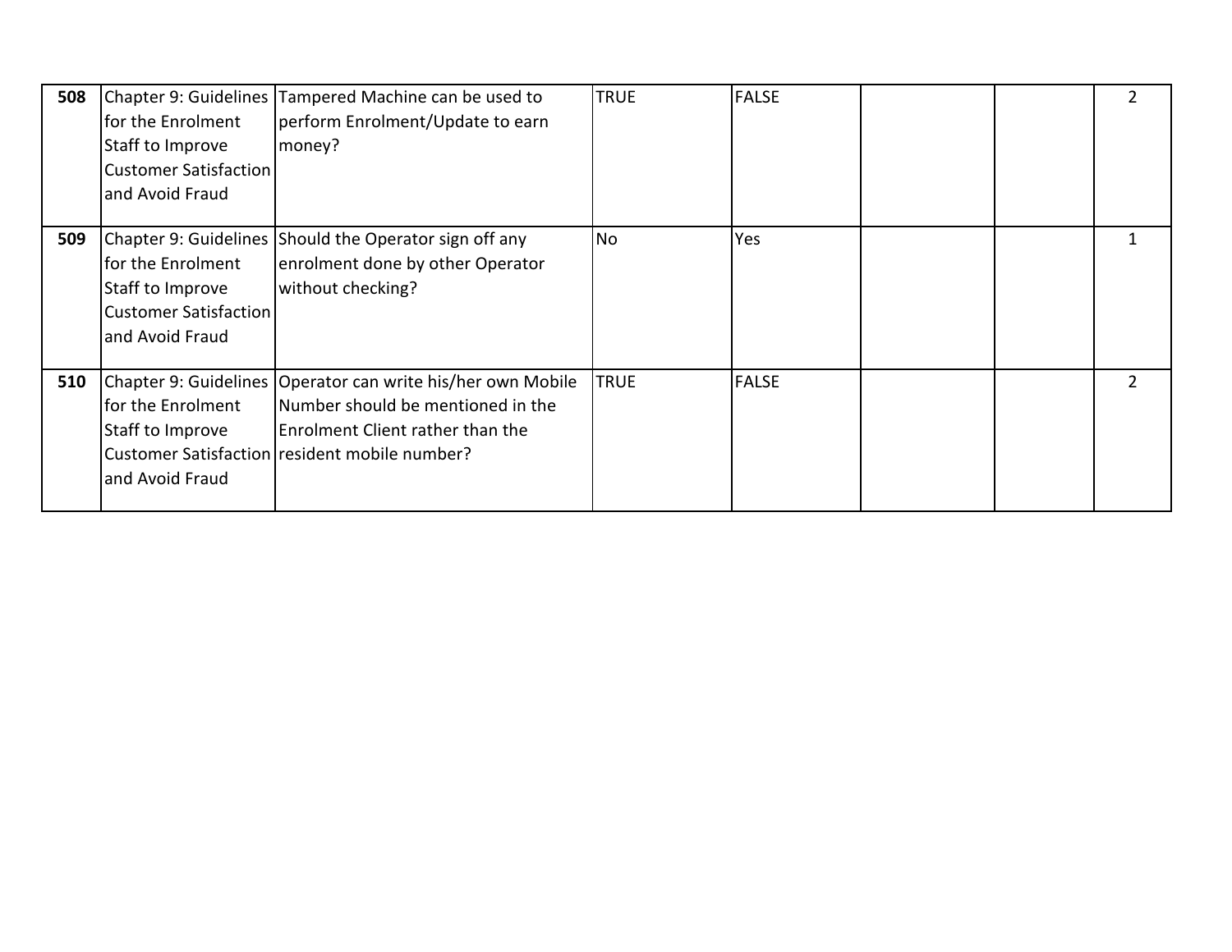| | | | | | | | |
|---|---|---|---|---|---|---|---|
| **508** | Chapter 9: Guidelines for the Enrolment Staff to Improve Customer Satisfaction and Avoid Fraud | Tampered Machine can be used to perform Enrolment/Update to earn money? | TRUE | FALSE | | | 2 |
| **509** | Chapter 9: Guidelines for the Enrolment Staff to Improve Customer Satisfaction and Avoid Fraud | Should the Operator sign off any enrolment done by other Operator without checking? | No | Yes | | | 1 |
| **510** | Chapter 9: Guidelines for the Enrolment Staff to Improve Customer Satisfaction and Avoid Fraud | Operator can write his/her own Mobile Number should be mentioned in the Enrolment Client rather than the resident mobile number? | TRUE | FALSE | | | 2 |